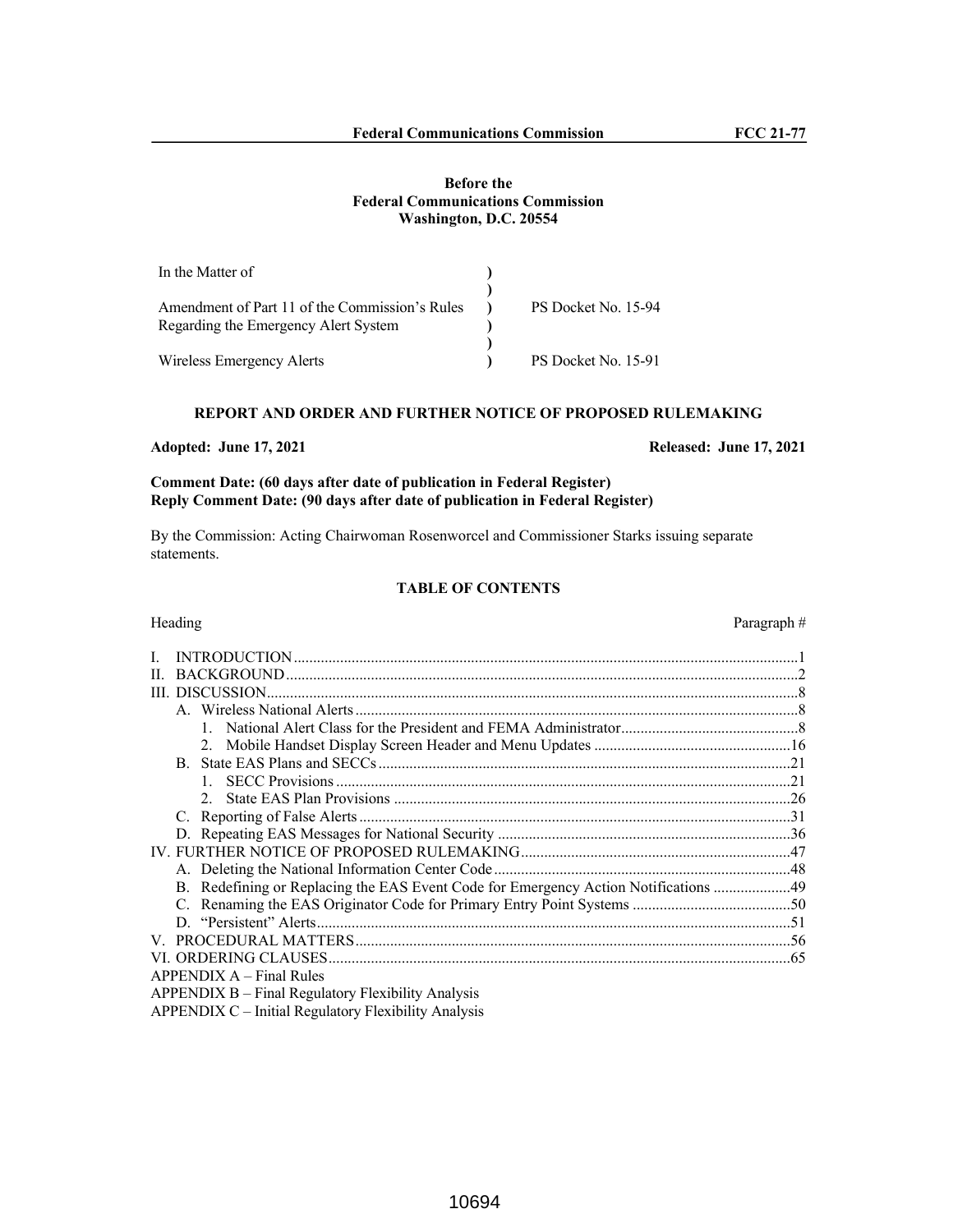**Before the**
**Federal Communications Commission**
**Washington, D.C. 20554**

| In the Matter of | ) | |
|---|---|---|
| | ) | |
| Amendment of Part 11 of the Commission's Rules Regarding the Emergency Alert System | ) | PS Docket No. 15-94 |
| | ) | |
| Wireless Emergency Alerts | ) | PS Docket No. 15-91 |

## REPORT AND ORDER AND FURTHER NOTICE OF PROPOSED RULEMAKING

**Adopted: June 17, 2021** **Released: June 17, 2021**

**Comment Date: (60 days after date of publication in Federal Register)**
**Reply Comment Date: (90 days after date of publication in Federal Register)**

By the Commission: Acting Chairwoman Rosenworcel and Commissioner Starks issuing separate statements.

### TABLE OF CONTENTS

| Heading | Paragraph # |
|---|---|
| I. INTRODUCTION | 1 |
| II. BACKGROUND | 2 |
| III. DISCUSSION | 8 |
| A. Wireless National Alerts | 8 |
| 1. National Alert Class for the President and FEMA Administrator | 8 |
| 2. Mobile Handset Display Screen Header and Menu Updates | 16 |
| B. State EAS Plans and SECCs | 21 |
| 1. SECC Provisions | 21 |
| 2. State EAS Plan Provisions | 26 |
| C. Reporting of False Alerts | 31 |
| D. Repeating EAS Messages for National Security | 36 |
| IV. FURTHER NOTICE OF PROPOSED RULEMAKING | 47 |
| A. Deleting the National Information Center Code | 48 |
| B. Redefining or Replacing the EAS Event Code for Emergency Action Notifications | 49 |
| C. Renaming the EAS Originator Code for Primary Entry Point Systems | 50 |
| D. "Persistent" Alerts | 51 |
| V. PROCEDURAL MATTERS | 56 |
| VI. ORDERING CLAUSES | 65 |
| APPENDIX A – Final Rules | |
| APPENDIX B – Final Regulatory Flexibility Analysis | |
| APPENDIX C – Initial Regulatory Flexibility Analysis | |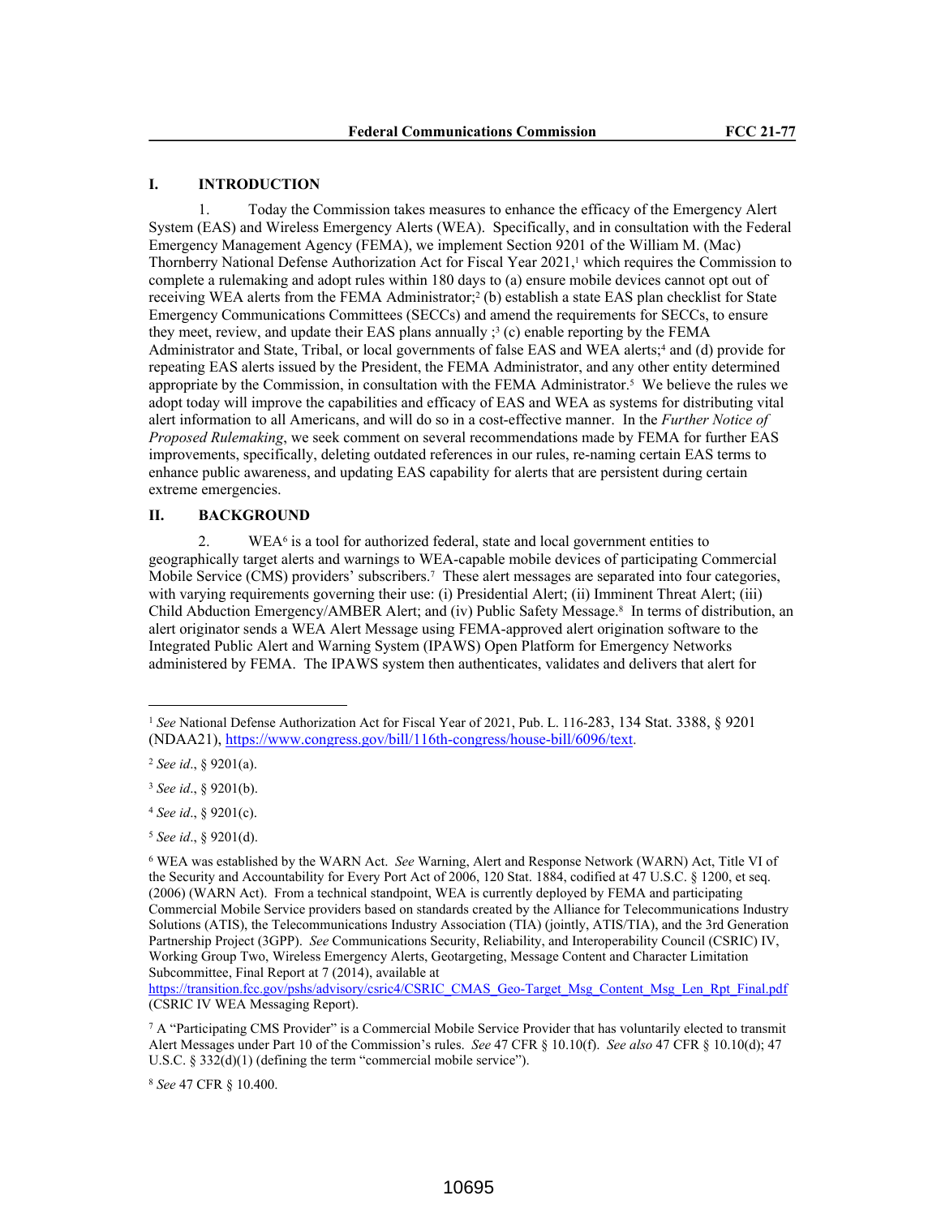## I. INTRODUCTION

1. Today the Commission takes measures to enhance the efficacy of the Emergency Alert System (EAS) and Wireless Emergency Alerts (WEA). Specifically, and in consultation with the Federal Emergency Management Agency (FEMA), we implement Section 9201 of the William M. (Mac) Thornberry National Defense Authorization Act for Fiscal Year 2021,[1] which requires the Commission to complete a rulemaking and adopt rules within 180 days to (a) ensure mobile devices cannot opt out of receiving WEA alerts from the FEMA Administrator;[2] (b) establish a state EAS plan checklist for State Emergency Communications Committees (SECCs) and amend the requirements for SECCs, to ensure they meet, review, and update their EAS plans annually ;[3] (c) enable reporting by the FEMA Administrator and State, Tribal, or local governments of false EAS and WEA alerts;[4] and (d) provide for repeating EAS alerts issued by the President, the FEMA Administrator, and any other entity determined appropriate by the Commission, in consultation with the FEMA Administrator.[5] We believe the rules we adopt today will improve the capabilities and efficacy of EAS and WEA as systems for distributing vital alert information to all Americans, and will do so in a cost-effective manner. In the *Further Notice of Proposed Rulemaking*, we seek comment on several recommendations made by FEMA for further EAS improvements, specifically, deleting outdated references in our rules, re-naming certain EAS terms to enhance public awareness, and updating EAS capability for alerts that are persistent during certain extreme emergencies.

## II. BACKGROUND

2. WEA[6] is a tool for authorized federal, state and local government entities to geographically target alerts and warnings to WEA-capable mobile devices of participating Commercial Mobile Service (CMS) providers' subscribers.[7] These alert messages are separated into four categories, with varying requirements governing their use: (i) Presidential Alert; (ii) Imminent Threat Alert; (iii) Child Abduction Emergency/AMBER Alert; and (iv) Public Safety Message.[8] In terms of distribution, an alert originator sends a WEA Alert Message using FEMA-approved alert origination software to the Integrated Public Alert and Warning System (IPAWS) Open Platform for Emergency Networks administered by FEMA. The IPAWS system then authenticates, validates and delivers that alert for

---

[1] *See* National Defense Authorization Act for Fiscal Year of 2021, Pub. L. 116-283, 134 Stat. 3388, § 9201 (NDAA21), https://www.congress.gov/bill/116th-congress/house-bill/6096/text.

[2] *See id*., § 9201(a).

[3] *See id*., § 9201(b).

[4] *See id*., § 9201(c).

[5] *See id*., § 9201(d).

[6] WEA was established by the WARN Act. *See* Warning, Alert and Response Network (WARN) Act, Title VI of the Security and Accountability for Every Port Act of 2006, 120 Stat. 1884, codified at 47 U.S.C. § 1200, et seq. (2006) (WARN Act). From a technical standpoint, WEA is currently deployed by FEMA and participating Commercial Mobile Service providers based on standards created by the Alliance for Telecommunications Industry Solutions (ATIS), the Telecommunications Industry Association (TIA) (jointly, ATIS/TIA), and the 3rd Generation Partnership Project (3GPP). *See* Communications Security, Reliability, and Interoperability Council (CSRIC) IV, Working Group Two, Wireless Emergency Alerts, Geotargeting, Message Content and Character Limitation Subcommittee, Final Report at 7 (2014), available at https://transition.fcc.gov/pshs/advisory/csric4/CSRIC_CMAS_Geo-Target_Msg_Content_Msg_Len_Rpt_Final.pdf (CSRIC IV WEA Messaging Report).

[7] A "Participating CMS Provider" is a Commercial Mobile Service Provider that has voluntarily elected to transmit Alert Messages under Part 10 of the Commission's rules. *See* 47 CFR § 10.10(f). *See also* 47 CFR § 10.10(d); 47 U.S.C. § 332(d)(1) (defining the term "commercial mobile service").

[8] *See* 47 CFR § 10.400.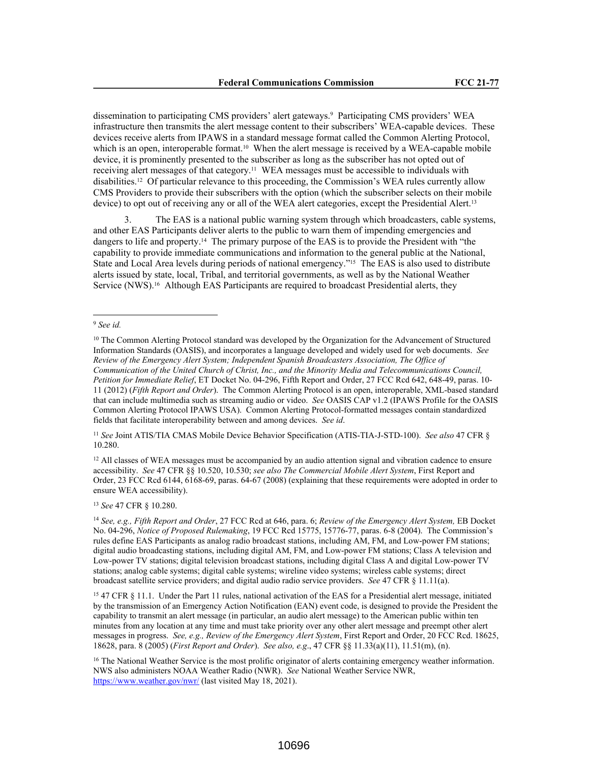dissemination to participating CMS providers' alert gateways.[9] Participating CMS providers' WEA infrastructure then transmits the alert message content to their subscribers' WEA-capable devices. These devices receive alerts from IPAWS in a standard message format called the Common Alerting Protocol, which is an open, interoperable format.[10] When the alert message is received by a WEA-capable mobile device, it is prominently presented to the subscriber as long as the subscriber has not opted out of receiving alert messages of that category.[11] WEA messages must be accessible to individuals with disabilities.[12] Of particular relevance to this proceeding, the Commission's WEA rules currently allow CMS Providers to provide their subscribers with the option (which the subscriber selects on their mobile device) to opt out of receiving any or all of the WEA alert categories, except the Presidential Alert.[13]

3. The EAS is a national public warning system through which broadcasters, cable systems, and other EAS Participants deliver alerts to the public to warn them of impending emergencies and dangers to life and property.[14] The primary purpose of the EAS is to provide the President with "the capability to provide immediate communications and information to the general public at the National, State and Local Area levels during periods of national emergency."[15] The EAS is also used to distribute alerts issued by state, local, Tribal, and territorial governments, as well as by the National Weather Service (NWS).[16] Although EAS Participants are required to broadcast Presidential alerts, they

---

[9] *See id.*

[10] The Common Alerting Protocol standard was developed by the Organization for the Advancement of Structured Information Standards (OASIS), and incorporates a language developed and widely used for web documents. *See Review of the Emergency Alert System; Independent Spanish Broadcasters Association, The Office of Communication of the United Church of Christ, Inc., and the Minority Media and Telecommunications Council, Petition for Immediate Relief*, ET Docket No. 04-296, Fifth Report and Order, 27 FCC Rcd 642, 648-49, paras. 10-11 (2012) (*Fifth Report and Order*). The Common Alerting Protocol is an open, interoperable, XML-based standard that can include multimedia such as streaming audio or video. *See* OASIS CAP v1.2 (IPAWS Profile for the OASIS Common Alerting Protocol IPAWS USA). Common Alerting Protocol-formatted messages contain standardized fields that facilitate interoperability between and among devices. *See id*.

[11] *See* Joint ATIS/TIA CMAS Mobile Device Behavior Specification (ATIS-TIA-J-STD-100). *See also* 47 CFR § 10.280.

[12] All classes of WEA messages must be accompanied by an audio attention signal and vibration cadence to ensure accessibility. *See* 47 CFR §§ 10.520, 10.530; *see also The Commercial Mobile Alert System*, First Report and Order, 23 FCC Rcd 6144, 6168-69, paras. 64-67 (2008) (explaining that these requirements were adopted in order to ensure WEA accessibility).

[13] *See* 47 CFR § 10.280.

[14] *See, e.g., Fifth Report and Order*, 27 FCC Rcd at 646, para. 6; *Review of the Emergency Alert System,* EB Docket No. 04-296, *Notice of Proposed Rulemaking*, 19 FCC Rcd 15775, 15776-77, paras. 6-8 (2004). The Commission's rules define EAS Participants as analog radio broadcast stations, including AM, FM, and Low-power FM stations; digital audio broadcasting stations, including digital AM, FM, and Low-power FM stations; Class A television and Low-power TV stations; digital television broadcast stations, including digital Class A and digital Low-power TV stations; analog cable systems; digital cable systems; wireline video systems; wireless cable systems; direct broadcast satellite service providers; and digital audio radio service providers. *See* 47 CFR § 11.11(a).

[15] 47 CFR § 11.1. Under the Part 11 rules, national activation of the EAS for a Presidential alert message, initiated by the transmission of an Emergency Action Notification (EAN) event code, is designed to provide the President the capability to transmit an alert message (in particular, an audio alert message) to the American public within ten minutes from any location at any time and must take priority over any other alert message and preempt other alert messages in progress. *See, e.g., Review of the Emergency Alert System*, First Report and Order, 20 FCC Rcd. 18625, 18628, para. 8 (2005) (*First Report and Order*). *See also, e.g.*, 47 CFR §§ 11.33(a)(11), 11.51(m), (n).

[16] The National Weather Service is the most prolific originator of alerts containing emergency weather information. NWS also administers NOAA Weather Radio (NWR). *See* National Weather Service NWR, https://www.weather.gov/nwr/ (last visited May 18, 2021).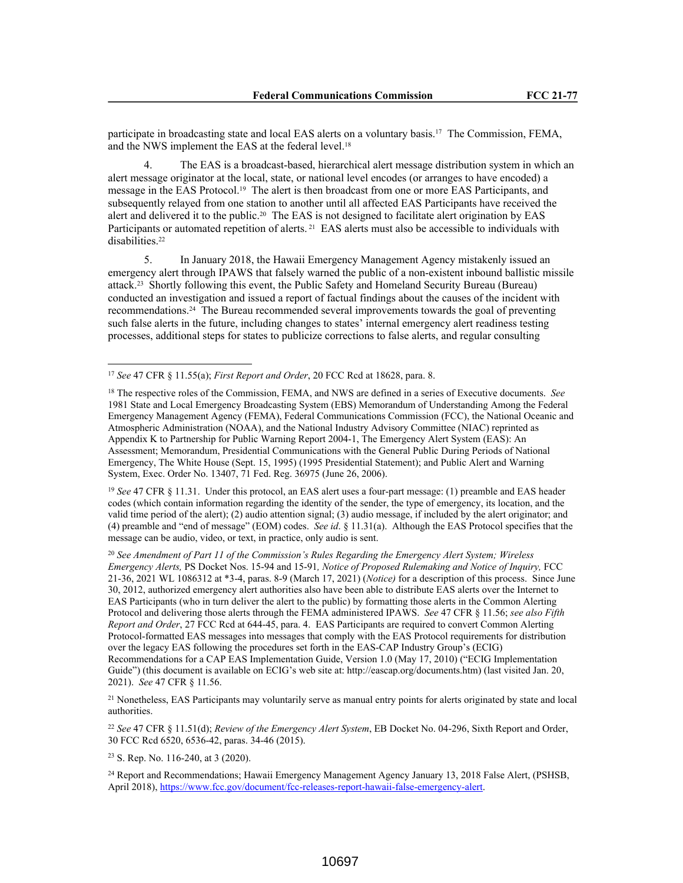participate in broadcasting state and local EAS alerts on a voluntary basis.[17] The Commission, FEMA, and the NWS implement the EAS at the federal level.[18]

4. The EAS is a broadcast-based, hierarchical alert message distribution system in which an alert message originator at the local, state, or national level encodes (or arranges to have encoded) a message in the EAS Protocol.[19] The alert is then broadcast from one or more EAS Participants, and subsequently relayed from one station to another until all affected EAS Participants have received the alert and delivered it to the public.[20] The EAS is not designed to facilitate alert origination by EAS Participants or automated repetition of alerts.[21] EAS alerts must also be accessible to individuals with disabilities.[22]

5. In January 2018, the Hawaii Emergency Management Agency mistakenly issued an emergency alert through IPAWS that falsely warned the public of a non-existent inbound ballistic missile attack.[23] Shortly following this event, the Public Safety and Homeland Security Bureau (Bureau) conducted an investigation and issued a report of factual findings about the causes of the incident with recommendations.[24] The Bureau recommended several improvements towards the goal of preventing such false alerts in the future, including changes to states' internal emergency alert readiness testing processes, additional steps for states to publicize corrections to false alerts, and regular consulting

---

[17] *See* 47 CFR § 11.55(a); *First Report and Order*, 20 FCC Rcd at 18628, para. 8.

[18] The respective roles of the Commission, FEMA, and NWS are defined in a series of Executive documents. *See* 1981 State and Local Emergency Broadcasting System (EBS) Memorandum of Understanding Among the Federal Emergency Management Agency (FEMA), Federal Communications Commission (FCC), the National Oceanic and Atmospheric Administration (NOAA), and the National Industry Advisory Committee (NIAC) reprinted as Appendix K to Partnership for Public Warning Report 2004-1, The Emergency Alert System (EAS): An Assessment; Memorandum, Presidential Communications with the General Public During Periods of National Emergency, The White House (Sept. 15, 1995) (1995 Presidential Statement); and Public Alert and Warning System, Exec. Order No. 13407, 71 Fed. Reg. 36975 (June 26, 2006).

[19] *See* 47 CFR § 11.31. Under this protocol, an EAS alert uses a four-part message: (1) preamble and EAS header codes (which contain information regarding the identity of the sender, the type of emergency, its location, and the valid time period of the alert); (2) audio attention signal; (3) audio message, if included by the alert originator; and (4) preamble and "end of message" (EOM) codes. *See id*. § 11.31(a). Although the EAS Protocol specifies that the message can be audio, video, or text, in practice, only audio is sent.

[20] *See Amendment of Part 11 of the Commission's Rules Regarding the Emergency Alert System; Wireless Emergency Alerts,* PS Docket Nos. 15-94 and 15-91*, Notice of Proposed Rulemaking and Notice of Inquiry,* FCC 21-36, 2021 WL 1086312 at \*3-4, paras. 8-9 (March 17, 2021) (*Notice)* for a description of this process. Since June 30, 2012, authorized emergency alert authorities also have been able to distribute EAS alerts over the Internet to EAS Participants (who in turn deliver the alert to the public) by formatting those alerts in the Common Alerting Protocol and delivering those alerts through the FEMA administered IPAWS. *See* 47 CFR § 11.56; *see also Fifth Report and Order*, 27 FCC Rcd at 644-45, para. 4. EAS Participants are required to convert Common Alerting Protocol-formatted EAS messages into messages that comply with the EAS Protocol requirements for distribution over the legacy EAS following the procedures set forth in the EAS-CAP Industry Group's (ECIG) Recommendations for a CAP EAS Implementation Guide, Version 1.0 (May 17, 2010) ("ECIG Implementation Guide") (this document is available on ECIG's web site at: http://eascap.org/documents.htm) (last visited Jan. 20, 2021). *See* 47 CFR § 11.56.

[21] Nonetheless, EAS Participants may voluntarily serve as manual entry points for alerts originated by state and local authorities.

[22] *See* 47 CFR § 11.51(d); *Review of the Emergency Alert System*, EB Docket No. 04-296, Sixth Report and Order, 30 FCC Rcd 6520, 6536-42, paras. 34-46 (2015).

[23] S. Rep. No. 116-240, at 3 (2020).

[24] Report and Recommendations; Hawaii Emergency Management Agency January 13, 2018 False Alert, (PSHSB, April 2018), https://www.fcc.gov/document/fcc-releases-report-hawaii-false-emergency-alert.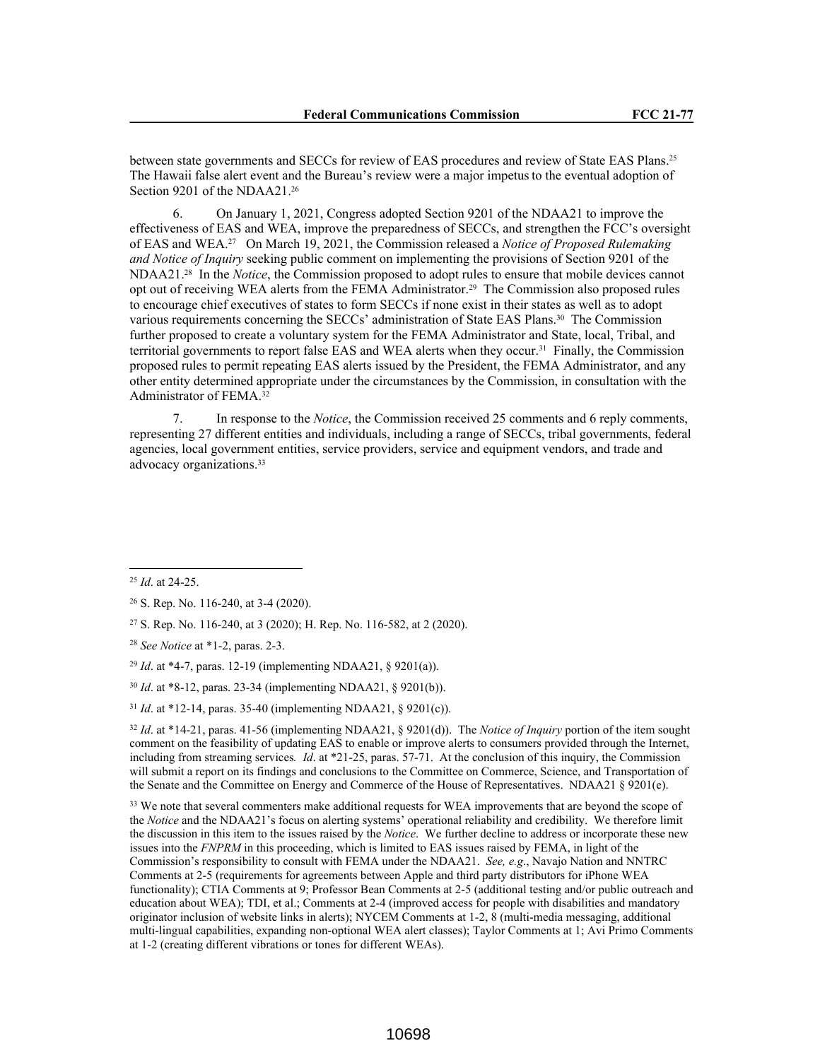between state governments and SECCs for review of EAS procedures and review of State EAS Plans.[25] The Hawaii false alert event and the Bureau's review were a major impetus to the eventual adoption of Section 9201 of the NDAA21.[26]

6. On January 1, 2021, Congress adopted Section 9201 of the NDAA21 to improve the effectiveness of EAS and WEA, improve the preparedness of SECCs, and strengthen the FCC's oversight of EAS and WEA.[27] On March 19, 2021, the Commission released a *Notice of Proposed Rulemaking and Notice of Inquiry* seeking public comment on implementing the provisions of Section 9201 of the NDAA21.[28] In the *Notice*, the Commission proposed to adopt rules to ensure that mobile devices cannot opt out of receiving WEA alerts from the FEMA Administrator.[29] The Commission also proposed rules to encourage chief executives of states to form SECCs if none exist in their states as well as to adopt various requirements concerning the SECCs' administration of State EAS Plans.[30] The Commission further proposed to create a voluntary system for the FEMA Administrator and State, local, Tribal, and territorial governments to report false EAS and WEA alerts when they occur.[31] Finally, the Commission proposed rules to permit repeating EAS alerts issued by the President, the FEMA Administrator, and any other entity determined appropriate under the circumstances by the Commission, in consultation with the Administrator of FEMA.[32]

7. In response to the *Notice*, the Commission received 25 comments and 6 reply comments, representing 27 different entities and individuals, including a range of SECCs, tribal governments, federal agencies, local government entities, service providers, service and equipment vendors, and trade and advocacy organizations.[33]

---

[25] *Id*. at 24-25.

[26] S. Rep. No. 116-240, at 3-4 (2020).

[27] S. Rep. No. 116-240, at 3 (2020); H. Rep. No. 116-582, at 2 (2020).

[28] *See Notice* at *1-2, paras. 2-3.

[29] *Id*. at *4-7, paras. 12-19 (implementing NDAA21, § 9201(a)).

[30] *Id*. at *8-12, paras. 23-34 (implementing NDAA21, § 9201(b)).

[31] *Id*. at *12-14, paras. 35-40 (implementing NDAA21, § 9201(c)).

[32] *Id*. at *14-21, paras. 41-56 (implementing NDAA21, § 9201(d)). The *Notice of Inquiry* portion of the item sought comment on the feasibility of updating EAS to enable or improve alerts to consumers provided through the Internet, including from streaming services*. Id*. at *21-25, paras. 57-71. At the conclusion of this inquiry, the Commission will submit a report on its findings and conclusions to the Committee on Commerce, Science, and Transportation of the Senate and the Committee on Energy and Commerce of the House of Representatives. NDAA21 § 9201(e).

[33] We note that several commenters make additional requests for WEA improvements that are beyond the scope of the *Notice* and the NDAA21's focus on alerting systems' operational reliability and credibility. We therefore limit the discussion in this item to the issues raised by the *Notice*. We further decline to address or incorporate these new issues into the *FNPRM* in this proceeding, which is limited to EAS issues raised by FEMA, in light of the Commission's responsibility to consult with FEMA under the NDAA21. *See, e.g*., Navajo Nation and NNTRC Comments at 2-5 (requirements for agreements between Apple and third party distributors for iPhone WEA functionality); CTIA Comments at 9; Professor Bean Comments at 2-5 (additional testing and/or public outreach and education about WEA); TDI, et al.; Comments at 2-4 (improved access for people with disabilities and mandatory originator inclusion of website links in alerts); NYCEM Comments at 1-2, 8 (multi-media messaging, additional multi-lingual capabilities, expanding non-optional WEA alert classes); Taylor Comments at 1; Avi Primo Comments at 1-2 (creating different vibrations or tones for different WEAs).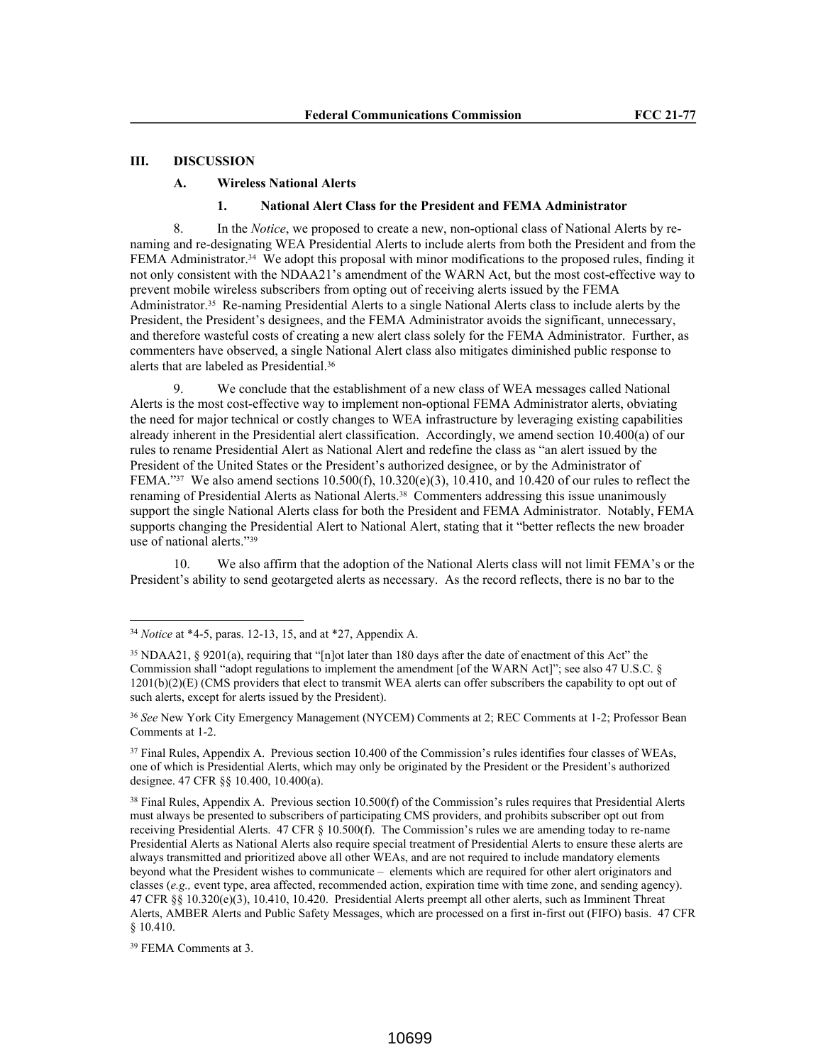## III. DISCUSSION

### A. Wireless National Alerts

#### 1. National Alert Class for the President and FEMA Administrator

8. In the *Notice*, we proposed to create a new, non-optional class of National Alerts by re-naming and re-designating WEA Presidential Alerts to include alerts from both the President and from the FEMA Administrator.[34] We adopt this proposal with minor modifications to the proposed rules, finding it not only consistent with the NDAA21's amendment of the WARN Act, but the most cost-effective way to prevent mobile wireless subscribers from opting out of receiving alerts issued by the FEMA Administrator.[35] Re-naming Presidential Alerts to a single National Alerts class to include alerts by the President, the President's designees, and the FEMA Administrator avoids the significant, unnecessary, and therefore wasteful costs of creating a new alert class solely for the FEMA Administrator. Further, as commenters have observed, a single National Alert class also mitigates diminished public response to alerts that are labeled as Presidential.[36]

9. We conclude that the establishment of a new class of WEA messages called National Alerts is the most cost-effective way to implement non-optional FEMA Administrator alerts, obviating the need for major technical or costly changes to WEA infrastructure by leveraging existing capabilities already inherent in the Presidential alert classification. Accordingly, we amend section 10.400(a) of our rules to rename Presidential Alert as National Alert and redefine the class as "an alert issued by the President of the United States or the President's authorized designee, or by the Administrator of FEMA."[37] We also amend sections 10.500(f), 10.320(e)(3), 10.410, and 10.420 of our rules to reflect the renaming of Presidential Alerts as National Alerts.[38] Commenters addressing this issue unanimously support the single National Alerts class for both the President and FEMA Administrator. Notably, FEMA supports changing the Presidential Alert to National Alert, stating that it "better reflects the new broader use of national alerts."[39]

10. We also affirm that the adoption of the National Alerts class will not limit FEMA's or the President's ability to send geotargeted alerts as necessary. As the record reflects, there is no bar to the

---

[34] *Notice* at *4-5, paras. 12-13, 15, and at *27, Appendix A.

[35] NDAA21, § 9201(a), requiring that "[n]ot later than 180 days after the date of enactment of this Act" the Commission shall "adopt regulations to implement the amendment [of the WARN Act]"; see also 47 U.S.C. § 1201(b)(2)(E) (CMS providers that elect to transmit WEA alerts can offer subscribers the capability to opt out of such alerts, except for alerts issued by the President).

[36] *See* New York City Emergency Management (NYCEM) Comments at 2; REC Comments at 1-2; Professor Bean Comments at 1-2.

[37] Final Rules, Appendix A. Previous section 10.400 of the Commission's rules identifies four classes of WEAs, one of which is Presidential Alerts, which may only be originated by the President or the President's authorized designee. 47 CFR §§ 10.400, 10.400(a).

[38] Final Rules, Appendix A. Previous section 10.500(f) of the Commission's rules requires that Presidential Alerts must always be presented to subscribers of participating CMS providers, and prohibits subscriber opt out from receiving Presidential Alerts. 47 CFR § 10.500(f). The Commission's rules we are amending today to re-name Presidential Alerts as National Alerts also require special treatment of Presidential Alerts to ensure these alerts are always transmitted and prioritized above all other WEAs, and are not required to include mandatory elements beyond what the President wishes to communicate – elements which are required for other alert originators and classes (*e.g.,* event type, area affected, recommended action, expiration time with time zone, and sending agency). 47 CFR §§ 10.320(e)(3), 10.410, 10.420. Presidential Alerts preempt all other alerts, such as Imminent Threat Alerts, AMBER Alerts and Public Safety Messages, which are processed on a first in-first out (FIFO) basis. 47 CFR § 10.410.

[39] FEMA Comments at 3.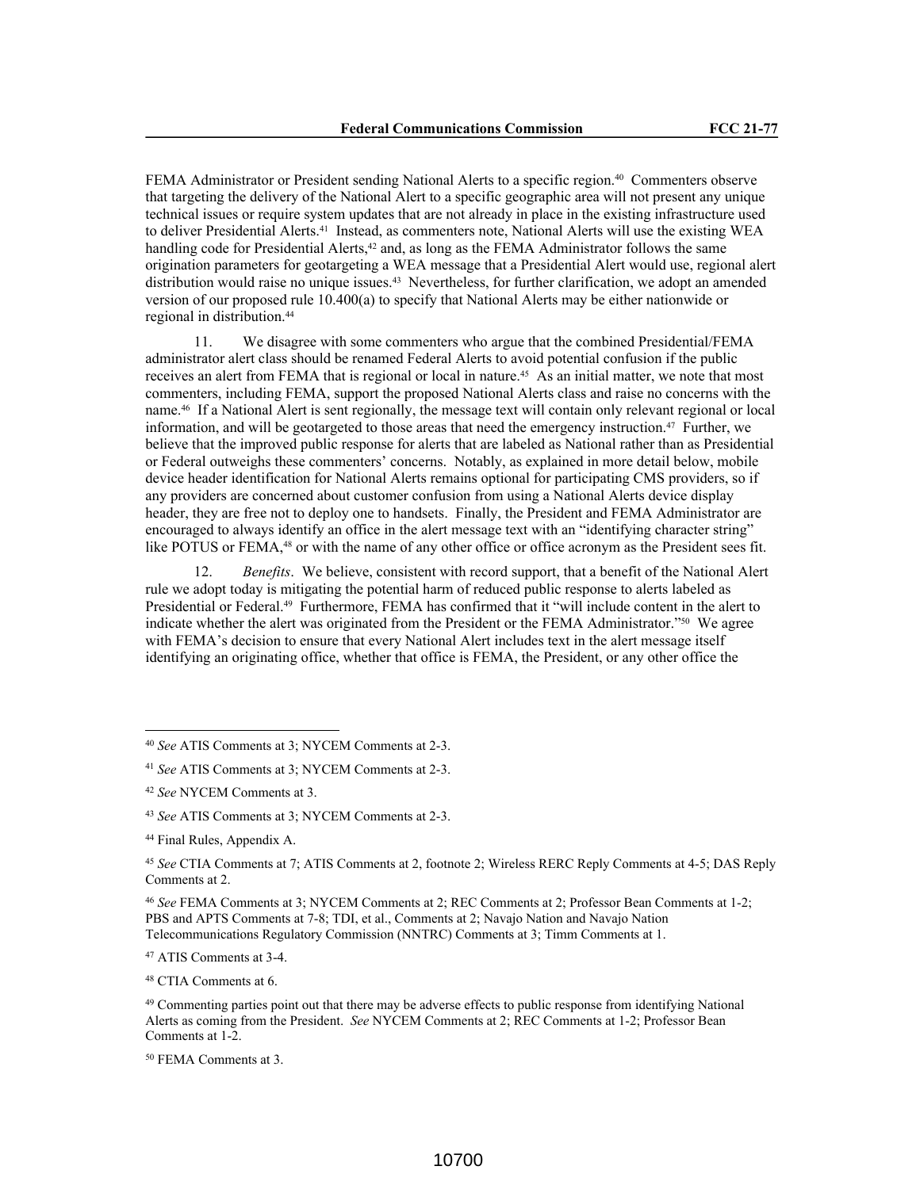FEMA Administrator or President sending National Alerts to a specific region.[40] Commenters observe that targeting the delivery of the National Alert to a specific geographic area will not present any unique technical issues or require system updates that are not already in place in the existing infrastructure used to deliver Presidential Alerts.[41] Instead, as commenters note, National Alerts will use the existing WEA handling code for Presidential Alerts,[42] and, as long as the FEMA Administrator follows the same origination parameters for geotargeting a WEA message that a Presidential Alert would use, regional alert distribution would raise no unique issues.[43] Nevertheless, for further clarification, we adopt an amended version of our proposed rule 10.400(a) to specify that National Alerts may be either nationwide or regional in distribution.[44]

11. We disagree with some commenters who argue that the combined Presidential/FEMA administrator alert class should be renamed Federal Alerts to avoid potential confusion if the public receives an alert from FEMA that is regional or local in nature.[45] As an initial matter, we note that most commenters, including FEMA, support the proposed National Alerts class and raise no concerns with the name.[46] If a National Alert is sent regionally, the message text will contain only relevant regional or local information, and will be geotargeted to those areas that need the emergency instruction.[47] Further, we believe that the improved public response for alerts that are labeled as National rather than as Presidential or Federal outweighs these commenters' concerns. Notably, as explained in more detail below, mobile device header identification for National Alerts remains optional for participating CMS providers, so if any providers are concerned about customer confusion from using a National Alerts device display header, they are free not to deploy one to handsets. Finally, the President and FEMA Administrator are encouraged to always identify an office in the alert message text with an "identifying character string" like POTUS or FEMA,[48] or with the name of any other office or office acronym as the President sees fit.

12. *Benefits*. We believe, consistent with record support, that a benefit of the National Alert rule we adopt today is mitigating the potential harm of reduced public response to alerts labeled as Presidential or Federal.[49] Furthermore, FEMA has confirmed that it "will include content in the alert to indicate whether the alert was originated from the President or the FEMA Administrator."[50] We agree with FEMA's decision to ensure that every National Alert includes text in the alert message itself identifying an originating office, whether that office is FEMA, the President, or any other office the

---

[40] *See* ATIS Comments at 3; NYCEM Comments at 2-3.

[41] *See* ATIS Comments at 3; NYCEM Comments at 2-3.

[42] *See* NYCEM Comments at 3.

[43] *See* ATIS Comments at 3; NYCEM Comments at 2-3.

[44] Final Rules, Appendix A.

[45] *See* CTIA Comments at 7; ATIS Comments at 2, footnote 2; Wireless RERC Reply Comments at 4-5; DAS Reply Comments at 2.

[46] *See* FEMA Comments at 3; NYCEM Comments at 2; REC Comments at 2; Professor Bean Comments at 1-2; PBS and APTS Comments at 7-8; TDI, et al., Comments at 2; Navajo Nation and Navajo Nation Telecommunications Regulatory Commission (NNTRC) Comments at 3; Timm Comments at 1.

[47] ATIS Comments at 3-4.

[48] CTIA Comments at 6.

[49] Commenting parties point out that there may be adverse effects to public response from identifying National Alerts as coming from the President. *See* NYCEM Comments at 2; REC Comments at 1-2; Professor Bean Comments at 1-2.

[50] FEMA Comments at 3.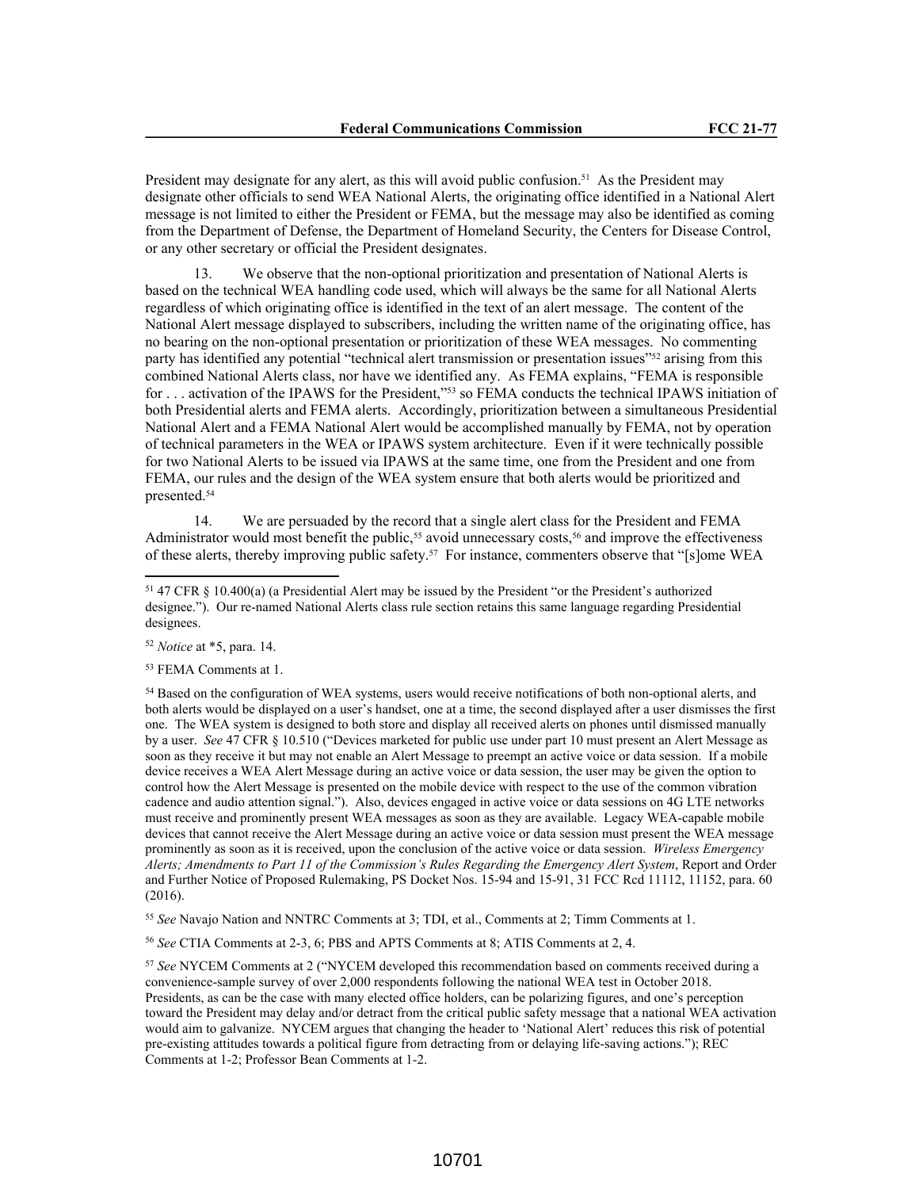President may designate for any alert, as this will avoid public confusion.[51] As the President may designate other officials to send WEA National Alerts, the originating office identified in a National Alert message is not limited to either the President or FEMA, but the message may also be identified as coming from the Department of Defense, the Department of Homeland Security, the Centers for Disease Control, or any other secretary or official the President designates.

13. We observe that the non-optional prioritization and presentation of National Alerts is based on the technical WEA handling code used, which will always be the same for all National Alerts regardless of which originating office is identified in the text of an alert message. The content of the National Alert message displayed to subscribers, including the written name of the originating office, has no bearing on the non-optional presentation or prioritization of these WEA messages. No commenting party has identified any potential "technical alert transmission or presentation issues"[52] arising from this combined National Alerts class, nor have we identified any. As FEMA explains, "FEMA is responsible for . . . activation of the IPAWS for the President,"[53] so FEMA conducts the technical IPAWS initiation of both Presidential alerts and FEMA alerts. Accordingly, prioritization between a simultaneous Presidential National Alert and a FEMA National Alert would be accomplished manually by FEMA, not by operation of technical parameters in the WEA or IPAWS system architecture. Even if it were technically possible for two National Alerts to be issued via IPAWS at the same time, one from the President and one from FEMA, our rules and the design of the WEA system ensure that both alerts would be prioritized and presented.[54]

14. We are persuaded by the record that a single alert class for the President and FEMA Administrator would most benefit the public,[55] avoid unnecessary costs,[56] and improve the effectiveness of these alerts, thereby improving public safety.[57] For instance, commenters observe that "[s]ome WEA

---

[51] 47 CFR § 10.400(a) (a Presidential Alert may be issued by the President "or the President's authorized designee."). Our re-named National Alerts class rule section retains this same language regarding Presidential designees.

[52] *Notice* at *5, para. 14.

[53] FEMA Comments at 1.

[54] Based on the configuration of WEA systems, users would receive notifications of both non-optional alerts, and both alerts would be displayed on a user's handset, one at a time, the second displayed after a user dismisses the first one. The WEA system is designed to both store and display all received alerts on phones until dismissed manually by a user. *See* 47 CFR § 10.510 ("Devices marketed for public use under part 10 must present an Alert Message as soon as they receive it but may not enable an Alert Message to preempt an active voice or data session. If a mobile device receives a WEA Alert Message during an active voice or data session, the user may be given the option to control how the Alert Message is presented on the mobile device with respect to the use of the common vibration cadence and audio attention signal."). Also, devices engaged in active voice or data sessions on 4G LTE networks must receive and prominently present WEA messages as soon as they are available. Legacy WEA-capable mobile devices that cannot receive the Alert Message during an active voice or data session must present the WEA message prominently as soon as it is received, upon the conclusion of the active voice or data session. *Wireless Emergency Alerts; Amendments to Part 11 of the Commission's Rules Regarding the Emergency Alert System*, Report and Order and Further Notice of Proposed Rulemaking, PS Docket Nos. 15-94 and 15-91, 31 FCC Rcd 11112, 11152, para. 60 (2016).

[55] *See* Navajo Nation and NNTRC Comments at 3; TDI, et al., Comments at 2; Timm Comments at 1.

[56] *See* CTIA Comments at 2-3, 6; PBS and APTS Comments at 8; ATIS Comments at 2, 4.

[57] *See* NYCEM Comments at 2 ("NYCEM developed this recommendation based on comments received during a convenience-sample survey of over 2,000 respondents following the national WEA test in October 2018. Presidents, as can be the case with many elected office holders, can be polarizing figures, and one's perception toward the President may delay and/or detract from the critical public safety message that a national WEA activation would aim to galvanize. NYCEM argues that changing the header to 'National Alert' reduces this risk of potential pre-existing attitudes towards a political figure from detracting from or delaying life-saving actions."); REC Comments at 1-2; Professor Bean Comments at 1-2.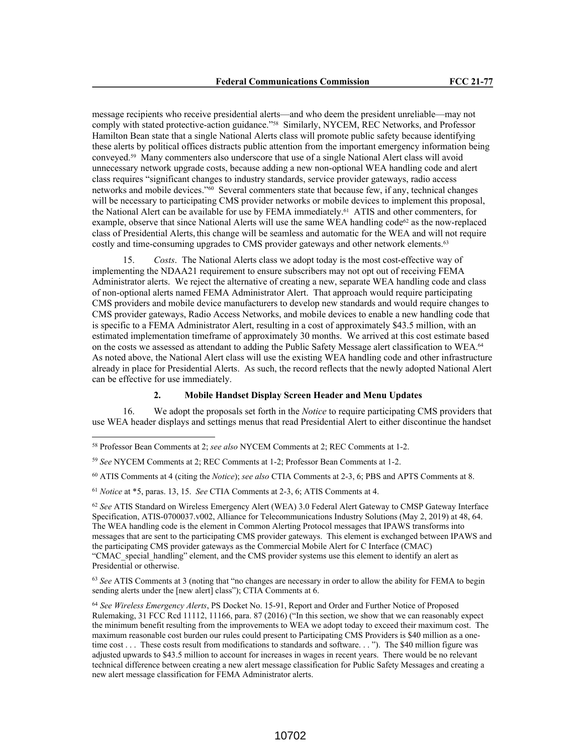message recipients who receive presidential alerts—and who deem the president unreliable—may not comply with stated protective-action guidance."[58] Similarly, NYCEM, REC Networks, and Professor Hamilton Bean state that a single National Alerts class will promote public safety because identifying these alerts by political offices distracts public attention from the important emergency information being conveyed.[59] Many commenters also underscore that use of a single National Alert class will avoid unnecessary network upgrade costs, because adding a new non-optional WEA handling code and alert class requires "significant changes to industry standards, service provider gateways, radio access networks and mobile devices."[60] Several commenters state that because few, if any, technical changes will be necessary to participating CMS provider networks or mobile devices to implement this proposal, the National Alert can be available for use by FEMA immediately.[61] ATIS and other commenters, for example, observe that since National Alerts will use the same WEA handling code[62] as the now-replaced class of Presidential Alerts, this change will be seamless and automatic for the WEA and will not require costly and time-consuming upgrades to CMS provider gateways and other network elements.[63]

15. *Costs*. The National Alerts class we adopt today is the most cost-effective way of implementing the NDAA21 requirement to ensure subscribers may not opt out of receiving FEMA Administrator alerts. We reject the alternative of creating a new, separate WEA handling code and class of non-optional alerts named FEMA Administrator Alert. That approach would require participating CMS providers and mobile device manufacturers to develop new standards and would require changes to CMS provider gateways, Radio Access Networks, and mobile devices to enable a new handling code that is specific to a FEMA Administrator Alert, resulting in a cost of approximately $43.5 million, with an estimated implementation timeframe of approximately 30 months. We arrived at this cost estimate based on the costs we assessed as attendant to adding the Public Safety Message alert classification to WEA.[64] As noted above, the National Alert class will use the existing WEA handling code and other infrastructure already in place for Presidential Alerts. As such, the record reflects that the newly adopted National Alert can be effective for use immediately.

### 2. Mobile Handset Display Screen Header and Menu Updates

16. We adopt the proposals set forth in the *Notice* to require participating CMS providers that use WEA header displays and settings menus that read Presidential Alert to either discontinue the handset

---

[58] Professor Bean Comments at 2; *see also* NYCEM Comments at 2; REC Comments at 1-2.

[59] *See* NYCEM Comments at 2; REC Comments at 1-2; Professor Bean Comments at 1-2.

[60] ATIS Comments at 4 (citing the *Notice*); *see also* CTIA Comments at 2-3, 6; PBS and APTS Comments at 8.

[61] *Notice* at *5, paras. 13, 15. *See* CTIA Comments at 2-3, 6; ATIS Comments at 4.

[62] *See* ATIS Standard on Wireless Emergency Alert (WEA) 3.0 Federal Alert Gateway to CMSP Gateway Interface Specification, ATIS-0700037.v002, Alliance for Telecommunications Industry Solutions (May 2, 2019) at 48, 64. The WEA handling code is the element in Common Alerting Protocol messages that IPAWS transforms into messages that are sent to the participating CMS provider gateways. This element is exchanged between IPAWS and the participating CMS provider gateways as the Commercial Mobile Alert for C Interface (CMAC) "CMAC_special_handling" element, and the CMS provider systems use this element to identify an alert as Presidential or otherwise.

[63] *See* ATIS Comments at 3 (noting that "no changes are necessary in order to allow the ability for FEMA to begin sending alerts under the [new alert] class"); CTIA Comments at 6.

[64] *See Wireless Emergency Alerts*, PS Docket No. 15-91, Report and Order and Further Notice of Proposed Rulemaking, 31 FCC Rcd 11112, 11166, para. 87 (2016) ("In this section, we show that we can reasonably expect the minimum benefit resulting from the improvements to WEA we adopt today to exceed their maximum cost. The maximum reasonable cost burden our rules could present to Participating CMS Providers is $40 million as a one-time cost . . . These costs result from modifications to standards and software. . . "). The $40 million figure was adjusted upwards to $43.5 million to account for increases in wages in recent years. There would be no relevant technical difference between creating a new alert message classification for Public Safety Messages and creating a new alert message classification for FEMA Administrator alerts.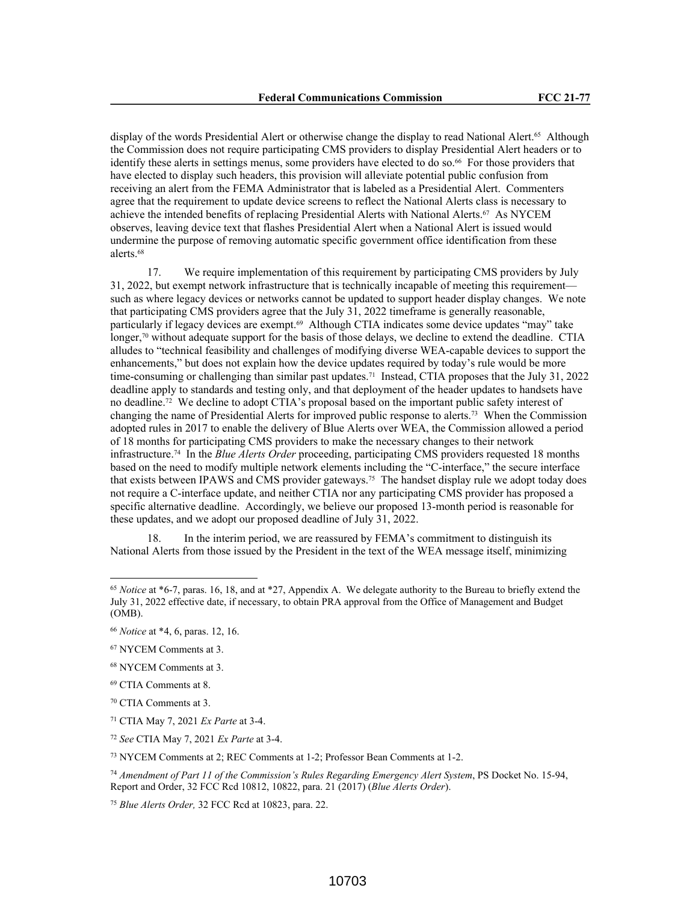display of the words Presidential Alert or otherwise change the display to read National Alert.[65] Although the Commission does not require participating CMS providers to display Presidential Alert headers or to identify these alerts in settings menus, some providers have elected to do so.[66] For those providers that have elected to display such headers, this provision will alleviate potential public confusion from receiving an alert from the FEMA Administrator that is labeled as a Presidential Alert. Commenters agree that the requirement to update device screens to reflect the National Alerts class is necessary to achieve the intended benefits of replacing Presidential Alerts with National Alerts.[67] As NYCEM observes, leaving device text that flashes Presidential Alert when a National Alert is issued would undermine the purpose of removing automatic specific government office identification from these alerts.[68]

17. We require implementation of this requirement by participating CMS providers by July 31, 2022, but exempt network infrastructure that is technically incapable of meeting this requirement—such as where legacy devices or networks cannot be updated to support header display changes. We note that participating CMS providers agree that the July 31, 2022 timeframe is generally reasonable, particularly if legacy devices are exempt.[69] Although CTIA indicates some device updates "may" take longer,[70] without adequate support for the basis of those delays, we decline to extend the deadline. CTIA alludes to "technical feasibility and challenges of modifying diverse WEA-capable devices to support the enhancements," but does not explain how the device updates required by today's rule would be more time-consuming or challenging than similar past updates.[71] Instead, CTIA proposes that the July 31, 2022 deadline apply to standards and testing only, and that deployment of the header updates to handsets have no deadline.[72] We decline to adopt CTIA's proposal based on the important public safety interest of changing the name of Presidential Alerts for improved public response to alerts.[73] When the Commission adopted rules in 2017 to enable the delivery of Blue Alerts over WEA, the Commission allowed a period of 18 months for participating CMS providers to make the necessary changes to their network infrastructure.[74] In the *Blue Alerts Order* proceeding, participating CMS providers requested 18 months based on the need to modify multiple network elements including the "C-interface," the secure interface that exists between IPAWS and CMS provider gateways.[75] The handset display rule we adopt today does not require a C-interface update, and neither CTIA nor any participating CMS provider has proposed a specific alternative deadline. Accordingly, we believe our proposed 13-month period is reasonable for these updates, and we adopt our proposed deadline of July 31, 2022.

18. In the interim period, we are reassured by FEMA's commitment to distinguish its National Alerts from those issued by the President in the text of the WEA message itself, minimizing

---

[65] *Notice* at *6-7, paras. 16, 18, and at *27, Appendix A. We delegate authority to the Bureau to briefly extend the July 31, 2022 effective date, if necessary, to obtain PRA approval from the Office of Management and Budget (OMB).

[66] *Notice* at *4, 6, paras. 12, 16.

[67] NYCEM Comments at 3.

[68] NYCEM Comments at 3.

[69] CTIA Comments at 8.

[70] CTIA Comments at 3.

[71] CTIA May 7, 2021 *Ex Parte* at 3-4.

[72] *See* CTIA May 7, 2021 *Ex Parte* at 3-4.

[73] NYCEM Comments at 2; REC Comments at 1-2; Professor Bean Comments at 1-2.

[74] *Amendment of Part 11 of the Commission's Rules Regarding Emergency Alert System*, PS Docket No. 15-94, Report and Order, 32 FCC Rcd 10812, 10822, para. 21 (2017) (*Blue Alerts Order*).

[75] *Blue Alerts Order,* 32 FCC Rcd at 10823, para. 22.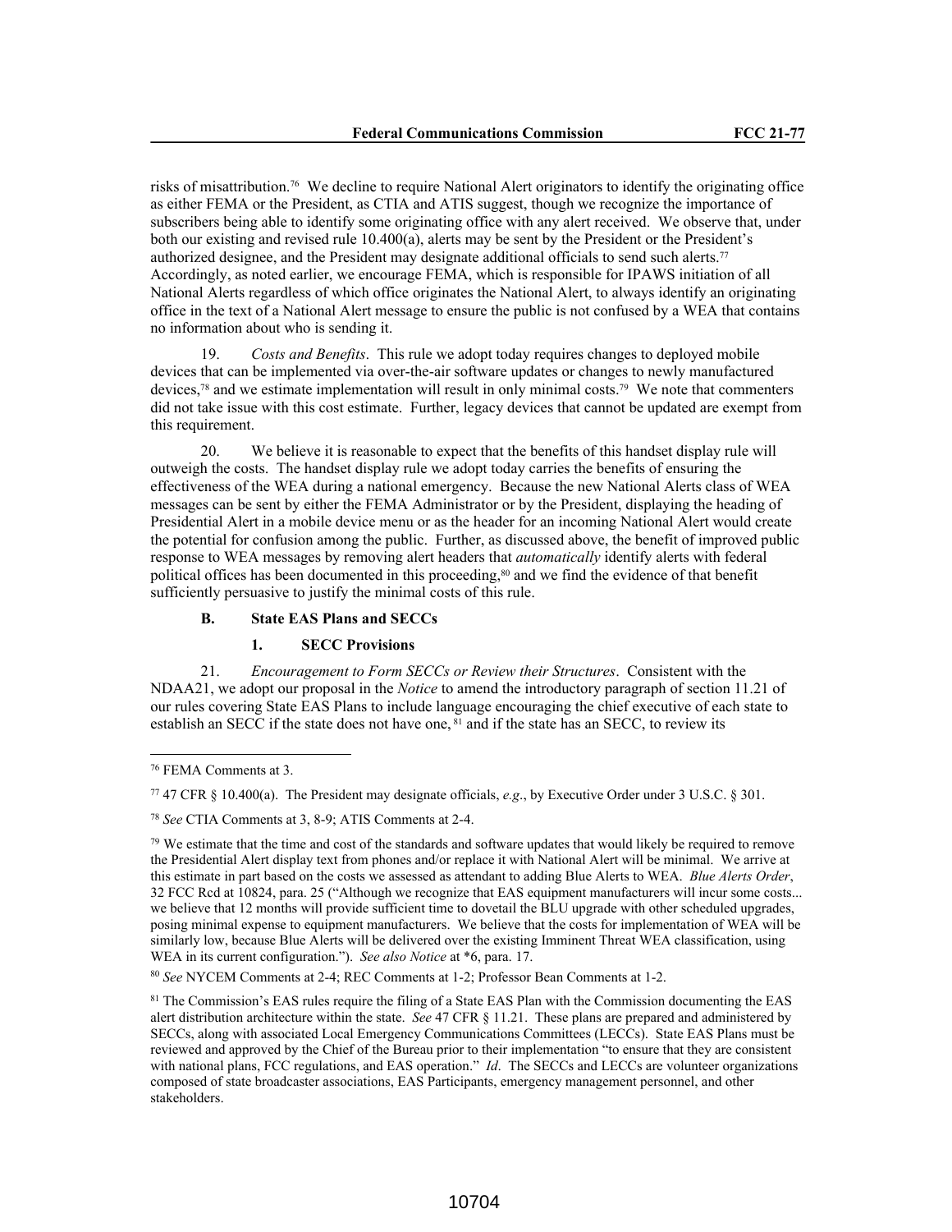risks of misattribution.[76] We decline to require National Alert originators to identify the originating office as either FEMA or the President, as CTIA and ATIS suggest, though we recognize the importance of subscribers being able to identify some originating office with any alert received. We observe that, under both our existing and revised rule 10.400(a), alerts may be sent by the President or the President's authorized designee, and the President may designate additional officials to send such alerts.[77] Accordingly, as noted earlier, we encourage FEMA, which is responsible for IPAWS initiation of all National Alerts regardless of which office originates the National Alert, to always identify an originating office in the text of a National Alert message to ensure the public is not confused by a WEA that contains no information about who is sending it.

19. *Costs and Benefits*. This rule we adopt today requires changes to deployed mobile devices that can be implemented via over-the-air software updates or changes to newly manufactured devices,[78] and we estimate implementation will result in only minimal costs.[79] We note that commenters did not take issue with this cost estimate. Further, legacy devices that cannot be updated are exempt from this requirement.

20. We believe it is reasonable to expect that the benefits of this handset display rule will outweigh the costs. The handset display rule we adopt today carries the benefits of ensuring the effectiveness of the WEA during a national emergency. Because the new National Alerts class of WEA messages can be sent by either the FEMA Administrator or by the President, displaying the heading of Presidential Alert in a mobile device menu or as the header for an incoming National Alert would create the potential for confusion among the public. Further, as discussed above, the benefit of improved public response to WEA messages by removing alert headers that *automatically* identify alerts with federal political offices has been documented in this proceeding,[80] and we find the evidence of that benefit sufficiently persuasive to justify the minimal costs of this rule.

### B. State EAS Plans and SECCs

#### 1. SECC Provisions

21. *Encouragement to Form SECCs or Review their Structures*. Consistent with the NDAA21, we adopt our proposal in the *Notice* to amend the introductory paragraph of section 11.21 of our rules covering State EAS Plans to include language encouraging the chief executive of each state to establish an SECC if the state does not have one,[81] and if the state has an SECC, to review its

---

[76] FEMA Comments at 3.

[77] 47 CFR § 10.400(a). The President may designate officials, *e.g.*, by Executive Order under 3 U.S.C. § 301.

[78] *See* CTIA Comments at 3, 8-9; ATIS Comments at 2-4.

[79] We estimate that the time and cost of the standards and software updates that would likely be required to remove the Presidential Alert display text from phones and/or replace it with National Alert will be minimal. We arrive at this estimate in part based on the costs we assessed as attendant to adding Blue Alerts to WEA. *Blue Alerts Order*, 32 FCC Rcd at 10824, para. 25 ("Although we recognize that EAS equipment manufacturers will incur some costs... we believe that 12 months will provide sufficient time to dovetail the BLU upgrade with other scheduled upgrades, posing minimal expense to equipment manufacturers. We believe that the costs for implementation of WEA will be similarly low, because Blue Alerts will be delivered over the existing Imminent Threat WEA classification, using WEA in its current configuration."). *See also Notice* at *6, para. 17.

[80] *See* NYCEM Comments at 2-4; REC Comments at 1-2; Professor Bean Comments at 1-2.

[81] The Commission's EAS rules require the filing of a State EAS Plan with the Commission documenting the EAS alert distribution architecture within the state. *See* 47 CFR § 11.21. These plans are prepared and administered by SECCs, along with associated Local Emergency Communications Committees (LECCs). State EAS Plans must be reviewed and approved by the Chief of the Bureau prior to their implementation "to ensure that they are consistent with national plans, FCC regulations, and EAS operation." *Id*. The SECCs and LECCs are volunteer organizations composed of state broadcaster associations, EAS Participants, emergency management personnel, and other stakeholders.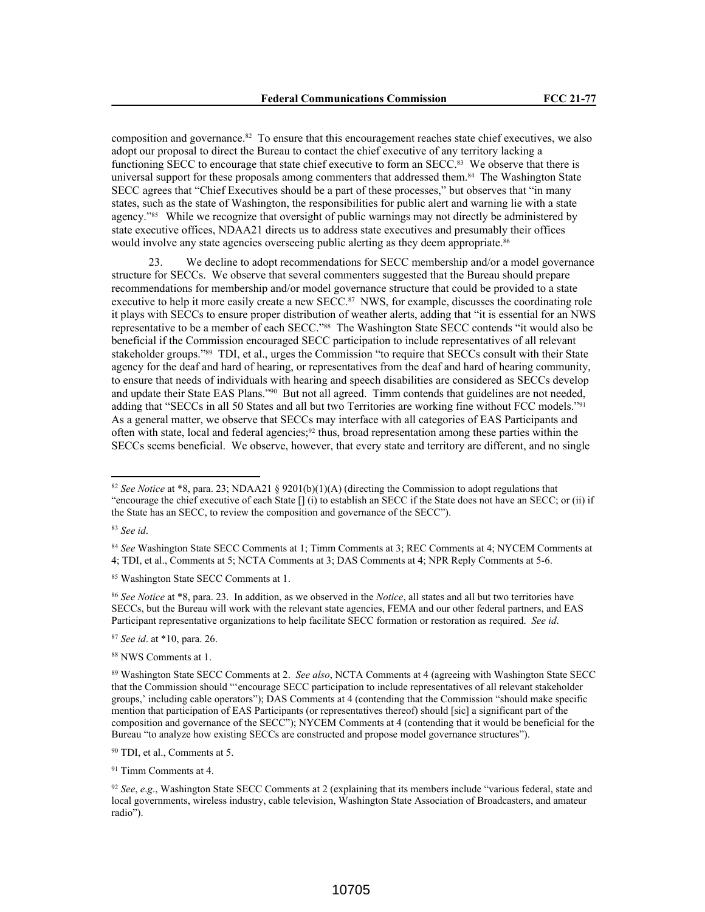composition and governance.[82] To ensure that this encouragement reaches state chief executives, we also adopt our proposal to direct the Bureau to contact the chief executive of any territory lacking a functioning SECC to encourage that state chief executive to form an SECC.[83] We observe that there is universal support for these proposals among commenters that addressed them.[84] The Washington State SECC agrees that "Chief Executives should be a part of these processes," but observes that "in many states, such as the state of Washington, the responsibilities for public alert and warning lie with a state agency."[85] While we recognize that oversight of public warnings may not directly be administered by state executive offices, NDAA21 directs us to address state executives and presumably their offices would involve any state agencies overseeing public alerting as they deem appropriate.[86]

23. We decline to adopt recommendations for SECC membership and/or a model governance structure for SECCs. We observe that several commenters suggested that the Bureau should prepare recommendations for membership and/or model governance structure that could be provided to a state executive to help it more easily create a new SECC.[87] NWS, for example, discusses the coordinating role it plays with SECCs to ensure proper distribution of weather alerts, adding that "it is essential for an NWS representative to be a member of each SECC."[88] The Washington State SECC contends "it would also be beneficial if the Commission encouraged SECC participation to include representatives of all relevant stakeholder groups."[89] TDI, et al., urges the Commission "to require that SECCs consult with their State agency for the deaf and hard of hearing, or representatives from the deaf and hard of hearing community, to ensure that needs of individuals with hearing and speech disabilities are considered as SECCs develop and update their State EAS Plans."[90] But not all agreed. Timm contends that guidelines are not needed, adding that "SECCs in all 50 States and all but two Territories are working fine without FCC models."[91] As a general matter, we observe that SECCs may interface with all categories of EAS Participants and often with state, local and federal agencies;[92] thus, broad representation among these parties within the SECCs seems beneficial. We observe, however, that every state and territory are different, and no single

---

[82] *See Notice* at *8, para. 23; NDAA21 § 9201(b)(1)(A) (directing the Commission to adopt regulations that "encourage the chief executive of each State [] (i) to establish an SECC if the State does not have an SECC; or (ii) if the State has an SECC, to review the composition and governance of the SECC").

[83] *See id*.

[84] *See* Washington State SECC Comments at 1; Timm Comments at 3; REC Comments at 4; NYCEM Comments at 4; TDI, et al., Comments at 5; NCTA Comments at 3; DAS Comments at 4; NPR Reply Comments at 5-6.

[85] Washington State SECC Comments at 1.

[86] *See Notice* at *8, para. 23. In addition, as we observed in the *Notice*, all states and all but two territories have SECCs, but the Bureau will work with the relevant state agencies, FEMA and our other federal partners, and EAS Participant representative organizations to help facilitate SECC formation or restoration as required. *See id*.

[87] *See id*. at *10, para. 26.

[88] NWS Comments at 1.

[89] Washington State SECC Comments at 2. *See also*, NCTA Comments at 4 (agreeing with Washington State SECC that the Commission should "'encourage SECC participation to include representatives of all relevant stakeholder groups,' including cable operators"); DAS Comments at 4 (contending that the Commission "should make specific mention that participation of EAS Participants (or representatives thereof) should [sic] a significant part of the composition and governance of the SECC"); NYCEM Comments at 4 (contending that it would be beneficial for the Bureau "to analyze how existing SECCs are constructed and propose model governance structures").

[90] TDI, et al., Comments at 5.

[91] Timm Comments at 4.

[92] *See*, *e.g*., Washington State SECC Comments at 2 (explaining that its members include "various federal, state and local governments, wireless industry, cable television, Washington State Association of Broadcasters, and amateur radio").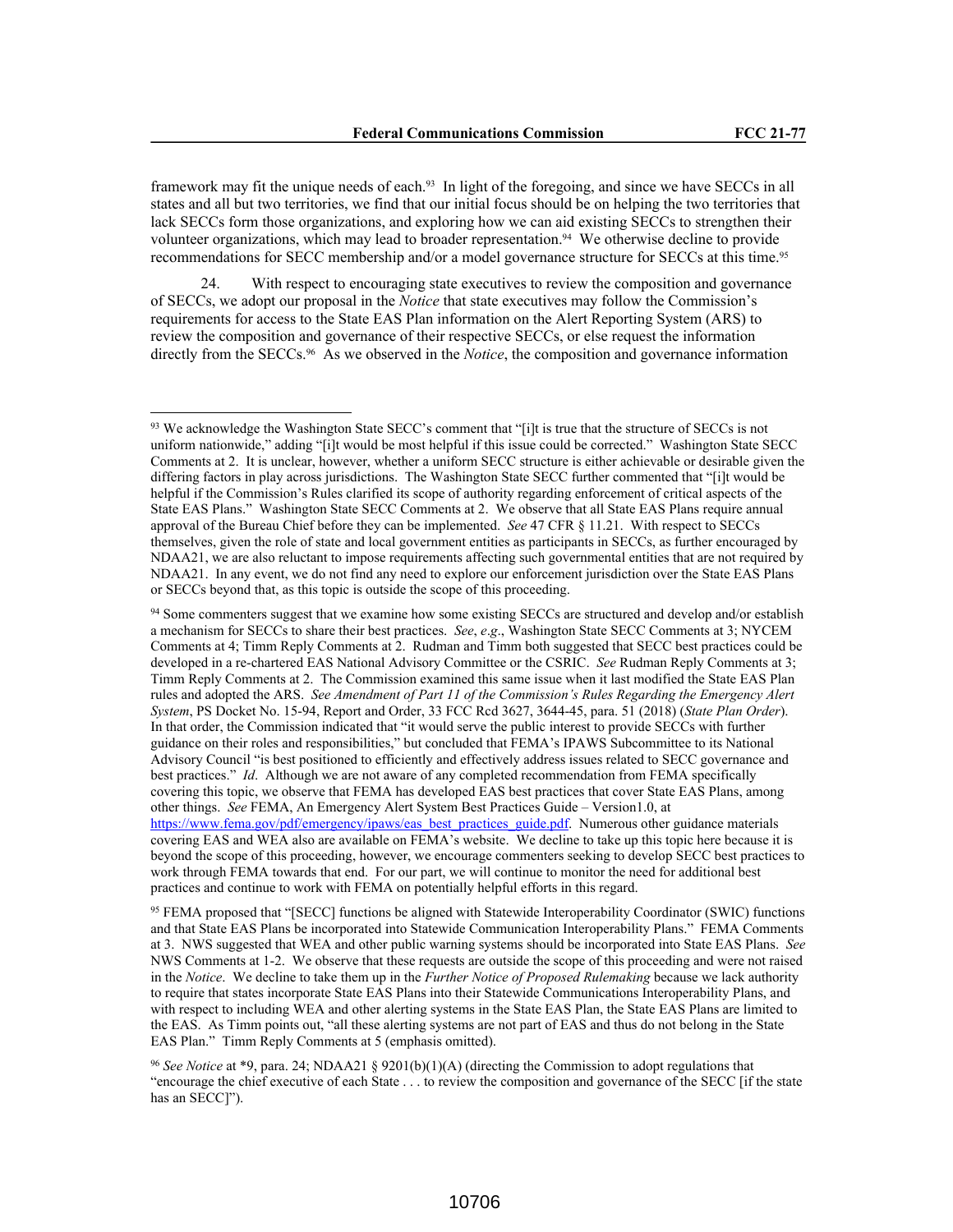framework may fit the unique needs of each.[93] In light of the foregoing, and since we have SECCs in all states and all but two territories, we find that our initial focus should be on helping the two territories that lack SECCs form those organizations, and exploring how we can aid existing SECCs to strengthen their volunteer organizations, which may lead to broader representation.[94] We otherwise decline to provide recommendations for SECC membership and/or a model governance structure for SECCs at this time.[95]

24. With respect to encouraging state executives to review the composition and governance of SECCs, we adopt our proposal in the *Notice* that state executives may follow the Commission's requirements for access to the State EAS Plan information on the Alert Reporting System (ARS) to review the composition and governance of their respective SECCs, or else request the information directly from the SECCs.[96] As we observed in the *Notice*, the composition and governance information

---

[93] We acknowledge the Washington State SECC's comment that "[i]t is true that the structure of SECCs is not uniform nationwide," adding "[i]t would be most helpful if this issue could be corrected." Washington State SECC Comments at 2. It is unclear, however, whether a uniform SECC structure is either achievable or desirable given the differing factors in play across jurisdictions. The Washington State SECC further commented that "[i]t would be helpful if the Commission's Rules clarified its scope of authority regarding enforcement of critical aspects of the State EAS Plans." Washington State SECC Comments at 2. We observe that all State EAS Plans require annual approval of the Bureau Chief before they can be implemented. *See* 47 CFR § 11.21. With respect to SECCs themselves, given the role of state and local government entities as participants in SECCs, as further encouraged by NDAA21, we are also reluctant to impose requirements affecting such governmental entities that are not required by NDAA21. In any event, we do not find any need to explore our enforcement jurisdiction over the State EAS Plans or SECCs beyond that, as this topic is outside the scope of this proceeding.

[94] Some commenters suggest that we examine how some existing SECCs are structured and develop and/or establish a mechanism for SECCs to share their best practices. *See*, *e.g*., Washington State SECC Comments at 3; NYCEM Comments at 4; Timm Reply Comments at 2. Rudman and Timm both suggested that SECC best practices could be developed in a re-chartered EAS National Advisory Committee or the CSRIC. *See* Rudman Reply Comments at 3; Timm Reply Comments at 2. The Commission examined this same issue when it last modified the State EAS Plan rules and adopted the ARS. *See Amendment of Part 11 of the Commission's Rules Regarding the Emergency Alert System*, PS Docket No. 15-94, Report and Order, 33 FCC Rcd 3627, 3644-45, para. 51 (2018) (*State Plan Order*). In that order, the Commission indicated that "it would serve the public interest to provide SECCs with further guidance on their roles and responsibilities," but concluded that FEMA's IPAWS Subcommittee to its National Advisory Council "is best positioned to efficiently and effectively address issues related to SECC governance and best practices." *Id*. Although we are not aware of any completed recommendation from FEMA specifically covering this topic, we observe that FEMA has developed EAS best practices that cover State EAS Plans, among other things. *See* FEMA, An Emergency Alert System Best Practices Guide – Version1.0, at https://www.fema.gov/pdf/emergency/ipaws/eas_best_practices_guide.pdf. Numerous other guidance materials covering EAS and WEA also are available on FEMA's website. We decline to take up this topic here because it is beyond the scope of this proceeding, however, we encourage commenters seeking to develop SECC best practices to work through FEMA towards that end. For our part, we will continue to monitor the need for additional best practices and continue to work with FEMA on potentially helpful efforts in this regard.

[95] FEMA proposed that "[SECC] functions be aligned with Statewide Interoperability Coordinator (SWIC) functions and that State EAS Plans be incorporated into Statewide Communication Interoperability Plans." FEMA Comments at 3. NWS suggested that WEA and other public warning systems should be incorporated into State EAS Plans. *See* NWS Comments at 1-2. We observe that these requests are outside the scope of this proceeding and were not raised in the *Notice*. We decline to take them up in the *Further Notice of Proposed Rulemaking* because we lack authority to require that states incorporate State EAS Plans into their Statewide Communications Interoperability Plans, and with respect to including WEA and other alerting systems in the State EAS Plan, the State EAS Plans are limited to the EAS. As Timm points out, "all these alerting systems are not part of EAS and thus do not belong in the State EAS Plan." Timm Reply Comments at 5 (emphasis omitted).

[96] *See Notice* at *9, para. 24; NDAA21 § 9201(b)(1)(A) (directing the Commission to adopt regulations that "encourage the chief executive of each State . . . to review the composition and governance of the SECC [if the state has an SECC]").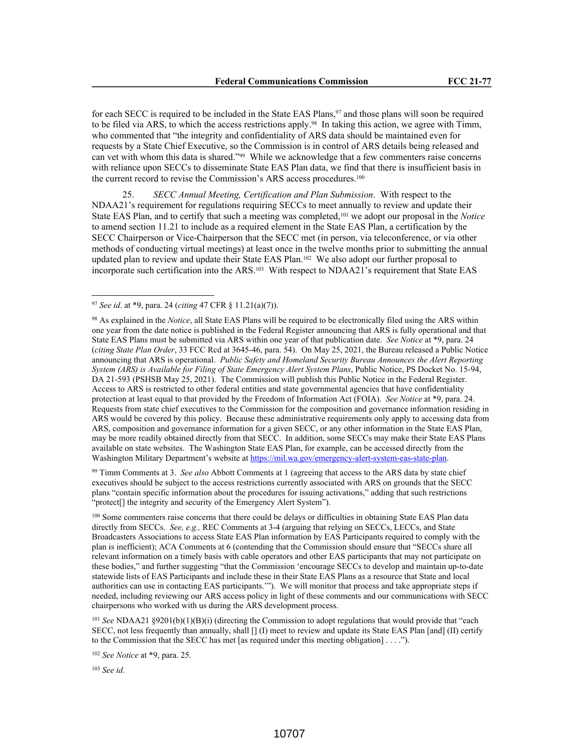for each SECC is required to be included in the State EAS Plans,[97] and those plans will soon be required to be filed via ARS, to which the access restrictions apply.[98] In taking this action, we agree with Timm, who commented that "the integrity and confidentiality of ARS data should be maintained even for requests by a State Chief Executive, so the Commission is in control of ARS details being released and can vet with whom this data is shared."[99] While we acknowledge that a few commenters raise concerns with reliance upon SECCs to disseminate State EAS Plan data, we find that there is insufficient basis in the current record to revise the Commission's ARS access procedures.[100]

25. *SECC Annual Meeting, Certification and Plan Submission*. With respect to the NDAA21's requirement for regulations requiring SECCs to meet annually to review and update their State EAS Plan, and to certify that such a meeting was completed,[101] we adopt our proposal in the *Notice* to amend section 11.21 to include as a required element in the State EAS Plan, a certification by the SECC Chairperson or Vice-Chairperson that the SECC met (in person, via teleconference, or via other methods of conducting virtual meetings) at least once in the twelve months prior to submitting the annual updated plan to review and update their State EAS Plan.[102] We also adopt our further proposal to incorporate such certification into the ARS.[103] With respect to NDAA21's requirement that State EAS

---

[97] *See id*. at *9, para. 24 (*citing* 47 CFR § 11.21(a)(7)).

[98] As explained in the *Notice*, all State EAS Plans will be required to be electronically filed using the ARS within one year from the date notice is published in the Federal Register announcing that ARS is fully operational and that State EAS Plans must be submitted via ARS within one year of that publication date. *See Notice* at *9, para. 24 (*citing State Plan Order*, 33 FCC Rcd at 3645-46, para. 54). On May 25, 2021, the Bureau released a Public Notice announcing that ARS is operational. *Public Safety and Homeland Security Bureau Announces the Alert Reporting System (ARS) is Available for Filing of State Emergency Alert System Plans*, Public Notice, PS Docket No. 15-94, DA 21-593 (PSHSB May 25, 2021). The Commission will publish this Public Notice in the Federal Register. Access to ARS is restricted to other federal entities and state governmental agencies that have confidentiality protection at least equal to that provided by the Freedom of Information Act (FOIA). *See Notice* at *9, para. 24. Requests from state chief executives to the Commission for the composition and governance information residing in ARS would be covered by this policy. Because these administrative requirements only apply to accessing data from ARS, composition and governance information for a given SECC, or any other information in the State EAS Plan, may be more readily obtained directly from that SECC. In addition, some SECCs may make their State EAS Plans available on state websites. The Washington State EAS Plan, for example, can be accessed directly from the Washington Military Department's website at https://mil.wa.gov/emergency-alert-system-eas-state-plan.

[99] Timm Comments at 3. *See also* Abbott Comments at 1 (agreeing that access to the ARS data by state chief executives should be subject to the access restrictions currently associated with ARS on grounds that the SECC plans "contain specific information about the procedures for issuing activations," adding that such restrictions "protect[] the integrity and security of the Emergency Alert System").

[100] Some commenters raise concerns that there could be delays or difficulties in obtaining State EAS Plan data directly from SECCs. *See, e.g.,* REC Comments at 3-4 (arguing that relying on SECCs, LECCs, and State Broadcasters Associations to access State EAS Plan information by EAS Participants required to comply with the plan is inefficient); ACA Comments at 6 (contending that the Commission should ensure that "SECCs share all relevant information on a timely basis with cable operators and other EAS participants that may not participate on these bodies," and further suggesting "that the Commission 'encourage SECCs to develop and maintain up-to-date statewide lists of EAS Participants and include these in their State EAS Plans as a resource that State and local authorities can use in contacting EAS participants.'"). We will monitor that process and take appropriate steps if needed, including reviewing our ARS access policy in light of these comments and our communications with SECC chairpersons who worked with us during the ARS development process.

[101] *See* NDAA21 §9201(b)(1)(B)(i) (directing the Commission to adopt regulations that would provide that "each SECC, not less frequently than annually, shall [] (I) meet to review and update its State EAS Plan [and] (II) certify to the Commission that the SECC has met [as required under this meeting obligation] . . . .").

[102] *See Notice* at *9, para. 25.

[103] *See id*.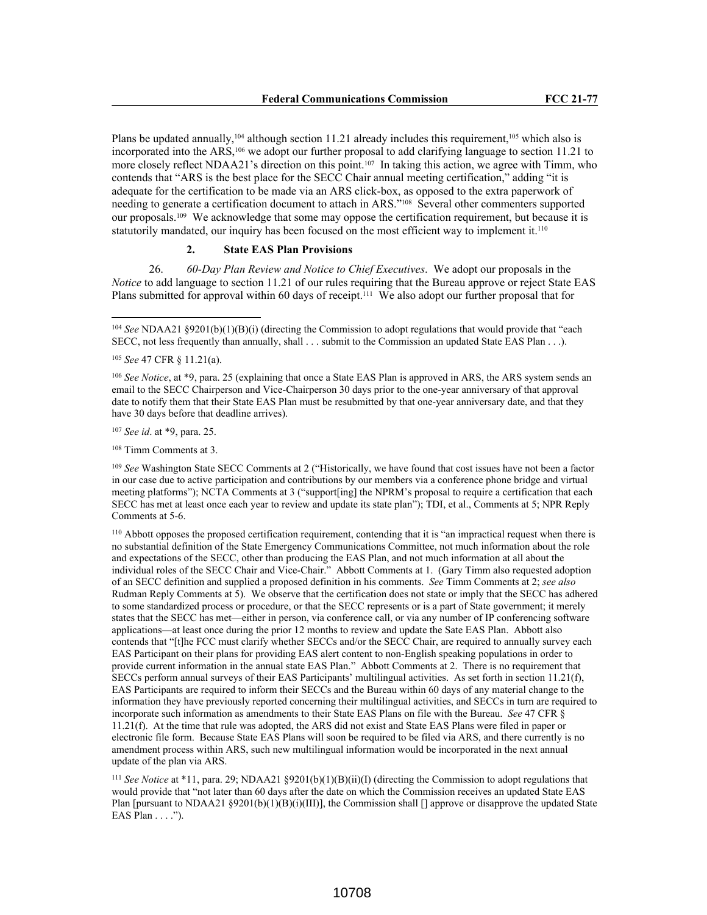Plans be updated annually,[104] although section 11.21 already includes this requirement,[105] which also is incorporated into the ARS,[106] we adopt our further proposal to add clarifying language to section 11.21 to more closely reflect NDAA21's direction on this point.[107] In taking this action, we agree with Timm, who contends that "ARS is the best place for the SECC Chair annual meeting certification," adding "it is adequate for the certification to be made via an ARS click-box, as opposed to the extra paperwork of needing to generate a certification document to attach in ARS."[108] Several other commenters supported our proposals.[109] We acknowledge that some may oppose the certification requirement, but because it is statutorily mandated, our inquiry has been focused on the most efficient way to implement it.[110]

### 2. State EAS Plan Provisions

26. *60-Day Plan Review and Notice to Chief Executives*. We adopt our proposals in the *Notice* to add language to section 11.21 of our rules requiring that the Bureau approve or reject State EAS Plans submitted for approval within 60 days of receipt.[111] We also adopt our further proposal that for

---

[104] *See* NDAA21 §9201(b)(1)(B)(i) (directing the Commission to adopt regulations that would provide that "each SECC, not less frequently than annually, shall . . . submit to the Commission an updated State EAS Plan . . .).

[105] *See* 47 CFR § 11.21(a).

[106] *See Notice*, at *9, para. 25 (explaining that once a State EAS Plan is approved in ARS, the ARS system sends an email to the SECC Chairperson and Vice-Chairperson 30 days prior to the one-year anniversary of that approval date to notify them that their State EAS Plan must be resubmitted by that one-year anniversary date, and that they have 30 days before that deadline arrives).

[107] *See id*. at *9, para. 25.

[108] Timm Comments at 3.

[109] *See* Washington State SECC Comments at 2 ("Historically, we have found that cost issues have not been a factor in our case due to active participation and contributions by our members via a conference phone bridge and virtual meeting platforms"); NCTA Comments at 3 ("support[ing] the NPRM's proposal to require a certification that each SECC has met at least once each year to review and update its state plan"); TDI, et al., Comments at 5; NPR Reply Comments at 5-6.

[110] Abbott opposes the proposed certification requirement, contending that it is "an impractical request when there is no substantial definition of the State Emergency Communications Committee, not much information about the role and expectations of the SECC, other than producing the EAS Plan, and not much information at all about the individual roles of the SECC Chair and Vice-Chair." Abbott Comments at 1. (Gary Timm also requested adoption of an SECC definition and supplied a proposed definition in his comments. *See* Timm Comments at 2; *see also* Rudman Reply Comments at 5). We observe that the certification does not state or imply that the SECC has adhered to some standardized process or procedure, or that the SECC represents or is a part of State government; it merely states that the SECC has met—either in person, via conference call, or via any number of IP conferencing software applications—at least once during the prior 12 months to review and update the Sate EAS Plan. Abbott also contends that "[t]he FCC must clarify whether SECCs and/or the SECC Chair, are required to annually survey each EAS Participant on their plans for providing EAS alert content to non-English speaking populations in order to provide current information in the annual state EAS Plan." Abbott Comments at 2. There is no requirement that SECCs perform annual surveys of their EAS Participants' multilingual activities. As set forth in section 11.21(f), EAS Participants are required to inform their SECCs and the Bureau within 60 days of any material change to the information they have previously reported concerning their multilingual activities, and SECCs in turn are required to incorporate such information as amendments to their State EAS Plans on file with the Bureau. *See* 47 CFR § 11.21(f). At the time that rule was adopted, the ARS did not exist and State EAS Plans were filed in paper or electronic file form. Because State EAS Plans will soon be required to be filed via ARS, and there currently is no amendment process within ARS, such new multilingual information would be incorporated in the next annual update of the plan via ARS.

[111] *See Notice* at *11, para. 29; NDAA21 §9201(b)(1)(B)(ii)(I) (directing the Commission to adopt regulations that would provide that "not later than 60 days after the date on which the Commission receives an updated State EAS Plan [pursuant to NDAA21 §9201(b)(1)(B)(i)(III)], the Commission shall [] approve or disapprove the updated State EAS Plan . . . .").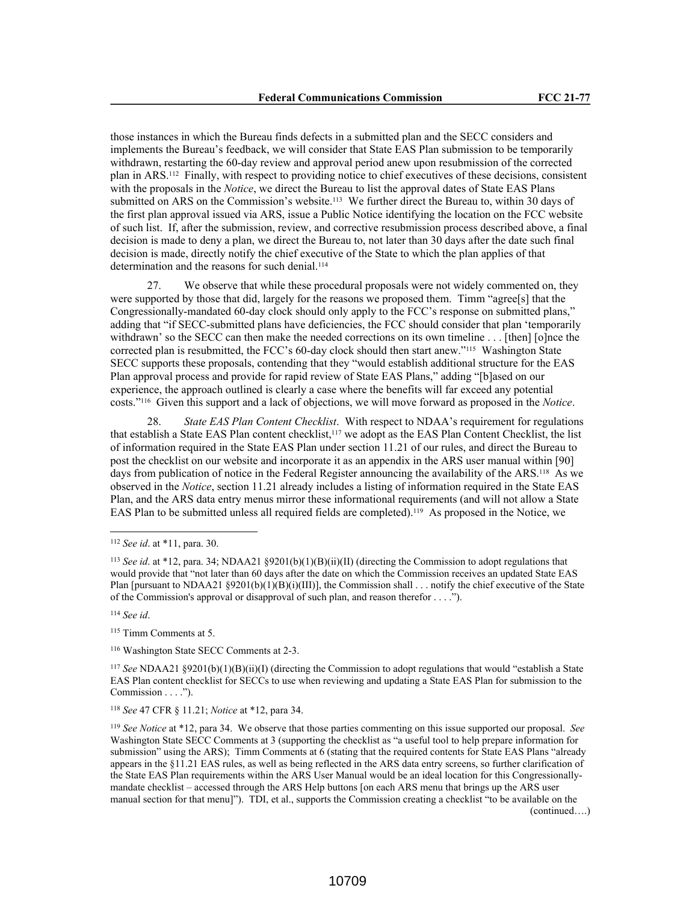those instances in which the Bureau finds defects in a submitted plan and the SECC considers and implements the Bureau's feedback, we will consider that State EAS Plan submission to be temporarily withdrawn, restarting the 60-day review and approval period anew upon resubmission of the corrected plan in ARS.[112] Finally, with respect to providing notice to chief executives of these decisions, consistent with the proposals in the *Notice*, we direct the Bureau to list the approval dates of State EAS Plans submitted on ARS on the Commission's website.[113] We further direct the Bureau to, within 30 days of the first plan approval issued via ARS, issue a Public Notice identifying the location on the FCC website of such list. If, after the submission, review, and corrective resubmission process described above, a final decision is made to deny a plan, we direct the Bureau to, not later than 30 days after the date such final decision is made, directly notify the chief executive of the State to which the plan applies of that determination and the reasons for such denial.[114]

27. We observe that while these procedural proposals were not widely commented on, they were supported by those that did, largely for the reasons we proposed them. Timm "agree[s] that the Congressionally-mandated 60-day clock should only apply to the FCC's response on submitted plans," adding that "if SECC-submitted plans have deficiencies, the FCC should consider that plan 'temporarily withdrawn' so the SECC can then make the needed corrections on its own timeline . . . [then] [o]nce the corrected plan is resubmitted, the FCC's 60-day clock should then start anew."[115] Washington State SECC supports these proposals, contending that they "would establish additional structure for the EAS Plan approval process and provide for rapid review of State EAS Plans," adding "[b]ased on our experience, the approach outlined is clearly a case where the benefits will far exceed any potential costs."[116] Given this support and a lack of objections, we will move forward as proposed in the *Notice*.

28. *State EAS Plan Content Checklist*. With respect to NDAA's requirement for regulations that establish a State EAS Plan content checklist,[117] we adopt as the EAS Plan Content Checklist, the list of information required in the State EAS Plan under section 11.21 of our rules, and direct the Bureau to post the checklist on our website and incorporate it as an appendix in the ARS user manual within [90] days from publication of notice in the Federal Register announcing the availability of the ARS.[118] As we observed in the *Notice*, section 11.21 already includes a listing of information required in the State EAS Plan, and the ARS data entry menus mirror these informational requirements (and will not allow a State EAS Plan to be submitted unless all required fields are completed).[119] As proposed in the Notice, we

---

[112] *See id*. at *11, para. 30.

[113] *See id*. at *12, para. 34; NDAA21 §9201(b)(1)(B)(ii)(II) (directing the Commission to adopt regulations that would provide that "not later than 60 days after the date on which the Commission receives an updated State EAS Plan [pursuant to NDAA21 §9201(b)(1)(B)(i)(III)], the Commission shall . . . notify the chief executive of the State of the Commission's approval or disapproval of such plan, and reason therefor . . . .").

[114] *See id*.

[115] Timm Comments at 5.

[116] Washington State SECC Comments at 2-3.

[117] *See* NDAA21 §9201(b)(1)(B)(ii)(I) (directing the Commission to adopt regulations that would "establish a State EAS Plan content checklist for SECCs to use when reviewing and updating a State EAS Plan for submission to the Commission . . . .").

[118] *See* 47 CFR § 11.21; *Notice* at *12, para 34.

[119] *See Notice* at *12, para 34. We observe that those parties commenting on this issue supported our proposal. *See* Washington State SECC Comments at 3 (supporting the checklist as "a useful tool to help prepare information for submission" using the ARS); Timm Comments at 6 (stating that the required contents for State EAS Plans "already appears in the §11.21 EAS rules, as well as being reflected in the ARS data entry screens, so further clarification of the State EAS Plan requirements within the ARS User Manual would be an ideal location for this Congressionally-mandate checklist – accessed through the ARS Help buttons [on each ARS menu that brings up the ARS user manual section for that menu]"). TDI, et al., supports the Commission creating a checklist "to be available on the (continued….)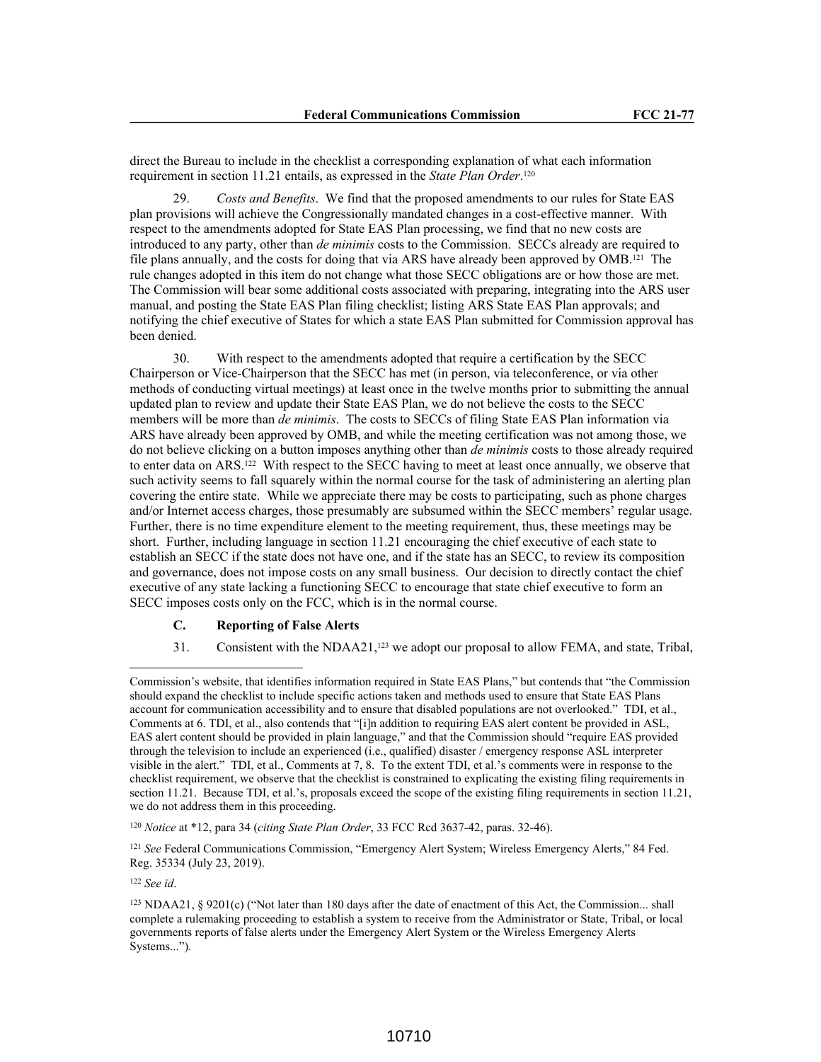direct the Bureau to include in the checklist a corresponding explanation of what each information requirement in section 11.21 entails, as expressed in the *State Plan Order*.[120]

29. *Costs and Benefits*. We find that the proposed amendments to our rules for State EAS plan provisions will achieve the Congressionally mandated changes in a cost-effective manner. With respect to the amendments adopted for State EAS Plan processing, we find that no new costs are introduced to any party, other than *de minimis* costs to the Commission. SECCs already are required to file plans annually, and the costs for doing that via ARS have already been approved by OMB.[121] The rule changes adopted in this item do not change what those SECC obligations are or how those are met. The Commission will bear some additional costs associated with preparing, integrating into the ARS user manual, and posting the State EAS Plan filing checklist; listing ARS State EAS Plan approvals; and notifying the chief executive of States for which a state EAS Plan submitted for Commission approval has been denied.

30. With respect to the amendments adopted that require a certification by the SECC Chairperson or Vice-Chairperson that the SECC has met (in person, via teleconference, or via other methods of conducting virtual meetings) at least once in the twelve months prior to submitting the annual updated plan to review and update their State EAS Plan, we do not believe the costs to the SECC members will be more than *de minimis*. The costs to SECCs of filing State EAS Plan information via ARS have already been approved by OMB, and while the meeting certification was not among those, we do not believe clicking on a button imposes anything other than *de minimis* costs to those already required to enter data on ARS.[122] With respect to the SECC having to meet at least once annually, we observe that such activity seems to fall squarely within the normal course for the task of administering an alerting plan covering the entire state. While we appreciate there may be costs to participating, such as phone charges and/or Internet access charges, those presumably are subsumed within the SECC members' regular usage. Further, there is no time expenditure element to the meeting requirement, thus, these meetings may be short. Further, including language in section 11.21 encouraging the chief executive of each state to establish an SECC if the state does not have one, and if the state has an SECC, to review its composition and governance, does not impose costs on any small business. Our decision to directly contact the chief executive of any state lacking a functioning SECC to encourage that state chief executive to form an SECC imposes costs only on the FCC, which is in the normal course.

### C. Reporting of False Alerts

31. Consistent with the NDAA21,[123] we adopt our proposal to allow FEMA, and state, Tribal,

---

Commission's website, that identifies information required in State EAS Plans," but contends that "the Commission should expand the checklist to include specific actions taken and methods used to ensure that State EAS Plans account for communication accessibility and to ensure that disabled populations are not overlooked." TDI, et al., Comments at 6. TDI, et al., also contends that "[i]n addition to requiring EAS alert content be provided in ASL, EAS alert content should be provided in plain language," and that the Commission should "require EAS provided through the television to include an experienced (i.e., qualified) disaster / emergency response ASL interpreter visible in the alert." TDI, et al., Comments at 7, 8. To the extent TDI, et al.'s comments were in response to the checklist requirement, we observe that the checklist is constrained to explicating the existing filing requirements in section 11.21. Because TDI, et al.'s, proposals exceed the scope of the existing filing requirements in section 11.21, we do not address them in this proceeding.

[120] *Notice* at *12, para 34 (*citing State Plan Order*, 33 FCC Rcd 3637-42, paras. 32-46).

[121] *See* Federal Communications Commission, "Emergency Alert System; Wireless Emergency Alerts," 84 Fed. Reg. 35334 (July 23, 2019).

[122] *See id*.

[123] NDAA21, § 9201(c) ("Not later than 180 days after the date of enactment of this Act, the Commission... shall complete a rulemaking proceeding to establish a system to receive from the Administrator or State, Tribal, or local governments reports of false alerts under the Emergency Alert System or the Wireless Emergency Alerts Systems...").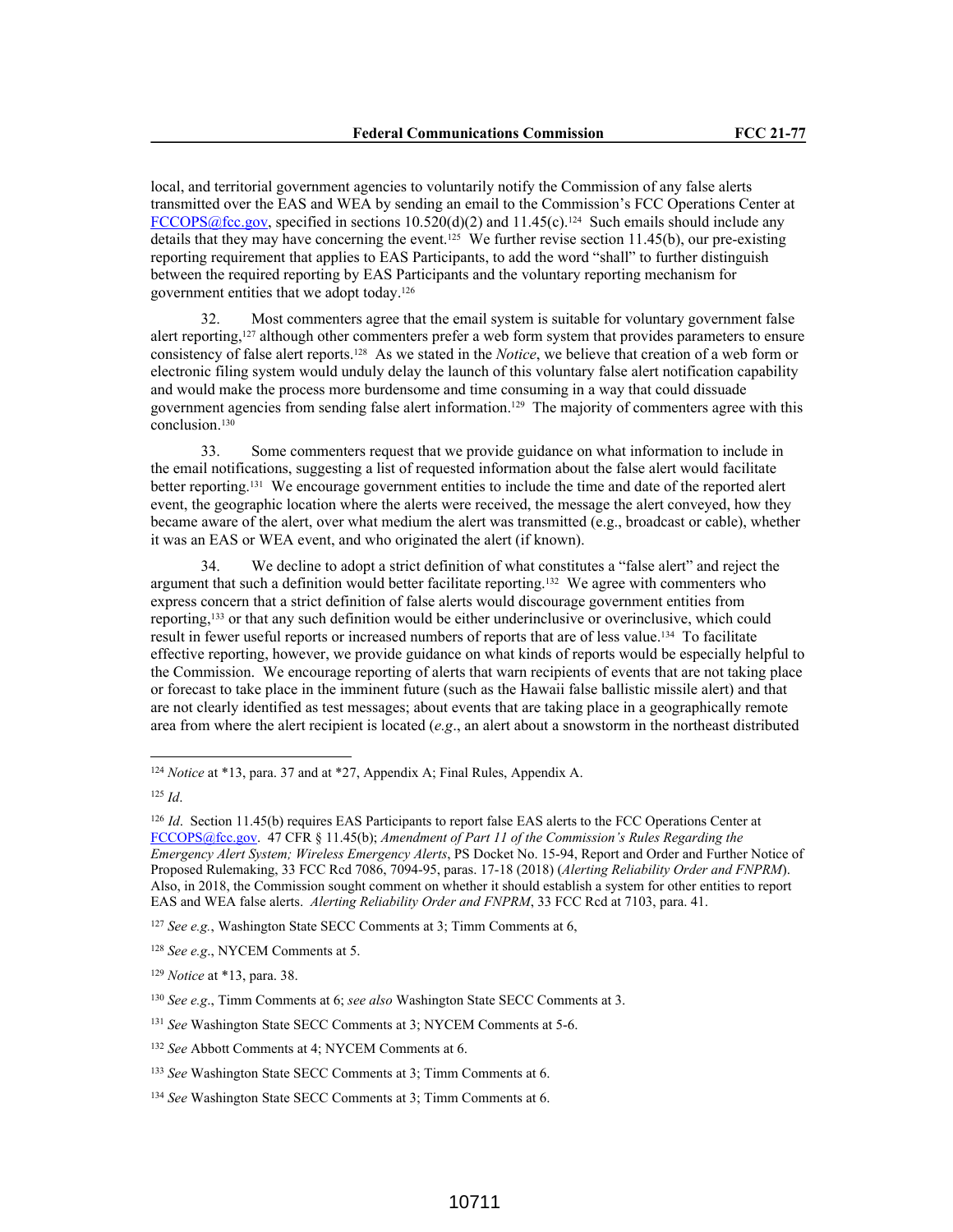local, and territorial government agencies to voluntarily notify the Commission of any false alerts transmitted over the EAS and WEA by sending an email to the Commission's FCC Operations Center at FCCOPS@fcc.gov, specified in sections 10.520(d)(2) and 11.45(c).[124] Such emails should include any details that they may have concerning the event.[125] We further revise section 11.45(b), our pre-existing reporting requirement that applies to EAS Participants, to add the word "shall" to further distinguish between the required reporting by EAS Participants and the voluntary reporting mechanism for government entities that we adopt today.[126]

32. Most commenters agree that the email system is suitable for voluntary government false alert reporting,[127] although other commenters prefer a web form system that provides parameters to ensure consistency of false alert reports.[128] As we stated in the *Notice*, we believe that creation of a web form or electronic filing system would unduly delay the launch of this voluntary false alert notification capability and would make the process more burdensome and time consuming in a way that could dissuade government agencies from sending false alert information.[129] The majority of commenters agree with this conclusion.[130]

33. Some commenters request that we provide guidance on what information to include in the email notifications, suggesting a list of requested information about the false alert would facilitate better reporting.[131] We encourage government entities to include the time and date of the reported alert event, the geographic location where the alerts were received, the message the alert conveyed, how they became aware of the alert, over what medium the alert was transmitted (e.g., broadcast or cable), whether it was an EAS or WEA event, and who originated the alert (if known).

34. We decline to adopt a strict definition of what constitutes a "false alert" and reject the argument that such a definition would better facilitate reporting.[132] We agree with commenters who express concern that a strict definition of false alerts would discourage government entities from reporting,[133] or that any such definition would be either underinclusive or overinclusive, which could result in fewer useful reports or increased numbers of reports that are of less value.[134] To facilitate effective reporting, however, we provide guidance on what kinds of reports would be especially helpful to the Commission. We encourage reporting of alerts that warn recipients of events that are not taking place or forecast to take place in the imminent future (such as the Hawaii false ballistic missile alert) and that are not clearly identified as test messages; about events that are taking place in a geographically remote area from where the alert recipient is located (*e.g.*, an alert about a snowstorm in the northeast distributed

---

[124] *Notice* at *13, para. 37 and at *27, Appendix A; Final Rules, Appendix A.

[125] *Id*.

[126] *Id*. Section 11.45(b) requires EAS Participants to report false EAS alerts to the FCC Operations Center at FCCOPS@fcc.gov. 47 CFR § 11.45(b); *Amendment of Part 11 of the Commission's Rules Regarding the Emergency Alert System; Wireless Emergency Alerts*, PS Docket No. 15-94, Report and Order and Further Notice of Proposed Rulemaking, 33 FCC Rcd 7086, 7094-95, paras. 17-18 (2018) (*Alerting Reliability Order and FNPRM*). Also, in 2018, the Commission sought comment on whether it should establish a system for other entities to report EAS and WEA false alerts. *Alerting Reliability Order and FNPRM*, 33 FCC Rcd at 7103, para. 41.

[127] *See e.g.*, Washington State SECC Comments at 3; Timm Comments at 6,

[128] *See e.g.*, NYCEM Comments at 5.

[129] *Notice* at *13, para. 38.

[130] *See e.g.*, Timm Comments at 6; *see also* Washington State SECC Comments at 3.

[131] *See* Washington State SECC Comments at 3; NYCEM Comments at 5-6.

[132] *See* Abbott Comments at 4; NYCEM Comments at 6.

[133] *See* Washington State SECC Comments at 3; Timm Comments at 6.

[134] *See* Washington State SECC Comments at 3; Timm Comments at 6.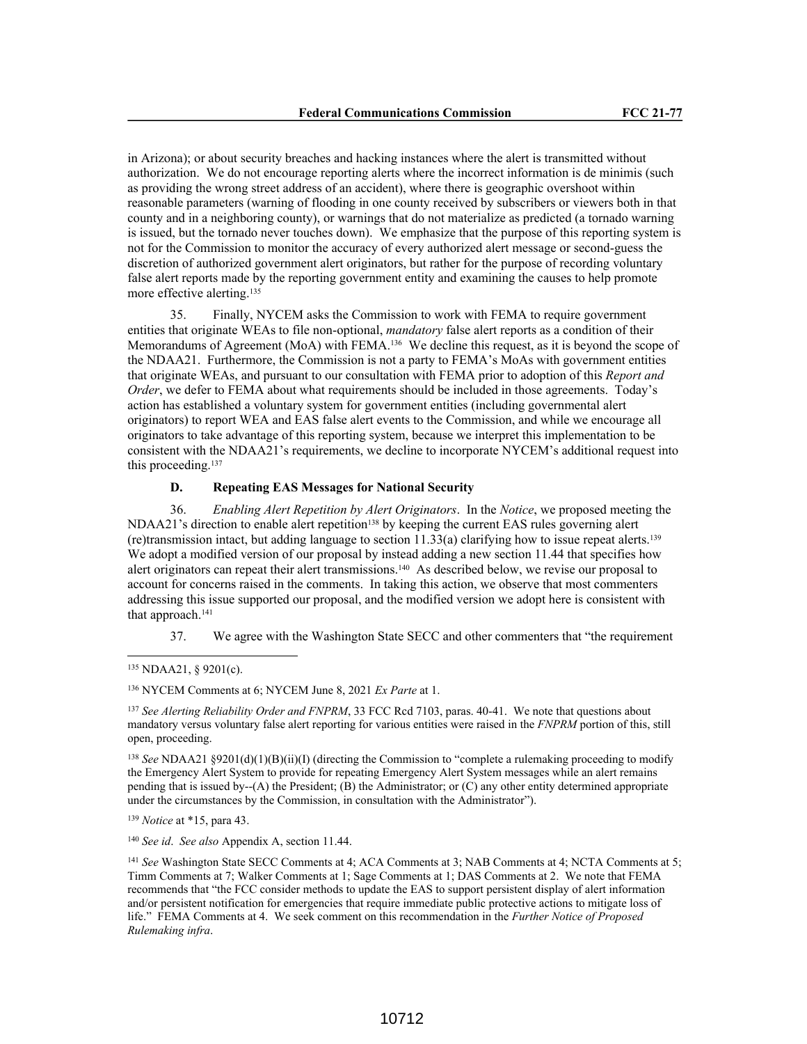in Arizona); or about security breaches and hacking instances where the alert is transmitted without authorization. We do not encourage reporting alerts where the incorrect information is de minimis (such as providing the wrong street address of an accident), where there is geographic overshoot within reasonable parameters (warning of flooding in one county received by subscribers or viewers both in that county and in a neighboring county), or warnings that do not materialize as predicted (a tornado warning is issued, but the tornado never touches down). We emphasize that the purpose of this reporting system is not for the Commission to monitor the accuracy of every authorized alert message or second-guess the discretion of authorized government alert originators, but rather for the purpose of recording voluntary false alert reports made by the reporting government entity and examining the causes to help promote more effective alerting.[135]

35. Finally, NYCEM asks the Commission to work with FEMA to require government entities that originate WEAs to file non-optional, *mandatory* false alert reports as a condition of their Memorandums of Agreement (MoA) with FEMA.[136] We decline this request, as it is beyond the scope of the NDAA21. Furthermore, the Commission is not a party to FEMA's MoAs with government entities that originate WEAs, and pursuant to our consultation with FEMA prior to adoption of this *Report and Order*, we defer to FEMA about what requirements should be included in those agreements. Today's action has established a voluntary system for government entities (including governmental alert originators) to report WEA and EAS false alert events to the Commission, and while we encourage all originators to take advantage of this reporting system, because we interpret this implementation to be consistent with the NDAA21's requirements, we decline to incorporate NYCEM's additional request into this proceeding.[137]

### D. Repeating EAS Messages for National Security

36. *Enabling Alert Repetition by Alert Originators*. In the *Notice*, we proposed meeting the NDAA21's direction to enable alert repetition[138] by keeping the current EAS rules governing alert (re)transmission intact, but adding language to section 11.33(a) clarifying how to issue repeat alerts.[139] We adopt a modified version of our proposal by instead adding a new section 11.44 that specifies how alert originators can repeat their alert transmissions.[140] As described below, we revise our proposal to account for concerns raised in the comments. In taking this action, we observe that most commenters addressing this issue supported our proposal, and the modified version we adopt here is consistent with that approach.[141]

37. We agree with the Washington State SECC and other commenters that "the requirement

---

[135] NDAA21, § 9201(c).

[136] NYCEM Comments at 6; NYCEM June 8, 2021 *Ex Parte* at 1.

[137] *See Alerting Reliability Order and FNPRM*, 33 FCC Rcd 7103, paras. 40-41. We note that questions about mandatory versus voluntary false alert reporting for various entities were raised in the *FNPRM* portion of this, still open, proceeding.

[138] *See* NDAA21 §9201(d)(1)(B)(ii)(I) (directing the Commission to "complete a rulemaking proceeding to modify the Emergency Alert System to provide for repeating Emergency Alert System messages while an alert remains pending that is issued by--(A) the President; (B) the Administrator; or (C) any other entity determined appropriate under the circumstances by the Commission, in consultation with the Administrator").

[139] *Notice* at *15, para 43.

[140] *See id*. *See also* Appendix A, section 11.44.

[141] *See* Washington State SECC Comments at 4; ACA Comments at 3; NAB Comments at 4; NCTA Comments at 5; Timm Comments at 7; Walker Comments at 1; Sage Comments at 1; DAS Comments at 2. We note that FEMA recommends that "the FCC consider methods to update the EAS to support persistent display of alert information and/or persistent notification for emergencies that require immediate public protective actions to mitigate loss of life." FEMA Comments at 4. We seek comment on this recommendation in the *Further Notice of Proposed Rulemaking infra*.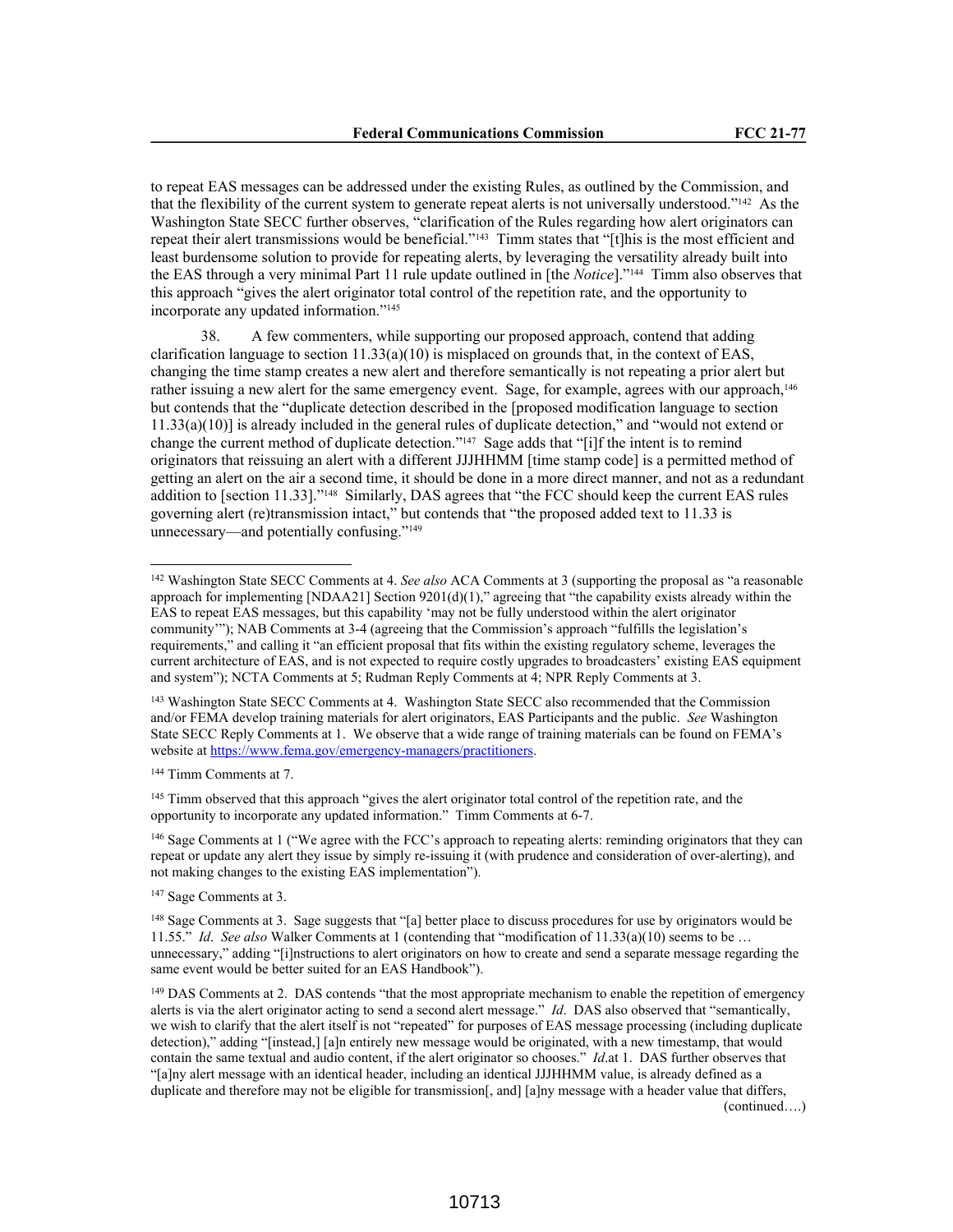to repeat EAS messages can be addressed under the existing Rules, as outlined by the Commission, and that the flexibility of the current system to generate repeat alerts is not universally understood."[142] As the Washington State SECC further observes, "clarification of the Rules regarding how alert originators can repeat their alert transmissions would be beneficial."[143] Timm states that "[t]his is the most efficient and least burdensome solution to provide for repeating alerts, by leveraging the versatility already built into the EAS through a very minimal Part 11 rule update outlined in [the *Notice*]."[144] Timm also observes that this approach "gives the alert originator total control of the repetition rate, and the opportunity to incorporate any updated information."[145]

38. A few commenters, while supporting our proposed approach, contend that adding clarification language to section 11.33(a)(10) is misplaced on grounds that, in the context of EAS, changing the time stamp creates a new alert and therefore semantically is not repeating a prior alert but rather issuing a new alert for the same emergency event. Sage, for example, agrees with our approach,[146] but contends that the "duplicate detection described in the [proposed modification language to section 11.33(a)(10)] is already included in the general rules of duplicate detection," and "would not extend or change the current method of duplicate detection."[147] Sage adds that "[i]f the intent is to remind originators that reissuing an alert with a different JJJHHMM [time stamp code] is a permitted method of getting an alert on the air a second time, it should be done in a more direct manner, and not as a redundant addition to [section 11.33]."[148] Similarly, DAS agrees that "the FCC should keep the current EAS rules governing alert (re)transmission intact," but contends that "the proposed added text to 11.33 is unnecessary—and potentially confusing."[149]

---

[142] Washington State SECC Comments at 4. *See also* ACA Comments at 3 (supporting the proposal as "a reasonable approach for implementing [NDAA21] Section 9201(d)(1)," agreeing that "the capability exists already within the EAS to repeat EAS messages, but this capability 'may not be fully understood within the alert originator community'"); NAB Comments at 3-4 (agreeing that the Commission's approach "fulfills the legislation's requirements," and calling it "an efficient proposal that fits within the existing regulatory scheme, leverages the current architecture of EAS, and is not expected to require costly upgrades to broadcasters' existing EAS equipment and system"); NCTA Comments at 5; Rudman Reply Comments at 4; NPR Reply Comments at 3.

[143] Washington State SECC Comments at 4. Washington State SECC also recommended that the Commission and/or FEMA develop training materials for alert originators, EAS Participants and the public. *See* Washington State SECC Reply Comments at 1. We observe that a wide range of training materials can be found on FEMA's website at https://www.fema.gov/emergency-managers/practitioners.

[144] Timm Comments at 7.

[145] Timm observed that this approach "gives the alert originator total control of the repetition rate, and the opportunity to incorporate any updated information." Timm Comments at 6-7.

[146] Sage Comments at 1 ("We agree with the FCC's approach to repeating alerts: reminding originators that they can repeat or update any alert they issue by simply re-issuing it (with prudence and consideration of over-alerting), and not making changes to the existing EAS implementation").

[147] Sage Comments at 3.

[148] Sage Comments at 3. Sage suggests that "[a] better place to discuss procedures for use by originators would be 11.55." *Id*. *See also* Walker Comments at 1 (contending that "modification of 11.33(a)(10) seems to be … unnecessary," adding "[i]nstructions to alert originators on how to create and send a separate message regarding the same event would be better suited for an EAS Handbook").

[149] DAS Comments at 2. DAS contends "that the most appropriate mechanism to enable the repetition of emergency alerts is via the alert originator acting to send a second alert message." *Id*. DAS also observed that "semantically, we wish to clarify that the alert itself is not "repeated" for purposes of EAS message processing (including duplicate detection)," adding "[instead,] [a]n entirely new message would be originated, with a new timestamp, that would contain the same textual and audio content, if the alert originator so chooses." *Id*.at 1. DAS further observes that "[a]ny alert message with an identical header, including an identical JJJHHMM value, is already defined as a duplicate and therefore may not be eligible for transmission[, and] [a]ny message with a header value that differs,

(continued….)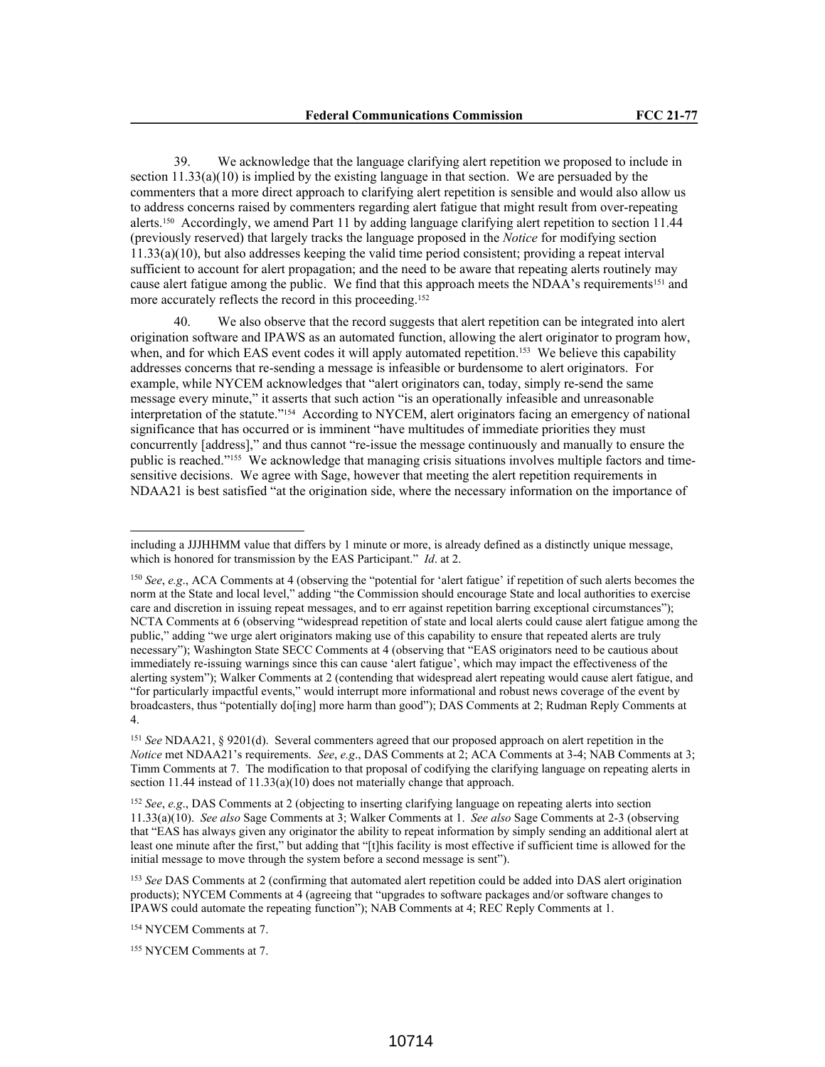39. We acknowledge that the language clarifying alert repetition we proposed to include in section 11.33(a)(10) is implied by the existing language in that section. We are persuaded by the commenters that a more direct approach to clarifying alert repetition is sensible and would also allow us to address concerns raised by commenters regarding alert fatigue that might result from over-repeating alerts.[150] Accordingly, we amend Part 11 by adding language clarifying alert repetition to section 11.44 (previously reserved) that largely tracks the language proposed in the *Notice* for modifying section 11.33(a)(10), but also addresses keeping the valid time period consistent; providing a repeat interval sufficient to account for alert propagation; and the need to be aware that repeating alerts routinely may cause alert fatigue among the public. We find that this approach meets the NDAA's requirements[151] and more accurately reflects the record in this proceeding.[152]

40. We also observe that the record suggests that alert repetition can be integrated into alert origination software and IPAWS as an automated function, allowing the alert originator to program how, when, and for which EAS event codes it will apply automated repetition.[153] We believe this capability addresses concerns that re-sending a message is infeasible or burdensome to alert originators. For example, while NYCEM acknowledges that "alert originators can, today, simply re-send the same message every minute," it asserts that such action "is an operationally infeasible and unreasonable interpretation of the statute."[154] According to NYCEM, alert originators facing an emergency of national significance that has occurred or is imminent "have multitudes of immediate priorities they must concurrently [address]," and thus cannot "re-issue the message continuously and manually to ensure the public is reached."[155] We acknowledge that managing crisis situations involves multiple factors and time-sensitive decisions. We agree with Sage, however that meeting the alert repetition requirements in NDAA21 is best satisfied "at the origination side, where the necessary information on the importance of

---

including a JJJHHMM value that differs by 1 minute or more, is already defined as a distinctly unique message, which is honored for transmission by the EAS Participant." *Id*. at 2.

[150] *See*, *e.g*., ACA Comments at 4 (observing the "potential for 'alert fatigue' if repetition of such alerts becomes the norm at the State and local level," adding "the Commission should encourage State and local authorities to exercise care and discretion in issuing repeat messages, and to err against repetition barring exceptional circumstances"); NCTA Comments at 6 (observing "widespread repetition of state and local alerts could cause alert fatigue among the public," adding "we urge alert originators making use of this capability to ensure that repeated alerts are truly necessary"); Washington State SECC Comments at 4 (observing that "EAS originators need to be cautious about immediately re-issuing warnings since this can cause 'alert fatigue', which may impact the effectiveness of the alerting system"); Walker Comments at 2 (contending that widespread alert repeating would cause alert fatigue, and "for particularly impactful events," would interrupt more informational and robust news coverage of the event by broadcasters, thus "potentially do[ing] more harm than good"); DAS Comments at 2; Rudman Reply Comments at 4.

[151] *See* NDAA21, § 9201(d). Several commenters agreed that our proposed approach on alert repetition in the *Notice* met NDAA21's requirements. *See*, *e.g*., DAS Comments at 2; ACA Comments at 3-4; NAB Comments at 3; Timm Comments at 7. The modification to that proposal of codifying the clarifying language on repeating alerts in section 11.44 instead of 11.33(a)(10) does not materially change that approach.

[152] *See*, *e.g*., DAS Comments at 2 (objecting to inserting clarifying language on repeating alerts into section 11.33(a)(10). *See also* Sage Comments at 3; Walker Comments at 1. *See also* Sage Comments at 2-3 (observing that "EAS has always given any originator the ability to repeat information by simply sending an additional alert at least one minute after the first," but adding that "[t]his facility is most effective if sufficient time is allowed for the initial message to move through the system before a second message is sent").

[153] *See* DAS Comments at 2 (confirming that automated alert repetition could be added into DAS alert origination products); NYCEM Comments at 4 (agreeing that "upgrades to software packages and/or software changes to IPAWS could automate the repeating function"); NAB Comments at 4; REC Reply Comments at 1.

[154] NYCEM Comments at 7.

[155] NYCEM Comments at 7.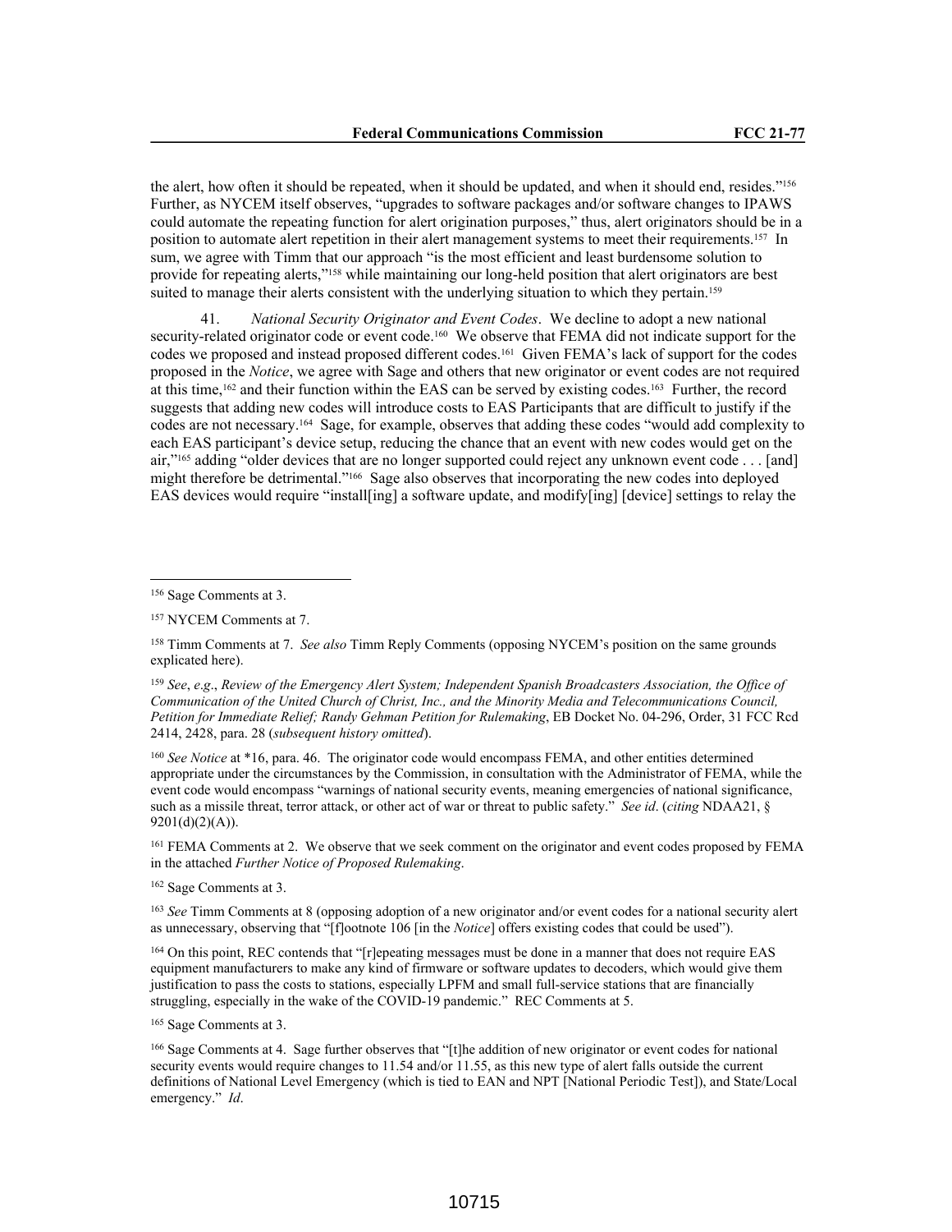the alert, how often it should be repeated, when it should be updated, and when it should end, resides."[156] Further, as NYCEM itself observes, "upgrades to software packages and/or software changes to IPAWS could automate the repeating function for alert origination purposes," thus, alert originators should be in a position to automate alert repetition in their alert management systems to meet their requirements.[157] In sum, we agree with Timm that our approach "is the most efficient and least burdensome solution to provide for repeating alerts,"[158] while maintaining our long-held position that alert originators are best suited to manage their alerts consistent with the underlying situation to which they pertain.[159]

41. *National Security Originator and Event Codes*. We decline to adopt a new national security-related originator code or event code.[160] We observe that FEMA did not indicate support for the codes we proposed and instead proposed different codes.[161] Given FEMA's lack of support for the codes proposed in the *Notice*, we agree with Sage and others that new originator or event codes are not required at this time,[162] and their function within the EAS can be served by existing codes.[163] Further, the record suggests that adding new codes will introduce costs to EAS Participants that are difficult to justify if the codes are not necessary.[164] Sage, for example, observes that adding these codes "would add complexity to each EAS participant's device setup, reducing the chance that an event with new codes would get on the air,"[165] adding "older devices that are no longer supported could reject any unknown event code . . . [and] might therefore be detrimental."[166] Sage also observes that incorporating the new codes into deployed EAS devices would require "install[ing] a software update, and modify[ing] [device] settings to relay the

---

[156] Sage Comments at 3.

[157] NYCEM Comments at 7.

[158] Timm Comments at 7. *See also* Timm Reply Comments (opposing NYCEM's position on the same grounds explicated here).

[159] *See*, *e.g*., *Review of the Emergency Alert System; Independent Spanish Broadcasters Association, the Office of Communication of the United Church of Christ, Inc., and the Minority Media and Telecommunications Council, Petition for Immediate Relief; Randy Gehman Petition for Rulemaking*, EB Docket No. 04-296, Order, 31 FCC Rcd 2414, 2428, para. 28 (*subsequent history omitted*).

[160] *See Notice* at *16, para. 46. The originator code would encompass FEMA, and other entities determined appropriate under the circumstances by the Commission, in consultation with the Administrator of FEMA, while the event code would encompass "warnings of national security events, meaning emergencies of national significance, such as a missile threat, terror attack, or other act of war or threat to public safety." *See id*. (*citing* NDAA21, § 9201(d)(2)(A)).

[161] FEMA Comments at 2. We observe that we seek comment on the originator and event codes proposed by FEMA in the attached *Further Notice of Proposed Rulemaking*.

[162] Sage Comments at 3.

[163] *See* Timm Comments at 8 (opposing adoption of a new originator and/or event codes for a national security alert as unnecessary, observing that "[f]ootnote 106 [in the *Notice*] offers existing codes that could be used").

[164] On this point, REC contends that "[r]epeating messages must be done in a manner that does not require EAS equipment manufacturers to make any kind of firmware or software updates to decoders, which would give them justification to pass the costs to stations, especially LPFM and small full-service stations that are financially struggling, especially in the wake of the COVID-19 pandemic." REC Comments at 5.

[165] Sage Comments at 3.

[166] Sage Comments at 4. Sage further observes that "[t]he addition of new originator or event codes for national security events would require changes to 11.54 and/or 11.55, as this new type of alert falls outside the current definitions of National Level Emergency (which is tied to EAN and NPT [National Periodic Test]), and State/Local emergency." *Id*.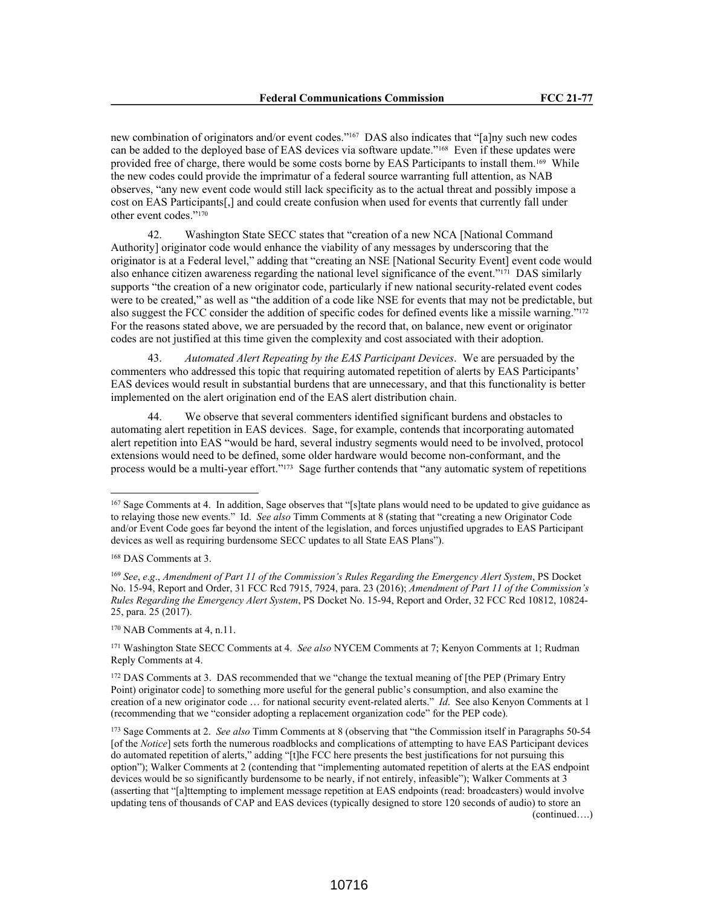new combination of originators and/or event codes."[167] DAS also indicates that "[a]ny such new codes can be added to the deployed base of EAS devices via software update."[168] Even if these updates were provided free of charge, there would be some costs borne by EAS Participants to install them.[169] While the new codes could provide the imprimatur of a federal source warranting full attention, as NAB observes, "any new event code would still lack specificity as to the actual threat and possibly impose a cost on EAS Participants[,] and could create confusion when used for events that currently fall under other event codes."[170]

42. Washington State SECC states that "creation of a new NCA [National Command Authority] originator code would enhance the viability of any messages by underscoring that the originator is at a Federal level," adding that "creating an NSE [National Security Event] event code would also enhance citizen awareness regarding the national level significance of the event."[171] DAS similarly supports "the creation of a new originator code, particularly if new national security-related event codes were to be created," as well as "the addition of a code like NSE for events that may not be predictable, but also suggest the FCC consider the addition of specific codes for defined events like a missile warning."[172] For the reasons stated above, we are persuaded by the record that, on balance, new event or originator codes are not justified at this time given the complexity and cost associated with their adoption.

43. *Automated Alert Repeating by the EAS Participant Devices*. We are persuaded by the commenters who addressed this topic that requiring automated repetition of alerts by EAS Participants' EAS devices would result in substantial burdens that are unnecessary, and that this functionality is better implemented on the alert origination end of the EAS alert distribution chain.

44. We observe that several commenters identified significant burdens and obstacles to automating alert repetition in EAS devices. Sage, for example, contends that incorporating automated alert repetition into EAS "would be hard, several industry segments would need to be involved, protocol extensions would need to be defined, some older hardware would become non-conformant, and the process would be a multi-year effort."[173] Sage further contends that "any automatic system of repetitions

---

[167] Sage Comments at 4. In addition, Sage observes that "[s]tate plans would need to be updated to give guidance as to relaying those new events." Id. *See also* Timm Comments at 8 (stating that "creating a new Originator Code and/or Event Code goes far beyond the intent of the legislation, and forces unjustified upgrades to EAS Participant devices as well as requiring burdensome SECC updates to all State EAS Plans").

[168] DAS Comments at 3.

[169] *See*, *e.g*., *Amendment of Part 11 of the Commission's Rules Regarding the Emergency Alert System*, PS Docket No. 15-94, Report and Order, 31 FCC Rcd 7915, 7924, para. 23 (2016); *Amendment of Part 11 of the Commission's Rules Regarding the Emergency Alert System*, PS Docket No. 15-94, Report and Order, 32 FCC Rcd 10812, 10824-25, para. 25 (2017).

[170] NAB Comments at 4, n.11.

[171] Washington State SECC Comments at 4. *See also* NYCEM Comments at 7; Kenyon Comments at 1; Rudman Reply Comments at 4.

[172] DAS Comments at 3. DAS recommended that we "change the textual meaning of [the PEP (Primary Entry Point) originator code] to something more useful for the general public's consumption, and also examine the creation of a new originator code … for national security event-related alerts." *Id*. See also Kenyon Comments at 1 (recommending that we "consider adopting a replacement organization code" for the PEP code).

[173] Sage Comments at 2. *See also* Timm Comments at 8 (observing that "the Commission itself in Paragraphs 50-54 [of the *Notice*] sets forth the numerous roadblocks and complications of attempting to have EAS Participant devices do automated repetition of alerts," adding "[t]he FCC here presents the best justifications for not pursuing this option"); Walker Comments at 2 (contending that "implementing automated repetition of alerts at the EAS endpoint devices would be so significantly burdensome to be nearly, if not entirely, infeasible"); Walker Comments at 3 (asserting that "[a]ttempting to implement message repetition at EAS endpoints (read: broadcasters) would involve updating tens of thousands of CAP and EAS devices (typically designed to store 120 seconds of audio) to store an

(continued….)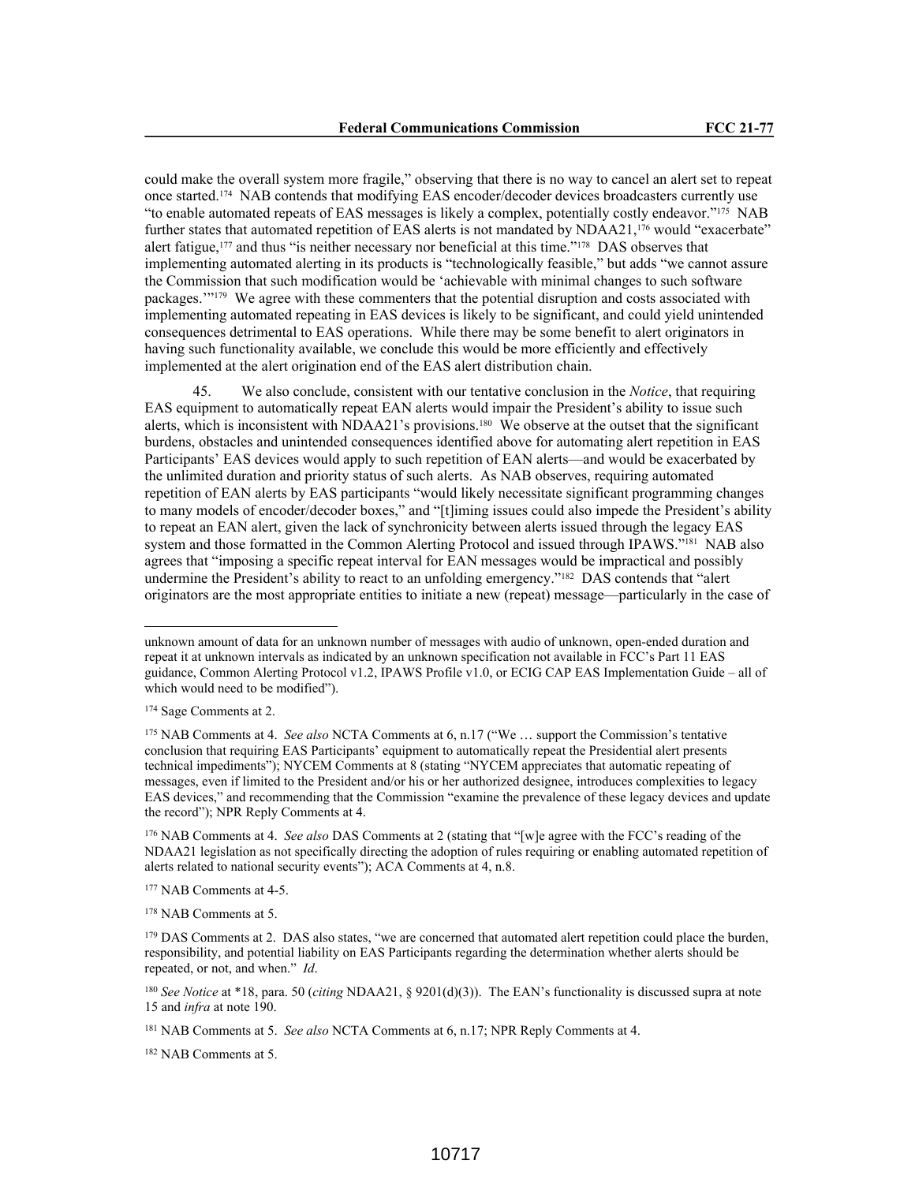could make the overall system more fragile," observing that there is no way to cancel an alert set to repeat once started.[174] NAB contends that modifying EAS encoder/decoder devices broadcasters currently use "to enable automated repeats of EAS messages is likely a complex, potentially costly endeavor."[175] NAB further states that automated repetition of EAS alerts is not mandated by NDAA21,[176] would "exacerbate" alert fatigue,[177] and thus "is neither necessary nor beneficial at this time."[178] DAS observes that implementing automated alerting in its products is "technologically feasible," but adds "we cannot assure the Commission that such modification would be 'achievable with minimal changes to such software packages.'"[179] We agree with these commenters that the potential disruption and costs associated with implementing automated repeating in EAS devices is likely to be significant, and could yield unintended consequences detrimental to EAS operations. While there may be some benefit to alert originators in having such functionality available, we conclude this would be more efficiently and effectively implemented at the alert origination end of the EAS alert distribution chain.

45. We also conclude, consistent with our tentative conclusion in the *Notice*, that requiring EAS equipment to automatically repeat EAN alerts would impair the President's ability to issue such alerts, which is inconsistent with NDAA21's provisions.[180] We observe at the outset that the significant burdens, obstacles and unintended consequences identified above for automating alert repetition in EAS Participants' EAS devices would apply to such repetition of EAN alerts—and would be exacerbated by the unlimited duration and priority status of such alerts. As NAB observes, requiring automated repetition of EAN alerts by EAS participants "would likely necessitate significant programming changes to many models of encoder/decoder boxes," and "[t]iming issues could also impede the President's ability to repeat an EAN alert, given the lack of synchronicity between alerts issued through the legacy EAS system and those formatted in the Common Alerting Protocol and issued through IPAWS."[181] NAB also agrees that "imposing a specific repeat interval for EAN messages would be impractical and possibly undermine the President's ability to react to an unfolding emergency."[182] DAS contends that "alert originators are the most appropriate entities to initiate a new (repeat) message—particularly in the case of

---

unknown amount of data for an unknown number of messages with audio of unknown, open-ended duration and repeat it at unknown intervals as indicated by an unknown specification not available in FCC's Part 11 EAS guidance, Common Alerting Protocol v1.2, IPAWS Profile v1.0, or ECIG CAP EAS Implementation Guide – all of which would need to be modified").

[174] Sage Comments at 2.

[175] NAB Comments at 4. *See also* NCTA Comments at 6, n.17 ("We … support the Commission's tentative conclusion that requiring EAS Participants' equipment to automatically repeat the Presidential alert presents technical impediments"); NYCEM Comments at 8 (stating "NYCEM appreciates that automatic repeating of messages, even if limited to the President and/or his or her authorized designee, introduces complexities to legacy EAS devices," and recommending that the Commission "examine the prevalence of these legacy devices and update the record"); NPR Reply Comments at 4.

[176] NAB Comments at 4. *See also* DAS Comments at 2 (stating that "[w]e agree with the FCC's reading of the NDAA21 legislation as not specifically directing the adoption of rules requiring or enabling automated repetition of alerts related to national security events"); ACA Comments at 4, n.8.

[177] NAB Comments at 4-5.

[178] NAB Comments at 5.

[179] DAS Comments at 2. DAS also states, "we are concerned that automated alert repetition could place the burden, responsibility, and potential liability on EAS Participants regarding the determination whether alerts should be repeated, or not, and when." *Id*.

[180] *See Notice* at *18, para. 50 (*citing* NDAA21, § 9201(d)(3)). The EAN's functionality is discussed supra at note 15 and *infra* at note 190.

[181] NAB Comments at 5. *See also* NCTA Comments at 6, n.17; NPR Reply Comments at 4.

[182] NAB Comments at 5.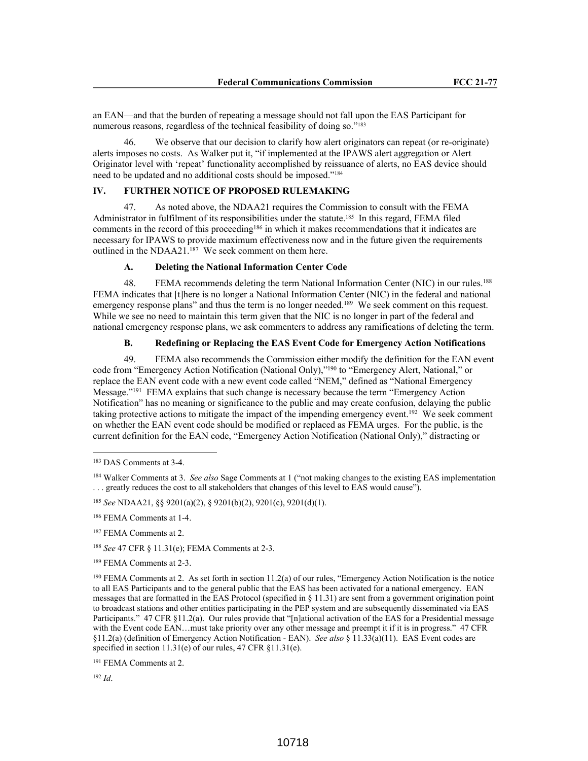an EAN—and that the burden of repeating a message should not fall upon the EAS Participant for numerous reasons, regardless of the technical feasibility of doing so."[183]

46. We observe that our decision to clarify how alert originators can repeat (or re-originate) alerts imposes no costs. As Walker put it, "if implemented at the IPAWS alert aggregation or Alert Originator level with 'repeat' functionality accomplished by reissuance of alerts, no EAS device should need to be updated and no additional costs should be imposed."[184]

## IV. FURTHER NOTICE OF PROPOSED RULEMAKING

47. As noted above, the NDAA21 requires the Commission to consult with the FEMA Administrator in fulfilment of its responsibilities under the statute.[185] In this regard, FEMA filed comments in the record of this proceeding[186] in which it makes recommendations that it indicates are necessary for IPAWS to provide maximum effectiveness now and in the future given the requirements outlined in the NDAA21.[187] We seek comment on them here.

### A. Deleting the National Information Center Code

48. FEMA recommends deleting the term National Information Center (NIC) in our rules.[188] FEMA indicates that [t]here is no longer a National Information Center (NIC) in the federal and national emergency response plans" and thus the term is no longer needed.[189] We seek comment on this request. While we see no need to maintain this term given that the NIC is no longer in part of the federal and national emergency response plans, we ask commenters to address any ramifications of deleting the term.

### B. Redefining or Replacing the EAS Event Code for Emergency Action Notifications

49. FEMA also recommends the Commission either modify the definition for the EAN event code from "Emergency Action Notification (National Only),"[190] to "Emergency Alert, National," or replace the EAN event code with a new event code called "NEM," defined as "National Emergency Message."[191] FEMA explains that such change is necessary because the term "Emergency Action Notification" has no meaning or significance to the public and may create confusion, delaying the public taking protective actions to mitigate the impact of the impending emergency event.[192] We seek comment on whether the EAN event code should be modified or replaced as FEMA urges. For the public, is the current definition for the EAN code, "Emergency Action Notification (National Only)," distracting or

---

[183] DAS Comments at 3-4.

[184] Walker Comments at 3. *See also* Sage Comments at 1 ("not making changes to the existing EAS implementation . . . greatly reduces the cost to all stakeholders that changes of this level to EAS would cause").

[185] *See* NDAA21, §§ 9201(a)(2), § 9201(b)(2), 9201(c), 9201(d)(1).

[186] FEMA Comments at 1-4.

[187] FEMA Comments at 2.

[188] *See* 47 CFR § 11.31(e); FEMA Comments at 2-3.

[189] FEMA Comments at 2-3.

[190] FEMA Comments at 2. As set forth in section 11.2(a) of our rules, "Emergency Action Notification is the notice to all EAS Participants and to the general public that the EAS has been activated for a national emergency. EAN messages that are formatted in the EAS Protocol (specified in § 11.31) are sent from a government origination point to broadcast stations and other entities participating in the PEP system and are subsequently disseminated via EAS Participants." 47 CFR §11.2(a). Our rules provide that "[n]ational activation of the EAS for a Presidential message with the Event code EAN…must take priority over any other message and preempt it if it is in progress." 47 CFR §11.2(a) (definition of Emergency Action Notification - EAN). *See also* § 11.33(a)(11). EAS Event codes are specified in section 11.31(e) of our rules, 47 CFR §11.31(e).

[191] FEMA Comments at 2.

[192] *Id*.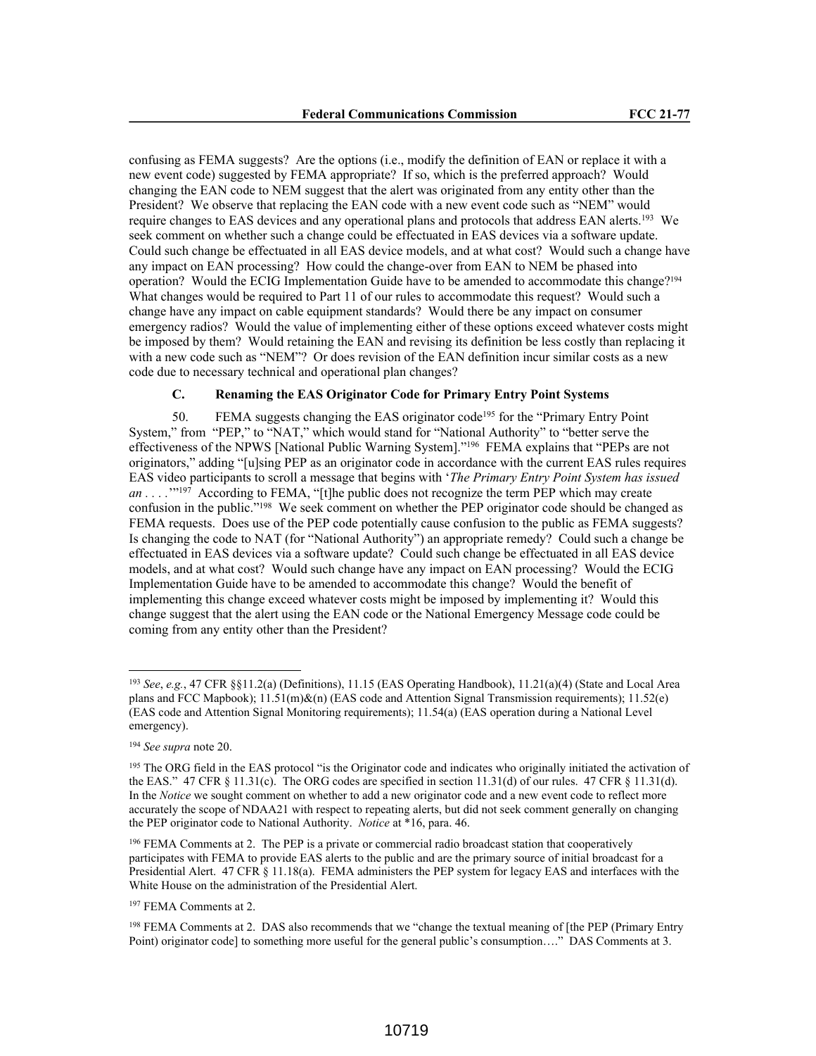confusing as FEMA suggests? Are the options (i.e., modify the definition of EAN or replace it with a new event code) suggested by FEMA appropriate? If so, which is the preferred approach? Would changing the EAN code to NEM suggest that the alert was originated from any entity other than the President? We observe that replacing the EAN code with a new event code such as "NEM" would require changes to EAS devices and any operational plans and protocols that address EAN alerts.[193] We seek comment on whether such a change could be effectuated in EAS devices via a software update. Could such change be effectuated in all EAS device models, and at what cost? Would such a change have any impact on EAN processing? How could the change-over from EAN to NEM be phased into operation? Would the ECIG Implementation Guide have to be amended to accommodate this change?[194] What changes would be required to Part 11 of our rules to accommodate this request? Would such a change have any impact on cable equipment standards? Would there be any impact on consumer emergency radios? Would the value of implementing either of these options exceed whatever costs might be imposed by them? Would retaining the EAN and revising its definition be less costly than replacing it with a new code such as "NEM"? Or does revision of the EAN definition incur similar costs as a new code due to necessary technical and operational plan changes?

### C. Renaming the EAS Originator Code for Primary Entry Point Systems

50. FEMA suggests changing the EAS originator code[195] for the "Primary Entry Point System," from "PEP," to "NAT," which would stand for "National Authority" to "better serve the effectiveness of the NPWS [National Public Warning System]."[196] FEMA explains that "PEPs are not originators," adding "[u]sing PEP as an originator code in accordance with the current EAS rules requires EAS video participants to scroll a message that begins with '*The Primary Entry Point System has issued an* . . . .'"[197] According to FEMA, "[t]he public does not recognize the term PEP which may create confusion in the public."[198] We seek comment on whether the PEP originator code should be changed as FEMA requests. Does use of the PEP code potentially cause confusion to the public as FEMA suggests? Is changing the code to NAT (for "National Authority") an appropriate remedy? Could such a change be effectuated in EAS devices via a software update? Could such change be effectuated in all EAS device models, and at what cost? Would such change have any impact on EAN processing? Would the ECIG Implementation Guide have to be amended to accommodate this change? Would the benefit of implementing this change exceed whatever costs might be imposed by implementing it? Would this change suggest that the alert using the EAN code or the National Emergency Message code could be coming from any entity other than the President?

---

[193] *See*, *e.g.*, 47 CFR §§11.2(a) (Definitions), 11.15 (EAS Operating Handbook), 11.21(a)(4) (State and Local Area plans and FCC Mapbook); 11.51(m)&(n) (EAS code and Attention Signal Transmission requirements); 11.52(e) (EAS code and Attention Signal Monitoring requirements); 11.54(a) (EAS operation during a National Level emergency).

[194] *See supra* note 20.

[195] The ORG field in the EAS protocol "is the Originator code and indicates who originally initiated the activation of the EAS." 47 CFR § 11.31(c). The ORG codes are specified in section 11.31(d) of our rules. 47 CFR § 11.31(d). In the *Notice* we sought comment on whether to add a new originator code and a new event code to reflect more accurately the scope of NDAA21 with respect to repeating alerts, but did not seek comment generally on changing the PEP originator code to National Authority. *Notice* at *16, para. 46.

[196] FEMA Comments at 2. The PEP is a private or commercial radio broadcast station that cooperatively participates with FEMA to provide EAS alerts to the public and are the primary source of initial broadcast for a Presidential Alert. 47 CFR § 11.18(a). FEMA administers the PEP system for legacy EAS and interfaces with the White House on the administration of the Presidential Alert.

[197] FEMA Comments at 2.

[198] FEMA Comments at 2. DAS also recommends that we "change the textual meaning of [the PEP (Primary Entry Point) originator code] to something more useful for the general public's consumption…." DAS Comments at 3.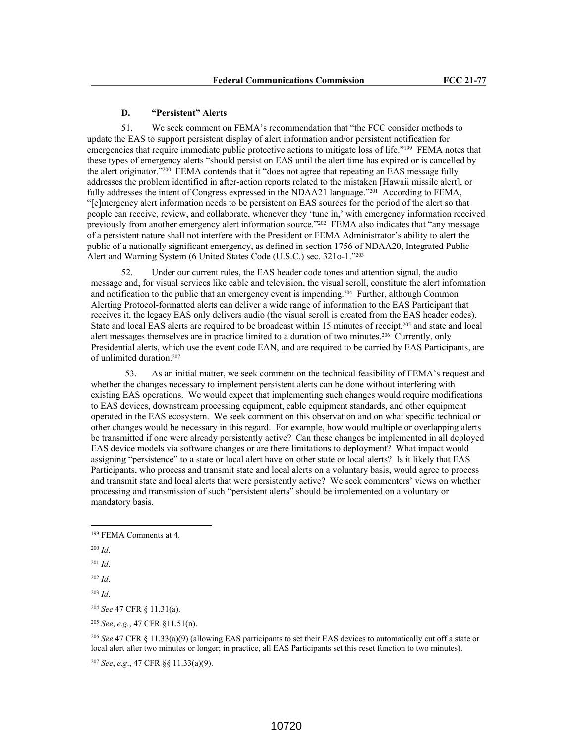### D. "Persistent" Alerts

51. We seek comment on FEMA's recommendation that "the FCC consider methods to update the EAS to support persistent display of alert information and/or persistent notification for emergencies that require immediate public protective actions to mitigate loss of life."[199] FEMA notes that these types of emergency alerts "should persist on EAS until the alert time has expired or is cancelled by the alert originator."[200] FEMA contends that it "does not agree that repeating an EAS message fully addresses the problem identified in after-action reports related to the mistaken [Hawaii missile alert], or fully addresses the intent of Congress expressed in the NDAA21 language."[201] According to FEMA, "[e]mergency alert information needs to be persistent on EAS sources for the period of the alert so that people can receive, review, and collaborate, whenever they 'tune in,' with emergency information received previously from another emergency alert information source."[202] FEMA also indicates that "any message of a persistent nature shall not interfere with the President or FEMA Administrator's ability to alert the public of a nationally significant emergency, as defined in section 1756 of NDAA20, Integrated Public Alert and Warning System (6 United States Code (U.S.C.) sec. 321o-1."[203]

52. Under our current rules, the EAS header code tones and attention signal, the audio message and, for visual services like cable and television, the visual scroll, constitute the alert information and notification to the public that an emergency event is impending.[204] Further, although Common Alerting Protocol-formatted alerts can deliver a wide range of information to the EAS Participant that receives it, the legacy EAS only delivers audio (the visual scroll is created from the EAS header codes). State and local EAS alerts are required to be broadcast within 15 minutes of receipt,[205] and state and local alert messages themselves are in practice limited to a duration of two minutes.[206] Currently, only Presidential alerts, which use the event code EAN, and are required to be carried by EAS Participants, are of unlimited duration.[207]

53. As an initial matter, we seek comment on the technical feasibility of FEMA's request and whether the changes necessary to implement persistent alerts can be done without interfering with existing EAS operations. We would expect that implementing such changes would require modifications to EAS devices, downstream processing equipment, cable equipment standards, and other equipment operated in the EAS ecosystem. We seek comment on this observation and on what specific technical or other changes would be necessary in this regard. For example, how would multiple or overlapping alerts be transmitted if one were already persistently active? Can these changes be implemented in all deployed EAS device models via software changes or are there limitations to deployment? What impact would assigning "persistence" to a state or local alert have on other state or local alerts? Is it likely that EAS Participants, who process and transmit state and local alerts on a voluntary basis, would agree to process and transmit state and local alerts that were persistently active? We seek commenters' views on whether processing and transmission of such "persistent alerts" should be implemented on a voluntary or mandatory basis.

---

[199] FEMA Comments at 4.

[200] *Id*.

[201] *Id*.

[202] *Id*.

[203] *Id*.

[204] *See* 47 CFR § 11.31(a).

[205] *See*, *e.g.*, 47 CFR §11.51(n).

[206] *See* 47 CFR § 11.33(a)(9) (allowing EAS participants to set their EAS devices to automatically cut off a state or local alert after two minutes or longer; in practice, all EAS Participants set this reset function to two minutes).

[207] *See*, *e.g*., 47 CFR §§ 11.33(a)(9).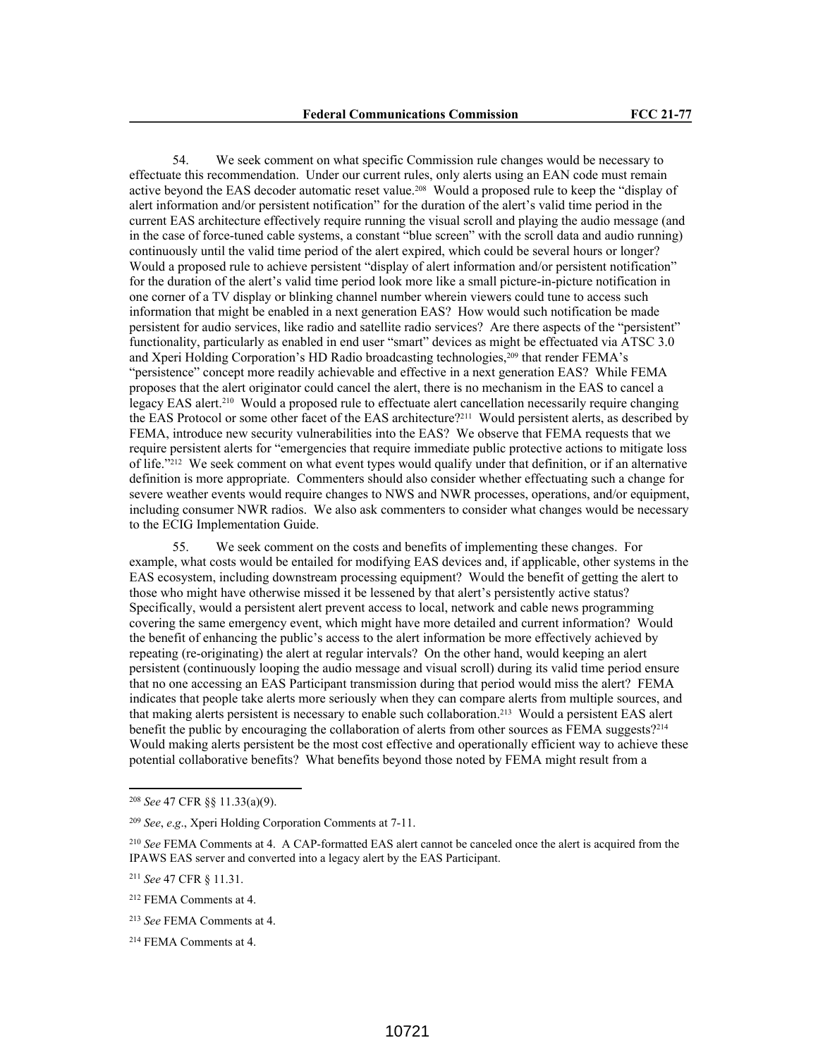54. We seek comment on what specific Commission rule changes would be necessary to effectuate this recommendation. Under our current rules, only alerts using an EAN code must remain active beyond the EAS decoder automatic reset value.[208] Would a proposed rule to keep the "display of alert information and/or persistent notification" for the duration of the alert's valid time period in the current EAS architecture effectively require running the visual scroll and playing the audio message (and in the case of force-tuned cable systems, a constant "blue screen" with the scroll data and audio running) continuously until the valid time period of the alert expired, which could be several hours or longer? Would a proposed rule to achieve persistent "display of alert information and/or persistent notification" for the duration of the alert's valid time period look more like a small picture-in-picture notification in one corner of a TV display or blinking channel number wherein viewers could tune to access such information that might be enabled in a next generation EAS? How would such notification be made persistent for audio services, like radio and satellite radio services? Are there aspects of the "persistent" functionality, particularly as enabled in end user "smart" devices as might be effectuated via ATSC 3.0 and Xperi Holding Corporation's HD Radio broadcasting technologies,[209] that render FEMA's "persistence" concept more readily achievable and effective in a next generation EAS? While FEMA proposes that the alert originator could cancel the alert, there is no mechanism in the EAS to cancel a legacy EAS alert.[210] Would a proposed rule to effectuate alert cancellation necessarily require changing the EAS Protocol or some other facet of the EAS architecture?[211] Would persistent alerts, as described by FEMA, introduce new security vulnerabilities into the EAS? We observe that FEMA requests that we require persistent alerts for "emergencies that require immediate public protective actions to mitigate loss of life."[212] We seek comment on what event types would qualify under that definition, or if an alternative definition is more appropriate. Commenters should also consider whether effectuating such a change for severe weather events would require changes to NWS and NWR processes, operations, and/or equipment, including consumer NWR radios. We also ask commenters to consider what changes would be necessary to the ECIG Implementation Guide.

55. We seek comment on the costs and benefits of implementing these changes. For example, what costs would be entailed for modifying EAS devices and, if applicable, other systems in the EAS ecosystem, including downstream processing equipment? Would the benefit of getting the alert to those who might have otherwise missed it be lessened by that alert's persistently active status? Specifically, would a persistent alert prevent access to local, network and cable news programming covering the same emergency event, which might have more detailed and current information? Would the benefit of enhancing the public's access to the alert information be more effectively achieved by repeating (re-originating) the alert at regular intervals? On the other hand, would keeping an alert persistent (continuously looping the audio message and visual scroll) during its valid time period ensure that no one accessing an EAS Participant transmission during that period would miss the alert? FEMA indicates that people take alerts more seriously when they can compare alerts from multiple sources, and that making alerts persistent is necessary to enable such collaboration.[213] Would a persistent EAS alert benefit the public by encouraging the collaboration of alerts from other sources as FEMA suggests?[214] Would making alerts persistent be the most cost effective and operationally efficient way to achieve these potential collaborative benefits? What benefits beyond those noted by FEMA might result from a

---

[208] *See* 47 CFR §§ 11.33(a)(9).

[209] *See*, *e.g*., Xperi Holding Corporation Comments at 7-11.

[210] *See* FEMA Comments at 4. A CAP-formatted EAS alert cannot be canceled once the alert is acquired from the IPAWS EAS server and converted into a legacy alert by the EAS Participant.

[211] *See* 47 CFR § 11.31.

[212] FEMA Comments at 4.

[213] *See* FEMA Comments at 4.

[214] FEMA Comments at 4.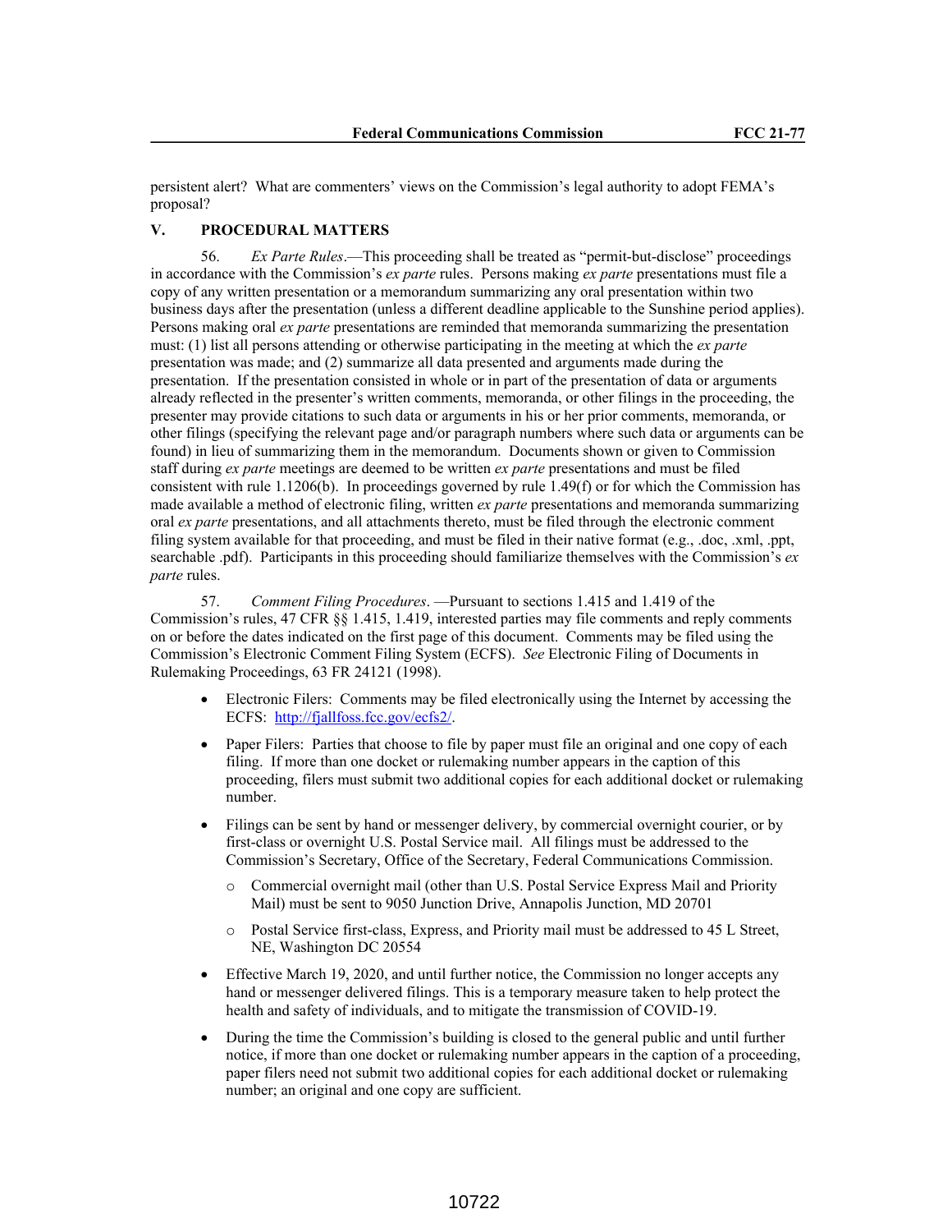persistent alert? What are commenters' views on the Commission's legal authority to adopt FEMA's proposal?

## V. PROCEDURAL MATTERS

56. *Ex Parte Rules*.—This proceeding shall be treated as "permit-but-disclose" proceedings in accordance with the Commission's *ex parte* rules. Persons making *ex parte* presentations must file a copy of any written presentation or a memorandum summarizing any oral presentation within two business days after the presentation (unless a different deadline applicable to the Sunshine period applies). Persons making oral *ex parte* presentations are reminded that memoranda summarizing the presentation must: (1) list all persons attending or otherwise participating in the meeting at which the *ex parte* presentation was made; and (2) summarize all data presented and arguments made during the presentation. If the presentation consisted in whole or in part of the presentation of data or arguments already reflected in the presenter's written comments, memoranda, or other filings in the proceeding, the presenter may provide citations to such data or arguments in his or her prior comments, memoranda, or other filings (specifying the relevant page and/or paragraph numbers where such data or arguments can be found) in lieu of summarizing them in the memorandum. Documents shown or given to Commission staff during *ex parte* meetings are deemed to be written *ex parte* presentations and must be filed consistent with rule 1.1206(b). In proceedings governed by rule 1.49(f) or for which the Commission has made available a method of electronic filing, written *ex parte* presentations and memoranda summarizing oral *ex parte* presentations, and all attachments thereto, must be filed through the electronic comment filing system available for that proceeding, and must be filed in their native format (e.g., .doc, .xml, .ppt, searchable .pdf). Participants in this proceeding should familiarize themselves with the Commission's *ex parte* rules.

57. *Comment Filing Procedures*. —Pursuant to sections 1.415 and 1.419 of the Commission's rules, 47 CFR §§ 1.415, 1.419, interested parties may file comments and reply comments on or before the dates indicated on the first page of this document. Comments may be filed using the Commission's Electronic Comment Filing System (ECFS). *See* Electronic Filing of Documents in Rulemaking Proceedings, 63 FR 24121 (1998).

- Electronic Filers: Comments may be filed electronically using the Internet by accessing the ECFS: http://fjallfoss.fcc.gov/ecfs2/.
- Paper Filers: Parties that choose to file by paper must file an original and one copy of each filing. If more than one docket or rulemaking number appears in the caption of this proceeding, filers must submit two additional copies for each additional docket or rulemaking number.
- Filings can be sent by hand or messenger delivery, by commercial overnight courier, or by first-class or overnight U.S. Postal Service mail. All filings must be addressed to the Commission's Secretary, Office of the Secretary, Federal Communications Commission.
  - Commercial overnight mail (other than U.S. Postal Service Express Mail and Priority Mail) must be sent to 9050 Junction Drive, Annapolis Junction, MD 20701
  - Postal Service first-class, Express, and Priority mail must be addressed to 45 L Street, NE, Washington DC 20554
- Effective March 19, 2020, and until further notice, the Commission no longer accepts any hand or messenger delivered filings. This is a temporary measure taken to help protect the health and safety of individuals, and to mitigate the transmission of COVID-19.
- During the time the Commission's building is closed to the general public and until further notice, if more than one docket or rulemaking number appears in the caption of a proceeding, paper filers need not submit two additional copies for each additional docket or rulemaking number; an original and one copy are sufficient.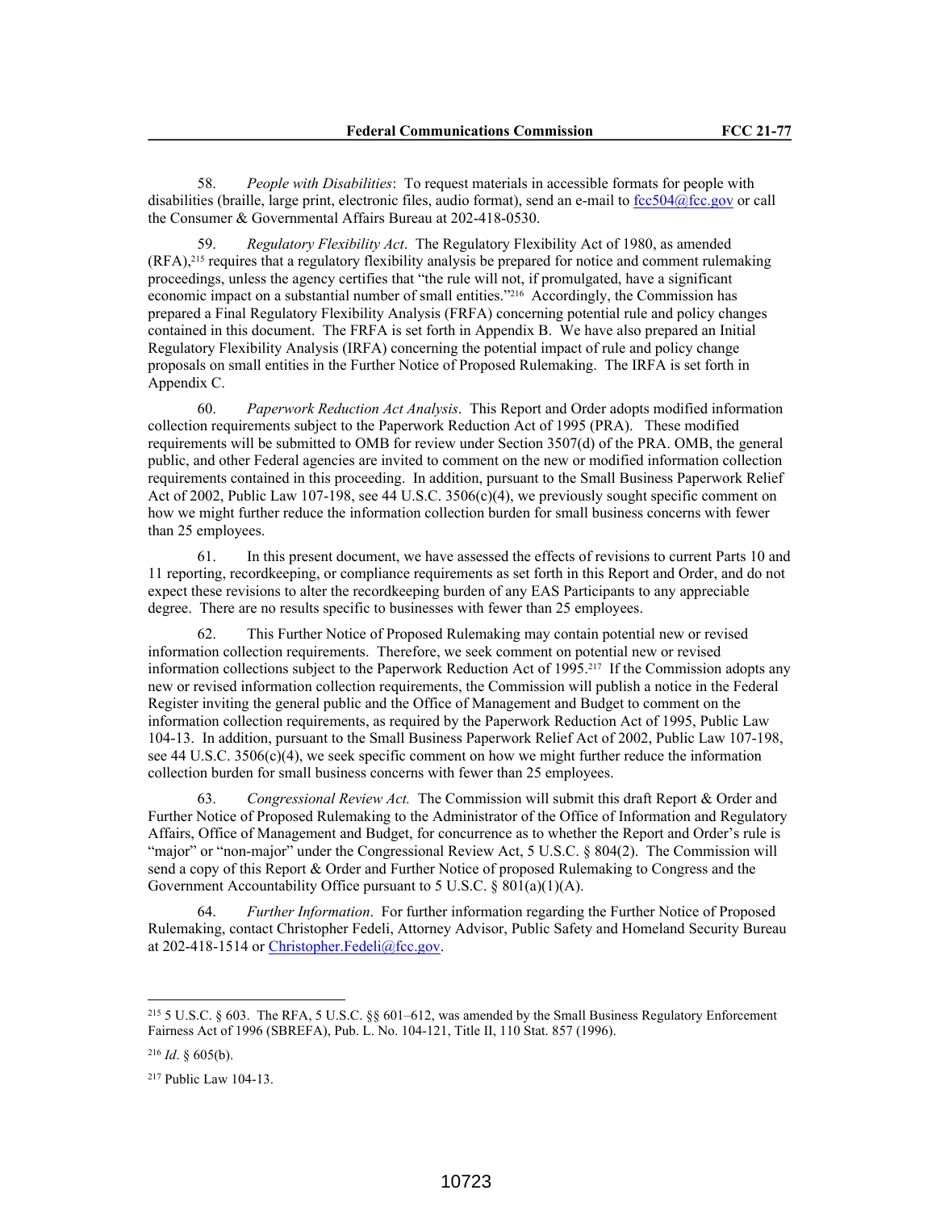58. *People with Disabilities*: To request materials in accessible formats for people with disabilities (braille, large print, electronic files, audio format), send an e-mail to fcc504@fcc.gov or call the Consumer & Governmental Affairs Bureau at 202-418-0530.

59. *Regulatory Flexibility Act*. The Regulatory Flexibility Act of 1980, as amended (RFA),[215] requires that a regulatory flexibility analysis be prepared for notice and comment rulemaking proceedings, unless the agency certifies that "the rule will not, if promulgated, have a significant economic impact on a substantial number of small entities."[216] Accordingly, the Commission has prepared a Final Regulatory Flexibility Analysis (FRFA) concerning potential rule and policy changes contained in this document. The FRFA is set forth in Appendix B. We have also prepared an Initial Regulatory Flexibility Analysis (IRFA) concerning the potential impact of rule and policy change proposals on small entities in the Further Notice of Proposed Rulemaking. The IRFA is set forth in Appendix C.

60. *Paperwork Reduction Act Analysis*. This Report and Order adopts modified information collection requirements subject to the Paperwork Reduction Act of 1995 (PRA). These modified requirements will be submitted to OMB for review under Section 3507(d) of the PRA. OMB, the general public, and other Federal agencies are invited to comment on the new or modified information collection requirements contained in this proceeding. In addition, pursuant to the Small Business Paperwork Relief Act of 2002, Public Law 107-198, see 44 U.S.C. 3506(c)(4), we previously sought specific comment on how we might further reduce the information collection burden for small business concerns with fewer than 25 employees.

61. In this present document, we have assessed the effects of revisions to current Parts 10 and 11 reporting, recordkeeping, or compliance requirements as set forth in this Report and Order, and do not expect these revisions to alter the recordkeeping burden of any EAS Participants to any appreciable degree. There are no results specific to businesses with fewer than 25 employees.

62. This Further Notice of Proposed Rulemaking may contain potential new or revised information collection requirements. Therefore, we seek comment on potential new or revised information collections subject to the Paperwork Reduction Act of 1995.[217] If the Commission adopts any new or revised information collection requirements, the Commission will publish a notice in the Federal Register inviting the general public and the Office of Management and Budget to comment on the information collection requirements, as required by the Paperwork Reduction Act of 1995, Public Law 104-13. In addition, pursuant to the Small Business Paperwork Relief Act of 2002, Public Law 107-198, see 44 U.S.C. 3506(c)(4), we seek specific comment on how we might further reduce the information collection burden for small business concerns with fewer than 25 employees.

63. *Congressional Review Act.* The Commission will submit this draft Report & Order and Further Notice of Proposed Rulemaking to the Administrator of the Office of Information and Regulatory Affairs, Office of Management and Budget, for concurrence as to whether the Report and Order's rule is "major" or "non-major" under the Congressional Review Act, 5 U.S.C. § 804(2). The Commission will send a copy of this Report & Order and Further Notice of proposed Rulemaking to Congress and the Government Accountability Office pursuant to 5 U.S.C. § 801(a)(1)(A).

64. *Further Information*. For further information regarding the Further Notice of Proposed Rulemaking, contact Christopher Fedeli, Attorney Advisor, Public Safety and Homeland Security Bureau at 202-418-1514 or Christopher.Fedeli@fcc.gov.

---

[215] 5 U.S.C. § 603. The RFA, 5 U.S.C. §§ 601–612, was amended by the Small Business Regulatory Enforcement Fairness Act of 1996 (SBREFA), Pub. L. No. 104-121, Title II, 110 Stat. 857 (1996).

[216] *Id*. § 605(b).

[217] Public Law 104-13.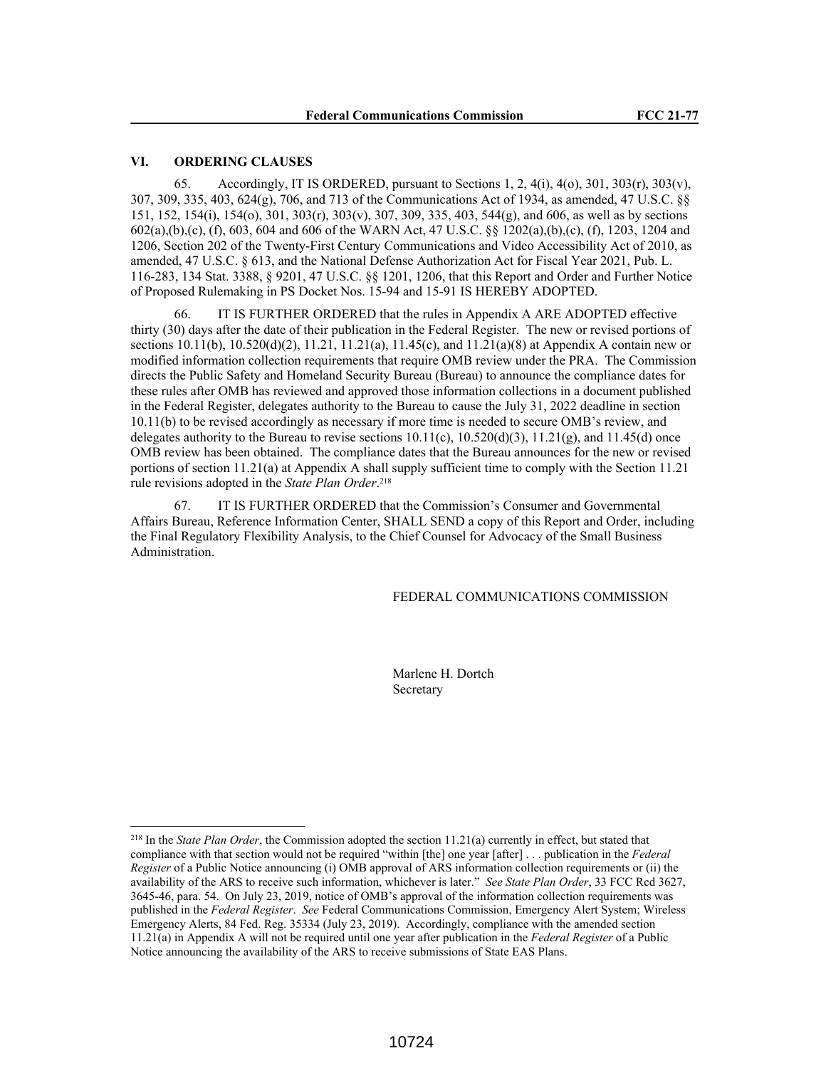## VI. ORDERING CLAUSES

65. Accordingly, IT IS ORDERED, pursuant to Sections 1, 2, 4(i), 4(o), 301, 303(r), 303(v), 307, 309, 335, 403, 624(g), 706, and 713 of the Communications Act of 1934, as amended, 47 U.S.C. §§ 151, 152, 154(i), 154(o), 301, 303(r), 303(v), 307, 309, 335, 403, 544(g), and 606, as well as by sections 602(a),(b),(c), (f), 603, 604 and 606 of the WARN Act, 47 U.S.C. §§ 1202(a),(b),(c), (f), 1203, 1204 and 1206, Section 202 of the Twenty-First Century Communications and Video Accessibility Act of 2010, as amended, 47 U.S.C. § 613, and the National Defense Authorization Act for Fiscal Year 2021, Pub. L. 116-283, 134 Stat. 3388, § 9201, 47 U.S.C. §§ 1201, 1206, that this Report and Order and Further Notice of Proposed Rulemaking in PS Docket Nos. 15-94 and 15-91 IS HEREBY ADOPTED.

66. IT IS FURTHER ORDERED that the rules in Appendix A ARE ADOPTED effective thirty (30) days after the date of their publication in the Federal Register. The new or revised portions of sections 10.11(b), 10.520(d)(2), 11.21, 11.21(a), 11.45(c), and 11.21(a)(8) at Appendix A contain new or modified information collection requirements that require OMB review under the PRA. The Commission directs the Public Safety and Homeland Security Bureau (Bureau) to announce the compliance dates for these rules after OMB has reviewed and approved those information collections in a document published in the Federal Register, delegates authority to the Bureau to cause the July 31, 2022 deadline in section 10.11(b) to be revised accordingly as necessary if more time is needed to secure OMB's review, and delegates authority to the Bureau to revise sections 10.11(c), 10.520(d)(3), 11.21(g), and 11.45(d) once OMB review has been obtained. The compliance dates that the Bureau announces for the new or revised portions of section 11.21(a) at Appendix A shall supply sufficient time to comply with the Section 11.21 rule revisions adopted in the *State Plan Order*.[218]

67. IT IS FURTHER ORDERED that the Commission's Consumer and Governmental Affairs Bureau, Reference Information Center, SHALL SEND a copy of this Report and Order, including the Final Regulatory Flexibility Analysis, to the Chief Counsel for Advocacy of the Small Business Administration.

FEDERAL COMMUNICATIONS COMMISSION

Marlene H. Dortch
Secretary

---

[218] In the *State Plan Order*, the Commission adopted the section 11.21(a) currently in effect, but stated that compliance with that section would not be required "within [the] one year [after] . . . publication in the *Federal Register* of a Public Notice announcing (i) OMB approval of ARS information collection requirements or (ii) the availability of the ARS to receive such information, whichever is later." *See State Plan Order*, 33 FCC Rcd 3627, 3645-46, para. 54. On July 23, 2019, notice of OMB's approval of the information collection requirements was published in the *Federal Register*. *See* Federal Communications Commission, Emergency Alert System; Wireless Emergency Alerts, 84 Fed. Reg. 35334 (July 23, 2019). Accordingly, compliance with the amended section 11.21(a) in Appendix A will not be required until one year after publication in the *Federal Register* of a Public Notice announcing the availability of the ARS to receive submissions of State EAS Plans.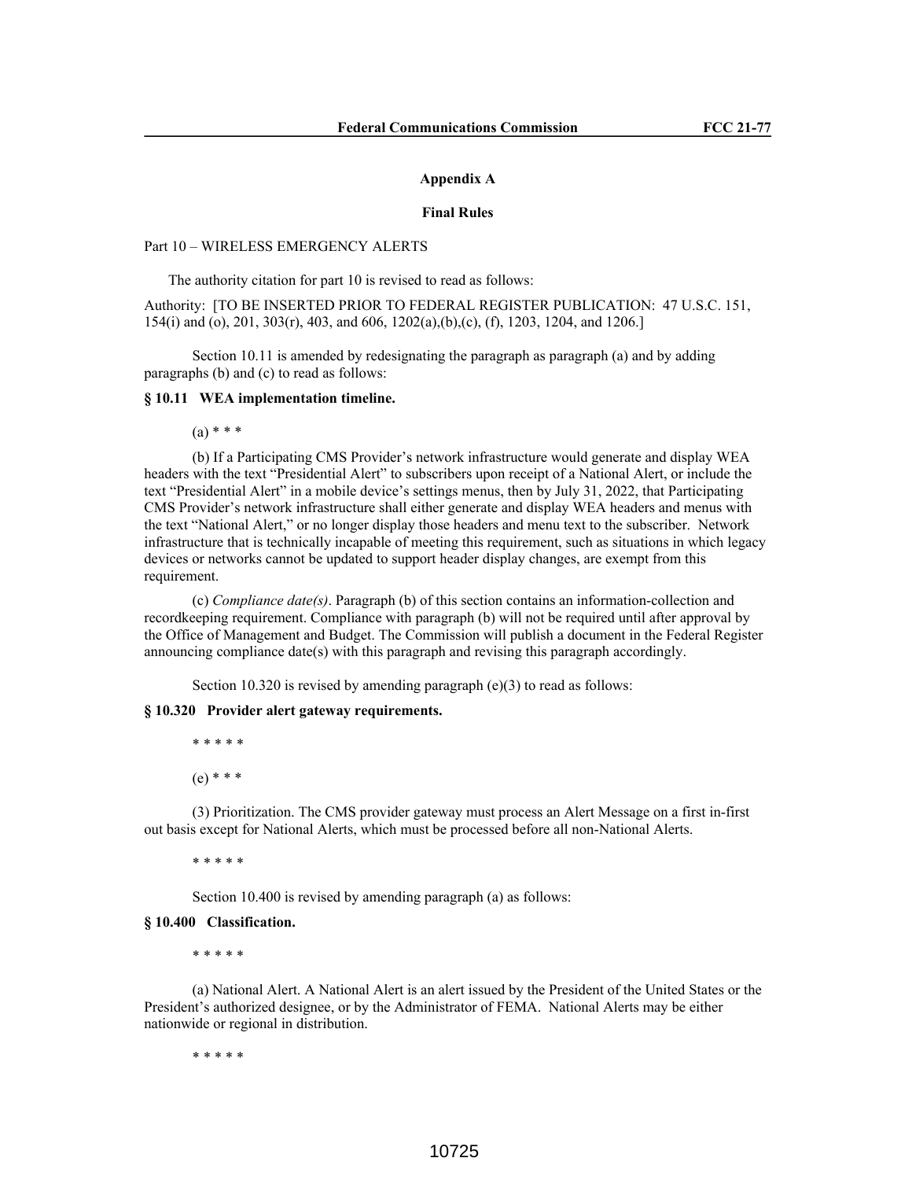## Appendix A

## Final Rules

Part 10 – WIRELESS EMERGENCY ALERTS

The authority citation for part 10 is revised to read as follows:

Authority: [TO BE INSERTED PRIOR TO FEDERAL REGISTER PUBLICATION: 47 U.S.C. 151, 154(i) and (o), 201, 303(r), 403, and 606, 1202(a),(b),(c), (f), 1203, 1204, and 1206.]

Section 10.11 is amended by redesignating the paragraph as paragraph (a) and by adding paragraphs (b) and (c) to read as follows:

**§ 10.11 WEA implementation timeline.**

(a) * * *

(b) If a Participating CMS Provider's network infrastructure would generate and display WEA headers with the text "Presidential Alert" to subscribers upon receipt of a National Alert, or include the text "Presidential Alert" in a mobile device's settings menus, then by July 31, 2022, that Participating CMS Provider's network infrastructure shall either generate and display WEA headers and menus with the text "National Alert," or no longer display those headers and menu text to the subscriber. Network infrastructure that is technically incapable of meeting this requirement, such as situations in which legacy devices or networks cannot be updated to support header display changes, are exempt from this requirement.

(c) *Compliance date(s)*. Paragraph (b) of this section contains an information-collection and recordkeeping requirement. Compliance with paragraph (b) will not be required until after approval by the Office of Management and Budget. The Commission will publish a document in the Federal Register announcing compliance date(s) with this paragraph and revising this paragraph accordingly.

Section 10.320 is revised by amending paragraph (e)(3) to read as follows:

**§ 10.320 Provider alert gateway requirements.**

* * * * *

(e) * * *

(3) Prioritization. The CMS provider gateway must process an Alert Message on a first in-first out basis except for National Alerts, which must be processed before all non-National Alerts.

* * * * *

Section 10.400 is revised by amending paragraph (a) as follows:

**§ 10.400 Classification.**

* * * * *

(a) National Alert. A National Alert is an alert issued by the President of the United States or the President's authorized designee, or by the Administrator of FEMA. National Alerts may be either nationwide or regional in distribution.

* * * * *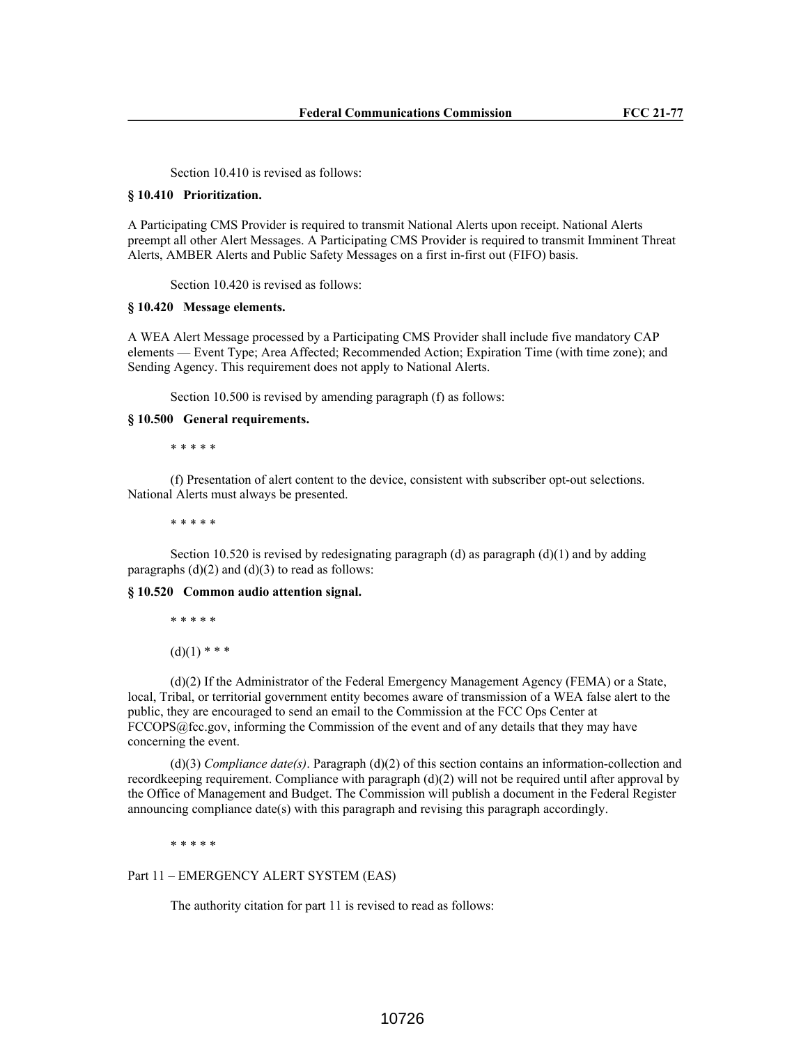Section 10.410 is revised as follows:

**§ 10.410 Prioritization.**

A Participating CMS Provider is required to transmit National Alerts upon receipt. National Alerts preempt all other Alert Messages. A Participating CMS Provider is required to transmit Imminent Threat Alerts, AMBER Alerts and Public Safety Messages on a first in-first out (FIFO) basis.

Section 10.420 is revised as follows:

**§ 10.420 Message elements.**

A WEA Alert Message processed by a Participating CMS Provider shall include five mandatory CAP elements — Event Type; Area Affected; Recommended Action; Expiration Time (with time zone); and Sending Agency. This requirement does not apply to National Alerts.

Section 10.500 is revised by amending paragraph (f) as follows:

**§ 10.500 General requirements.**

\* \* \* \* \*

(f) Presentation of alert content to the device, consistent with subscriber opt-out selections. National Alerts must always be presented.

\* \* \* \* \*

Section 10.520 is revised by redesignating paragraph (d) as paragraph (d)(1) and by adding paragraphs (d)(2) and (d)(3) to read as follows:

**§ 10.520 Common audio attention signal.**

\* \* \* \* \*

(d)(1) \* \* \*

(d)(2) If the Administrator of the Federal Emergency Management Agency (FEMA) or a State, local, Tribal, or territorial government entity becomes aware of transmission of a WEA false alert to the public, they are encouraged to send an email to the Commission at the FCC Ops Center at FCCOPS@fcc.gov, informing the Commission of the event and of any details that they may have concerning the event.

(d)(3) *Compliance date(s)*. Paragraph (d)(2) of this section contains an information-collection and recordkeeping requirement. Compliance with paragraph (d)(2) will not be required until after approval by the Office of Management and Budget. The Commission will publish a document in the Federal Register announcing compliance date(s) with this paragraph and revising this paragraph accordingly.

\* \* \* \* \*

Part 11 – EMERGENCY ALERT SYSTEM (EAS)

The authority citation for part 11 is revised to read as follows: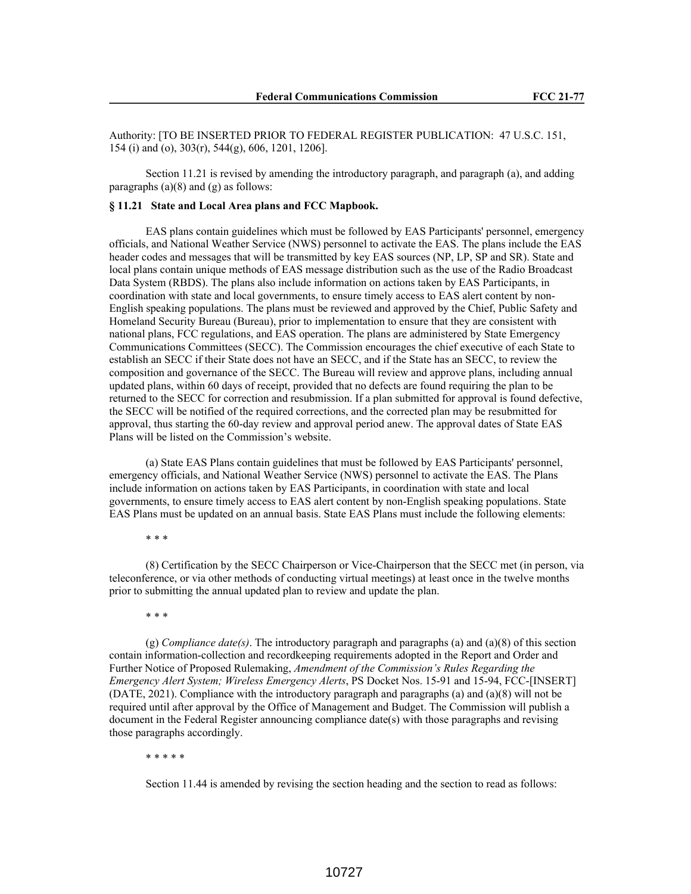Authority: [TO BE INSERTED PRIOR TO FEDERAL REGISTER PUBLICATION: 47 U.S.C. 151, 154 (i) and (o), 303(r), 544(g), 606, 1201, 1206].

Section 11.21 is revised by amending the introductory paragraph, and paragraph (a), and adding paragraphs (a)(8) and (g) as follows:

**§ 11.21 State and Local Area plans and FCC Mapbook.**

EAS plans contain guidelines which must be followed by EAS Participants' personnel, emergency officials, and National Weather Service (NWS) personnel to activate the EAS. The plans include the EAS header codes and messages that will be transmitted by key EAS sources (NP, LP, SP and SR). State and local plans contain unique methods of EAS message distribution such as the use of the Radio Broadcast Data System (RBDS). The plans also include information on actions taken by EAS Participants, in coordination with state and local governments, to ensure timely access to EAS alert content by non-English speaking populations. The plans must be reviewed and approved by the Chief, Public Safety and Homeland Security Bureau (Bureau), prior to implementation to ensure that they are consistent with national plans, FCC regulations, and EAS operation. The plans are administered by State Emergency Communications Committees (SECC). The Commission encourages the chief executive of each State to establish an SECC if their State does not have an SECC, and if the State has an SECC, to review the composition and governance of the SECC. The Bureau will review and approve plans, including annual updated plans, within 60 days of receipt, provided that no defects are found requiring the plan to be returned to the SECC for correction and resubmission. If a plan submitted for approval is found defective, the SECC will be notified of the required corrections, and the corrected plan may be resubmitted for approval, thus starting the 60-day review and approval period anew. The approval dates of State EAS Plans will be listed on the Commission's website.

(a) State EAS Plans contain guidelines that must be followed by EAS Participants' personnel, emergency officials, and National Weather Service (NWS) personnel to activate the EAS. The Plans include information on actions taken by EAS Participants, in coordination with state and local governments, to ensure timely access to EAS alert content by non-English speaking populations. State EAS Plans must be updated on an annual basis. State EAS Plans must include the following elements:

\* \* \*

(8) Certification by the SECC Chairperson or Vice-Chairperson that the SECC met (in person, via teleconference, or via other methods of conducting virtual meetings) at least once in the twelve months prior to submitting the annual updated plan to review and update the plan.

\* \* \*

(g) *Compliance date(s)*. The introductory paragraph and paragraphs (a) and (a)(8) of this section contain information-collection and recordkeeping requirements adopted in the Report and Order and Further Notice of Proposed Rulemaking, *Amendment of the Commission's Rules Regarding the Emergency Alert System; Wireless Emergency Alerts*, PS Docket Nos. 15-91 and 15-94, FCC-[INSERT] (DATE, 2021). Compliance with the introductory paragraph and paragraphs (a) and (a)(8) will not be required until after approval by the Office of Management and Budget. The Commission will publish a document in the Federal Register announcing compliance date(s) with those paragraphs and revising those paragraphs accordingly.

\* \* \* \* \*

Section 11.44 is amended by revising the section heading and the section to read as follows: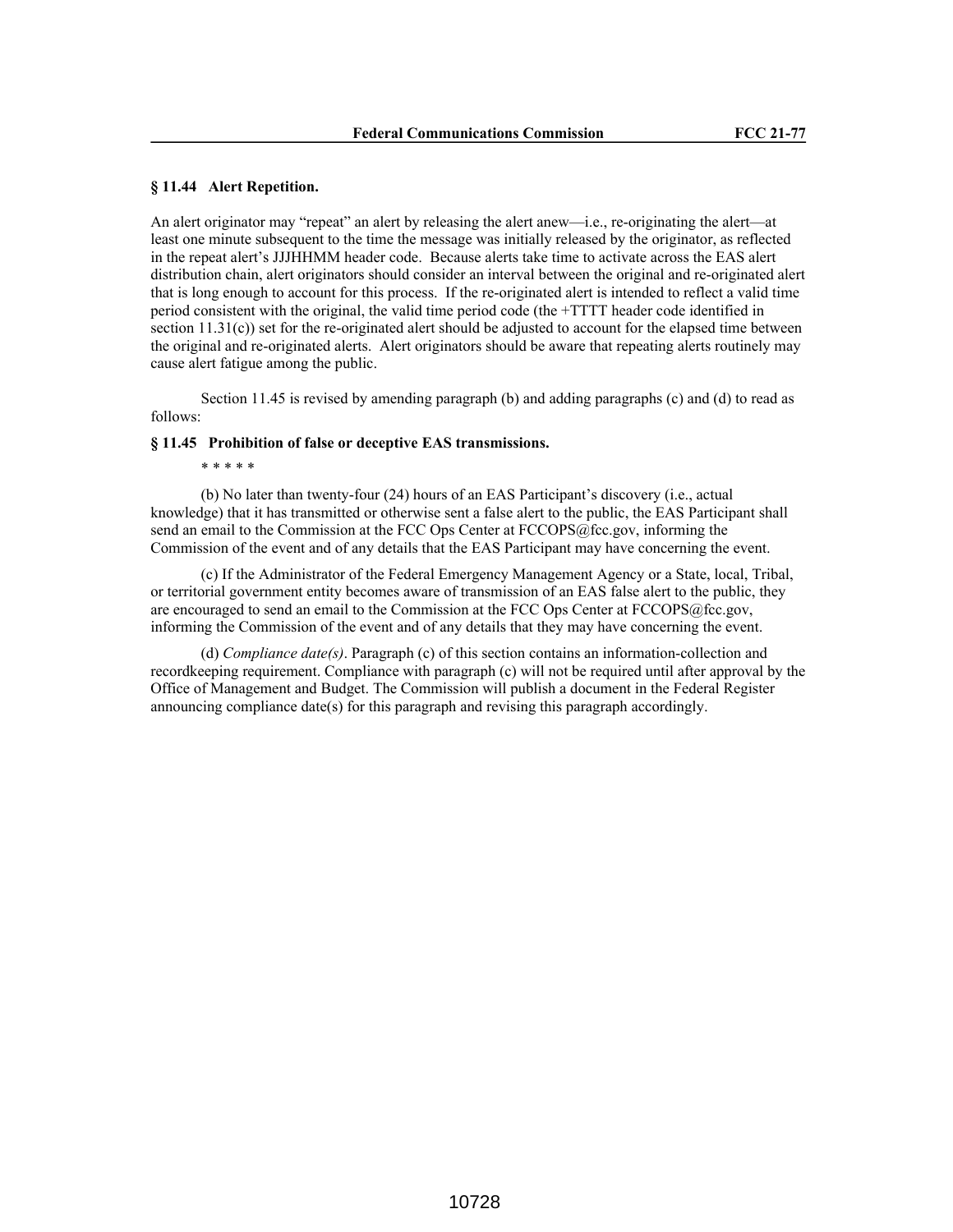### § 11.44 Alert Repetition.

An alert originator may "repeat" an alert by releasing the alert anew—i.e., re-originating the alert—at least one minute subsequent to the time the message was initially released by the originator, as reflected in the repeat alert's JJJHHMM header code. Because alerts take time to activate across the EAS alert distribution chain, alert originators should consider an interval between the original and re-originated alert that is long enough to account for this process. If the re-originated alert is intended to reflect a valid time period consistent with the original, the valid time period code (the +TTTT header code identified in section 11.31(c)) set for the re-originated alert should be adjusted to account for the elapsed time between the original and re-originated alerts. Alert originators should be aware that repeating alerts routinely may cause alert fatigue among the public.

Section 11.45 is revised by amending paragraph (b) and adding paragraphs (c) and (d) to read as follows:

### § 11.45 Prohibition of false or deceptive EAS transmissions.

\* \* \* \* \*

(b) No later than twenty-four (24) hours of an EAS Participant's discovery (i.e., actual knowledge) that it has transmitted or otherwise sent a false alert to the public, the EAS Participant shall send an email to the Commission at the FCC Ops Center at FCCOPS@fcc.gov, informing the Commission of the event and of any details that the EAS Participant may have concerning the event.

(c) If the Administrator of the Federal Emergency Management Agency or a State, local, Tribal, or territorial government entity becomes aware of transmission of an EAS false alert to the public, they are encouraged to send an email to the Commission at the FCC Ops Center at FCCOPS@fcc.gov, informing the Commission of the event and of any details that they may have concerning the event.

(d) *Compliance date(s)*. Paragraph (c) of this section contains an information-collection and recordkeeping requirement. Compliance with paragraph (c) will not be required until after approval by the Office of Management and Budget. The Commission will publish a document in the Federal Register announcing compliance date(s) for this paragraph and revising this paragraph accordingly.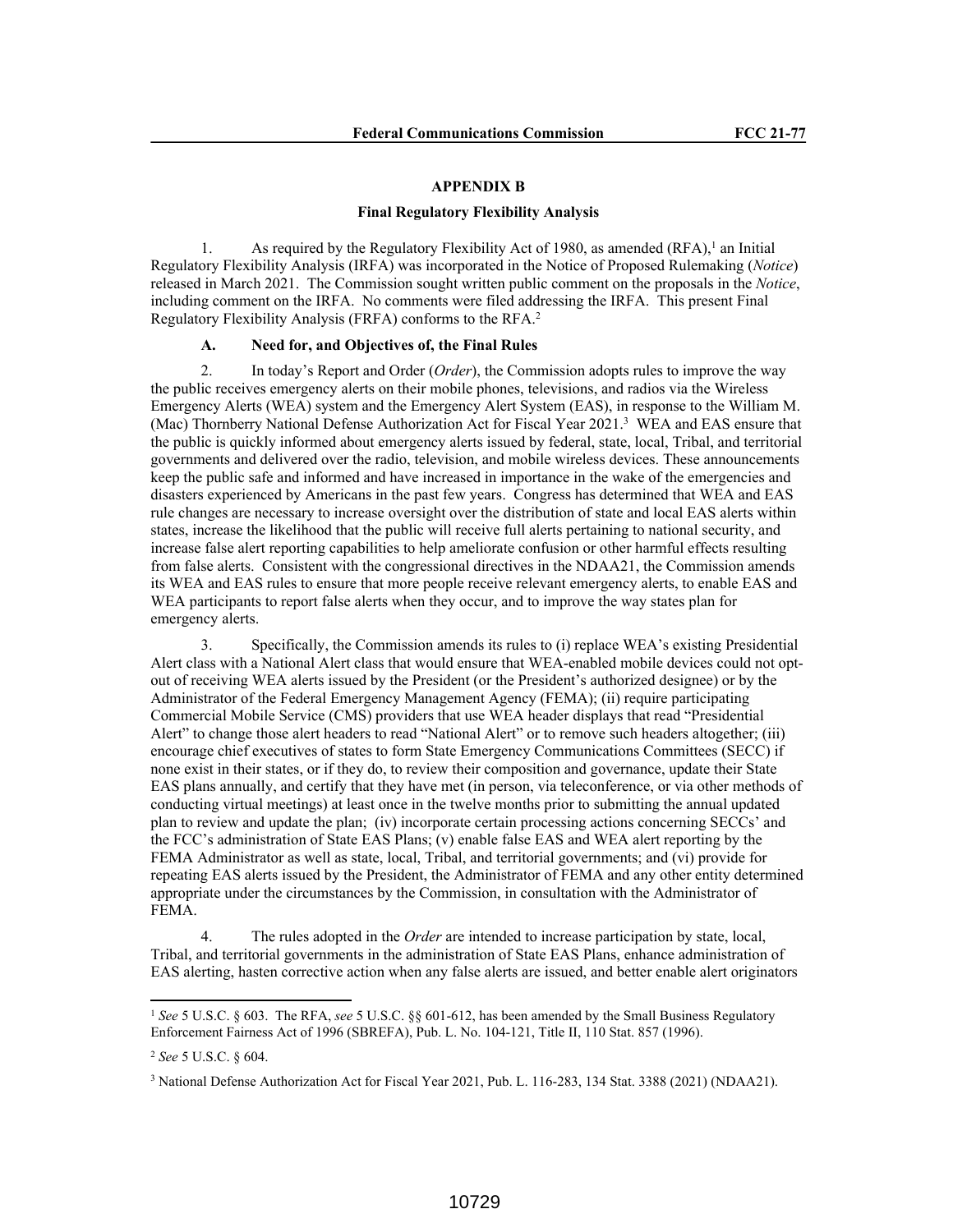## APPENDIX B

### Final Regulatory Flexibility Analysis

1. As required by the Regulatory Flexibility Act of 1980, as amended (RFA),[1] an Initial Regulatory Flexibility Analysis (IRFA) was incorporated in the Notice of Proposed Rulemaking (*Notice*) released in March 2021. The Commission sought written public comment on the proposals in the *Notice*, including comment on the IRFA. No comments were filed addressing the IRFA. This present Final Regulatory Flexibility Analysis (FRFA) conforms to the RFA.[2]

#### A. Need for, and Objectives of, the Final Rules

2. In today's Report and Order (*Order*), the Commission adopts rules to improve the way the public receives emergency alerts on their mobile phones, televisions, and radios via the Wireless Emergency Alerts (WEA) system and the Emergency Alert System (EAS), in response to the William M. (Mac) Thornberry National Defense Authorization Act for Fiscal Year 2021.[3] WEA and EAS ensure that the public is quickly informed about emergency alerts issued by federal, state, local, Tribal, and territorial governments and delivered over the radio, television, and mobile wireless devices. These announcements keep the public safe and informed and have increased in importance in the wake of the emergencies and disasters experienced by Americans in the past few years. Congress has determined that WEA and EAS rule changes are necessary to increase oversight over the distribution of state and local EAS alerts within states, increase the likelihood that the public will receive full alerts pertaining to national security, and increase false alert reporting capabilities to help ameliorate confusion or other harmful effects resulting from false alerts. Consistent with the congressional directives in the NDAA21, the Commission amends its WEA and EAS rules to ensure that more people receive relevant emergency alerts, to enable EAS and WEA participants to report false alerts when they occur, and to improve the way states plan for emergency alerts.

3. Specifically, the Commission amends its rules to (i) replace WEA's existing Presidential Alert class with a National Alert class that would ensure that WEA-enabled mobile devices could not opt-out of receiving WEA alerts issued by the President (or the President's authorized designee) or by the Administrator of the Federal Emergency Management Agency (FEMA); (ii) require participating Commercial Mobile Service (CMS) providers that use WEA header displays that read "Presidential Alert" to change those alert headers to read "National Alert" or to remove such headers altogether; (iii) encourage chief executives of states to form State Emergency Communications Committees (SECC) if none exist in their states, or if they do, to review their composition and governance, update their State EAS plans annually, and certify that they have met (in person, via teleconference, or via other methods of conducting virtual meetings) at least once in the twelve months prior to submitting the annual updated plan to review and update the plan; (iv) incorporate certain processing actions concerning SECCs' and the FCC's administration of State EAS Plans; (v) enable false EAS and WEA alert reporting by the FEMA Administrator as well as state, local, Tribal, and territorial governments; and (vi) provide for repeating EAS alerts issued by the President, the Administrator of FEMA and any other entity determined appropriate under the circumstances by the Commission, in consultation with the Administrator of FEMA.

4. The rules adopted in the *Order* are intended to increase participation by state, local, Tribal, and territorial governments in the administration of State EAS Plans, enhance administration of EAS alerting, hasten corrective action when any false alerts are issued, and better enable alert originators

---

[1] *See* 5 U.S.C. § 603. The RFA, *see* 5 U.S.C. §§ 601-612, has been amended by the Small Business Regulatory Enforcement Fairness Act of 1996 (SBREFA), Pub. L. No. 104-121, Title II, 110 Stat. 857 (1996).

[2] *See* 5 U.S.C. § 604.

[3] National Defense Authorization Act for Fiscal Year 2021, Pub. L. 116-283, 134 Stat. 3388 (2021) (NDAA21).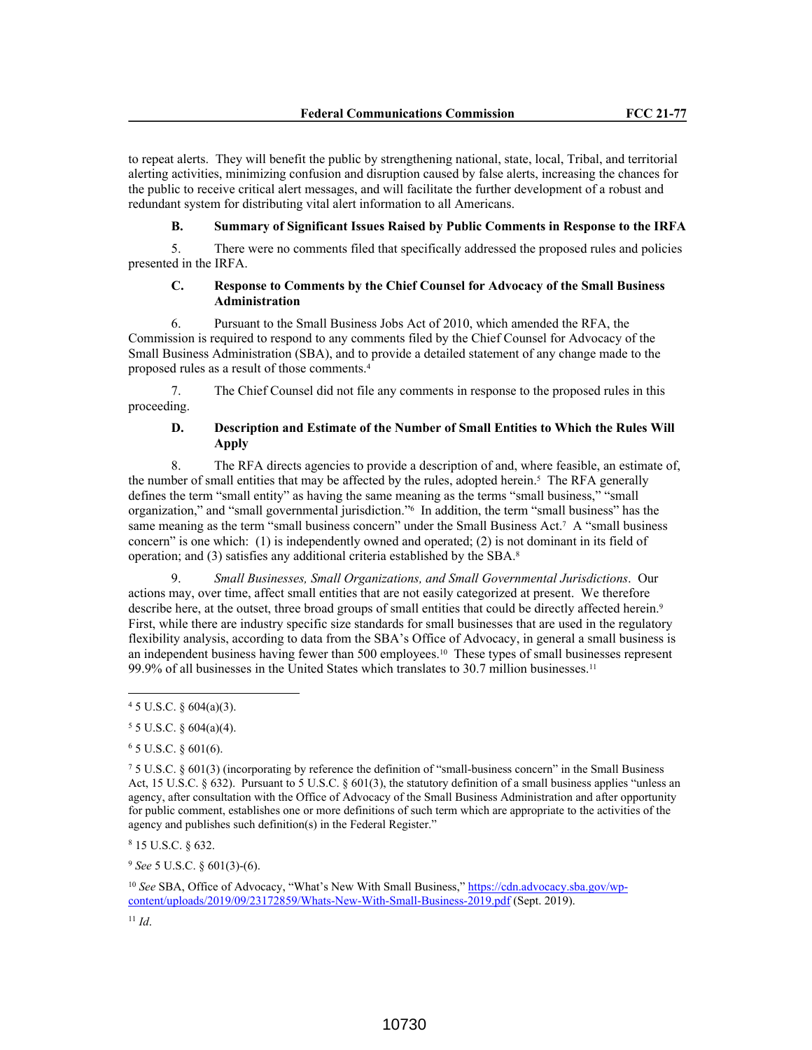to repeat alerts. They will benefit the public by strengthening national, state, local, Tribal, and territorial alerting activities, minimizing confusion and disruption caused by false alerts, increasing the chances for the public to receive critical alert messages, and will facilitate the further development of a robust and redundant system for distributing vital alert information to all Americans.

### B. Summary of Significant Issues Raised by Public Comments in Response to the IRFA

5. There were no comments filed that specifically addressed the proposed rules and policies presented in the IRFA.

### C. Response to Comments by the Chief Counsel for Advocacy of the Small Business Administration

6. Pursuant to the Small Business Jobs Act of 2010, which amended the RFA, the Commission is required to respond to any comments filed by the Chief Counsel for Advocacy of the Small Business Administration (SBA), and to provide a detailed statement of any change made to the proposed rules as a result of those comments.[4]

7. The Chief Counsel did not file any comments in response to the proposed rules in this proceeding.

### D. Description and Estimate of the Number of Small Entities to Which the Rules Will Apply

8. The RFA directs agencies to provide a description of and, where feasible, an estimate of, the number of small entities that may be affected by the rules, adopted herein.[5] The RFA generally defines the term "small entity" as having the same meaning as the terms "small business," "small organization," and "small governmental jurisdiction."[6] In addition, the term "small business" has the same meaning as the term "small business concern" under the Small Business Act.[7] A "small business concern" is one which: (1) is independently owned and operated; (2) is not dominant in its field of operation; and (3) satisfies any additional criteria established by the SBA.[8]

9. *Small Businesses, Small Organizations, and Small Governmental Jurisdictions*. Our actions may, over time, affect small entities that are not easily categorized at present. We therefore describe here, at the outset, three broad groups of small entities that could be directly affected herein.[9] First, while there are industry specific size standards for small businesses that are used in the regulatory flexibility analysis, according to data from the SBA's Office of Advocacy, in general a small business is an independent business having fewer than 500 employees.[10] These types of small businesses represent 99.9% of all businesses in the United States which translates to 30.7 million businesses.[11]

---

[4] 5 U.S.C. § 604(a)(3).

[5] 5 U.S.C. § 604(a)(4).

[6] 5 U.S.C. § 601(6).

[7] 5 U.S.C. § 601(3) (incorporating by reference the definition of "small-business concern" in the Small Business Act, 15 U.S.C. § 632). Pursuant to 5 U.S.C. § 601(3), the statutory definition of a small business applies "unless an agency, after consultation with the Office of Advocacy of the Small Business Administration and after opportunity for public comment, establishes one or more definitions of such term which are appropriate to the activities of the agency and publishes such definition(s) in the Federal Register."

[8] 15 U.S.C. § 632.

[9] *See* 5 U.S.C. § 601(3)-(6).

[10] *See* SBA, Office of Advocacy, "What's New With Small Business," https://cdn.advocacy.sba.gov/wp-content/uploads/2019/09/23172859/Whats-New-With-Small-Business-2019.pdf (Sept. 2019).

[11] *Id*.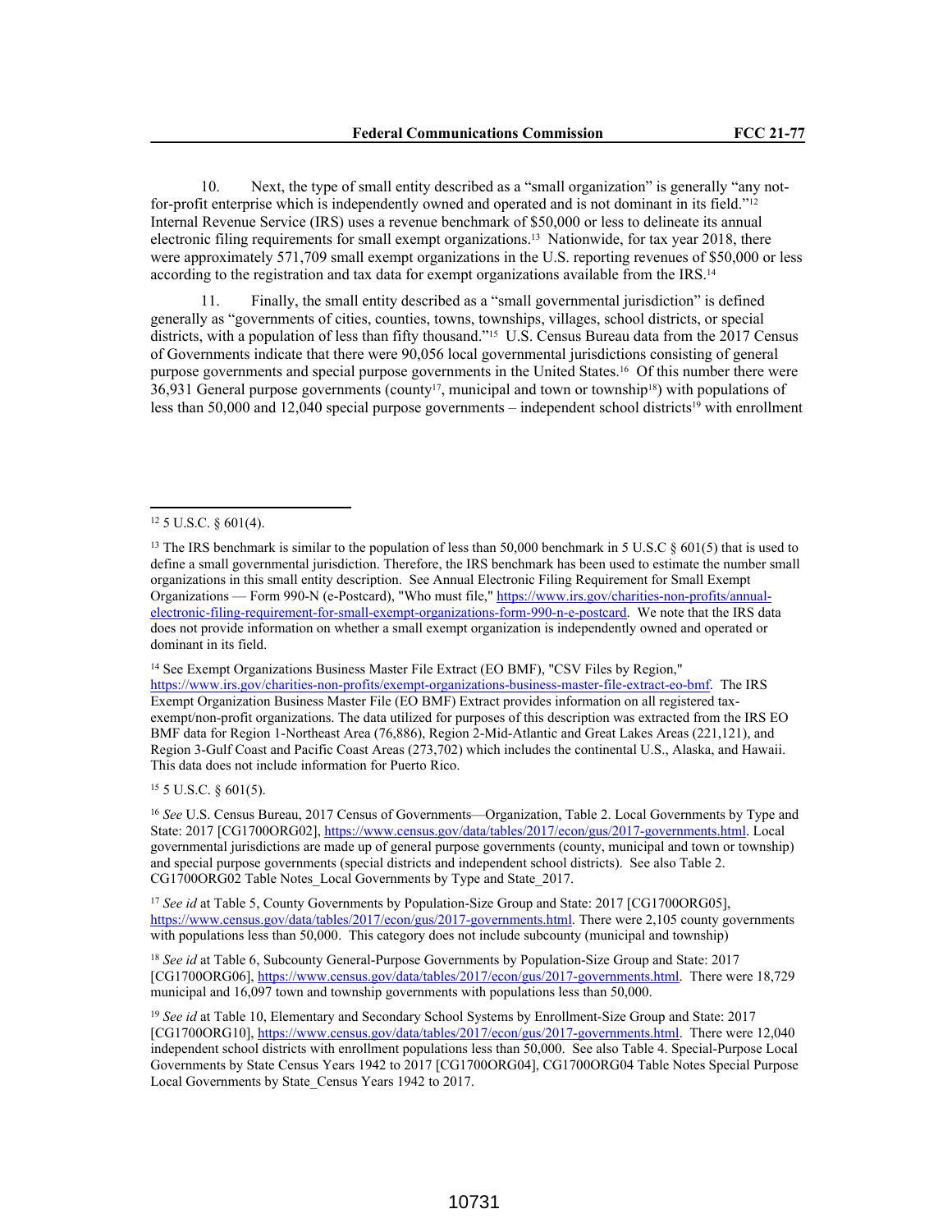10. Next, the type of small entity described as a "small organization" is generally "any not-for-profit enterprise which is independently owned and operated and is not dominant in its field."[12] Internal Revenue Service (IRS) uses a revenue benchmark of $50,000 or less to delineate its annual electronic filing requirements for small exempt organizations.[13] Nationwide, for tax year 2018, there were approximately 571,709 small exempt organizations in the U.S. reporting revenues of $50,000 or less according to the registration and tax data for exempt organizations available from the IRS.[14]

11. Finally, the small entity described as a "small governmental jurisdiction" is defined generally as "governments of cities, counties, towns, townships, villages, school districts, or special districts, with a population of less than fifty thousand."[15] U.S. Census Bureau data from the 2017 Census of Governments indicate that there were 90,056 local governmental jurisdictions consisting of general purpose governments and special purpose governments in the United States.[16] Of this number there were 36,931 General purpose governments (county[17], municipal and town or township[18]) with populations of less than 50,000 and 12,040 special purpose governments – independent school districts[19] with enrollment

---

[12] 5 U.S.C. § 601(4).

[13] The IRS benchmark is similar to the population of less than 50,000 benchmark in 5 U.S.C § 601(5) that is used to define a small governmental jurisdiction. Therefore, the IRS benchmark has been used to estimate the number small organizations in this small entity description. See Annual Electronic Filing Requirement for Small Exempt Organizations — Form 990-N (e-Postcard), "Who must file," https://www.irs.gov/charities-non-profits/annual-electronic-filing-requirement-for-small-exempt-organizations-form-990-n-e-postcard. We note that the IRS data does not provide information on whether a small exempt organization is independently owned and operated or dominant in its field.

[14] See Exempt Organizations Business Master File Extract (EO BMF), "CSV Files by Region," https://www.irs.gov/charities-non-profits/exempt-organizations-business-master-file-extract-eo-bmf. The IRS Exempt Organization Business Master File (EO BMF) Extract provides information on all registered tax-exempt/non-profit organizations. The data utilized for purposes of this description was extracted from the IRS EO BMF data for Region 1-Northeast Area (76,886), Region 2-Mid-Atlantic and Great Lakes Areas (221,121), and Region 3-Gulf Coast and Pacific Coast Areas (273,702) which includes the continental U.S., Alaska, and Hawaii. This data does not include information for Puerto Rico.

[15] 5 U.S.C. § 601(5).

[16] *See* U.S. Census Bureau, 2017 Census of Governments—Organization, Table 2. Local Governments by Type and State: 2017 [CG1700ORG02], https://www.census.gov/data/tables/2017/econ/gus/2017-governments.html. Local governmental jurisdictions are made up of general purpose governments (county, municipal and town or township) and special purpose governments (special districts and independent school districts). See also Table 2. CG1700ORG02 Table Notes_Local Governments by Type and State_2017.

[17] *See id* at Table 5, County Governments by Population-Size Group and State: 2017 [CG1700ORG05], https://www.census.gov/data/tables/2017/econ/gus/2017-governments.html. There were 2,105 county governments with populations less than 50,000. This category does not include subcounty (municipal and township)

[18] *See id* at Table 6, Subcounty General-Purpose Governments by Population-Size Group and State: 2017 [CG1700ORG06], https://www.census.gov/data/tables/2017/econ/gus/2017-governments.html. There were 18,729 municipal and 16,097 town and township governments with populations less than 50,000.

[19] *See id* at Table 10, Elementary and Secondary School Systems by Enrollment-Size Group and State: 2017 [CG1700ORG10], https://www.census.gov/data/tables/2017/econ/gus/2017-governments.html. There were 12,040 independent school districts with enrollment populations less than 50,000. See also Table 4. Special-Purpose Local Governments by State Census Years 1942 to 2017 [CG1700ORG04], CG1700ORG04 Table Notes Special Purpose Local Governments by State_Census Years 1942 to 2017.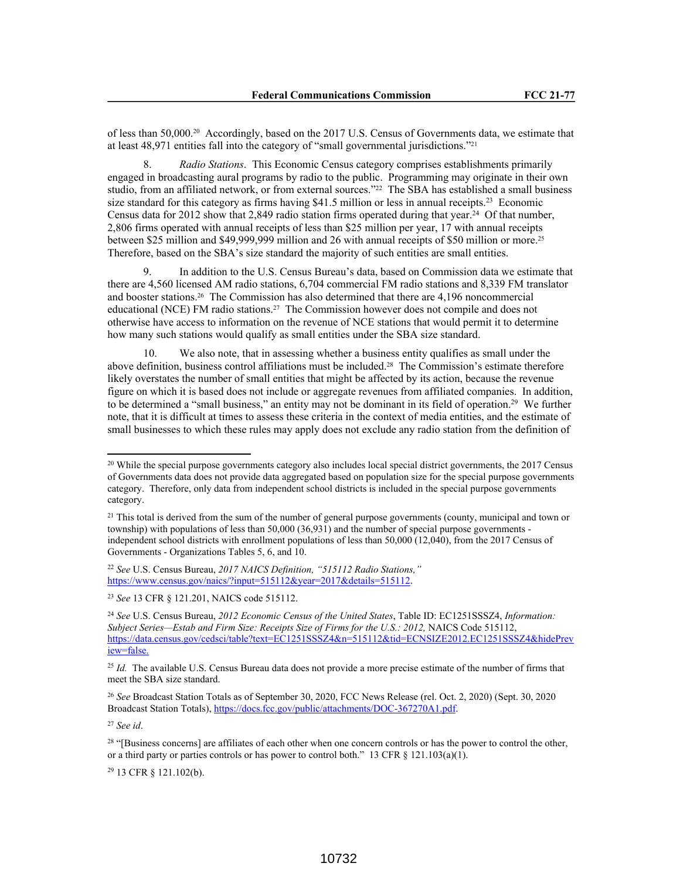of less than 50,000.[20] Accordingly, based on the 2017 U.S. Census of Governments data, we estimate that at least 48,971 entities fall into the category of "small governmental jurisdictions."[21]

8. *Radio Stations*. This Economic Census category comprises establishments primarily engaged in broadcasting aural programs by radio to the public. Programming may originate in their own studio, from an affiliated network, or from external sources."[22] The SBA has established a small business size standard for this category as firms having $41.5 million or less in annual receipts.[23] Economic Census data for 2012 show that 2,849 radio station firms operated during that year.[24] Of that number, 2,806 firms operated with annual receipts of less than $25 million per year, 17 with annual receipts between $25 million and $49,999,999 million and 26 with annual receipts of $50 million or more.[25] Therefore, based on the SBA's size standard the majority of such entities are small entities.

9. In addition to the U.S. Census Bureau's data, based on Commission data we estimate that there are 4,560 licensed AM radio stations, 6,704 commercial FM radio stations and 8,339 FM translator and booster stations.[26] The Commission has also determined that there are 4,196 noncommercial educational (NCE) FM radio stations.[27] The Commission however does not compile and does not otherwise have access to information on the revenue of NCE stations that would permit it to determine how many such stations would qualify as small entities under the SBA size standard.

10. We also note, that in assessing whether a business entity qualifies as small under the above definition, business control affiliations must be included.[28] The Commission's estimate therefore likely overstates the number of small entities that might be affected by its action, because the revenue figure on which it is based does not include or aggregate revenues from affiliated companies. In addition, to be determined a "small business," an entity may not be dominant in its field of operation.[29] We further note, that it is difficult at times to assess these criteria in the context of media entities, and the estimate of small businesses to which these rules may apply does not exclude any radio station from the definition of

---

[20] While the special purpose governments category also includes local special district governments, the 2017 Census of Governments data does not provide data aggregated based on population size for the special purpose governments category. Therefore, only data from independent school districts is included in the special purpose governments category.

[21] This total is derived from the sum of the number of general purpose governments (county, municipal and town or township) with populations of less than 50,000 (36,931) and the number of special purpose governments - independent school districts with enrollment populations of less than 50,000 (12,040), from the 2017 Census of Governments - Organizations Tables 5, 6, and 10.

[22] *See* U.S. Census Bureau, *2017 NAICS Definition, "515112 Radio Stations,"* https://www.census.gov/naics/?input=515112&year=2017&details=515112.

[23] *See* 13 CFR § 121.201, NAICS code 515112.

[24] *See* U.S. Census Bureau, *2012 Economic Census of the United States*, Table ID: EC1251SSSZ4, *Information: Subject Series—Estab and Firm Size: Receipts Size of Firms for the U.S.: 2012,* NAICS Code 515112, https://data.census.gov/cedsci/table?text=EC1251SSSZ4&n=515112&tid=ECNSIZE2012.EC1251SSSZ4&hidePreview=false.

[25] *Id.* The available U.S. Census Bureau data does not provide a more precise estimate of the number of firms that meet the SBA size standard.

[26] *See* Broadcast Station Totals as of September 30, 2020, FCC News Release (rel. Oct. 2, 2020) (Sept. 30, 2020 Broadcast Station Totals), https://docs.fcc.gov/public/attachments/DOC-367270A1.pdf.

[27] *See id*.

[28] "[Business concerns] are affiliates of each other when one concern controls or has the power to control the other, or a third party or parties controls or has power to control both." 13 CFR § 121.103(a)(1).

[29] 13 CFR § 121.102(b).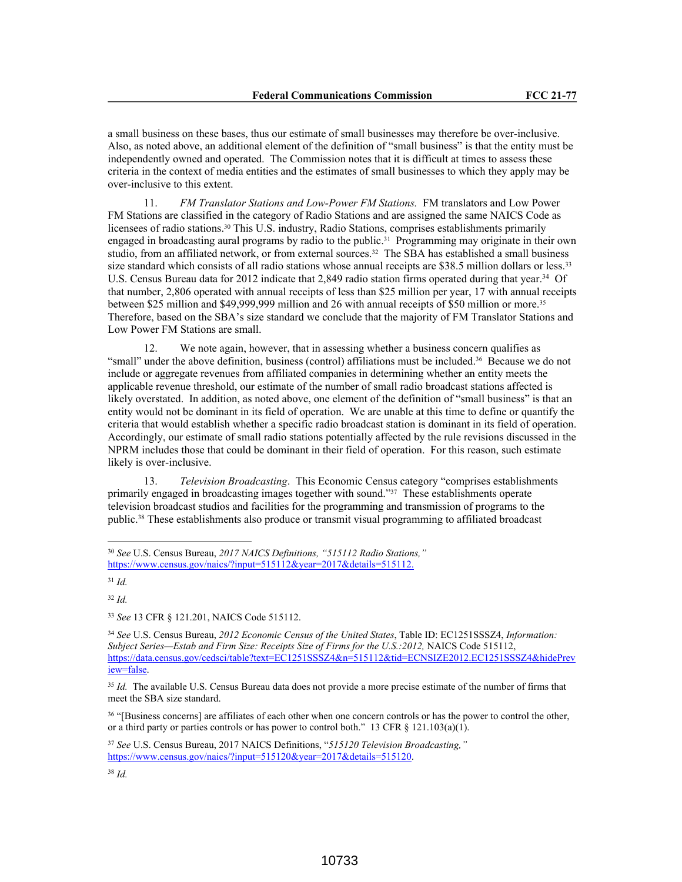a small business on these bases, thus our estimate of small businesses may therefore be over-inclusive. Also, as noted above, an additional element of the definition of "small business" is that the entity must be independently owned and operated. The Commission notes that it is difficult at times to assess these criteria in the context of media entities and the estimates of small businesses to which they apply may be over-inclusive to this extent.

11. *FM Translator Stations and Low-Power FM Stations.* FM translators and Low Power FM Stations are classified in the category of Radio Stations and are assigned the same NAICS Code as licensees of radio stations.[30] This U.S. industry, Radio Stations, comprises establishments primarily engaged in broadcasting aural programs by radio to the public.[31] Programming may originate in their own studio, from an affiliated network, or from external sources.[32] The SBA has established a small business size standard which consists of all radio stations whose annual receipts are $38.5 million dollars or less.[33] U.S. Census Bureau data for 2012 indicate that 2,849 radio station firms operated during that year.[34] Of that number, 2,806 operated with annual receipts of less than $25 million per year, 17 with annual receipts between $25 million and $49,999,999 million and 26 with annual receipts of $50 million or more.[35] Therefore, based on the SBA's size standard we conclude that the majority of FM Translator Stations and Low Power FM Stations are small.

12. We note again, however, that in assessing whether a business concern qualifies as "small" under the above definition, business (control) affiliations must be included.[36] Because we do not include or aggregate revenues from affiliated companies in determining whether an entity meets the applicable revenue threshold, our estimate of the number of small radio broadcast stations affected is likely overstated. In addition, as noted above, one element of the definition of "small business" is that an entity would not be dominant in its field of operation. We are unable at this time to define or quantify the criteria that would establish whether a specific radio broadcast station is dominant in its field of operation. Accordingly, our estimate of small radio stations potentially affected by the rule revisions discussed in the NPRM includes those that could be dominant in their field of operation. For this reason, such estimate likely is over-inclusive.

13. *Television Broadcasting*. This Economic Census category "comprises establishments primarily engaged in broadcasting images together with sound."[37] These establishments operate television broadcast studios and facilities for the programming and transmission of programs to the public.[38] These establishments also produce or transmit visual programming to affiliated broadcast

---

[30] *See* U.S. Census Bureau, *2017 NAICS Definitions, "515112 Radio Stations,"* https://www.census.gov/naics/?input=515112&year=2017&details=515112.

[31] *Id.*

[32] *Id.*

[33] *See* 13 CFR § 121.201, NAICS Code 515112.

[34] *See* U.S. Census Bureau, *2012 Economic Census of the United States*, Table ID: EC1251SSSZ4, *Information: Subject Series—Estab and Firm Size: Receipts Size of Firms for the U.S.:2012,* NAICS Code 515112, https://data.census.gov/cedsci/table?text=EC1251SSSZ4&n=515112&tid=ECNSIZE2012.EC1251SSSZ4&hidePreview=false.

[35] *Id.* The available U.S. Census Bureau data does not provide a more precise estimate of the number of firms that meet the SBA size standard.

[36] "[Business concerns] are affiliates of each other when one concern controls or has the power to control the other, or a third party or parties controls or has power to control both." 13 CFR § 121.103(a)(1).

[37] *See* U.S. Census Bureau, 2017 NAICS Definitions, "*515120 Television Broadcasting,"* https://www.census.gov/naics/?input=515120&year=2017&details=515120.

[38] *Id.*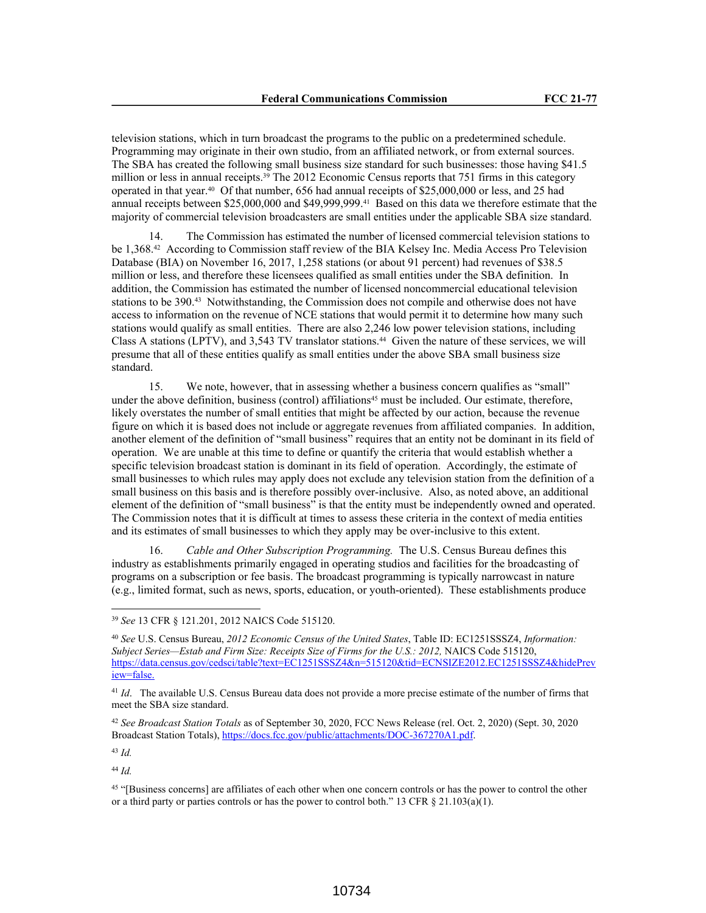television stations, which in turn broadcast the programs to the public on a predetermined schedule. Programming may originate in their own studio, from an affiliated network, or from external sources. The SBA has created the following small business size standard for such businesses: those having $41.5 million or less in annual receipts.[39] The 2012 Economic Census reports that 751 firms in this category operated in that year.[40] Of that number, 656 had annual receipts of $25,000,000 or less, and 25 had annual receipts between $25,000,000 and $49,999,999.[41] Based on this data we therefore estimate that the majority of commercial television broadcasters are small entities under the applicable SBA size standard.

14. The Commission has estimated the number of licensed commercial television stations to be 1,368.[42] According to Commission staff review of the BIA Kelsey Inc. Media Access Pro Television Database (BIA) on November 16, 2017, 1,258 stations (or about 91 percent) had revenues of $38.5 million or less, and therefore these licensees qualified as small entities under the SBA definition. In addition, the Commission has estimated the number of licensed noncommercial educational television stations to be 390.[43] Notwithstanding, the Commission does not compile and otherwise does not have access to information on the revenue of NCE stations that would permit it to determine how many such stations would qualify as small entities. There are also 2,246 low power television stations, including Class A stations (LPTV), and 3,543 TV translator stations.[44] Given the nature of these services, we will presume that all of these entities qualify as small entities under the above SBA small business size standard.

15. We note, however, that in assessing whether a business concern qualifies as "small" under the above definition, business (control) affiliations[45] must be included. Our estimate, therefore, likely overstates the number of small entities that might be affected by our action, because the revenue figure on which it is based does not include or aggregate revenues from affiliated companies. In addition, another element of the definition of "small business" requires that an entity not be dominant in its field of operation. We are unable at this time to define or quantify the criteria that would establish whether a specific television broadcast station is dominant in its field of operation. Accordingly, the estimate of small businesses to which rules may apply does not exclude any television station from the definition of a small business on this basis and is therefore possibly over-inclusive. Also, as noted above, an additional element of the definition of "small business" is that the entity must be independently owned and operated. The Commission notes that it is difficult at times to assess these criteria in the context of media entities and its estimates of small businesses to which they apply may be over-inclusive to this extent.

16. *Cable and Other Subscription Programming.* The U.S. Census Bureau defines this industry as establishments primarily engaged in operating studios and facilities for the broadcasting of programs on a subscription or fee basis. The broadcast programming is typically narrowcast in nature (e.g., limited format, such as news, sports, education, or youth-oriented). These establishments produce

---

[39] *See* 13 CFR § 121.201, 2012 NAICS Code 515120.

[40] *See* U.S. Census Bureau, *2012 Economic Census of the United States*, Table ID: EC1251SSSZ4, *Information: Subject Series—Estab and Firm Size: Receipts Size of Firms for the U.S.: 2012,* NAICS Code 515120, https://data.census.gov/cedsci/table?text=EC1251SSSZ4&n=515120&tid=ECNSIZE2012.EC1251SSSZ4&hidePreview=false.

[41] *Id*. The available U.S. Census Bureau data does not provide a more precise estimate of the number of firms that meet the SBA size standard.

[42] *See Broadcast Station Totals* as of September 30, 2020, FCC News Release (rel. Oct. 2, 2020) (Sept. 30, 2020 Broadcast Station Totals), https://docs.fcc.gov/public/attachments/DOC-367270A1.pdf.

[43] *Id.*

[44] *Id.*

[45] "[Business concerns] are affiliates of each other when one concern controls or has the power to control the other or a third party or parties controls or has the power to control both." 13 CFR § 21.103(a)(1).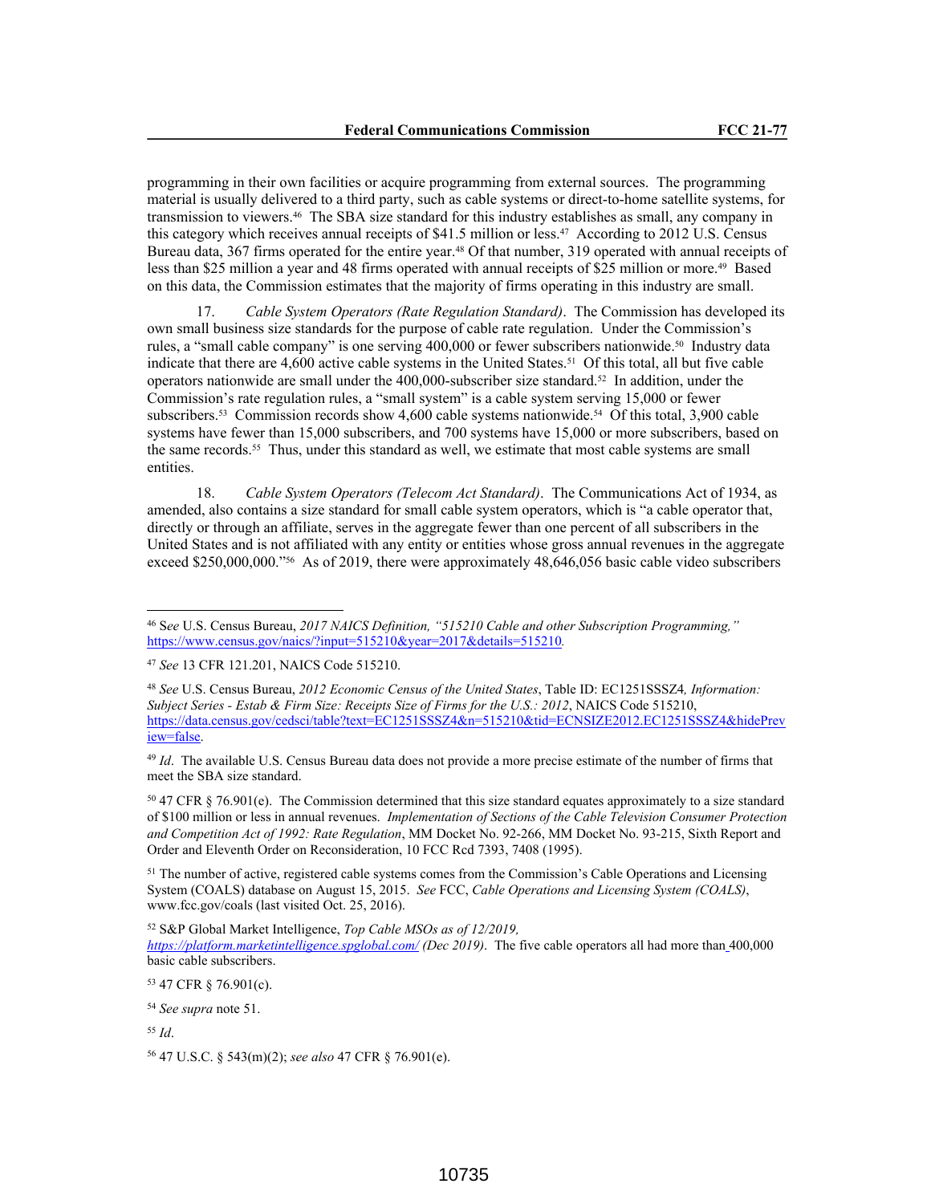programming in their own facilities or acquire programming from external sources. The programming material is usually delivered to a third party, such as cable systems or direct-to-home satellite systems, for transmission to viewers.[46] The SBA size standard for this industry establishes as small, any company in this category which receives annual receipts of $41.5 million or less.[47] According to 2012 U.S. Census Bureau data, 367 firms operated for the entire year.[48] Of that number, 319 operated with annual receipts of less than $25 million a year and 48 firms operated with annual receipts of $25 million or more.[49] Based on this data, the Commission estimates that the majority of firms operating in this industry are small.

17. *Cable System Operators (Rate Regulation Standard)*. The Commission has developed its own small business size standards for the purpose of cable rate regulation. Under the Commission's rules, a "small cable company" is one serving 400,000 or fewer subscribers nationwide.[50] Industry data indicate that there are 4,600 active cable systems in the United States.[51] Of this total, all but five cable operators nationwide are small under the 400,000-subscriber size standard.[52] In addition, under the Commission's rate regulation rules, a "small system" is a cable system serving 15,000 or fewer subscribers.[53] Commission records show 4,600 cable systems nationwide.[54] Of this total, 3,900 cable systems have fewer than 15,000 subscribers, and 700 systems have 15,000 or more subscribers, based on the same records.[55] Thus, under this standard as well, we estimate that most cable systems are small entities.

18. *Cable System Operators (Telecom Act Standard)*. The Communications Act of 1934, as amended, also contains a size standard for small cable system operators, which is "a cable operator that, directly or through an affiliate, serves in the aggregate fewer than one percent of all subscribers in the United States and is not affiliated with any entity or entities whose gross annual revenues in the aggregate exceed $250,000,000."[56] As of 2019, there were approximately 48,646,056 basic cable video subscribers

---

[46] *See* U.S. Census Bureau, *2017 NAICS Definition, "515210 Cable and other Subscription Programming,"* https://www.census.gov/naics/?input=515210&year=2017&details=515210.

[47] *See* 13 CFR 121.201, NAICS Code 515210.

[48] *See* U.S. Census Bureau, *2012 Economic Census of the United States*, Table ID: EC1251SSSZ4*, Information: Subject Series - Estab & Firm Size: Receipts Size of Firms for the U.S.: 2012*, NAICS Code 515210, https://data.census.gov/cedsci/table?text=EC1251SSSZ4&n=515210&tid=ECNSIZE2012.EC1251SSSZ4&hidePreview=false.

[49] *Id*. The available U.S. Census Bureau data does not provide a more precise estimate of the number of firms that meet the SBA size standard.

[50] 47 CFR § 76.901(e). The Commission determined that this size standard equates approximately to a size standard of $100 million or less in annual revenues. *Implementation of Sections of the Cable Television Consumer Protection and Competition Act of 1992: Rate Regulation*, MM Docket No. 92-266, MM Docket No. 93-215, Sixth Report and Order and Eleventh Order on Reconsideration, 10 FCC Rcd 7393, 7408 (1995).

[51] The number of active, registered cable systems comes from the Commission's Cable Operations and Licensing System (COALS) database on August 15, 2015. *See* FCC, *Cable Operations and Licensing System (COALS)*, www.fcc.gov/coals (last visited Oct. 25, 2016).

[52] S&P Global Market Intelligence, *Top Cable MSOs as of 12/2019, https://platform.marketintelligence.spglobal.com/ (Dec 2019)*. The five cable operators all had more than 400,000 basic cable subscribers.

[53] 47 CFR § 76.901(c).

[54] *See supra* note 51.

[55] *Id*.

[56] 47 U.S.C. § 543(m)(2); *see also* 47 CFR § 76.901(e).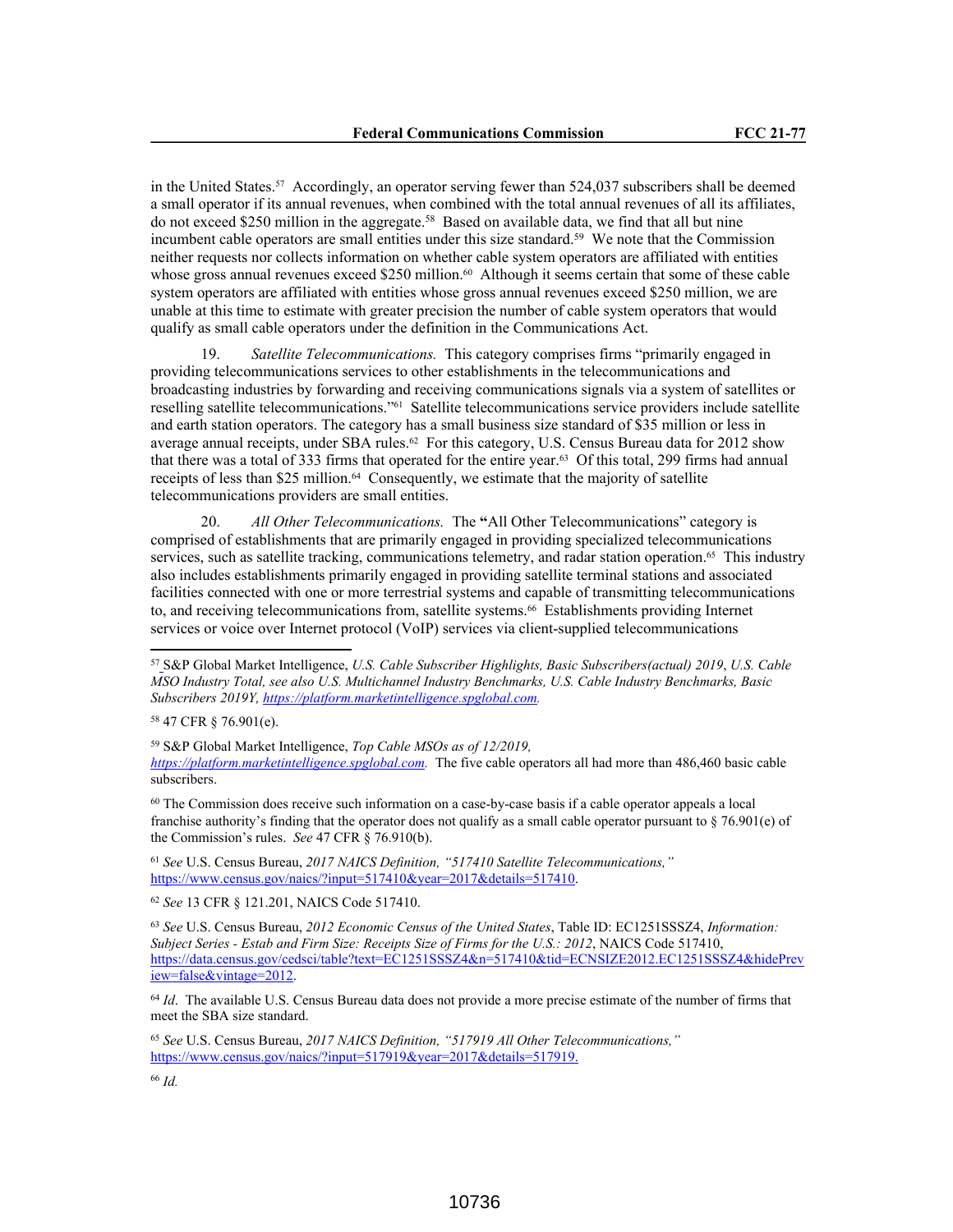in the United States.[57] Accordingly, an operator serving fewer than 524,037 subscribers shall be deemed a small operator if its annual revenues, when combined with the total annual revenues of all its affiliates, do not exceed $250 million in the aggregate.[58] Based on available data, we find that all but nine incumbent cable operators are small entities under this size standard.[59] We note that the Commission neither requests nor collects information on whether cable system operators are affiliated with entities whose gross annual revenues exceed $250 million.[60] Although it seems certain that some of these cable system operators are affiliated with entities whose gross annual revenues exceed $250 million, we are unable at this time to estimate with greater precision the number of cable system operators that would qualify as small cable operators under the definition in the Communications Act.

19. *Satellite Telecommunications.* This category comprises firms "primarily engaged in providing telecommunications services to other establishments in the telecommunications and broadcasting industries by forwarding and receiving communications signals via a system of satellites or reselling satellite telecommunications."[61] Satellite telecommunications service providers include satellite and earth station operators. The category has a small business size standard of $35 million or less in average annual receipts, under SBA rules.[62] For this category, U.S. Census Bureau data for 2012 show that there was a total of 333 firms that operated for the entire year.[63] Of this total, 299 firms had annual receipts of less than $25 million.[64] Consequently, we estimate that the majority of satellite telecommunications providers are small entities.

20. *All Other Telecommunications.* The **"**All Other Telecommunications" category is comprised of establishments that are primarily engaged in providing specialized telecommunications services, such as satellite tracking, communications telemetry, and radar station operation.[65] This industry also includes establishments primarily engaged in providing satellite terminal stations and associated facilities connected with one or more terrestrial systems and capable of transmitting telecommunications to, and receiving telecommunications from, satellite systems.[66] Establishments providing Internet services or voice over Internet protocol (VoIP) services via client-supplied telecommunications

---

[57] S&P Global Market Intelligence, *U.S. Cable Subscriber Highlights, Basic Subscribers(actual) 2019*, *U.S. Cable MSO Industry Total, see also U.S. Multichannel Industry Benchmarks, U.S. Cable Industry Benchmarks, Basic Subscribers 2019Y, https://platform.marketintelligence.spglobal.com.*

[58] 47 CFR § 76.901(e).

[59] S&P Global Market Intelligence, *Top Cable MSOs as of 12/2019, https://platform.marketintelligence.spglobal.com.* The five cable operators all had more than 486,460 basic cable subscribers.

[60] The Commission does receive such information on a case-by-case basis if a cable operator appeals a local franchise authority's finding that the operator does not qualify as a small cable operator pursuant to § 76.901(e) of the Commission's rules. *See* 47 CFR § 76.910(b).

[61] *See* U.S. Census Bureau, *2017 NAICS Definition, "517410 Satellite Telecommunications,"* https://www.census.gov/naics/?input=517410&year=2017&details=517410.

[62] *See* 13 CFR § 121.201, NAICS Code 517410.

[63] *See* U.S. Census Bureau, *2012 Economic Census of the United States*, Table ID: EC1251SSSZ4, *Information: Subject Series - Estab and Firm Size: Receipts Size of Firms for the U.S.: 2012*, NAICS Code 517410, https://data.census.gov/cedsci/table?text=EC1251SSSZ4&n=517410&tid=ECNSIZE2012.EC1251SSSZ4&hidePreview=false&vintage=2012.

[64] *Id*. The available U.S. Census Bureau data does not provide a more precise estimate of the number of firms that meet the SBA size standard.

[65] *See* U.S. Census Bureau, *2017 NAICS Definition, "517919 All Other Telecommunications,"* https://www.census.gov/naics/?input=517919&year=2017&details=517919.

[66] *Id.*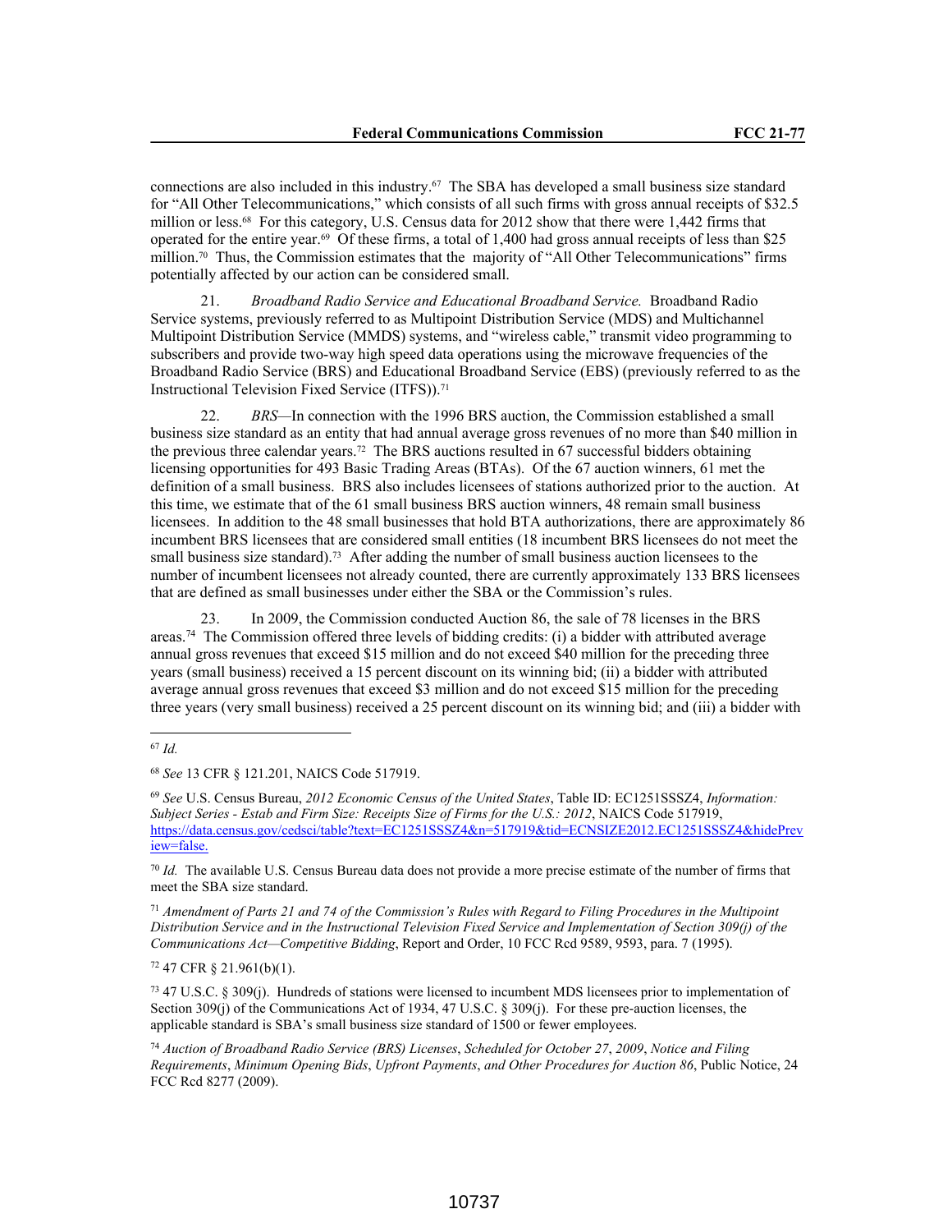connections are also included in this industry.[67] The SBA has developed a small business size standard for "All Other Telecommunications," which consists of all such firms with gross annual receipts of $32.5 million or less.[68] For this category, U.S. Census data for 2012 show that there were 1,442 firms that operated for the entire year.[69] Of these firms, a total of 1,400 had gross annual receipts of less than $25 million.[70] Thus, the Commission estimates that the majority of "All Other Telecommunications" firms potentially affected by our action can be considered small.

21. *Broadband Radio Service and Educational Broadband Service.* Broadband Radio Service systems, previously referred to as Multipoint Distribution Service (MDS) and Multichannel Multipoint Distribution Service (MMDS) systems, and "wireless cable," transmit video programming to subscribers and provide two-way high speed data operations using the microwave frequencies of the Broadband Radio Service (BRS) and Educational Broadband Service (EBS) (previously referred to as the Instructional Television Fixed Service (ITFS)).[71]

22. *BRS*—In connection with the 1996 BRS auction, the Commission established a small business size standard as an entity that had annual average gross revenues of no more than $40 million in the previous three calendar years.[72] The BRS auctions resulted in 67 successful bidders obtaining licensing opportunities for 493 Basic Trading Areas (BTAs). Of the 67 auction winners, 61 met the definition of a small business. BRS also includes licensees of stations authorized prior to the auction. At this time, we estimate that of the 61 small business BRS auction winners, 48 remain small business licensees. In addition to the 48 small businesses that hold BTA authorizations, there are approximately 86 incumbent BRS licensees that are considered small entities (18 incumbent BRS licensees do not meet the small business size standard).[73] After adding the number of small business auction licensees to the number of incumbent licensees not already counted, there are currently approximately 133 BRS licensees that are defined as small businesses under either the SBA or the Commission's rules.

23. In 2009, the Commission conducted Auction 86, the sale of 78 licenses in the BRS areas.[74] The Commission offered three levels of bidding credits: (i) a bidder with attributed average annual gross revenues that exceed $15 million and do not exceed $40 million for the preceding three years (small business) received a 15 percent discount on its winning bid; (ii) a bidder with attributed average annual gross revenues that exceed $3 million and do not exceed $15 million for the preceding three years (very small business) received a 25 percent discount on its winning bid; and (iii) a bidder with

---

[67] *Id.*

[68] *See* 13 CFR § 121.201, NAICS Code 517919.

[69] *See* U.S. Census Bureau, *2012 Economic Census of the United States*, Table ID: EC1251SSSZ4, *Information: Subject Series - Estab and Firm Size: Receipts Size of Firms for the U.S.: 2012*, NAICS Code 517919, https://data.census.gov/cedsci/table?text=EC1251SSSZ4&n=517919&tid=ECNSIZE2012.EC1251SSSZ4&hidePreview=false.

[70] *Id.* The available U.S. Census Bureau data does not provide a more precise estimate of the number of firms that meet the SBA size standard.

[71] *Amendment of Parts 21 and 74 of the Commission's Rules with Regard to Filing Procedures in the Multipoint Distribution Service and in the Instructional Television Fixed Service and Implementation of Section 309(j) of the Communications Act—Competitive Bidding*, Report and Order, 10 FCC Rcd 9589, 9593, para. 7 (1995).

[72] 47 CFR § 21.961(b)(1).

[73] 47 U.S.C. § 309(j). Hundreds of stations were licensed to incumbent MDS licensees prior to implementation of Section 309(j) of the Communications Act of 1934, 47 U.S.C. § 309(j). For these pre-auction licenses, the applicable standard is SBA's small business size standard of 1500 or fewer employees.

[74] *Auction of Broadband Radio Service (BRS) Licenses, Scheduled for October 27, 2009, Notice and Filing Requirements, Minimum Opening Bids, Upfront Payments, and Other Procedures for Auction 86*, Public Notice, 24 FCC Rcd 8277 (2009).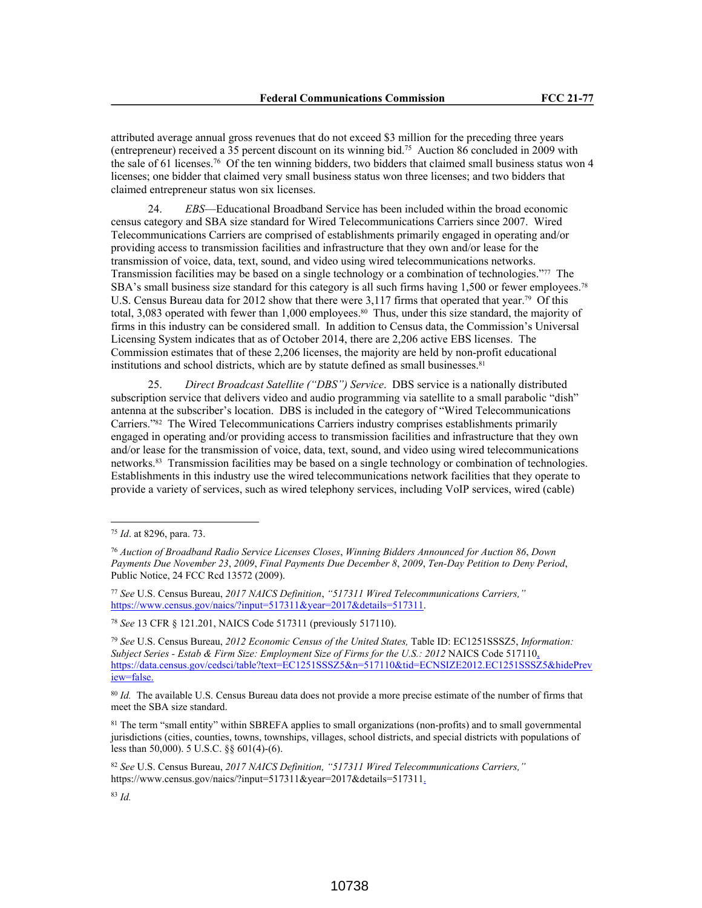attributed average annual gross revenues that do not exceed $3 million for the preceding three years (entrepreneur) received a 35 percent discount on its winning bid.[75] Auction 86 concluded in 2009 with the sale of 61 licenses.[76] Of the ten winning bidders, two bidders that claimed small business status won 4 licenses; one bidder that claimed very small business status won three licenses; and two bidders that claimed entrepreneur status won six licenses.

24. *EBS*—Educational Broadband Service has been included within the broad economic census category and SBA size standard for Wired Telecommunications Carriers since 2007. Wired Telecommunications Carriers are comprised of establishments primarily engaged in operating and/or providing access to transmission facilities and infrastructure that they own and/or lease for the transmission of voice, data, text, sound, and video using wired telecommunications networks. Transmission facilities may be based on a single technology or a combination of technologies."[77] The SBA's small business size standard for this category is all such firms having 1,500 or fewer employees.[78] U.S. Census Bureau data for 2012 show that there were 3,117 firms that operated that year.[79] Of this total, 3,083 operated with fewer than 1,000 employees.[80] Thus, under this size standard, the majority of firms in this industry can be considered small. In addition to Census data, the Commission's Universal Licensing System indicates that as of October 2014, there are 2,206 active EBS licenses. The Commission estimates that of these 2,206 licenses, the majority are held by non-profit educational institutions and school districts, which are by statute defined as small businesses.[81]

25. *Direct Broadcast Satellite ("DBS") Service*. DBS service is a nationally distributed subscription service that delivers video and audio programming via satellite to a small parabolic "dish" antenna at the subscriber's location. DBS is included in the category of "Wired Telecommunications Carriers."[82] The Wired Telecommunications Carriers industry comprises establishments primarily engaged in operating and/or providing access to transmission facilities and infrastructure that they own and/or lease for the transmission of voice, data, text, sound, and video using wired telecommunications networks.[83] Transmission facilities may be based on a single technology or combination of technologies. Establishments in this industry use the wired telecommunications network facilities that they operate to provide a variety of services, such as wired telephony services, including VoIP services, wired (cable)

---

[75] *Id*. at 8296, para. 73.

[76] *Auction of Broadband Radio Service Licenses Closes*, *Winning Bidders Announced for Auction 86*, *Down Payments Due November 23*, *2009*, *Final Payments Due December 8*, *2009*, *Ten-Day Petition to Deny Period*, Public Notice, 24 FCC Rcd 13572 (2009).

[77] *See* U.S. Census Bureau, *2017 NAICS Definition*, *"517311 Wired Telecommunications Carriers,"* https://www.census.gov/naics/?input=517311&year=2017&details=517311.

[78] *See* 13 CFR § 121.201, NAICS Code 517311 (previously 517110).

[79] *See* U.S. Census Bureau, *2012 Economic Census of the United States,* Table ID: EC1251SSSZ5, *Information: Subject Series - Estab & Firm Size: Employment Size of Firms for the U.S.: 2012* NAICS Code 517110, https://data.census.gov/cedsci/table?text=EC1251SSSZ5&n=517110&tid=ECNSIZE2012.EC1251SSSZ5&hidePreview=false.

[80] *Id.* The available U.S. Census Bureau data does not provide a more precise estimate of the number of firms that meet the SBA size standard.

[81] The term "small entity" within SBREFA applies to small organizations (non-profits) and to small governmental jurisdictions (cities, counties, towns, townships, villages, school districts, and special districts with populations of less than 50,000). 5 U.S.C. §§ 601(4)-(6).

[82] *See* U.S. Census Bureau, *2017 NAICS Definition, "517311 Wired Telecommunications Carriers,"* https://www.census.gov/naics/?input=517311&year=2017&details=517311.

[83] *Id.*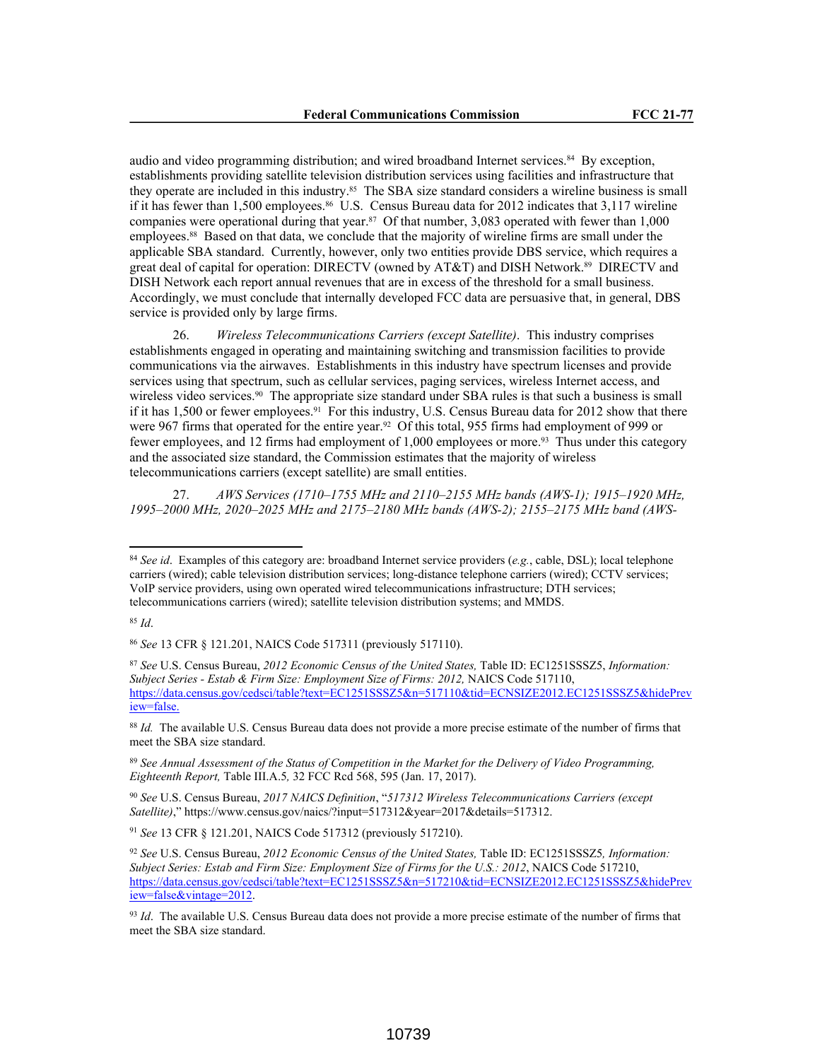audio and video programming distribution; and wired broadband Internet services.[84] By exception, establishments providing satellite television distribution services using facilities and infrastructure that they operate are included in this industry.[85] The SBA size standard considers a wireline business is small if it has fewer than 1,500 employees.[86] U.S. Census Bureau data for 2012 indicates that 3,117 wireline companies were operational during that year.[87] Of that number, 3,083 operated with fewer than 1,000 employees.[88] Based on that data, we conclude that the majority of wireline firms are small under the applicable SBA standard. Currently, however, only two entities provide DBS service, which requires a great deal of capital for operation: DIRECTV (owned by AT&T) and DISH Network.[89] DIRECTV and DISH Network each report annual revenues that are in excess of the threshold for a small business. Accordingly, we must conclude that internally developed FCC data are persuasive that, in general, DBS service is provided only by large firms.

26. *Wireless Telecommunications Carriers (except Satellite)*. This industry comprises establishments engaged in operating and maintaining switching and transmission facilities to provide communications via the airwaves. Establishments in this industry have spectrum licenses and provide services using that spectrum, such as cellular services, paging services, wireless Internet access, and wireless video services.[90] The appropriate size standard under SBA rules is that such a business is small if it has 1,500 or fewer employees.[91] For this industry, U.S. Census Bureau data for 2012 show that there were 967 firms that operated for the entire year.[92] Of this total, 955 firms had employment of 999 or fewer employees, and 12 firms had employment of 1,000 employees or more.[93] Thus under this category and the associated size standard, the Commission estimates that the majority of wireless telecommunications carriers (except satellite) are small entities.

27. *AWS Services (1710–1755 MHz and 2110–2155 MHz bands (AWS-1); 1915–1920 MHz, 1995–2000 MHz, 2020–2025 MHz and 2175–2180 MHz bands (AWS-2); 2155–2175 MHz band (AWS-*

---

[84] *See id*. Examples of this category are: broadband Internet service providers (*e.g.*, cable, DSL); local telephone carriers (wired); cable television distribution services; long-distance telephone carriers (wired); CCTV services; VoIP service providers, using own operated wired telecommunications infrastructure; DTH services; telecommunications carriers (wired); satellite television distribution systems; and MMDS.

[85] *Id*.

[86] *See* 13 CFR § 121.201, NAICS Code 517311 (previously 517110).

[87] *See* U.S. Census Bureau, *2012 Economic Census of the United States,* Table ID: EC1251SSSZ5, *Information: Subject Series - Estab & Firm Size: Employment Size of Firms: 2012,* NAICS Code 517110, https://data.census.gov/cedsci/table?text=EC1251SSSZ5&n=517110&tid=ECNSIZE2012.EC1251SSSZ5&hidePreview=false.

[88] *Id.* The available U.S. Census Bureau data does not provide a more precise estimate of the number of firms that meet the SBA size standard.

[89] *See Annual Assessment of the Status of Competition in the Market for the Delivery of Video Programming, Eighteenth Report,* Table III.A.5*,* 32 FCC Rcd 568, 595 (Jan. 17, 2017).

[90] *See* U.S. Census Bureau, *2017 NAICS Definition*, "*517312 Wireless Telecommunications Carriers (except Satellite)*," https://www.census.gov/naics/?input=517312&year=2017&details=517312.

[91] *See* 13 CFR § 121.201, NAICS Code 517312 (previously 517210).

[92] *See* U.S. Census Bureau, *2012 Economic Census of the United States,* Table ID: EC1251SSSZ5*, Information: Subject Series: Estab and Firm Size: Employment Size of Firms for the U.S.: 2012*, NAICS Code 517210, https://data.census.gov/cedsci/table?text=EC1251SSSZ5&n=517210&tid=ECNSIZE2012.EC1251SSSZ5&hidePreview=false&vintage=2012.

[93] *Id*. The available U.S. Census Bureau data does not provide a more precise estimate of the number of firms that meet the SBA size standard.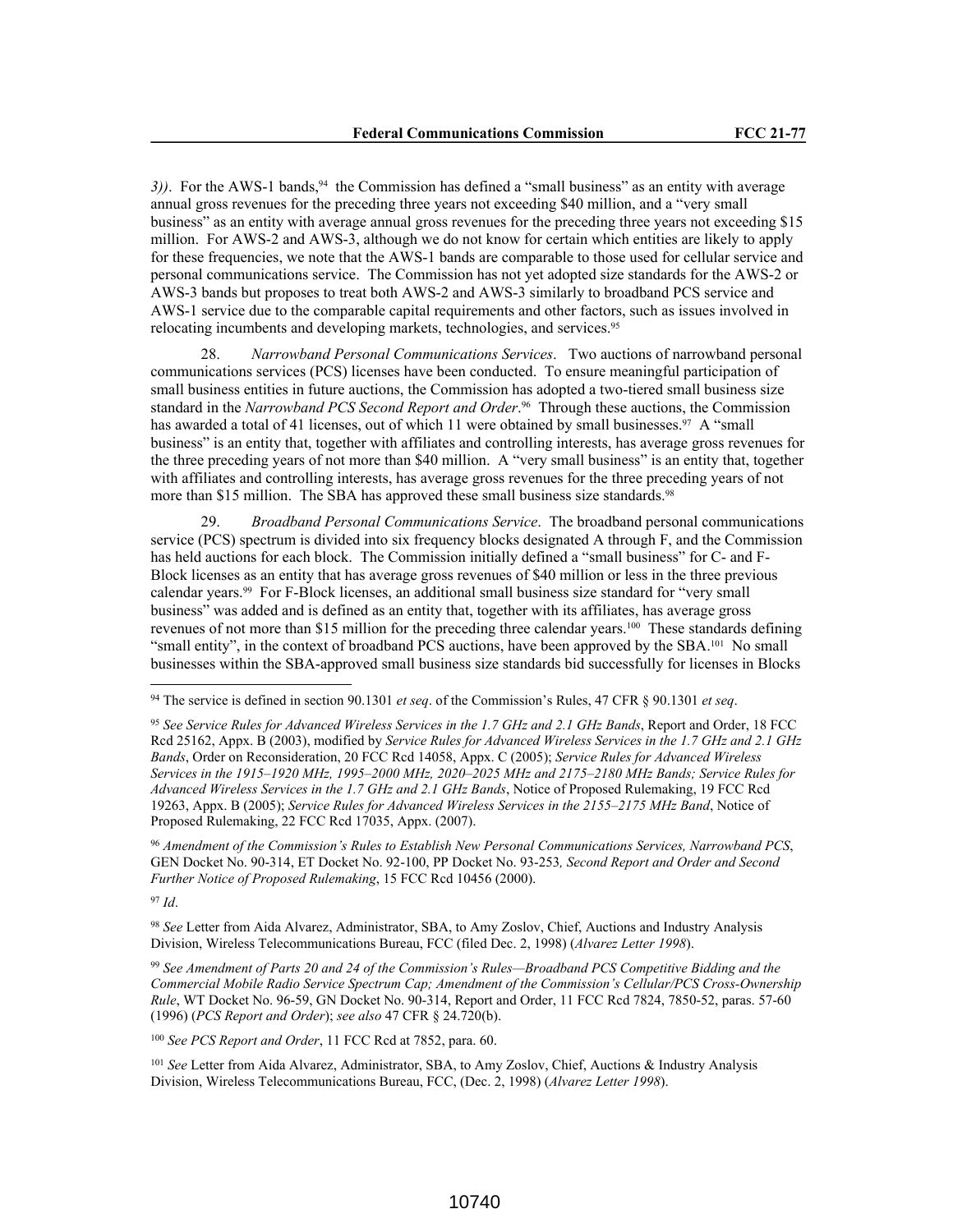*3))*. For the AWS-1 bands,[94] the Commission has defined a "small business" as an entity with average annual gross revenues for the preceding three years not exceeding $40 million, and a "very small business" as an entity with average annual gross revenues for the preceding three years not exceeding $15 million. For AWS-2 and AWS-3, although we do not know for certain which entities are likely to apply for these frequencies, we note that the AWS-1 bands are comparable to those used for cellular service and personal communications service. The Commission has not yet adopted size standards for the AWS-2 or AWS-3 bands but proposes to treat both AWS-2 and AWS-3 similarly to broadband PCS service and AWS-1 service due to the comparable capital requirements and other factors, such as issues involved in relocating incumbents and developing markets, technologies, and services.[95]

28. *Narrowband Personal Communications Services*. Two auctions of narrowband personal communications services (PCS) licenses have been conducted. To ensure meaningful participation of small business entities in future auctions, the Commission has adopted a two-tiered small business size standard in the *Narrowband PCS Second Report and Order*.[96] Through these auctions, the Commission has awarded a total of 41 licenses, out of which 11 were obtained by small businesses.[97] A "small business" is an entity that, together with affiliates and controlling interests, has average gross revenues for the three preceding years of not more than $40 million. A "very small business" is an entity that, together with affiliates and controlling interests, has average gross revenues for the three preceding years of not more than $15 million. The SBA has approved these small business size standards.[98]

29. *Broadband Personal Communications Service*. The broadband personal communications service (PCS) spectrum is divided into six frequency blocks designated A through F, and the Commission has held auctions for each block. The Commission initially defined a "small business" for C- and F-Block licenses as an entity that has average gross revenues of $40 million or less in the three previous calendar years.[99] For F-Block licenses, an additional small business size standard for "very small business" was added and is defined as an entity that, together with its affiliates, has average gross revenues of not more than $15 million for the preceding three calendar years.[100] These standards defining "small entity", in the context of broadband PCS auctions, have been approved by the SBA.[101] No small businesses within the SBA-approved small business size standards bid successfully for licenses in Blocks

---

[94] The service is defined in section 90.1301 *et seq*. of the Commission's Rules, 47 CFR § 90.1301 *et seq*.

[95] *See Service Rules for Advanced Wireless Services in the 1.7 GHz and 2.1 GHz Bands*, Report and Order, 18 FCC Rcd 25162, Appx. B (2003), modified by *Service Rules for Advanced Wireless Services in the 1.7 GHz and 2.1 GHz Bands*, Order on Reconsideration, 20 FCC Rcd 14058, Appx. C (2005); *Service Rules for Advanced Wireless Services in the 1915–1920 MHz, 1995–2000 MHz, 2020–2025 MHz and 2175–2180 MHz Bands; Service Rules for Advanced Wireless Services in the 1.7 GHz and 2.1 GHz Bands*, Notice of Proposed Rulemaking, 19 FCC Rcd 19263, Appx. B (2005); *Service Rules for Advanced Wireless Services in the 2155–2175 MHz Band*, Notice of Proposed Rulemaking, 22 FCC Rcd 17035, Appx. (2007).

[96] *Amendment of the Commission's Rules to Establish New Personal Communications Services, Narrowband PCS*, GEN Docket No. 90-314, ET Docket No. 92-100, PP Docket No. 93-253*, Second Report and Order and Second Further Notice of Proposed Rulemaking*, 15 FCC Rcd 10456 (2000).

[97] *Id*.

[98] *See* Letter from Aida Alvarez, Administrator, SBA, to Amy Zoslov, Chief, Auctions and Industry Analysis Division, Wireless Telecommunications Bureau, FCC (filed Dec. 2, 1998) (*Alvarez Letter 1998*).

[99] *See Amendment of Parts 20 and 24 of the Commission's Rules—Broadband PCS Competitive Bidding and the Commercial Mobile Radio Service Spectrum Cap; Amendment of the Commission's Cellular/PCS Cross-Ownership Rule*, WT Docket No. 96-59, GN Docket No. 90-314, Report and Order, 11 FCC Rcd 7824, 7850-52, paras. 57-60 (1996) (*PCS Report and Order*); *see also* 47 CFR § 24.720(b).

[100] *See PCS Report and Order*, 11 FCC Rcd at 7852, para. 60.

[101] *See* Letter from Aida Alvarez, Administrator, SBA, to Amy Zoslov, Chief, Auctions & Industry Analysis Division, Wireless Telecommunications Bureau, FCC, (Dec. 2, 1998) (*Alvarez Letter 1998*).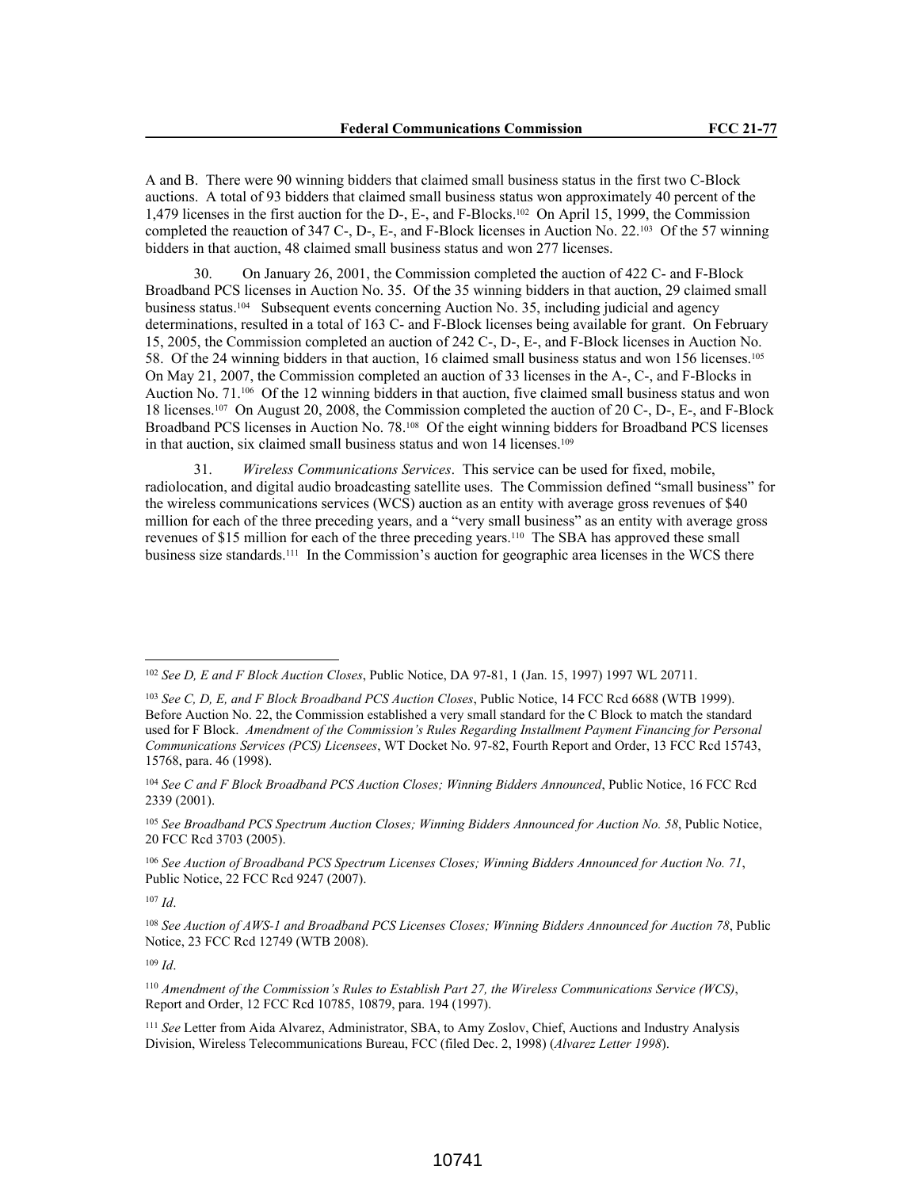A and B. There were 90 winning bidders that claimed small business status in the first two C-Block auctions. A total of 93 bidders that claimed small business status won approximately 40 percent of the 1,479 licenses in the first auction for the D-, E-, and F-Blocks.[102] On April 15, 1999, the Commission completed the reauction of 347 C-, D-, E-, and F-Block licenses in Auction No. 22.[103] Of the 57 winning bidders in that auction, 48 claimed small business status and won 277 licenses.

30. On January 26, 2001, the Commission completed the auction of 422 C- and F-Block Broadband PCS licenses in Auction No. 35. Of the 35 winning bidders in that auction, 29 claimed small business status.[104] Subsequent events concerning Auction No. 35, including judicial and agency determinations, resulted in a total of 163 C- and F-Block licenses being available for grant. On February 15, 2005, the Commission completed an auction of 242 C-, D-, E-, and F-Block licenses in Auction No. 58. Of the 24 winning bidders in that auction, 16 claimed small business status and won 156 licenses.[105] On May 21, 2007, the Commission completed an auction of 33 licenses in the A-, C-, and F-Blocks in Auction No. 71.[106] Of the 12 winning bidders in that auction, five claimed small business status and won 18 licenses.[107] On August 20, 2008, the Commission completed the auction of 20 C-, D-, E-, and F-Block Broadband PCS licenses in Auction No. 78.[108] Of the eight winning bidders for Broadband PCS licenses in that auction, six claimed small business status and won 14 licenses.[109]

31. *Wireless Communications Services*. This service can be used for fixed, mobile, radiolocation, and digital audio broadcasting satellite uses. The Commission defined "small business" for the wireless communications services (WCS) auction as an entity with average gross revenues of $40 million for each of the three preceding years, and a "very small business" as an entity with average gross revenues of $15 million for each of the three preceding years.[110] The SBA has approved these small business size standards.[111] In the Commission's auction for geographic area licenses in the WCS there

---

[102] *See D, E and F Block Auction Closes*, Public Notice, DA 97-81, 1 (Jan. 15, 1997) 1997 WL 20711.

[103] *See C, D, E, and F Block Broadband PCS Auction Closes*, Public Notice, 14 FCC Rcd 6688 (WTB 1999). Before Auction No. 22, the Commission established a very small standard for the C Block to match the standard used for F Block. *Amendment of the Commission's Rules Regarding Installment Payment Financing for Personal Communications Services (PCS) Licensees*, WT Docket No. 97-82, Fourth Report and Order, 13 FCC Rcd 15743, 15768, para. 46 (1998).

[104] *See C and F Block Broadband PCS Auction Closes; Winning Bidders Announced*, Public Notice, 16 FCC Rcd 2339 (2001).

[105] *See Broadband PCS Spectrum Auction Closes; Winning Bidders Announced for Auction No. 58*, Public Notice, 20 FCC Rcd 3703 (2005).

[106] *See Auction of Broadband PCS Spectrum Licenses Closes; Winning Bidders Announced for Auction No. 71*, Public Notice, 22 FCC Rcd 9247 (2007).

[107] *Id*.

[108] *See Auction of AWS-1 and Broadband PCS Licenses Closes; Winning Bidders Announced for Auction 78*, Public Notice, 23 FCC Rcd 12749 (WTB 2008).

[109] *Id*.

[110] *Amendment of the Commission's Rules to Establish Part 27, the Wireless Communications Service (WCS)*, Report and Order, 12 FCC Rcd 10785, 10879, para. 194 (1997).

[111] *See* Letter from Aida Alvarez, Administrator, SBA, to Amy Zoslov, Chief, Auctions and Industry Analysis Division, Wireless Telecommunications Bureau, FCC (filed Dec. 2, 1998) (*Alvarez Letter 1998*).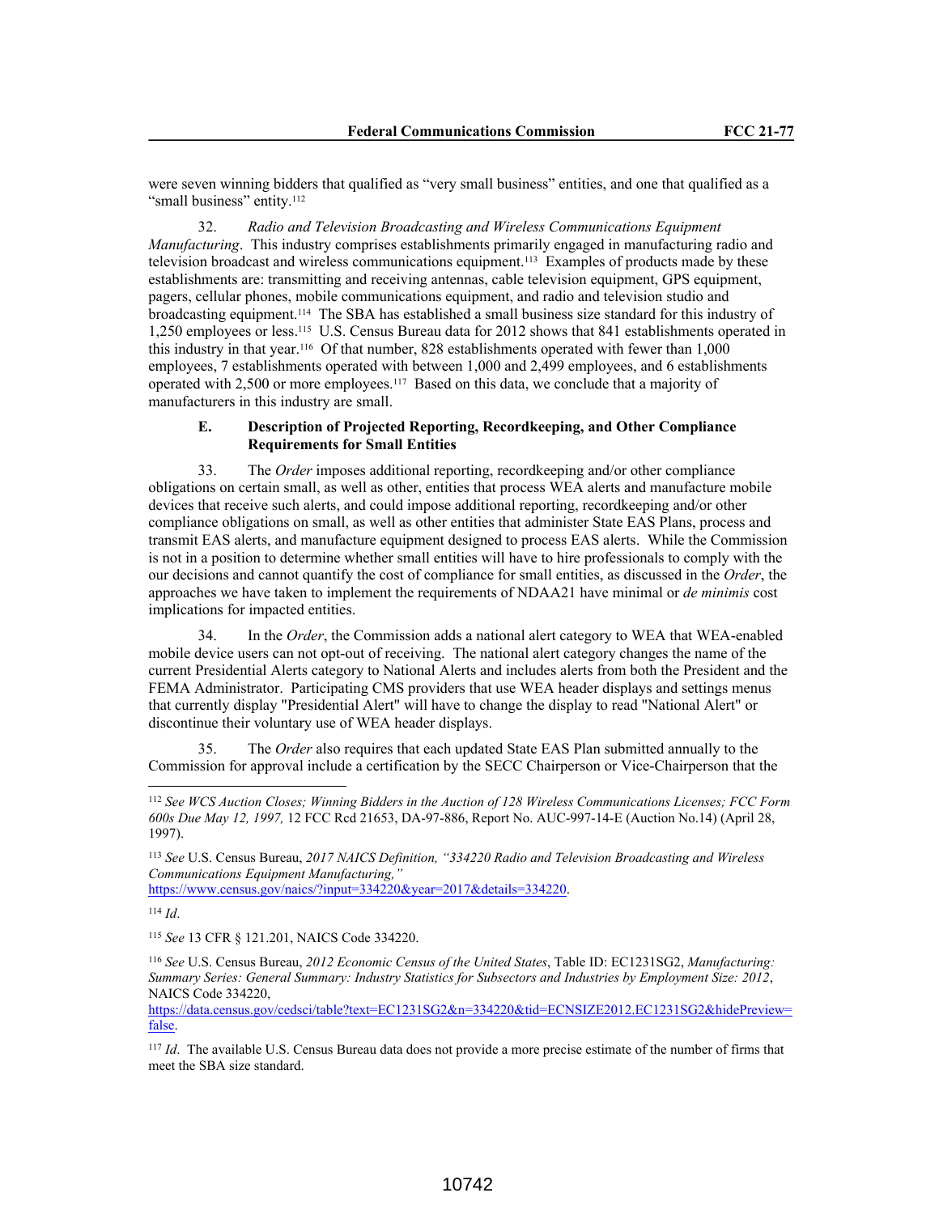were seven winning bidders that qualified as "very small business" entities, and one that qualified as a "small business" entity.[112]

32. *Radio and Television Broadcasting and Wireless Communications Equipment Manufacturing*. This industry comprises establishments primarily engaged in manufacturing radio and television broadcast and wireless communications equipment.[113] Examples of products made by these establishments are: transmitting and receiving antennas, cable television equipment, GPS equipment, pagers, cellular phones, mobile communications equipment, and radio and television studio and broadcasting equipment.[114] The SBA has established a small business size standard for this industry of 1,250 employees or less.[115] U.S. Census Bureau data for 2012 shows that 841 establishments operated in this industry in that year.[116] Of that number, 828 establishments operated with fewer than 1,000 employees, 7 establishments operated with between 1,000 and 2,499 employees, and 6 establishments operated with 2,500 or more employees.[117] Based on this data, we conclude that a majority of manufacturers in this industry are small.

### E. Description of Projected Reporting, Recordkeeping, and Other Compliance Requirements for Small Entities

33. The *Order* imposes additional reporting, recordkeeping and/or other compliance obligations on certain small, as well as other, entities that process WEA alerts and manufacture mobile devices that receive such alerts, and could impose additional reporting, recordkeeping and/or other compliance obligations on small, as well as other entities that administer State EAS Plans, process and transmit EAS alerts, and manufacture equipment designed to process EAS alerts. While the Commission is not in a position to determine whether small entities will have to hire professionals to comply with the our decisions and cannot quantify the cost of compliance for small entities, as discussed in the *Order*, the approaches we have taken to implement the requirements of NDAA21 have minimal or *de minimis* cost implications for impacted entities.

34. In the *Order*, the Commission adds a national alert category to WEA that WEA-enabled mobile device users can not opt-out of receiving. The national alert category changes the name of the current Presidential Alerts category to National Alerts and includes alerts from both the President and the FEMA Administrator. Participating CMS providers that use WEA header displays and settings menus that currently display "Presidential Alert" will have to change the display to read "National Alert" or discontinue their voluntary use of WEA header displays.

35. The *Order* also requires that each updated State EAS Plan submitted annually to the Commission for approval include a certification by the SECC Chairperson or Vice-Chairperson that the

---

[112] *See WCS Auction Closes; Winning Bidders in the Auction of 128 Wireless Communications Licenses; FCC Form 600s Due May 12, 1997,* 12 FCC Rcd 21653, DA-97-886, Report No. AUC-997-14-E (Auction No.14) (April 28, 1997).

[113] *See* U.S. Census Bureau, *2017 NAICS Definition, "334220 Radio and Television Broadcasting and Wireless Communications Equipment Manufacturing,"* https://www.census.gov/naics/?input=334220&year=2017&details=334220.

[114] *Id*.

[115] *See* 13 CFR § 121.201, NAICS Code 334220.

[116] *See* U.S. Census Bureau, *2012 Economic Census of the United States*, Table ID: EC1231SG2, *Manufacturing: Summary Series: General Summary: Industry Statistics for Subsectors and Industries by Employment Size: 2012*, NAICS Code 334220, https://data.census.gov/cedsci/table?text=EC1231SG2&n=334220&tid=ECNSIZE2012.EC1231SG2&hidePreview=false.

[117] *Id*. The available U.S. Census Bureau data does not provide a more precise estimate of the number of firms that meet the SBA size standard.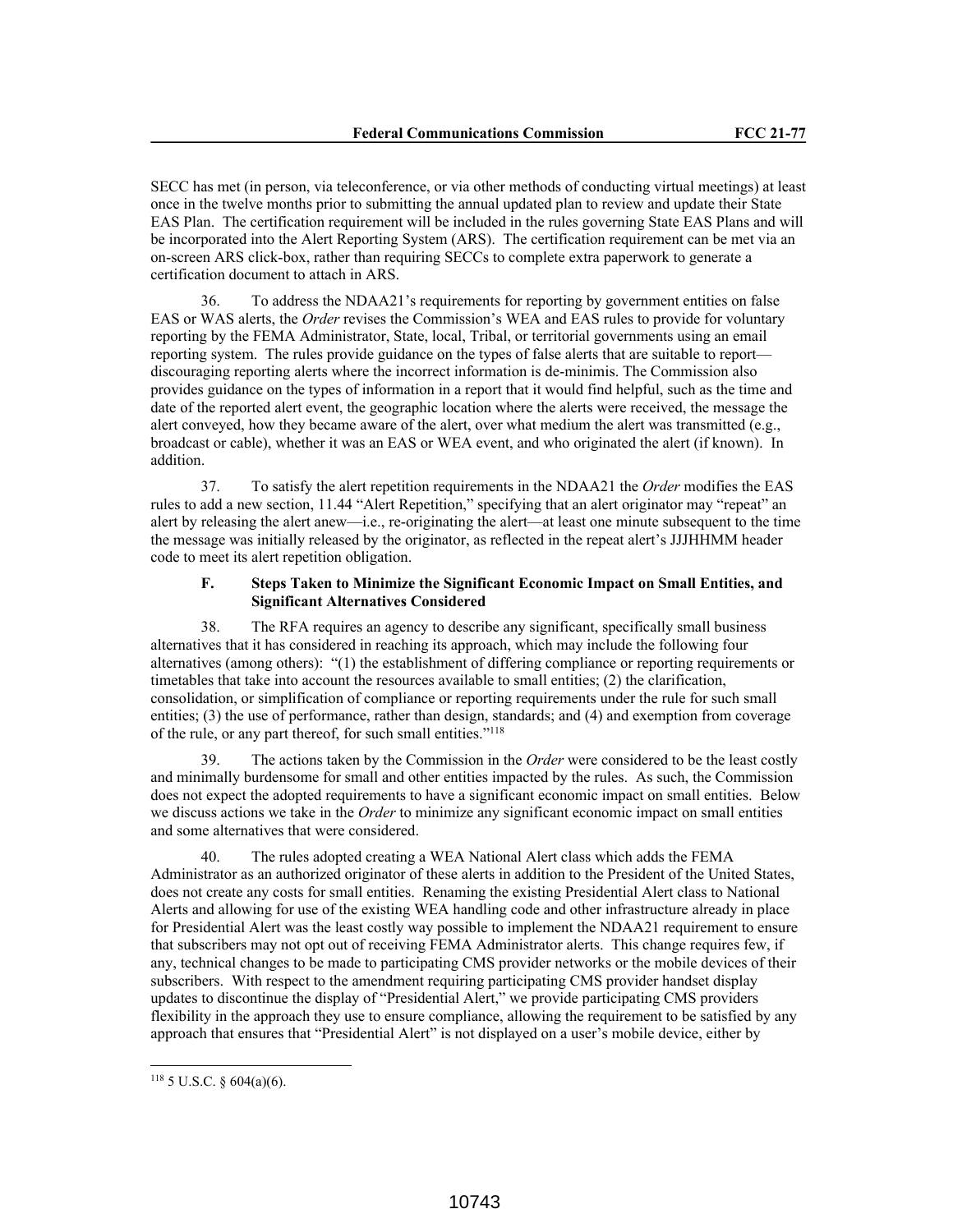SECC has met (in person, via teleconference, or via other methods of conducting virtual meetings) at least once in the twelve months prior to submitting the annual updated plan to review and update their State EAS Plan. The certification requirement will be included in the rules governing State EAS Plans and will be incorporated into the Alert Reporting System (ARS). The certification requirement can be met via an on-screen ARS click-box, rather than requiring SECCs to complete extra paperwork to generate a certification document to attach in ARS.

36. To address the NDAA21's requirements for reporting by government entities on false EAS or WAS alerts, the *Order* revises the Commission's WEA and EAS rules to provide for voluntary reporting by the FEMA Administrator, State, local, Tribal, or territorial governments using an email reporting system. The rules provide guidance on the types of false alerts that are suitable to report—discouraging reporting alerts where the incorrect information is de-minimis. The Commission also provides guidance on the types of information in a report that it would find helpful, such as the time and date of the reported alert event, the geographic location where the alerts were received, the message the alert conveyed, how they became aware of the alert, over what medium the alert was transmitted (e.g., broadcast or cable), whether it was an EAS or WEA event, and who originated the alert (if known). In addition.

37. To satisfy the alert repetition requirements in the NDAA21 the *Order* modifies the EAS rules to add a new section, 11.44 "Alert Repetition," specifying that an alert originator may "repeat" an alert by releasing the alert anew—i.e., re-originating the alert—at least one minute subsequent to the time the message was initially released by the originator, as reflected in the repeat alert's JJJHHMM header code to meet its alert repetition obligation.

### F. Steps Taken to Minimize the Significant Economic Impact on Small Entities, and Significant Alternatives Considered

38. The RFA requires an agency to describe any significant, specifically small business alternatives that it has considered in reaching its approach, which may include the following four alternatives (among others): "(1) the establishment of differing compliance or reporting requirements or timetables that take into account the resources available to small entities; (2) the clarification, consolidation, or simplification of compliance or reporting requirements under the rule for such small entities; (3) the use of performance, rather than design, standards; and (4) and exemption from coverage of the rule, or any part thereof, for such small entities."[118]

39. The actions taken by the Commission in the *Order* were considered to be the least costly and minimally burdensome for small and other entities impacted by the rules. As such, the Commission does not expect the adopted requirements to have a significant economic impact on small entities. Below we discuss actions we take in the *Order* to minimize any significant economic impact on small entities and some alternatives that were considered.

40. The rules adopted creating a WEA National Alert class which adds the FEMA Administrator as an authorized originator of these alerts in addition to the President of the United States, does not create any costs for small entities. Renaming the existing Presidential Alert class to National Alerts and allowing for use of the existing WEA handling code and other infrastructure already in place for Presidential Alert was the least costly way possible to implement the NDAA21 requirement to ensure that subscribers may not opt out of receiving FEMA Administrator alerts. This change requires few, if any, technical changes to be made to participating CMS provider networks or the mobile devices of their subscribers. With respect to the amendment requiring participating CMS provider handset display updates to discontinue the display of "Presidential Alert," we provide participating CMS providers flexibility in the approach they use to ensure compliance, allowing the requirement to be satisfied by any approach that ensures that "Presidential Alert" is not displayed on a user's mobile device, either by

---

[118] 5 U.S.C. § 604(a)(6).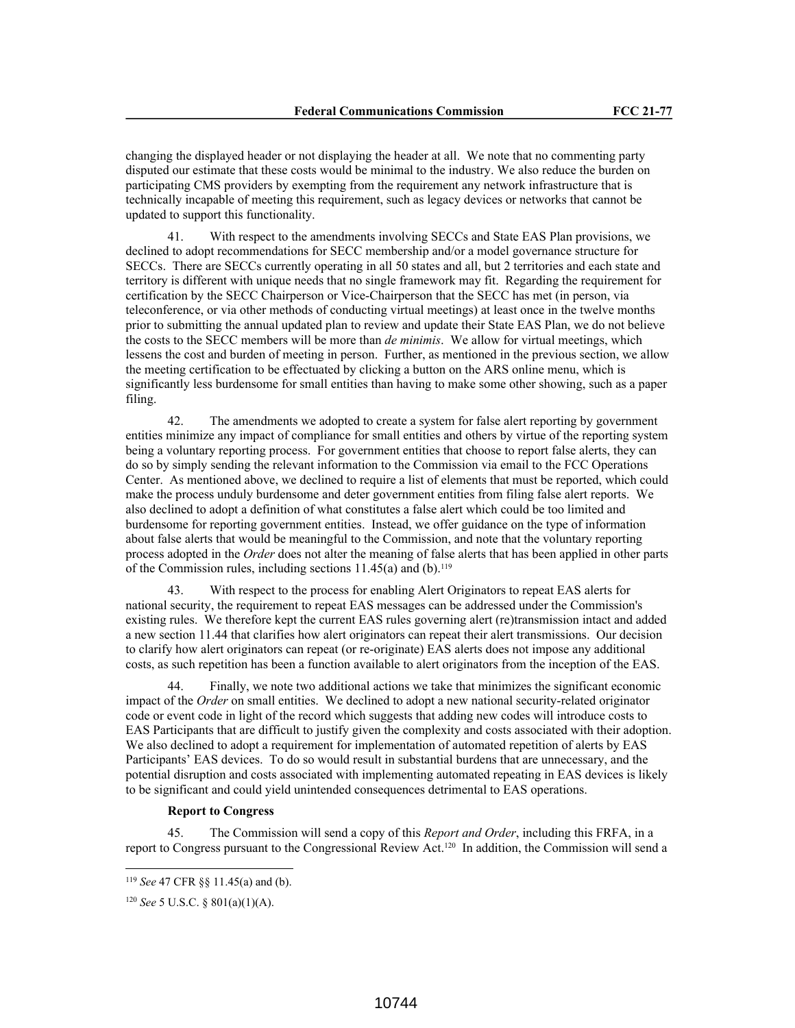changing the displayed header or not displaying the header at all. We note that no commenting party disputed our estimate that these costs would be minimal to the industry. We also reduce the burden on participating CMS providers by exempting from the requirement any network infrastructure that is technically incapable of meeting this requirement, such as legacy devices or networks that cannot be updated to support this functionality.

41. With respect to the amendments involving SECCs and State EAS Plan provisions, we declined to adopt recommendations for SECC membership and/or a model governance structure for SECCs. There are SECCs currently operating in all 50 states and all, but 2 territories and each state and territory is different with unique needs that no single framework may fit. Regarding the requirement for certification by the SECC Chairperson or Vice-Chairperson that the SECC has met (in person, via teleconference, or via other methods of conducting virtual meetings) at least once in the twelve months prior to submitting the annual updated plan to review and update their State EAS Plan, we do not believe the costs to the SECC members will be more than *de minimis*. We allow for virtual meetings, which lessens the cost and burden of meeting in person. Further, as mentioned in the previous section, we allow the meeting certification to be effectuated by clicking a button on the ARS online menu, which is significantly less burdensome for small entities than having to make some other showing, such as a paper filing.

42. The amendments we adopted to create a system for false alert reporting by government entities minimize any impact of compliance for small entities and others by virtue of the reporting system being a voluntary reporting process. For government entities that choose to report false alerts, they can do so by simply sending the relevant information to the Commission via email to the FCC Operations Center. As mentioned above, we declined to require a list of elements that must be reported, which could make the process unduly burdensome and deter government entities from filing false alert reports. We also declined to adopt a definition of what constitutes a false alert which could be too limited and burdensome for reporting government entities. Instead, we offer guidance on the type of information about false alerts that would be meaningful to the Commission, and note that the voluntary reporting process adopted in the *Order* does not alter the meaning of false alerts that has been applied in other parts of the Commission rules, including sections 11.45(a) and (b).[119]

43. With respect to the process for enabling Alert Originators to repeat EAS alerts for national security, the requirement to repeat EAS messages can be addressed under the Commission's existing rules. We therefore kept the current EAS rules governing alert (re)transmission intact and added a new section 11.44 that clarifies how alert originators can repeat their alert transmissions. Our decision to clarify how alert originators can repeat (or re-originate) EAS alerts does not impose any additional costs, as such repetition has been a function available to alert originators from the inception of the EAS.

44. Finally, we note two additional actions we take that minimizes the significant economic impact of the *Order* on small entities. We declined to adopt a new national security-related originator code or event code in light of the record which suggests that adding new codes will introduce costs to EAS Participants that are difficult to justify given the complexity and costs associated with their adoption. We also declined to adopt a requirement for implementation of automated repetition of alerts by EAS Participants' EAS devices. To do so would result in substantial burdens that are unnecessary, and the potential disruption and costs associated with implementing automated repeating in EAS devices is likely to be significant and could yield unintended consequences detrimental to EAS operations.

**Report to Congress**

45. The Commission will send a copy of this *Report and Order*, including this FRFA, in a report to Congress pursuant to the Congressional Review Act.[120] In addition, the Commission will send a

---

[119] *See* 47 CFR §§ 11.45(a) and (b).

[120] *See* 5 U.S.C. § 801(a)(1)(A).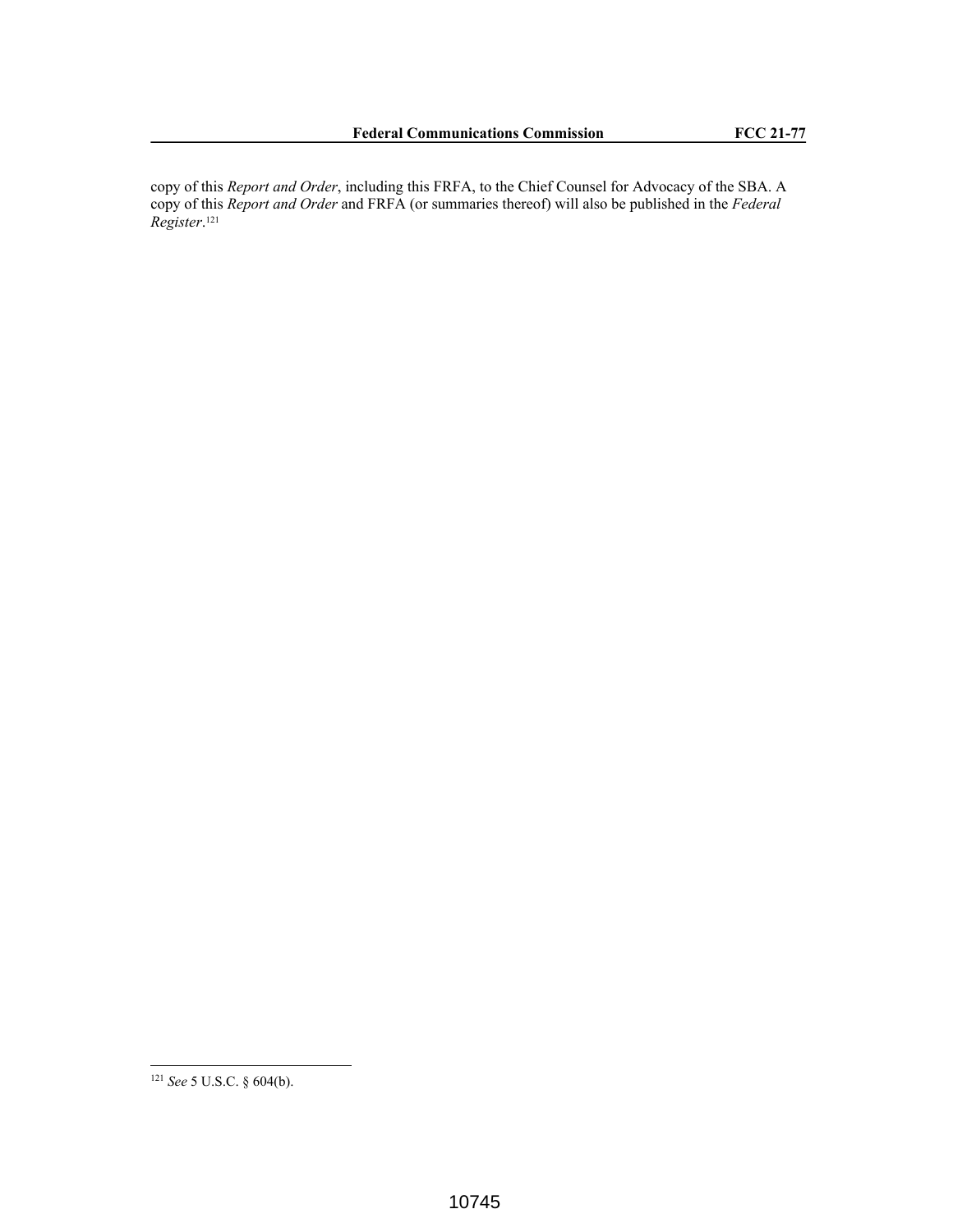copy of this *Report and Order*, including this FRFA, to the Chief Counsel for Advocacy of the SBA. A copy of this *Report and Order* and FRFA (or summaries thereof) will also be published in the *Federal Register*.[121]

[121] *See* 5 U.S.C. § 604(b).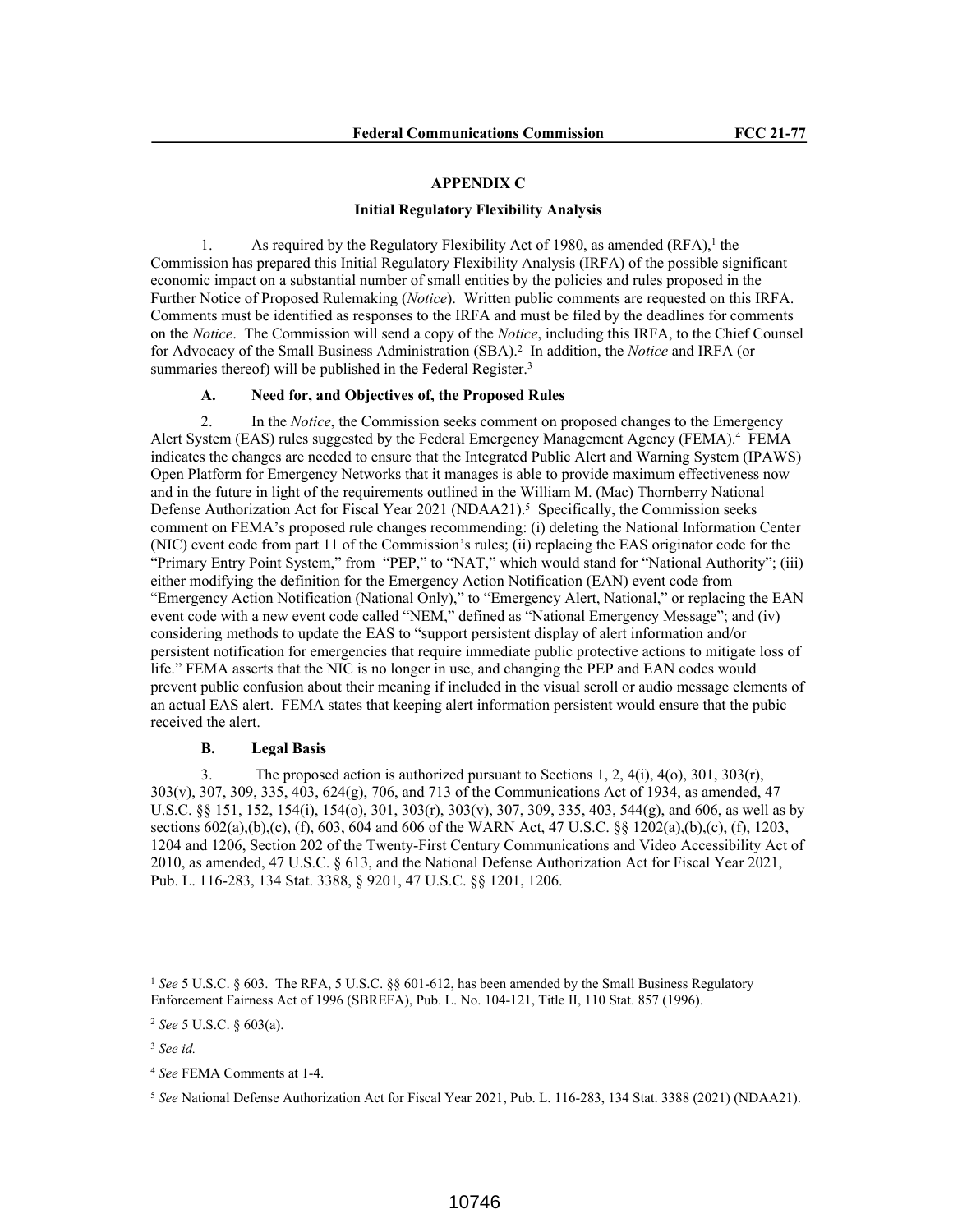## APPENDIX C

### Initial Regulatory Flexibility Analysis

1. As required by the Regulatory Flexibility Act of 1980, as amended (RFA),[1] the Commission has prepared this Initial Regulatory Flexibility Analysis (IRFA) of the possible significant economic impact on a substantial number of small entities by the policies and rules proposed in the Further Notice of Proposed Rulemaking (*Notice*). Written public comments are requested on this IRFA. Comments must be identified as responses to the IRFA and must be filed by the deadlines for comments on the *Notice*. The Commission will send a copy of the *Notice*, including this IRFA, to the Chief Counsel for Advocacy of the Small Business Administration (SBA).[2] In addition, the *Notice* and IRFA (or summaries thereof) will be published in the Federal Register.[3]

#### A. Need for, and Objectives of, the Proposed Rules

2. In the *Notice*, the Commission seeks comment on proposed changes to the Emergency Alert System (EAS) rules suggested by the Federal Emergency Management Agency (FEMA).[4] FEMA indicates the changes are needed to ensure that the Integrated Public Alert and Warning System (IPAWS) Open Platform for Emergency Networks that it manages is able to provide maximum effectiveness now and in the future in light of the requirements outlined in the William M. (Mac) Thornberry National Defense Authorization Act for Fiscal Year 2021 (NDAA21).[5] Specifically, the Commission seeks comment on FEMA's proposed rule changes recommending: (i) deleting the National Information Center (NIC) event code from part 11 of the Commission's rules; (ii) replacing the EAS originator code for the "Primary Entry Point System," from "PEP," to "NAT," which would stand for "National Authority"; (iii) either modifying the definition for the Emergency Action Notification (EAN) event code from "Emergency Action Notification (National Only)," to "Emergency Alert, National," or replacing the EAN event code with a new event code called "NEM," defined as "National Emergency Message"; and (iv) considering methods to update the EAS to "support persistent display of alert information and/or persistent notification for emergencies that require immediate public protective actions to mitigate loss of life." FEMA asserts that the NIC is no longer in use, and changing the PEP and EAN codes would prevent public confusion about their meaning if included in the visual scroll or audio message elements of an actual EAS alert. FEMA states that keeping alert information persistent would ensure that the pubic received the alert.

#### B. Legal Basis

3. The proposed action is authorized pursuant to Sections 1, 2, 4(i), 4(o), 301, 303(r), 303(v), 307, 309, 335, 403, 624(g), 706, and 713 of the Communications Act of 1934, as amended, 47 U.S.C. §§ 151, 152, 154(i), 154(o), 301, 303(r), 303(v), 307, 309, 335, 403, 544(g), and 606, as well as by sections 602(a),(b),(c), (f), 603, 604 and 606 of the WARN Act, 47 U.S.C. §§ 1202(a),(b),(c), (f), 1203, 1204 and 1206, Section 202 of the Twenty-First Century Communications and Video Accessibility Act of 2010, as amended, 47 U.S.C. § 613, and the National Defense Authorization Act for Fiscal Year 2021, Pub. L. 116-283, 134 Stat. 3388, § 9201, 47 U.S.C. §§ 1201, 1206.

---

[1] *See* 5 U.S.C. § 603. The RFA, 5 U.S.C. §§ 601-612, has been amended by the Small Business Regulatory Enforcement Fairness Act of 1996 (SBREFA), Pub. L. No. 104-121, Title II, 110 Stat. 857 (1996).

[2] *See* 5 U.S.C. § 603(a).

[3] *See id.*

[4] *See* FEMA Comments at 1-4.

[5] *See* National Defense Authorization Act for Fiscal Year 2021, Pub. L. 116-283, 134 Stat. 3388 (2021) (NDAA21).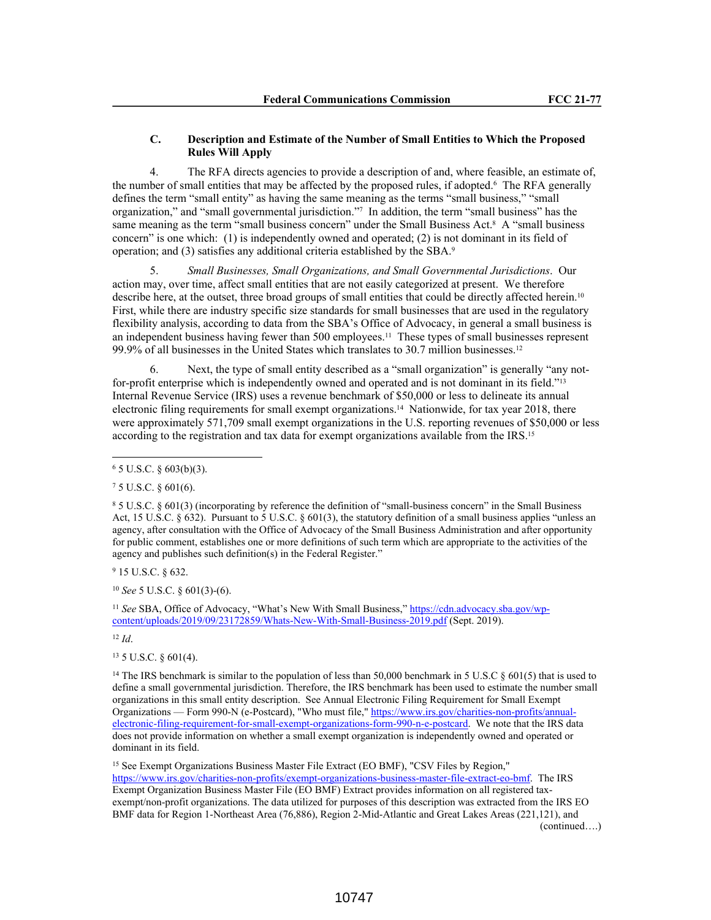### C. Description and Estimate of the Number of Small Entities to Which the Proposed Rules Will Apply

4. The RFA directs agencies to provide a description of and, where feasible, an estimate of, the number of small entities that may be affected by the proposed rules, if adopted.[6] The RFA generally defines the term "small entity" as having the same meaning as the terms "small business," "small organization," and "small governmental jurisdiction."[7] In addition, the term "small business" has the same meaning as the term "small business concern" under the Small Business Act.[8] A "small business concern" is one which: (1) is independently owned and operated; (2) is not dominant in its field of operation; and (3) satisfies any additional criteria established by the SBA.[9]

5. *Small Businesses, Small Organizations, and Small Governmental Jurisdictions*. Our action may, over time, affect small entities that are not easily categorized at present. We therefore describe here, at the outset, three broad groups of small entities that could be directly affected herein.[10] First, while there are industry specific size standards for small businesses that are used in the regulatory flexibility analysis, according to data from the SBA's Office of Advocacy, in general a small business is an independent business having fewer than 500 employees.[11] These types of small businesses represent 99.9% of all businesses in the United States which translates to 30.7 million businesses.[12]

6. Next, the type of small entity described as a "small organization" is generally "any not-for-profit enterprise which is independently owned and operated and is not dominant in its field."[13] Internal Revenue Service (IRS) uses a revenue benchmark of $50,000 or less to delineate its annual electronic filing requirements for small exempt organizations.[14] Nationwide, for tax year 2018, there were approximately 571,709 small exempt organizations in the U.S. reporting revenues of $50,000 or less according to the registration and tax data for exempt organizations available from the IRS.[15]

---

[6] 5 U.S.C. § 603(b)(3).

[7] 5 U.S.C. § 601(6).

[8] 5 U.S.C. § 601(3) (incorporating by reference the definition of "small-business concern" in the Small Business Act, 15 U.S.C. § 632). Pursuant to 5 U.S.C. § 601(3), the statutory definition of a small business applies "unless an agency, after consultation with the Office of Advocacy of the Small Business Administration and after opportunity for public comment, establishes one or more definitions of such term which are appropriate to the activities of the agency and publishes such definition(s) in the Federal Register."

[9] 15 U.S.C. § 632.

[10] *See* 5 U.S.C. § 601(3)-(6).

[11] *See* SBA, Office of Advocacy, "What's New With Small Business," https://cdn.advocacy.sba.gov/wp-content/uploads/2019/09/23172859/Whats-New-With-Small-Business-2019.pdf (Sept. 2019).

[12] *Id*.

[13] 5 U.S.C. § 601(4).

[14] The IRS benchmark is similar to the population of less than 50,000 benchmark in 5 U.S.C § 601(5) that is used to define a small governmental jurisdiction. Therefore, the IRS benchmark has been used to estimate the number small organizations in this small entity description. See Annual Electronic Filing Requirement for Small Exempt Organizations — Form 990-N (e-Postcard), "Who must file," https://www.irs.gov/charities-non-profits/annual-electronic-filing-requirement-for-small-exempt-organizations-form-990-n-e-postcard. We note that the IRS data does not provide information on whether a small exempt organization is independently owned and operated or dominant in its field.

[15] See Exempt Organizations Business Master File Extract (EO BMF), "CSV Files by Region," https://www.irs.gov/charities-non-profits/exempt-organizations-business-master-file-extract-eo-bmf. The IRS Exempt Organization Business Master File (EO BMF) Extract provides information on all registered tax-exempt/non-profit organizations. The data utilized for purposes of this description was extracted from the IRS EO BMF data for Region 1-Northeast Area (76,886), Region 2-Mid-Atlantic and Great Lakes Areas (221,121), and (continued….)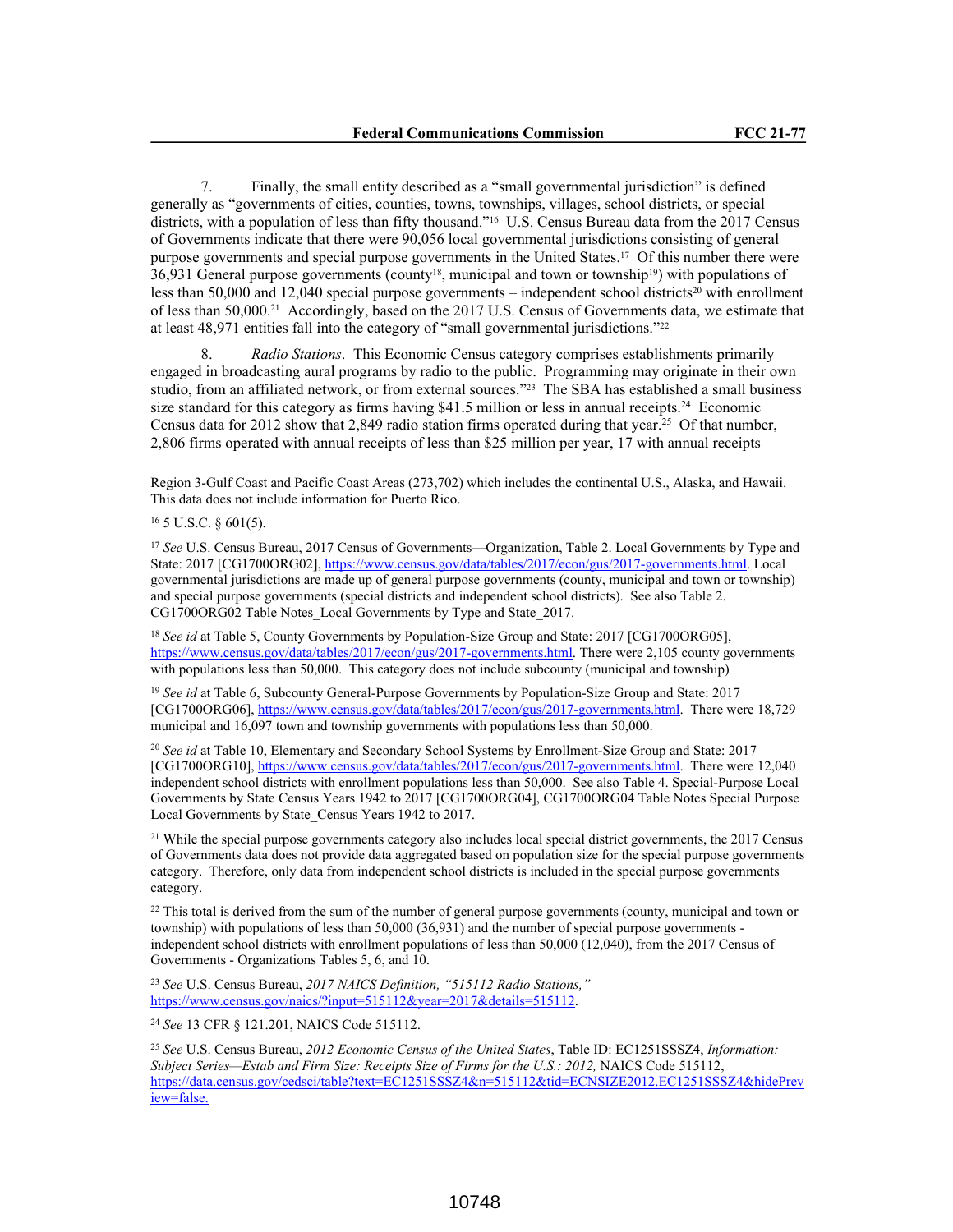7. Finally, the small entity described as a "small governmental jurisdiction" is defined generally as "governments of cities, counties, towns, townships, villages, school districts, or special districts, with a population of less than fifty thousand."[16] U.S. Census Bureau data from the 2017 Census of Governments indicate that there were 90,056 local governmental jurisdictions consisting of general purpose governments and special purpose governments in the United States.[17] Of this number there were 36,931 General purpose governments (county[18], municipal and town or township[19]) with populations of less than 50,000 and 12,040 special purpose governments – independent school districts[20] with enrollment of less than 50,000.[21] Accordingly, based on the 2017 U.S. Census of Governments data, we estimate that at least 48,971 entities fall into the category of "small governmental jurisdictions."[22]

8. *Radio Stations*. This Economic Census category comprises establishments primarily engaged in broadcasting aural programs by radio to the public. Programming may originate in their own studio, from an affiliated network, or from external sources."[23] The SBA has established a small business size standard for this category as firms having $41.5 million or less in annual receipts.[24] Economic Census data for 2012 show that 2,849 radio station firms operated during that year.[25] Of that number, 2,806 firms operated with annual receipts of less than $25 million per year, 17 with annual receipts

---

Region 3-Gulf Coast and Pacific Coast Areas (273,702) which includes the continental U.S., Alaska, and Hawaii. This data does not include information for Puerto Rico.

[16] 5 U.S.C. § 601(5).

[17] *See* U.S. Census Bureau, 2017 Census of Governments—Organization, Table 2. Local Governments by Type and State: 2017 [CG1700ORG02], https://www.census.gov/data/tables/2017/econ/gus/2017-governments.html. Local governmental jurisdictions are made up of general purpose governments (county, municipal and town or township) and special purpose governments (special districts and independent school districts). See also Table 2. CG1700ORG02 Table Notes_Local Governments by Type and State_2017.

[18] *See id* at Table 5, County Governments by Population-Size Group and State: 2017 [CG1700ORG05], https://www.census.gov/data/tables/2017/econ/gus/2017-governments.html. There were 2,105 county governments with populations less than 50,000. This category does not include subcounty (municipal and township)

[19] *See id* at Table 6, Subcounty General-Purpose Governments by Population-Size Group and State: 2017 [CG1700ORG06], https://www.census.gov/data/tables/2017/econ/gus/2017-governments.html. There were 18,729 municipal and 16,097 town and township governments with populations less than 50,000.

[20] *See id* at Table 10, Elementary and Secondary School Systems by Enrollment-Size Group and State: 2017 [CG1700ORG10], https://www.census.gov/data/tables/2017/econ/gus/2017-governments.html. There were 12,040 independent school districts with enrollment populations less than 50,000. See also Table 4. Special-Purpose Local Governments by State Census Years 1942 to 2017 [CG1700ORG04], CG1700ORG04 Table Notes Special Purpose Local Governments by State_Census Years 1942 to 2017.

[21] While the special purpose governments category also includes local special district governments, the 2017 Census of Governments data does not provide data aggregated based on population size for the special purpose governments category. Therefore, only data from independent school districts is included in the special purpose governments category.

[22] This total is derived from the sum of the number of general purpose governments (county, municipal and town or township) with populations of less than 50,000 (36,931) and the number of special purpose governments - independent school districts with enrollment populations of less than 50,000 (12,040), from the 2017 Census of Governments - Organizations Tables 5, 6, and 10.

[23] *See* U.S. Census Bureau, *2017 NAICS Definition, "515112 Radio Stations,"* https://www.census.gov/naics/?input=515112&year=2017&details=515112.

[24] *See* 13 CFR § 121.201, NAICS Code 515112.

[25] *See* U.S. Census Bureau, *2012 Economic Census of the United States*, Table ID: EC1251SSSZ4, *Information: Subject Series—Estab and Firm Size: Receipts Size of Firms for the U.S.: 2012,* NAICS Code 515112, https://data.census.gov/cedsci/table?text=EC1251SSSZ4&n=515112&tid=ECNSIZE2012.EC1251SSSZ4&hidePreview=false.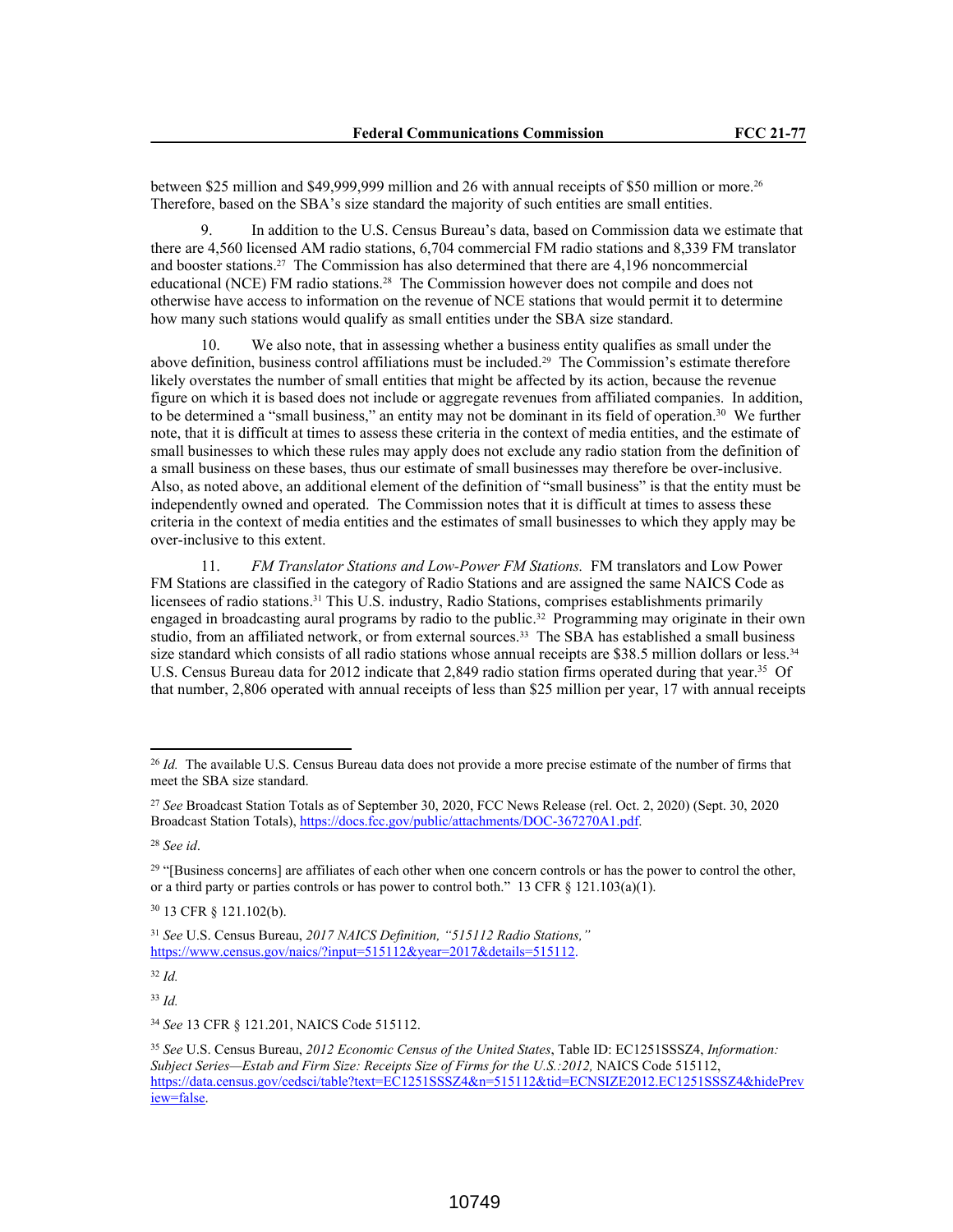between $25 million and $49,999,999 million and 26 with annual receipts of $50 million or more.[26] Therefore, based on the SBA's size standard the majority of such entities are small entities.

9. In addition to the U.S. Census Bureau's data, based on Commission data we estimate that there are 4,560 licensed AM radio stations, 6,704 commercial FM radio stations and 8,339 FM translator and booster stations.[27] The Commission has also determined that there are 4,196 noncommercial educational (NCE) FM radio stations.[28] The Commission however does not compile and does not otherwise have access to information on the revenue of NCE stations that would permit it to determine how many such stations would qualify as small entities under the SBA size standard.

10. We also note, that in assessing whether a business entity qualifies as small under the above definition, business control affiliations must be included.[29] The Commission's estimate therefore likely overstates the number of small entities that might be affected by its action, because the revenue figure on which it is based does not include or aggregate revenues from affiliated companies. In addition, to be determined a "small business," an entity may not be dominant in its field of operation.[30] We further note, that it is difficult at times to assess these criteria in the context of media entities, and the estimate of small businesses to which these rules may apply does not exclude any radio station from the definition of a small business on these bases, thus our estimate of small businesses may therefore be over-inclusive. Also, as noted above, an additional element of the definition of "small business" is that the entity must be independently owned and operated. The Commission notes that it is difficult at times to assess these criteria in the context of media entities and the estimates of small businesses to which they apply may be over-inclusive to this extent.

11. *FM Translator Stations and Low-Power FM Stations.* FM translators and Low Power FM Stations are classified in the category of Radio Stations and are assigned the same NAICS Code as licensees of radio stations.[31] This U.S. industry, Radio Stations, comprises establishments primarily engaged in broadcasting aural programs by radio to the public.[32] Programming may originate in their own studio, from an affiliated network, or from external sources.[33] The SBA has established a small business size standard which consists of all radio stations whose annual receipts are $38.5 million dollars or less.[34] U.S. Census Bureau data for 2012 indicate that 2,849 radio station firms operated during that year.[35] Of that number, 2,806 operated with annual receipts of less than $25 million per year, 17 with annual receipts

---

[26] *Id.* The available U.S. Census Bureau data does not provide a more precise estimate of the number of firms that meet the SBA size standard.

[27] *See* Broadcast Station Totals as of September 30, 2020, FCC News Release (rel. Oct. 2, 2020) (Sept. 30, 2020 Broadcast Station Totals), https://docs.fcc.gov/public/attachments/DOC-367270A1.pdf.

[28] *See id*.

[29] "[Business concerns] are affiliates of each other when one concern controls or has the power to control the other, or a third party or parties controls or has power to control both." 13 CFR § 121.103(a)(1).

[30] 13 CFR § 121.102(b).

[31] *See* U.S. Census Bureau, *2017 NAICS Definition, "515112 Radio Stations,"* https://www.census.gov/naics/?input=515112&year=2017&details=515112.

[32] *Id.*

[33] *Id.*

[34] *See* 13 CFR § 121.201, NAICS Code 515112.

[35] *See* U.S. Census Bureau, *2012 Economic Census of the United States*, Table ID: EC1251SSSZ4, *Information: Subject Series—Estab and Firm Size: Receipts Size of Firms for the U.S.:2012,* NAICS Code 515112, https://data.census.gov/cedsci/table?text=EC1251SSSZ4&n=515112&tid=ECNSIZE2012.EC1251SSSZ4&hidePreview=false.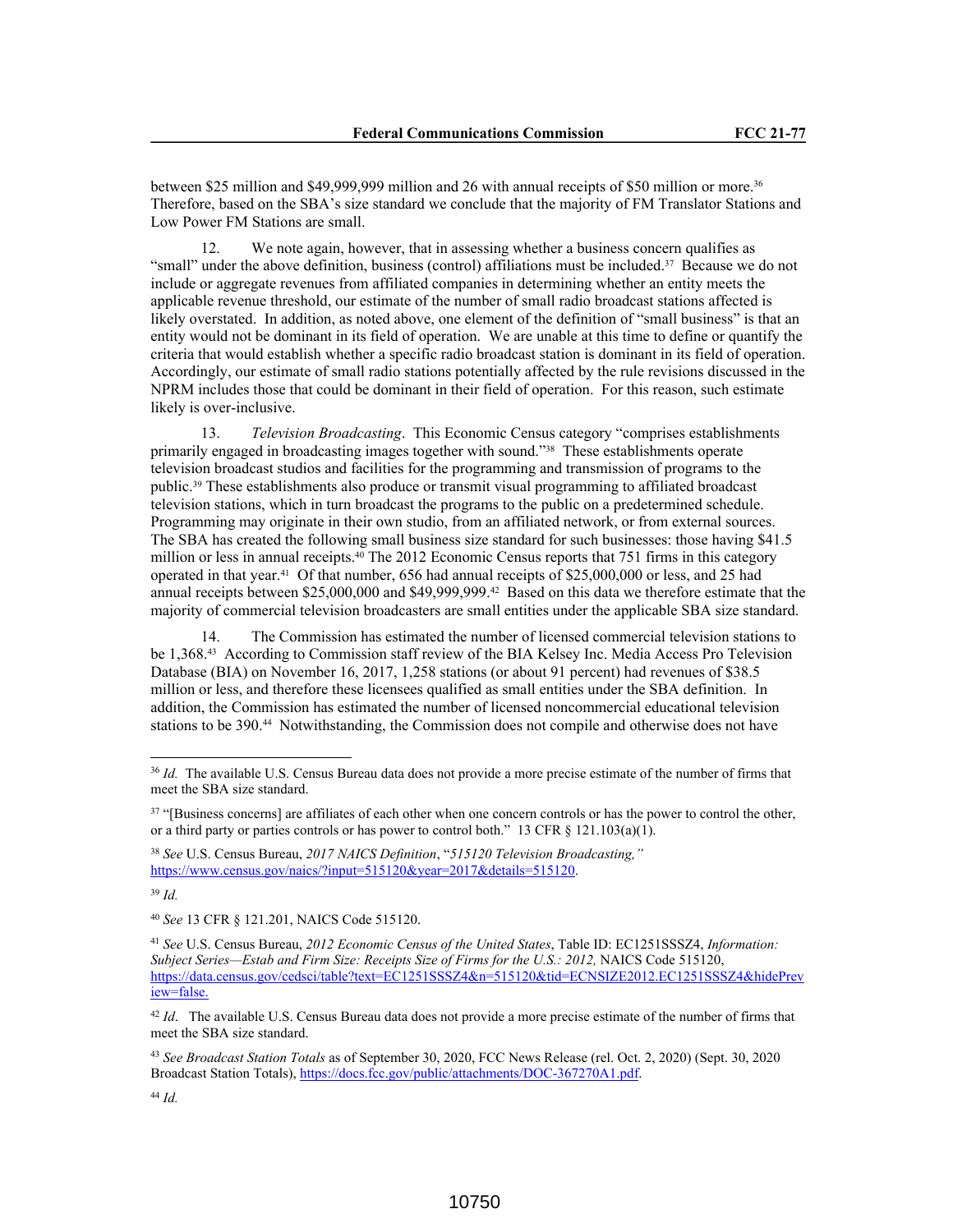between $25 million and $49,999,999 million and 26 with annual receipts of $50 million or more.[36] Therefore, based on the SBA's size standard we conclude that the majority of FM Translator Stations and Low Power FM Stations are small.

12. We note again, however, that in assessing whether a business concern qualifies as "small" under the above definition, business (control) affiliations must be included.[37] Because we do not include or aggregate revenues from affiliated companies in determining whether an entity meets the applicable revenue threshold, our estimate of the number of small radio broadcast stations affected is likely overstated. In addition, as noted above, one element of the definition of "small business" is that an entity would not be dominant in its field of operation. We are unable at this time to define or quantify the criteria that would establish whether a specific radio broadcast station is dominant in its field of operation. Accordingly, our estimate of small radio stations potentially affected by the rule revisions discussed in the NPRM includes those that could be dominant in their field of operation. For this reason, such estimate likely is over-inclusive.

13. *Television Broadcasting*. This Economic Census category "comprises establishments primarily engaged in broadcasting images together with sound."[38] These establishments operate television broadcast studios and facilities for the programming and transmission of programs to the public.[39] These establishments also produce or transmit visual programming to affiliated broadcast television stations, which in turn broadcast the programs to the public on a predetermined schedule. Programming may originate in their own studio, from an affiliated network, or from external sources. The SBA has created the following small business size standard for such businesses: those having $41.5 million or less in annual receipts.[40] The 2012 Economic Census reports that 751 firms in this category operated in that year.[41] Of that number, 656 had annual receipts of $25,000,000 or less, and 25 had annual receipts between $25,000,000 and $49,999,999.[42] Based on this data we therefore estimate that the majority of commercial television broadcasters are small entities under the applicable SBA size standard.

14. The Commission has estimated the number of licensed commercial television stations to be 1,368.[43] According to Commission staff review of the BIA Kelsey Inc. Media Access Pro Television Database (BIA) on November 16, 2017, 1,258 stations (or about 91 percent) had revenues of $38.5 million or less, and therefore these licensees qualified as small entities under the SBA definition. In addition, the Commission has estimated the number of licensed noncommercial educational television stations to be 390.[44] Notwithstanding, the Commission does not compile and otherwise does not have

---

[36] *Id.* The available U.S. Census Bureau data does not provide a more precise estimate of the number of firms that meet the SBA size standard.

[37] "[Business concerns] are affiliates of each other when one concern controls or has the power to control the other, or a third party or parties controls or has power to control both." 13 CFR § 121.103(a)(1).

[38] *See* U.S. Census Bureau, *2017 NAICS Definition*, "*515120 Television Broadcasting,*" https://www.census.gov/naics/?input=515120&year=2017&details=515120.

[39] *Id.*

[40] *See* 13 CFR § 121.201, NAICS Code 515120.

[41] *See* U.S. Census Bureau, *2012 Economic Census of the United States*, Table ID: EC1251SSSZ4, *Information: Subject Series—Estab and Firm Size: Receipts Size of Firms for the U.S.: 2012,* NAICS Code 515120, https://data.census.gov/cedsci/table?text=EC1251SSSZ4&n=515120&tid=ECNSIZE2012.EC1251SSSZ4&hidePreview=false.

[42] *Id*. The available U.S. Census Bureau data does not provide a more precise estimate of the number of firms that meet the SBA size standard.

[43] *See Broadcast Station Totals* as of September 30, 2020, FCC News Release (rel. Oct. 2, 2020) (Sept. 30, 2020 Broadcast Station Totals), https://docs.fcc.gov/public/attachments/DOC-367270A1.pdf.

[44] *Id.*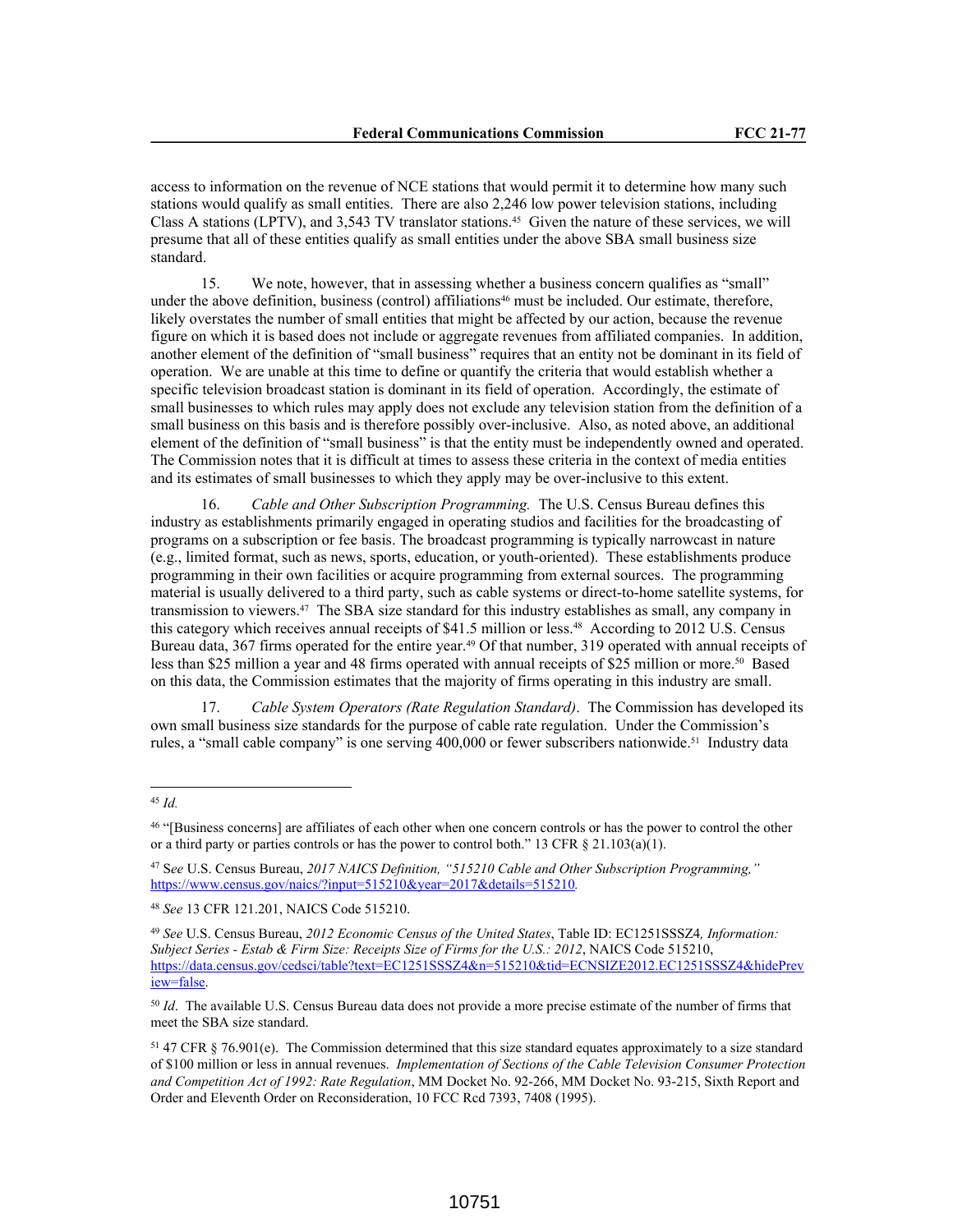access to information on the revenue of NCE stations that would permit it to determine how many such stations would qualify as small entities. There are also 2,246 low power television stations, including Class A stations (LPTV), and 3,543 TV translator stations.[45] Given the nature of these services, we will presume that all of these entities qualify as small entities under the above SBA small business size standard.

15. We note, however, that in assessing whether a business concern qualifies as "small" under the above definition, business (control) affiliations[46] must be included. Our estimate, therefore, likely overstates the number of small entities that might be affected by our action, because the revenue figure on which it is based does not include or aggregate revenues from affiliated companies. In addition, another element of the definition of "small business" requires that an entity not be dominant in its field of operation. We are unable at this time to define or quantify the criteria that would establish whether a specific television broadcast station is dominant in its field of operation. Accordingly, the estimate of small businesses to which rules may apply does not exclude any television station from the definition of a small business on this basis and is therefore possibly over-inclusive. Also, as noted above, an additional element of the definition of "small business" is that the entity must be independently owned and operated. The Commission notes that it is difficult at times to assess these criteria in the context of media entities and its estimates of small businesses to which they apply may be over-inclusive to this extent.

16. *Cable and Other Subscription Programming.* The U.S. Census Bureau defines this industry as establishments primarily engaged in operating studios and facilities for the broadcasting of programs on a subscription or fee basis. The broadcast programming is typically narrowcast in nature (e.g., limited format, such as news, sports, education, or youth-oriented). These establishments produce programming in their own facilities or acquire programming from external sources. The programming material is usually delivered to a third party, such as cable systems or direct-to-home satellite systems, for transmission to viewers.[47] The SBA size standard for this industry establishes as small, any company in this category which receives annual receipts of $41.5 million or less.[48] According to 2012 U.S. Census Bureau data, 367 firms operated for the entire year.[49] Of that number, 319 operated with annual receipts of less than $25 million a year and 48 firms operated with annual receipts of $25 million or more.[50] Based on this data, the Commission estimates that the majority of firms operating in this industry are small.

17. *Cable System Operators (Rate Regulation Standard)*. The Commission has developed its own small business size standards for the purpose of cable rate regulation. Under the Commission's rules, a "small cable company" is one serving 400,000 or fewer subscribers nationwide.[51] Industry data

---

[45] *Id.*

[46] "[Business concerns] are affiliates of each other when one concern controls or has the power to control the other or a third party or parties controls or has the power to control both." 13 CFR § 21.103(a)(1).

[47] S*ee* U.S. Census Bureau, *2017 NAICS Definition, "515210 Cable and Other Subscription Programming,"* https://www.census.gov/naics/?input=515210&year=2017&details=515210.

[48] *See* 13 CFR 121.201, NAICS Code 515210.

[49] *See* U.S. Census Bureau, *2012 Economic Census of the United States*, Table ID: EC1251SSSZ4*, Information: Subject Series - Estab & Firm Size: Receipts Size of Firms for the U.S.: 2012*, NAICS Code 515210, https://data.census.gov/cedsci/table?text=EC1251SSSZ4&n=515210&tid=ECNSIZE2012.EC1251SSSZ4&hidePreview=false.

[50] *Id*. The available U.S. Census Bureau data does not provide a more precise estimate of the number of firms that meet the SBA size standard.

[51] 47 CFR § 76.901(e). The Commission determined that this size standard equates approximately to a size standard of $100 million or less in annual revenues. *Implementation of Sections of the Cable Television Consumer Protection and Competition Act of 1992: Rate Regulation*, MM Docket No. 92-266, MM Docket No. 93-215, Sixth Report and Order and Eleventh Order on Reconsideration, 10 FCC Rcd 7393, 7408 (1995).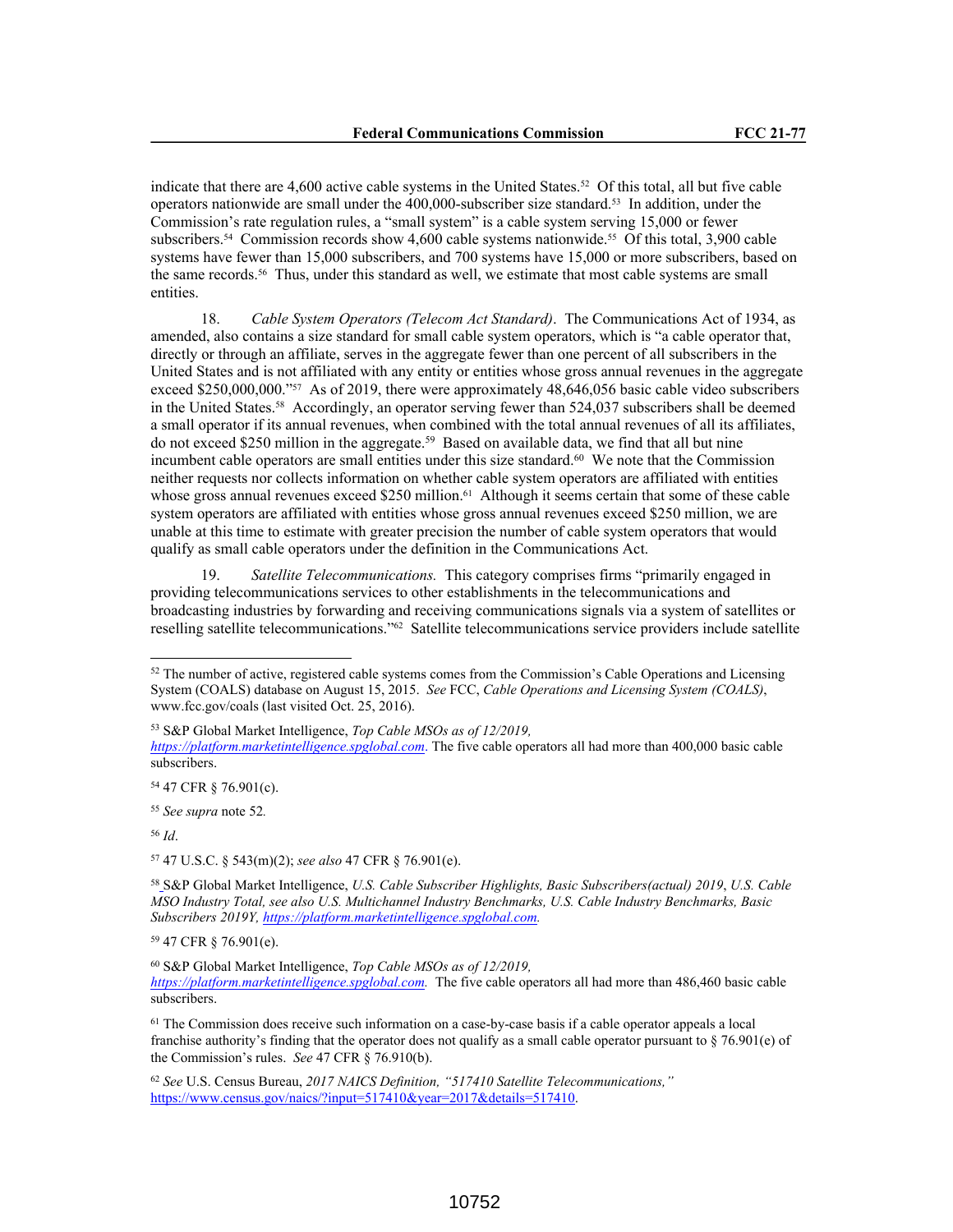indicate that there are 4,600 active cable systems in the United States.[52] Of this total, all but five cable operators nationwide are small under the 400,000-subscriber size standard.[53] In addition, under the Commission's rate regulation rules, a "small system" is a cable system serving 15,000 or fewer subscribers.[54] Commission records show 4,600 cable systems nationwide.[55] Of this total, 3,900 cable systems have fewer than 15,000 subscribers, and 700 systems have 15,000 or more subscribers, based on the same records.[56] Thus, under this standard as well, we estimate that most cable systems are small entities.

18. *Cable System Operators (Telecom Act Standard)*. The Communications Act of 1934, as amended, also contains a size standard for small cable system operators, which is "a cable operator that, directly or through an affiliate, serves in the aggregate fewer than one percent of all subscribers in the United States and is not affiliated with any entity or entities whose gross annual revenues in the aggregate exceed $250,000,000."[57] As of 2019, there were approximately 48,646,056 basic cable video subscribers in the United States.[58] Accordingly, an operator serving fewer than 524,037 subscribers shall be deemed a small operator if its annual revenues, when combined with the total annual revenues of all its affiliates, do not exceed $250 million in the aggregate.[59] Based on available data, we find that all but nine incumbent cable operators are small entities under this size standard.[60] We note that the Commission neither requests nor collects information on whether cable system operators are affiliated with entities whose gross annual revenues exceed $250 million.[61] Although it seems certain that some of these cable system operators are affiliated with entities whose gross annual revenues exceed $250 million, we are unable at this time to estimate with greater precision the number of cable system operators that would qualify as small cable operators under the definition in the Communications Act.

19. *Satellite Telecommunications.* This category comprises firms "primarily engaged in providing telecommunications services to other establishments in the telecommunications and broadcasting industries by forwarding and receiving communications signals via a system of satellites or reselling satellite telecommunications."[62] Satellite telecommunications service providers include satellite

---

[52] The number of active, registered cable systems comes from the Commission's Cable Operations and Licensing System (COALS) database on August 15, 2015. *See* FCC, *Cable Operations and Licensing System (COALS)*, www.fcc.gov/coals (last visited Oct. 25, 2016).

[53] S&P Global Market Intelligence, *Top Cable MSOs as of 12/2019,* https://platform.marketintelligence.spglobal.com. The five cable operators all had more than 400,000 basic cable subscribers.

[54] 47 CFR § 76.901(c).

[55] *See supra* note 52.

[56] *Id*.

[57] 47 U.S.C. § 543(m)(2); *see also* 47 CFR § 76.901(e).

[58] S&P Global Market Intelligence, *U.S. Cable Subscriber Highlights, Basic Subscribers(actual) 2019*, *U.S. Cable MSO Industry Total, see also U.S. Multichannel Industry Benchmarks, U.S. Cable Industry Benchmarks, Basic Subscribers 2019Y, https://platform.marketintelligence.spglobal.com.*

[59] 47 CFR § 76.901(e).

[60] S&P Global Market Intelligence, *Top Cable MSOs as of 12/2019, https://platform.marketintelligence.spglobal.com.* The five cable operators all had more than 486,460 basic cable subscribers.

[61] The Commission does receive such information on a case-by-case basis if a cable operator appeals a local franchise authority's finding that the operator does not qualify as a small cable operator pursuant to § 76.901(e) of the Commission's rules. *See* 47 CFR § 76.910(b).

[62] *See* U.S. Census Bureau, *2017 NAICS Definition, "517410 Satellite Telecommunications,"* https://www.census.gov/naics/?input=517410&year=2017&details=517410.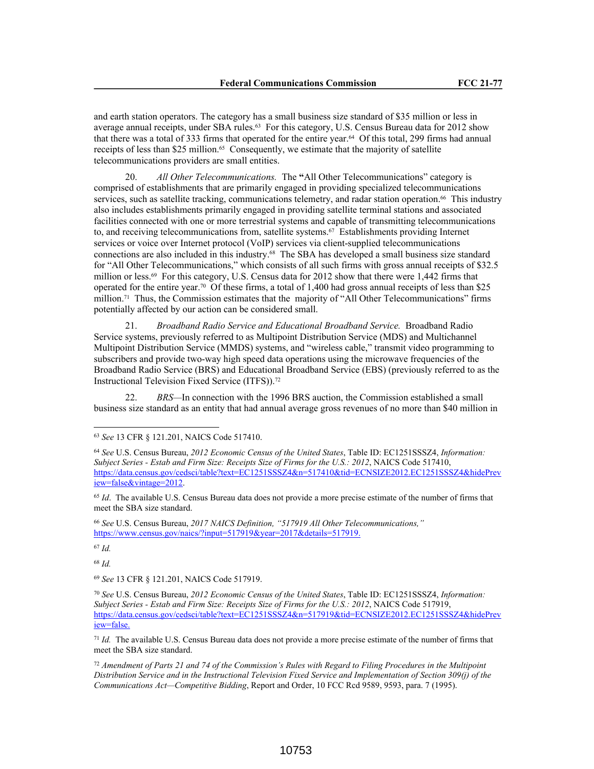and earth station operators. The category has a small business size standard of $35 million or less in average annual receipts, under SBA rules.[63] For this category, U.S. Census Bureau data for 2012 show that there was a total of 333 firms that operated for the entire year.[64] Of this total, 299 firms had annual receipts of less than $25 million.[65] Consequently, we estimate that the majority of satellite telecommunications providers are small entities.

20. *All Other Telecommunications.* The **"**All Other Telecommunications" category is comprised of establishments that are primarily engaged in providing specialized telecommunications services, such as satellite tracking, communications telemetry, and radar station operation.[66] This industry also includes establishments primarily engaged in providing satellite terminal stations and associated facilities connected with one or more terrestrial systems and capable of transmitting telecommunications to, and receiving telecommunications from, satellite systems.[67] Establishments providing Internet services or voice over Internet protocol (VoIP) services via client-supplied telecommunications connections are also included in this industry.[68] The SBA has developed a small business size standard for "All Other Telecommunications," which consists of all such firms with gross annual receipts of $32.5 million or less.[69] For this category, U.S. Census data for 2012 show that there were 1,442 firms that operated for the entire year.[70] Of these firms, a total of 1,400 had gross annual receipts of less than $25 million.[71] Thus, the Commission estimates that the majority of "All Other Telecommunications" firms potentially affected by our action can be considered small.

21. *Broadband Radio Service and Educational Broadband Service.* Broadband Radio Service systems, previously referred to as Multipoint Distribution Service (MDS) and Multichannel Multipoint Distribution Service (MMDS) systems, and "wireless cable," transmit video programming to subscribers and provide two-way high speed data operations using the microwave frequencies of the Broadband Radio Service (BRS) and Educational Broadband Service (EBS) (previously referred to as the Instructional Television Fixed Service (ITFS)).[72]

22. *BRS*—In connection with the 1996 BRS auction, the Commission established a small business size standard as an entity that had annual average gross revenues of no more than $40 million in

---

[63] *See* 13 CFR § 121.201, NAICS Code 517410.

[64] *See* U.S. Census Bureau, *2012 Economic Census of the United States*, Table ID: EC1251SSSZ4, *Information: Subject Series - Estab and Firm Size: Receipts Size of Firms for the U.S.: 2012*, NAICS Code 517410, https://data.census.gov/cedsci/table?text=EC1251SSSZ4&n=517410&tid=ECNSIZE2012.EC1251SSSZ4&hidePreview=false&vintage=2012.

[65] *Id*. The available U.S. Census Bureau data does not provide a more precise estimate of the number of firms that meet the SBA size standard.

[66] *See* U.S. Census Bureau, *2017 NAICS Definition, "517919 All Other Telecommunications,"* https://www.census.gov/naics/?input=517919&year=2017&details=517919.

[67] *Id.*

[68] *Id.*

[69] *See* 13 CFR § 121.201, NAICS Code 517919.

[70] *See* U.S. Census Bureau, *2012 Economic Census of the United States*, Table ID: EC1251SSSZ4, *Information: Subject Series - Estab and Firm Size: Receipts Size of Firms for the U.S.: 2012*, NAICS Code 517919, https://data.census.gov/cedsci/table?text=EC1251SSSZ4&n=517919&tid=ECNSIZE2012.EC1251SSSZ4&hidePreview=false.

[71] *Id.* The available U.S. Census Bureau data does not provide a more precise estimate of the number of firms that meet the SBA size standard.

[72] *Amendment of Parts 21 and 74 of the Commission's Rules with Regard to Filing Procedures in the Multipoint Distribution Service and in the Instructional Television Fixed Service and Implementation of Section 309(j) of the Communications Act—Competitive Bidding*, Report and Order, 10 FCC Rcd 9589, 9593, para. 7 (1995).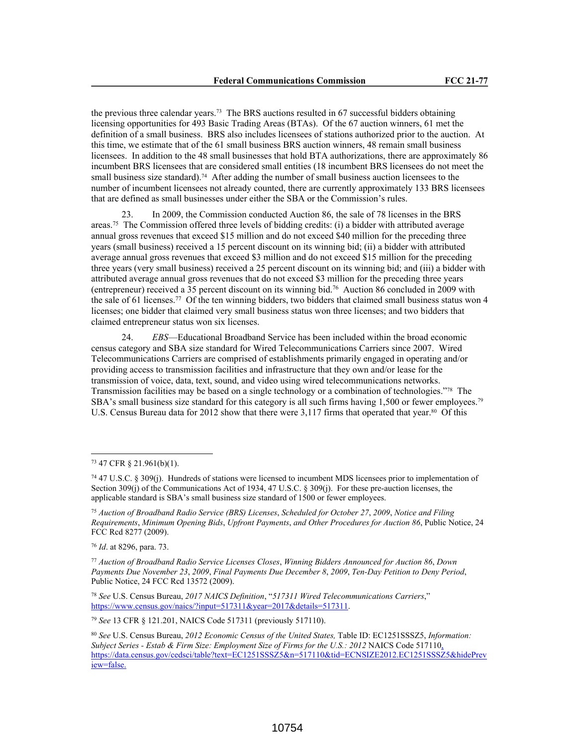the previous three calendar years.[73] The BRS auctions resulted in 67 successful bidders obtaining licensing opportunities for 493 Basic Trading Areas (BTAs). Of the 67 auction winners, 61 met the definition of a small business. BRS also includes licensees of stations authorized prior to the auction. At this time, we estimate that of the 61 small business BRS auction winners, 48 remain small business licensees. In addition to the 48 small businesses that hold BTA authorizations, there are approximately 86 incumbent BRS licensees that are considered small entities (18 incumbent BRS licensees do not meet the small business size standard).[74] After adding the number of small business auction licensees to the number of incumbent licensees not already counted, there are currently approximately 133 BRS licensees that are defined as small businesses under either the SBA or the Commission's rules.

23. In 2009, the Commission conducted Auction 86, the sale of 78 licenses in the BRS areas.[75] The Commission offered three levels of bidding credits: (i) a bidder with attributed average annual gross revenues that exceed $15 million and do not exceed $40 million for the preceding three years (small business) received a 15 percent discount on its winning bid; (ii) a bidder with attributed average annual gross revenues that exceed $3 million and do not exceed $15 million for the preceding three years (very small business) received a 25 percent discount on its winning bid; and (iii) a bidder with attributed average annual gross revenues that do not exceed $3 million for the preceding three years (entrepreneur) received a 35 percent discount on its winning bid.[76] Auction 86 concluded in 2009 with the sale of 61 licenses.[77] Of the ten winning bidders, two bidders that claimed small business status won 4 licenses; one bidder that claimed very small business status won three licenses; and two bidders that claimed entrepreneur status won six licenses.

24. *EBS*—Educational Broadband Service has been included within the broad economic census category and SBA size standard for Wired Telecommunications Carriers since 2007. Wired Telecommunications Carriers are comprised of establishments primarily engaged in operating and/or providing access to transmission facilities and infrastructure that they own and/or lease for the transmission of voice, data, text, sound, and video using wired telecommunications networks. Transmission facilities may be based on a single technology or a combination of technologies."[78] The SBA's small business size standard for this category is all such firms having 1,500 or fewer employees.[79] U.S. Census Bureau data for 2012 show that there were 3,117 firms that operated that year.[80] Of this

---

[73] 47 CFR § 21.961(b)(1).

[74] 47 U.S.C. § 309(j). Hundreds of stations were licensed to incumbent MDS licensees prior to implementation of Section 309(j) of the Communications Act of 1934, 47 U.S.C. § 309(j). For these pre-auction licenses, the applicable standard is SBA's small business size standard of 1500 or fewer employees.

[75] *Auction of Broadband Radio Service (BRS) Licenses*, *Scheduled for October 27*, *2009*, *Notice and Filing Requirements*, *Minimum Opening Bids*, *Upfront Payments*, *and Other Procedures for Auction 86*, Public Notice, 24 FCC Rcd 8277 (2009).

[76] *Id*. at 8296, para. 73.

[77] *Auction of Broadband Radio Service Licenses Closes*, *Winning Bidders Announced for Auction 86*, *Down Payments Due November 23*, *2009*, *Final Payments Due December 8*, *2009*, *Ten-Day Petition to Deny Period*, Public Notice, 24 FCC Rcd 13572 (2009).

[78] *See* U.S. Census Bureau, *2017 NAICS Definition*, "*517311 Wired Telecommunications Carriers*," https://www.census.gov/naics/?input=517311&year=2017&details=517311.

[79] *See* 13 CFR § 121.201, NAICS Code 517311 (previously 517110).

[80] *See* U.S. Census Bureau, *2012 Economic Census of the United States,* Table ID: EC1251SSSZ5, *Information: Subject Series - Estab & Firm Size: Employment Size of Firms for the U.S.: 2012* NAICS Code 517110, https://data.census.gov/cedsci/table?text=EC1251SSSZ5&n=517110&tid=ECNSIZE2012.EC1251SSSZ5&hidePreview=false.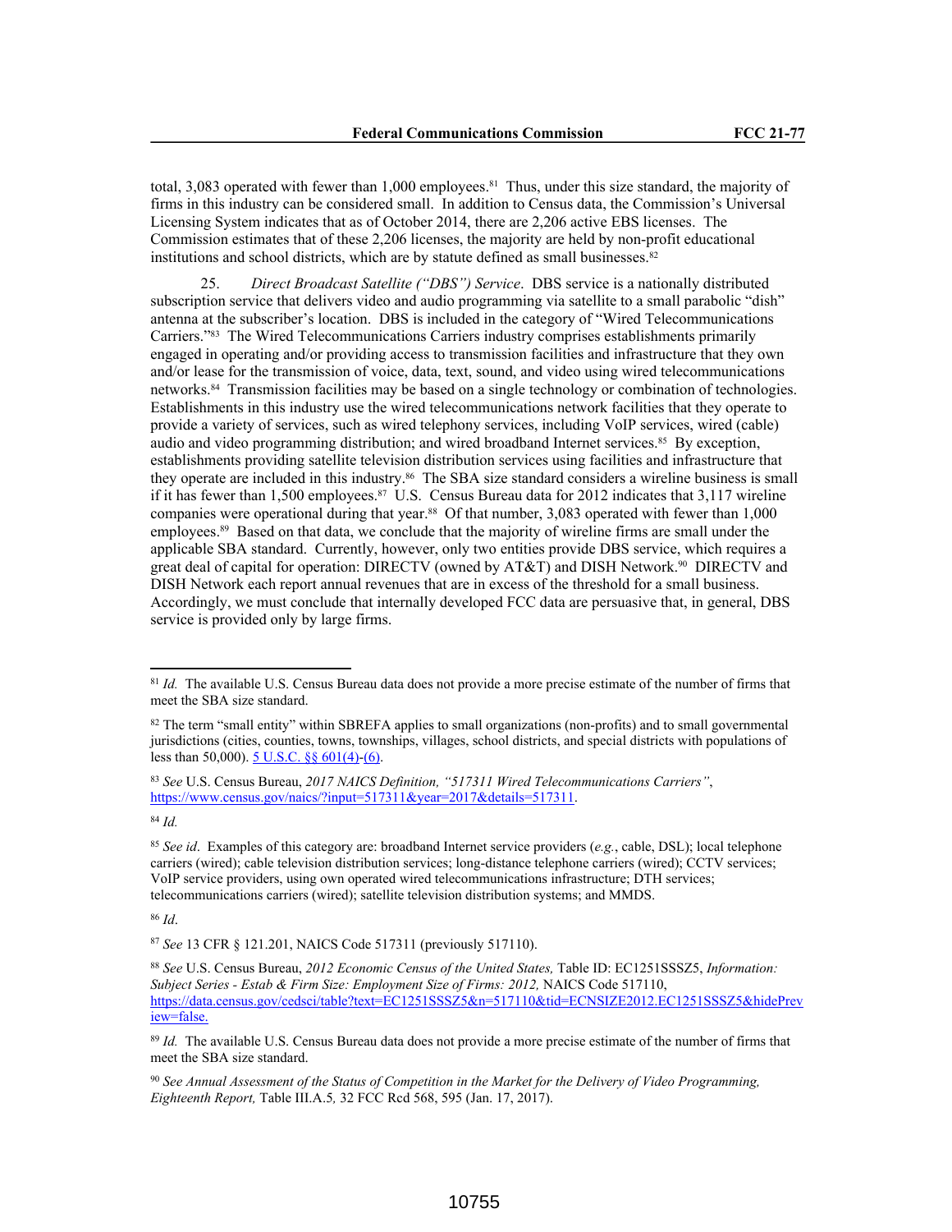total, 3,083 operated with fewer than 1,000 employees.[81] Thus, under this size standard, the majority of firms in this industry can be considered small. In addition to Census data, the Commission's Universal Licensing System indicates that as of October 2014, there are 2,206 active EBS licenses. The Commission estimates that of these 2,206 licenses, the majority are held by non-profit educational institutions and school districts, which are by statute defined as small businesses.[82]

25. *Direct Broadcast Satellite ("DBS") Service*. DBS service is a nationally distributed subscription service that delivers video and audio programming via satellite to a small parabolic "dish" antenna at the subscriber's location. DBS is included in the category of "Wired Telecommunications Carriers."[83] The Wired Telecommunications Carriers industry comprises establishments primarily engaged in operating and/or providing access to transmission facilities and infrastructure that they own and/or lease for the transmission of voice, data, text, sound, and video using wired telecommunications networks.[84] Transmission facilities may be based on a single technology or combination of technologies. Establishments in this industry use the wired telecommunications network facilities that they operate to provide a variety of services, such as wired telephony services, including VoIP services, wired (cable) audio and video programming distribution; and wired broadband Internet services.[85] By exception, establishments providing satellite television distribution services using facilities and infrastructure that they operate are included in this industry.[86] The SBA size standard considers a wireline business is small if it has fewer than 1,500 employees.[87] U.S. Census Bureau data for 2012 indicates that 3,117 wireline companies were operational during that year.[88] Of that number, 3,083 operated with fewer than 1,000 employees.[89] Based on that data, we conclude that the majority of wireline firms are small under the applicable SBA standard. Currently, however, only two entities provide DBS service, which requires a great deal of capital for operation: DIRECTV (owned by AT&T) and DISH Network.[90] DIRECTV and DISH Network each report annual revenues that are in excess of the threshold for a small business. Accordingly, we must conclude that internally developed FCC data are persuasive that, in general, DBS service is provided only by large firms.

---

[81] *Id.* The available U.S. Census Bureau data does not provide a more precise estimate of the number of firms that meet the SBA size standard.

[82] The term "small entity" within SBREFA applies to small organizations (non-profits) and to small governmental jurisdictions (cities, counties, towns, townships, villages, school districts, and special districts with populations of less than 50,000). 5 U.S.C. §§ 601(4)-(6).

[83] *See* U.S. Census Bureau, *2017 NAICS Definition, "517311 Wired Telecommunications Carriers"*, https://www.census.gov/naics/?input=517311&year=2017&details=517311.

[84] *Id.*

[85] *See id*. Examples of this category are: broadband Internet service providers (*e.g.*, cable, DSL); local telephone carriers (wired); cable television distribution services; long-distance telephone carriers (wired); CCTV services; VoIP service providers, using own operated wired telecommunications infrastructure; DTH services; telecommunications carriers (wired); satellite television distribution systems; and MMDS.

[86] *Id*.

[87] *See* 13 CFR § 121.201, NAICS Code 517311 (previously 517110).

[88] *See* U.S. Census Bureau, *2012 Economic Census of the United States,* Table ID: EC1251SSSZ5, *Information: Subject Series - Estab & Firm Size: Employment Size of Firms: 2012,* NAICS Code 517110, https://data.census.gov/cedsci/table?text=EC1251SSSZ5&n=517110&tid=ECNSIZE2012.EC1251SSSZ5&hidePreview=false.

[89] *Id.* The available U.S. Census Bureau data does not provide a more precise estimate of the number of firms that meet the SBA size standard.

[90] *See Annual Assessment of the Status of Competition in the Market for the Delivery of Video Programming, Eighteenth Report,* Table III.A.5*,* 32 FCC Rcd 568, 595 (Jan. 17, 2017).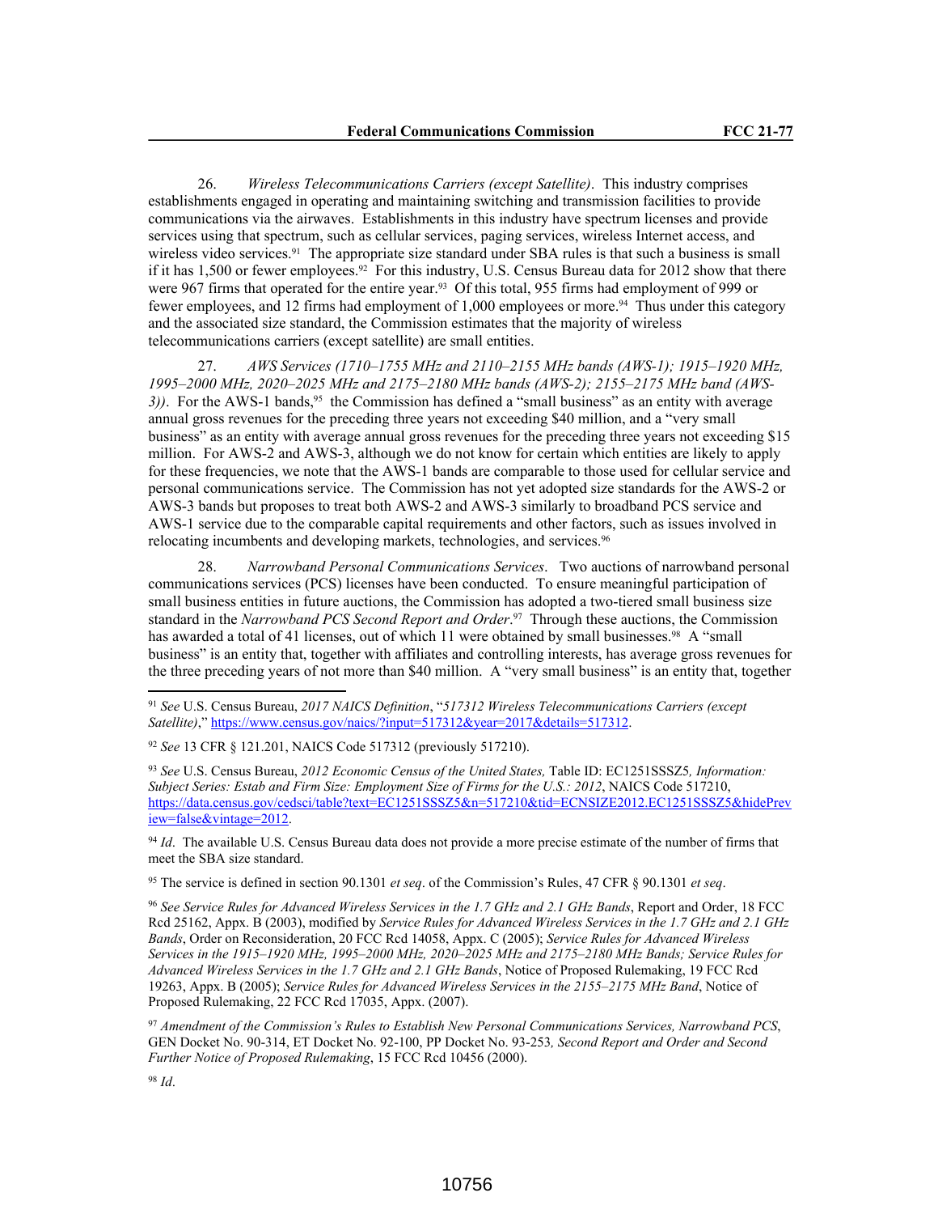26. *Wireless Telecommunications Carriers (except Satellite)*. This industry comprises establishments engaged in operating and maintaining switching and transmission facilities to provide communications via the airwaves. Establishments in this industry have spectrum licenses and provide services using that spectrum, such as cellular services, paging services, wireless Internet access, and wireless video services.[91] The appropriate size standard under SBA rules is that such a business is small if it has 1,500 or fewer employees.[92] For this industry, U.S. Census Bureau data for 2012 show that there were 967 firms that operated for the entire year.[93] Of this total, 955 firms had employment of 999 or fewer employees, and 12 firms had employment of 1,000 employees or more.[94] Thus under this category and the associated size standard, the Commission estimates that the majority of wireless telecommunications carriers (except satellite) are small entities.

27. *AWS Services (1710–1755 MHz and 2110–2155 MHz bands (AWS-1); 1915–1920 MHz, 1995–2000 MHz, 2020–2025 MHz and 2175–2180 MHz bands (AWS-2); 2155–2175 MHz band (AWS-3))*. For the AWS-1 bands,[95] the Commission has defined a "small business" as an entity with average annual gross revenues for the preceding three years not exceeding $40 million, and a "very small business" as an entity with average annual gross revenues for the preceding three years not exceeding $15 million. For AWS-2 and AWS-3, although we do not know for certain which entities are likely to apply for these frequencies, we note that the AWS-1 bands are comparable to those used for cellular service and personal communications service. The Commission has not yet adopted size standards for the AWS-2 or AWS-3 bands but proposes to treat both AWS-2 and AWS-3 similarly to broadband PCS service and AWS-1 service due to the comparable capital requirements and other factors, such as issues involved in relocating incumbents and developing markets, technologies, and services.[96]

28. *Narrowband Personal Communications Services*. Two auctions of narrowband personal communications services (PCS) licenses have been conducted. To ensure meaningful participation of small business entities in future auctions, the Commission has adopted a two-tiered small business size standard in the *Narrowband PCS Second Report and Order*.[97] Through these auctions, the Commission has awarded a total of 41 licenses, out of which 11 were obtained by small businesses.[98] A "small business" is an entity that, together with affiliates and controlling interests, has average gross revenues for the three preceding years of not more than $40 million. A "very small business" is an entity that, together

---

[91] *See* U.S. Census Bureau, *2017 NAICS Definition*, "*517312 Wireless Telecommunications Carriers (except Satellite)*," https://www.census.gov/naics/?input=517312&year=2017&details=517312.

[92] *See* 13 CFR § 121.201, NAICS Code 517312 (previously 517210).

[93] *See* U.S. Census Bureau, *2012 Economic Census of the United States,* Table ID: EC1251SSSZ5*, Information: Subject Series: Estab and Firm Size: Employment Size of Firms for the U.S.: 2012*, NAICS Code 517210, https://data.census.gov/cedsci/table?text=EC1251SSSZ5&n=517210&tid=ECNSIZE2012.EC1251SSSZ5&hidePreview=false&vintage=2012.

[94] *Id*. The available U.S. Census Bureau data does not provide a more precise estimate of the number of firms that meet the SBA size standard.

[95] The service is defined in section 90.1301 *et seq*. of the Commission's Rules, 47 CFR § 90.1301 *et seq*.

[96] *See Service Rules for Advanced Wireless Services in the 1.7 GHz and 2.1 GHz Bands*, Report and Order, 18 FCC Rcd 25162, Appx. B (2003), modified by *Service Rules for Advanced Wireless Services in the 1.7 GHz and 2.1 GHz Bands*, Order on Reconsideration, 20 FCC Rcd 14058, Appx. C (2005); *Service Rules for Advanced Wireless Services in the 1915–1920 MHz, 1995–2000 MHz, 2020–2025 MHz and 2175–2180 MHz Bands; Service Rules for Advanced Wireless Services in the 1.7 GHz and 2.1 GHz Bands*, Notice of Proposed Rulemaking, 19 FCC Rcd 19263, Appx. B (2005); *Service Rules for Advanced Wireless Services in the 2155–2175 MHz Band*, Notice of Proposed Rulemaking, 22 FCC Rcd 17035, Appx. (2007).

[97] *Amendment of the Commission's Rules to Establish New Personal Communications Services, Narrowband PCS*, GEN Docket No. 90-314, ET Docket No. 92-100, PP Docket No. 93-253*, Second Report and Order and Second Further Notice of Proposed Rulemaking*, 15 FCC Rcd 10456 (2000).

[98] *Id*.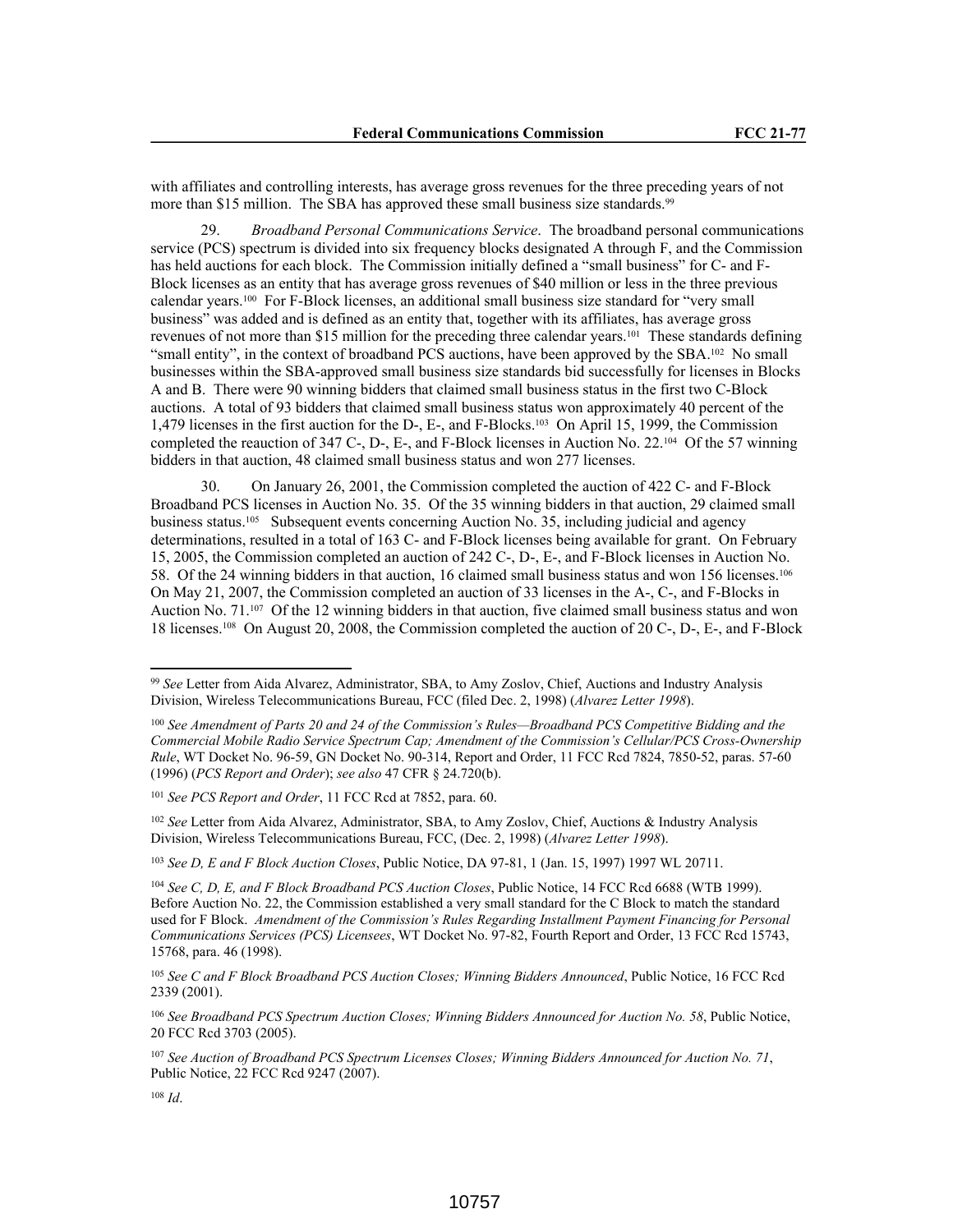with affiliates and controlling interests, has average gross revenues for the three preceding years of not more than $15 million. The SBA has approved these small business size standards.[99]

29. *Broadband Personal Communications Service*. The broadband personal communications service (PCS) spectrum is divided into six frequency blocks designated A through F, and the Commission has held auctions for each block. The Commission initially defined a "small business" for C- and F-Block licenses as an entity that has average gross revenues of $40 million or less in the three previous calendar years.[100] For F-Block licenses, an additional small business size standard for "very small business" was added and is defined as an entity that, together with its affiliates, has average gross revenues of not more than $15 million for the preceding three calendar years.[101] These standards defining "small entity", in the context of broadband PCS auctions, have been approved by the SBA.[102] No small businesses within the SBA-approved small business size standards bid successfully for licenses in Blocks A and B. There were 90 winning bidders that claimed small business status in the first two C-Block auctions. A total of 93 bidders that claimed small business status won approximately 40 percent of the 1,479 licenses in the first auction for the D-, E-, and F-Blocks.[103] On April 15, 1999, the Commission completed the reauction of 347 C-, D-, E-, and F-Block licenses in Auction No. 22.[104] Of the 57 winning bidders in that auction, 48 claimed small business status and won 277 licenses.

30. On January 26, 2001, the Commission completed the auction of 422 C- and F-Block Broadband PCS licenses in Auction No. 35. Of the 35 winning bidders in that auction, 29 claimed small business status.[105] Subsequent events concerning Auction No. 35, including judicial and agency determinations, resulted in a total of 163 C- and F-Block licenses being available for grant. On February 15, 2005, the Commission completed an auction of 242 C-, D-, E-, and F-Block licenses in Auction No. 58. Of the 24 winning bidders in that auction, 16 claimed small business status and won 156 licenses.[106] On May 21, 2007, the Commission completed an auction of 33 licenses in the A-, C-, and F-Blocks in Auction No. 71.[107] Of the 12 winning bidders in that auction, five claimed small business status and won 18 licenses.[108] On August 20, 2008, the Commission completed the auction of 20 C-, D-, E-, and F-Block

---

[99] *See* Letter from Aida Alvarez, Administrator, SBA, to Amy Zoslov, Chief, Auctions and Industry Analysis Division, Wireless Telecommunications Bureau, FCC (filed Dec. 2, 1998) (*Alvarez Letter 1998*).

[100] *See Amendment of Parts 20 and 24 of the Commission's Rules—Broadband PCS Competitive Bidding and the Commercial Mobile Radio Service Spectrum Cap; Amendment of the Commission's Cellular/PCS Cross-Ownership Rule*, WT Docket No. 96-59, GN Docket No. 90-314, Report and Order, 11 FCC Rcd 7824, 7850-52, paras. 57-60 (1996) (*PCS Report and Order*); *see also* 47 CFR § 24.720(b).

[101] *See PCS Report and Order*, 11 FCC Rcd at 7852, para. 60.

[102] *See* Letter from Aida Alvarez, Administrator, SBA, to Amy Zoslov, Chief, Auctions & Industry Analysis Division, Wireless Telecommunications Bureau, FCC, (Dec. 2, 1998) (*Alvarez Letter 1998*).

[103] *See D, E and F Block Auction Closes*, Public Notice, DA 97-81, 1 (Jan. 15, 1997) 1997 WL 20711.

[104] *See C, D, E, and F Block Broadband PCS Auction Closes*, Public Notice, 14 FCC Rcd 6688 (WTB 1999). Before Auction No. 22, the Commission established a very small standard for the C Block to match the standard used for F Block. *Amendment of the Commission's Rules Regarding Installment Payment Financing for Personal Communications Services (PCS) Licensees*, WT Docket No. 97-82, Fourth Report and Order, 13 FCC Rcd 15743, 15768, para. 46 (1998).

[105] *See C and F Block Broadband PCS Auction Closes; Winning Bidders Announced*, Public Notice, 16 FCC Rcd 2339 (2001).

[106] *See Broadband PCS Spectrum Auction Closes; Winning Bidders Announced for Auction No. 58*, Public Notice, 20 FCC Rcd 3703 (2005).

[107] *See Auction of Broadband PCS Spectrum Licenses Closes; Winning Bidders Announced for Auction No. 71*, Public Notice, 22 FCC Rcd 9247 (2007).

[108] *Id*.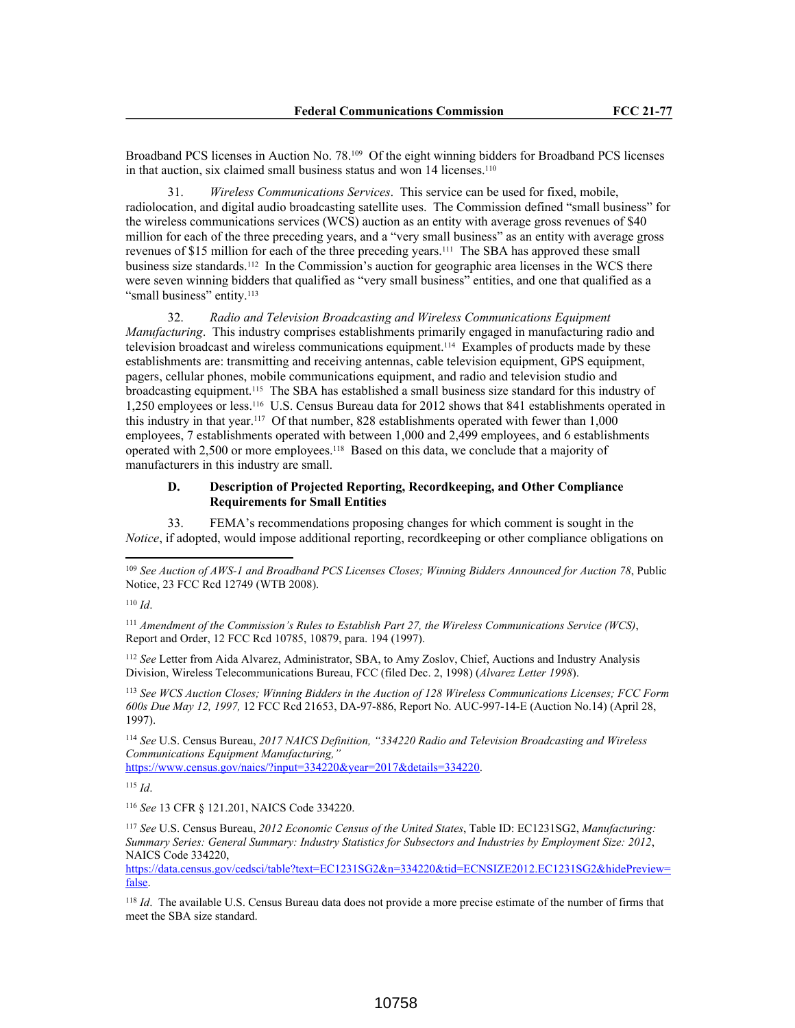Broadband PCS licenses in Auction No. 78.[109] Of the eight winning bidders for Broadband PCS licenses in that auction, six claimed small business status and won 14 licenses.[110]

31. *Wireless Communications Services*. This service can be used for fixed, mobile, radiolocation, and digital audio broadcasting satellite uses. The Commission defined "small business" for the wireless communications services (WCS) auction as an entity with average gross revenues of $40 million for each of the three preceding years, and a "very small business" as an entity with average gross revenues of $15 million for each of the three preceding years.[111] The SBA has approved these small business size standards.[112] In the Commission's auction for geographic area licenses in the WCS there were seven winning bidders that qualified as "very small business" entities, and one that qualified as a "small business" entity.[113]

32. *Radio and Television Broadcasting and Wireless Communications Equipment Manufacturing*. This industry comprises establishments primarily engaged in manufacturing radio and television broadcast and wireless communications equipment.[114] Examples of products made by these establishments are: transmitting and receiving antennas, cable television equipment, GPS equipment, pagers, cellular phones, mobile communications equipment, and radio and television studio and broadcasting equipment.[115] The SBA has established a small business size standard for this industry of 1,250 employees or less.[116] U.S. Census Bureau data for 2012 shows that 841 establishments operated in this industry in that year.[117] Of that number, 828 establishments operated with fewer than 1,000 employees, 7 establishments operated with between 1,000 and 2,499 employees, and 6 establishments operated with 2,500 or more employees.[118] Based on this data, we conclude that a majority of manufacturers in this industry are small.

### D. Description of Projected Reporting, Recordkeeping, and Other Compliance Requirements for Small Entities

33. FEMA's recommendations proposing changes for which comment is sought in the *Notice*, if adopted, would impose additional reporting, recordkeeping or other compliance obligations on

---

[109] *See Auction of AWS-1 and Broadband PCS Licenses Closes; Winning Bidders Announced for Auction 78*, Public Notice, 23 FCC Rcd 12749 (WTB 2008).

[110] *Id*.

[111] *Amendment of the Commission's Rules to Establish Part 27, the Wireless Communications Service (WCS)*, Report and Order, 12 FCC Rcd 10785, 10879, para. 194 (1997).

[112] *See* Letter from Aida Alvarez, Administrator, SBA, to Amy Zoslov, Chief, Auctions and Industry Analysis Division, Wireless Telecommunications Bureau, FCC (filed Dec. 2, 1998) (*Alvarez Letter 1998*).

[113] *See WCS Auction Closes; Winning Bidders in the Auction of 128 Wireless Communications Licenses; FCC Form 600s Due May 12, 1997,* 12 FCC Rcd 21653, DA-97-886, Report No. AUC-997-14-E (Auction No.14) (April 28, 1997).

[114] *See* U.S. Census Bureau, *2017 NAICS Definition, "334220 Radio and Television Broadcasting and Wireless Communications Equipment Manufacturing,"* https://www.census.gov/naics/?input=334220&year=2017&details=334220.

[115] *Id*.

[116] *See* 13 CFR § 121.201, NAICS Code 334220.

[117] *See* U.S. Census Bureau, *2012 Economic Census of the United States*, Table ID: EC1231SG2, *Manufacturing: Summary Series: General Summary: Industry Statistics for Subsectors and Industries by Employment Size: 2012*, NAICS Code 334220, https://data.census.gov/cedsci/table?text=EC1231SG2&n=334220&tid=ECNSIZE2012.EC1231SG2&hidePreview=false.

[118] *Id*. The available U.S. Census Bureau data does not provide a more precise estimate of the number of firms that meet the SBA size standard.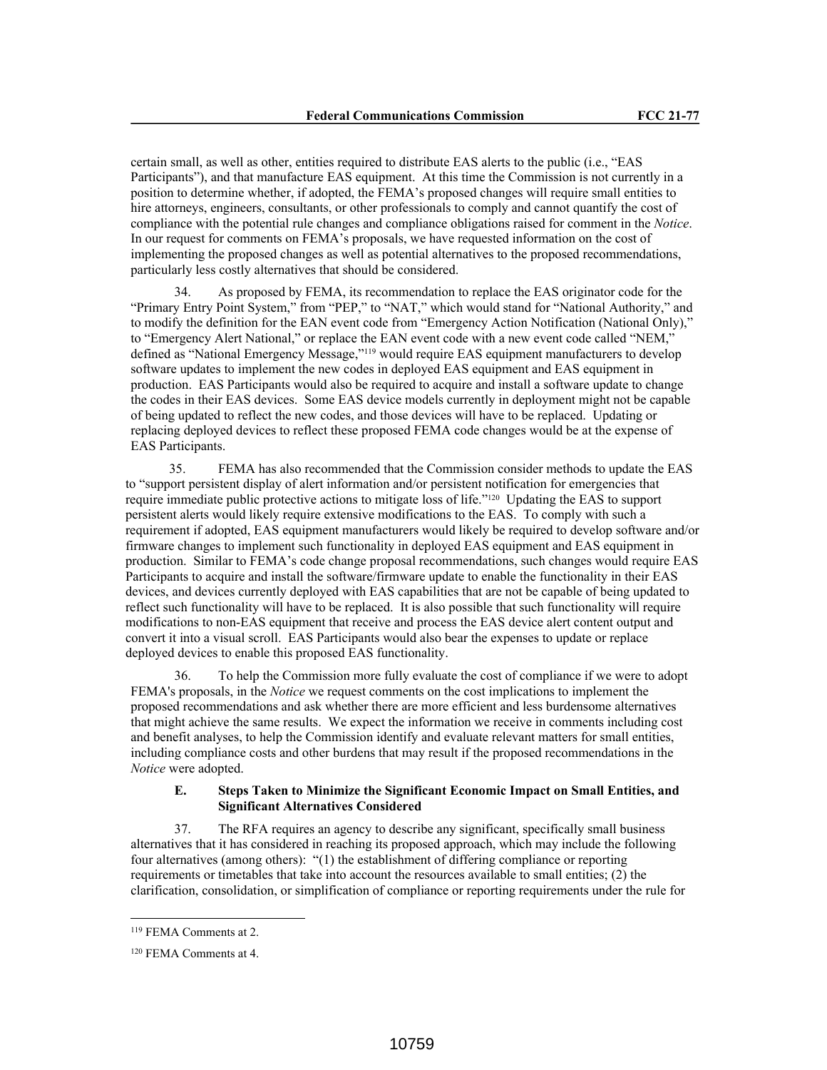certain small, as well as other, entities required to distribute EAS alerts to the public (i.e., "EAS Participants"), and that manufacture EAS equipment. At this time the Commission is not currently in a position to determine whether, if adopted, the FEMA's proposed changes will require small entities to hire attorneys, engineers, consultants, or other professionals to comply and cannot quantify the cost of compliance with the potential rule changes and compliance obligations raised for comment in the *Notice*. In our request for comments on FEMA's proposals, we have requested information on the cost of implementing the proposed changes as well as potential alternatives to the proposed recommendations, particularly less costly alternatives that should be considered.

34. As proposed by FEMA, its recommendation to replace the EAS originator code for the "Primary Entry Point System," from "PEP," to "NAT," which would stand for "National Authority," and to modify the definition for the EAN event code from "Emergency Action Notification (National Only)," to "Emergency Alert National," or replace the EAN event code with a new event code called "NEM," defined as "National Emergency Message,"[119] would require EAS equipment manufacturers to develop software updates to implement the new codes in deployed EAS equipment and EAS equipment in production. EAS Participants would also be required to acquire and install a software update to change the codes in their EAS devices. Some EAS device models currently in deployment might not be capable of being updated to reflect the new codes, and those devices will have to be replaced. Updating or replacing deployed devices to reflect these proposed FEMA code changes would be at the expense of EAS Participants.

35. FEMA has also recommended that the Commission consider methods to update the EAS to "support persistent display of alert information and/or persistent notification for emergencies that require immediate public protective actions to mitigate loss of life."[120] Updating the EAS to support persistent alerts would likely require extensive modifications to the EAS. To comply with such a requirement if adopted, EAS equipment manufacturers would likely be required to develop software and/or firmware changes to implement such functionality in deployed EAS equipment and EAS equipment in production. Similar to FEMA's code change proposal recommendations, such changes would require EAS Participants to acquire and install the software/firmware update to enable the functionality in their EAS devices, and devices currently deployed with EAS capabilities that are not be capable of being updated to reflect such functionality will have to be replaced. It is also possible that such functionality will require modifications to non-EAS equipment that receive and process the EAS device alert content output and convert it into a visual scroll. EAS Participants would also bear the expenses to update or replace deployed devices to enable this proposed EAS functionality.

36. To help the Commission more fully evaluate the cost of compliance if we were to adopt FEMA's proposals, in the *Notice* we request comments on the cost implications to implement the proposed recommendations and ask whether there are more efficient and less burdensome alternatives that might achieve the same results. We expect the information we receive in comments including cost and benefit analyses, to help the Commission identify and evaluate relevant matters for small entities, including compliance costs and other burdens that may result if the proposed recommendations in the *Notice* were adopted.

### E. Steps Taken to Minimize the Significant Economic Impact on Small Entities, and Significant Alternatives Considered

37. The RFA requires an agency to describe any significant, specifically small business alternatives that it has considered in reaching its proposed approach, which may include the following four alternatives (among others): "(1) the establishment of differing compliance or reporting requirements or timetables that take into account the resources available to small entities; (2) the clarification, consolidation, or simplification of compliance or reporting requirements under the rule for

---

[119] FEMA Comments at 2.

[120] FEMA Comments at 4.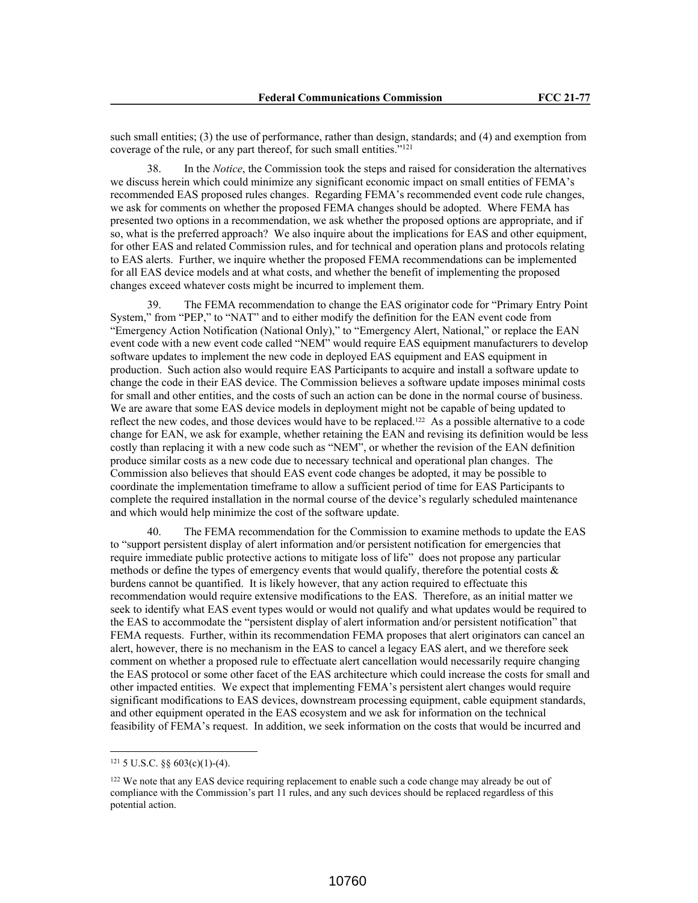such small entities; (3) the use of performance, rather than design, standards; and (4) and exemption from coverage of the rule, or any part thereof, for such small entities."[121]

38. In the *Notice*, the Commission took the steps and raised for consideration the alternatives we discuss herein which could minimize any significant economic impact on small entities of FEMA's recommended EAS proposed rules changes. Regarding FEMA's recommended event code rule changes, we ask for comments on whether the proposed FEMA changes should be adopted. Where FEMA has presented two options in a recommendation, we ask whether the proposed options are appropriate, and if so, what is the preferred approach? We also inquire about the implications for EAS and other equipment, for other EAS and related Commission rules, and for technical and operation plans and protocols relating to EAS alerts. Further, we inquire whether the proposed FEMA recommendations can be implemented for all EAS device models and at what costs, and whether the benefit of implementing the proposed changes exceed whatever costs might be incurred to implement them.

39. The FEMA recommendation to change the EAS originator code for "Primary Entry Point System," from "PEP," to "NAT" and to either modify the definition for the EAN event code from "Emergency Action Notification (National Only)," to "Emergency Alert, National," or replace the EAN event code with a new event code called "NEM" would require EAS equipment manufacturers to develop software updates to implement the new code in deployed EAS equipment and EAS equipment in production. Such action also would require EAS Participants to acquire and install a software update to change the code in their EAS device. The Commission believes a software update imposes minimal costs for small and other entities, and the costs of such an action can be done in the normal course of business. We are aware that some EAS device models in deployment might not be capable of being updated to reflect the new codes, and those devices would have to be replaced.[122] As a possible alternative to a code change for EAN, we ask for example, whether retaining the EAN and revising its definition would be less costly than replacing it with a new code such as "NEM", or whether the revision of the EAN definition produce similar costs as a new code due to necessary technical and operational plan changes. The Commission also believes that should EAS event code changes be adopted, it may be possible to coordinate the implementation timeframe to allow a sufficient period of time for EAS Participants to complete the required installation in the normal course of the device's regularly scheduled maintenance and which would help minimize the cost of the software update.

40. The FEMA recommendation for the Commission to examine methods to update the EAS to "support persistent display of alert information and/or persistent notification for emergencies that require immediate public protective actions to mitigate loss of life" does not propose any particular methods or define the types of emergency events that would qualify, therefore the potential costs & burdens cannot be quantified. It is likely however, that any action required to effectuate this recommendation would require extensive modifications to the EAS. Therefore, as an initial matter we seek to identify what EAS event types would or would not qualify and what updates would be required to the EAS to accommodate the "persistent display of alert information and/or persistent notification" that FEMA requests. Further, within its recommendation FEMA proposes that alert originators can cancel an alert, however, there is no mechanism in the EAS to cancel a legacy EAS alert, and we therefore seek comment on whether a proposed rule to effectuate alert cancellation would necessarily require changing the EAS protocol or some other facet of the EAS architecture which could increase the costs for small and other impacted entities. We expect that implementing FEMA's persistent alert changes would require significant modifications to EAS devices, downstream processing equipment, cable equipment standards, and other equipment operated in the EAS ecosystem and we ask for information on the technical feasibility of FEMA's request. In addition, we seek information on the costs that would be incurred and

---

[121] 5 U.S.C. §§ 603(c)(1)-(4).

[122] We note that any EAS device requiring replacement to enable such a code change may already be out of compliance with the Commission's part 11 rules, and any such devices should be replaced regardless of this potential action.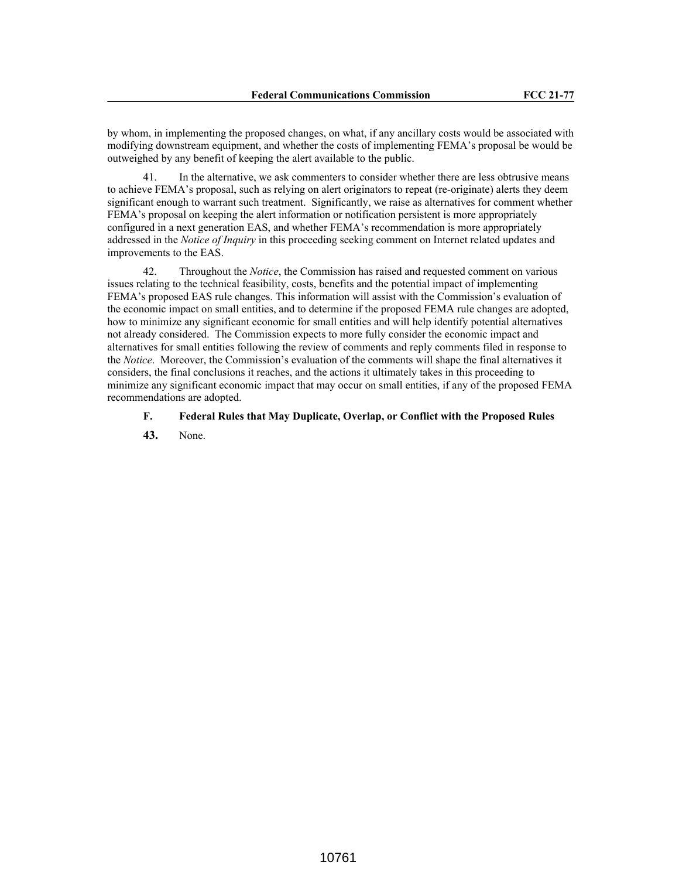by whom, in implementing the proposed changes, on what, if any ancillary costs would be associated with modifying downstream equipment, and whether the costs of implementing FEMA's proposal be would be outweighed by any benefit of keeping the alert available to the public.

41. In the alternative, we ask commenters to consider whether there are less obtrusive means to achieve FEMA's proposal, such as relying on alert originators to repeat (re-originate) alerts they deem significant enough to warrant such treatment. Significantly, we raise as alternatives for comment whether FEMA's proposal on keeping the alert information or notification persistent is more appropriately configured in a next generation EAS, and whether FEMA's recommendation is more appropriately addressed in the *Notice of Inquiry* in this proceeding seeking comment on Internet related updates and improvements to the EAS.

42. Throughout the *Notice*, the Commission has raised and requested comment on various issues relating to the technical feasibility, costs, benefits and the potential impact of implementing FEMA's proposed EAS rule changes. This information will assist with the Commission's evaluation of the economic impact on small entities, and to determine if the proposed FEMA rule changes are adopted, how to minimize any significant economic for small entities and will help identify potential alternatives not already considered. The Commission expects to more fully consider the economic impact and alternatives for small entities following the review of comments and reply comments filed in response to the *Notice*. Moreover, the Commission's evaluation of the comments will shape the final alternatives it considers, the final conclusions it reaches, and the actions it ultimately takes in this proceeding to minimize any significant economic impact that may occur on small entities, if any of the proposed FEMA recommendations are adopted.

### F. Federal Rules that May Duplicate, Overlap, or Conflict with the Proposed Rules

**43.** None.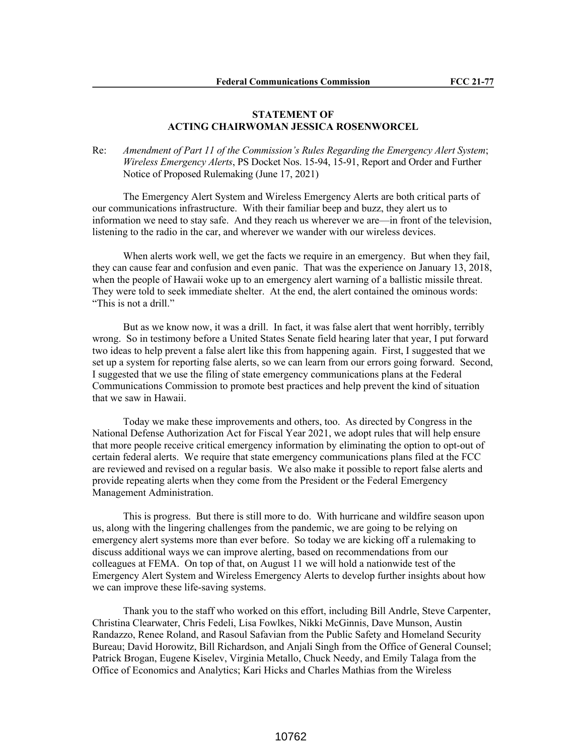**STATEMENT OF**
**ACTING CHAIRWOMAN JESSICA ROSENWORCEL**

Re: *Amendment of Part 11 of the Commission's Rules Regarding the Emergency Alert System*; *Wireless Emergency Alerts*, PS Docket Nos. 15-94, 15-91, Report and Order and Further Notice of Proposed Rulemaking (June 17, 2021)

The Emergency Alert System and Wireless Emergency Alerts are both critical parts of our communications infrastructure. With their familiar beep and buzz, they alert us to information we need to stay safe. And they reach us wherever we are—in front of the television, listening to the radio in the car, and wherever we wander with our wireless devices.

When alerts work well, we get the facts we require in an emergency. But when they fail, they can cause fear and confusion and even panic. That was the experience on January 13, 2018, when the people of Hawaii woke up to an emergency alert warning of a ballistic missile threat. They were told to seek immediate shelter. At the end, the alert contained the ominous words: "This is not a drill."

But as we know now, it was a drill. In fact, it was false alert that went horribly, terribly wrong. So in testimony before a United States Senate field hearing later that year, I put forward two ideas to help prevent a false alert like this from happening again. First, I suggested that we set up a system for reporting false alerts, so we can learn from our errors going forward. Second, I suggested that we use the filing of state emergency communications plans at the Federal Communications Commission to promote best practices and help prevent the kind of situation that we saw in Hawaii.

Today we make these improvements and others, too. As directed by Congress in the National Defense Authorization Act for Fiscal Year 2021, we adopt rules that will help ensure that more people receive critical emergency information by eliminating the option to opt-out of certain federal alerts. We require that state emergency communications plans filed at the FCC are reviewed and revised on a regular basis. We also make it possible to report false alerts and provide repeating alerts when they come from the President or the Federal Emergency Management Administration.

This is progress. But there is still more to do. With hurricane and wildfire season upon us, along with the lingering challenges from the pandemic, we are going to be relying on emergency alert systems more than ever before. So today we are kicking off a rulemaking to discuss additional ways we can improve alerting, based on recommendations from our colleagues at FEMA. On top of that, on August 11 we will hold a nationwide test of the Emergency Alert System and Wireless Emergency Alerts to develop further insights about how we can improve these life-saving systems.

Thank you to the staff who worked on this effort, including Bill Andrle, Steve Carpenter, Christina Clearwater, Chris Fedeli, Lisa Fowlkes, Nikki McGinnis, Dave Munson, Austin Randazzo, Renee Roland, and Rasoul Safavian from the Public Safety and Homeland Security Bureau; David Horowitz, Bill Richardson, and Anjali Singh from the Office of General Counsel; Patrick Brogan, Eugene Kiselev, Virginia Metallo, Chuck Needy, and Emily Talaga from the Office of Economics and Analytics; Kari Hicks and Charles Mathias from the Wireless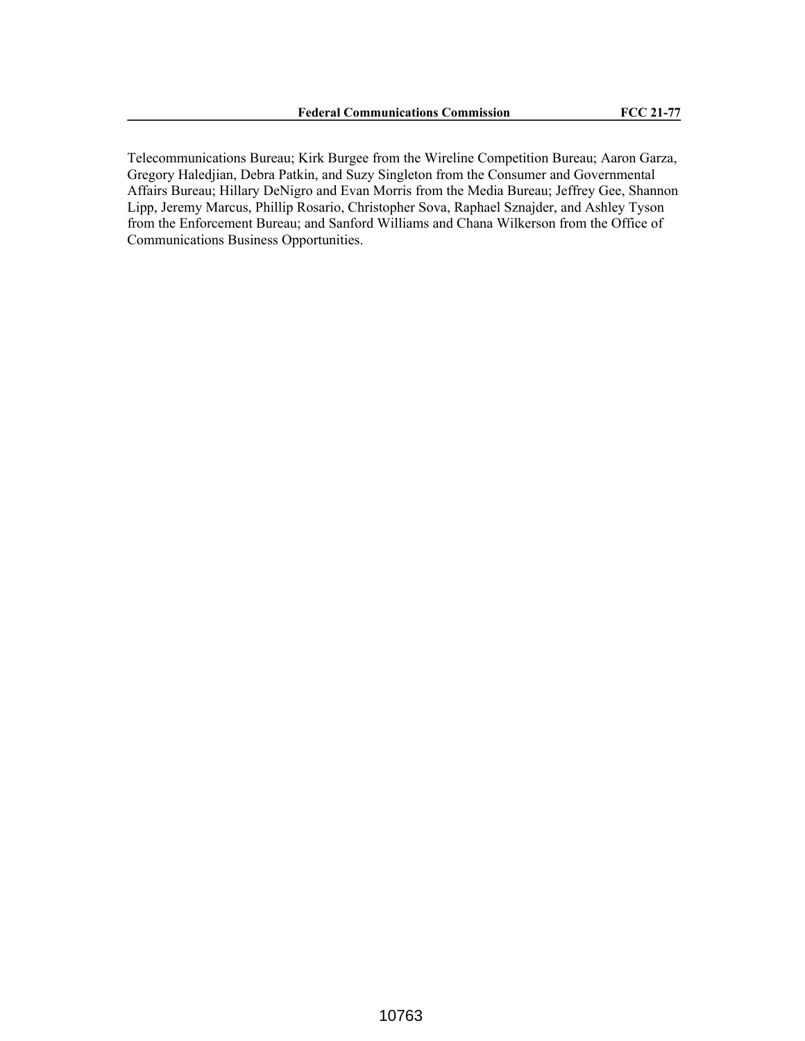Telecommunications Bureau; Kirk Burgee from the Wireline Competition Bureau; Aaron Garza, Gregory Haledjian, Debra Patkin, and Suzy Singleton from the Consumer and Governmental Affairs Bureau; Hillary DeNigro and Evan Morris from the Media Bureau; Jeffrey Gee, Shannon Lipp, Jeremy Marcus, Phillip Rosario, Christopher Sova, Raphael Sznajder, and Ashley Tyson from the Enforcement Bureau; and Sanford Williams and Chana Wilkerson from the Office of Communications Business Opportunities.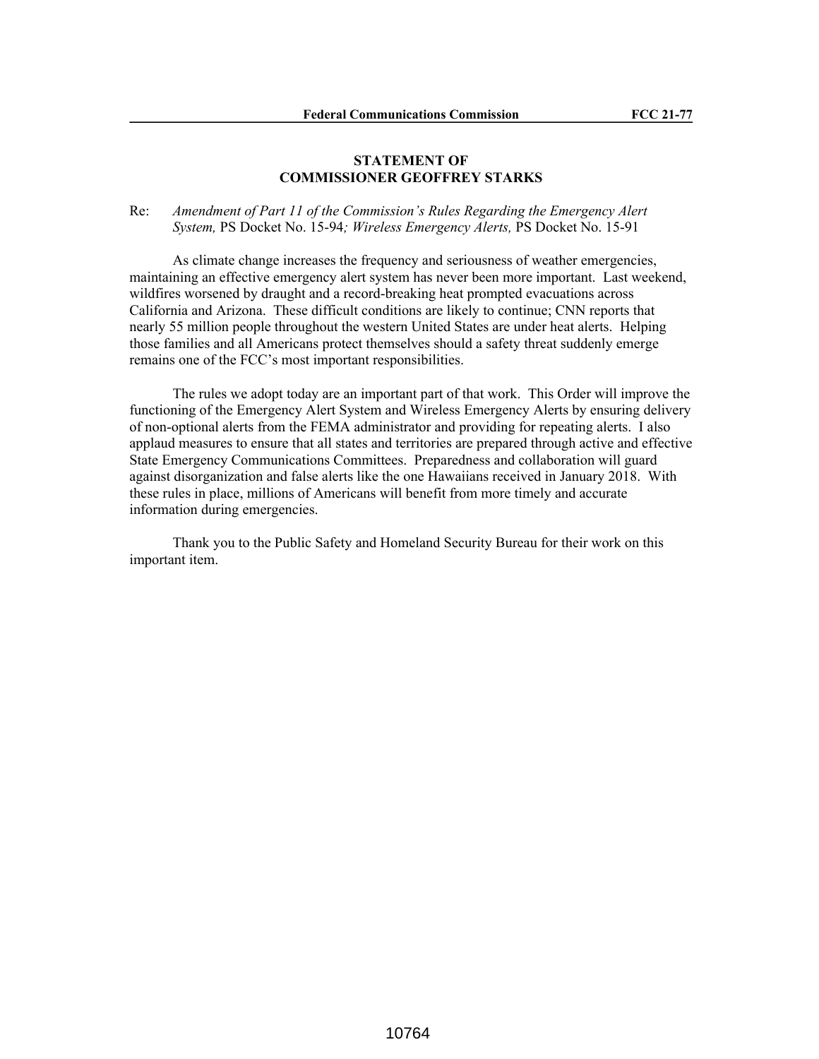## STATEMENT OF
## COMMISSIONER GEOFFREY STARKS

Re: *Amendment of Part 11 of the Commission's Rules Regarding the Emergency Alert System,* PS Docket No. 15-94*; Wireless Emergency Alerts,* PS Docket No. 15-91

As climate change increases the frequency and seriousness of weather emergencies, maintaining an effective emergency alert system has never been more important. Last weekend, wildfires worsened by draught and a record-breaking heat prompted evacuations across California and Arizona. These difficult conditions are likely to continue; CNN reports that nearly 55 million people throughout the western United States are under heat alerts. Helping those families and all Americans protect themselves should a safety threat suddenly emerge remains one of the FCC's most important responsibilities.

The rules we adopt today are an important part of that work. This Order will improve the functioning of the Emergency Alert System and Wireless Emergency Alerts by ensuring delivery of non-optional alerts from the FEMA administrator and providing for repeating alerts. I also applaud measures to ensure that all states and territories are prepared through active and effective State Emergency Communications Committees. Preparedness and collaboration will guard against disorganization and false alerts like the one Hawaiians received in January 2018. With these rules in place, millions of Americans will benefit from more timely and accurate information during emergencies.

Thank you to the Public Safety and Homeland Security Bureau for their work on this important item.